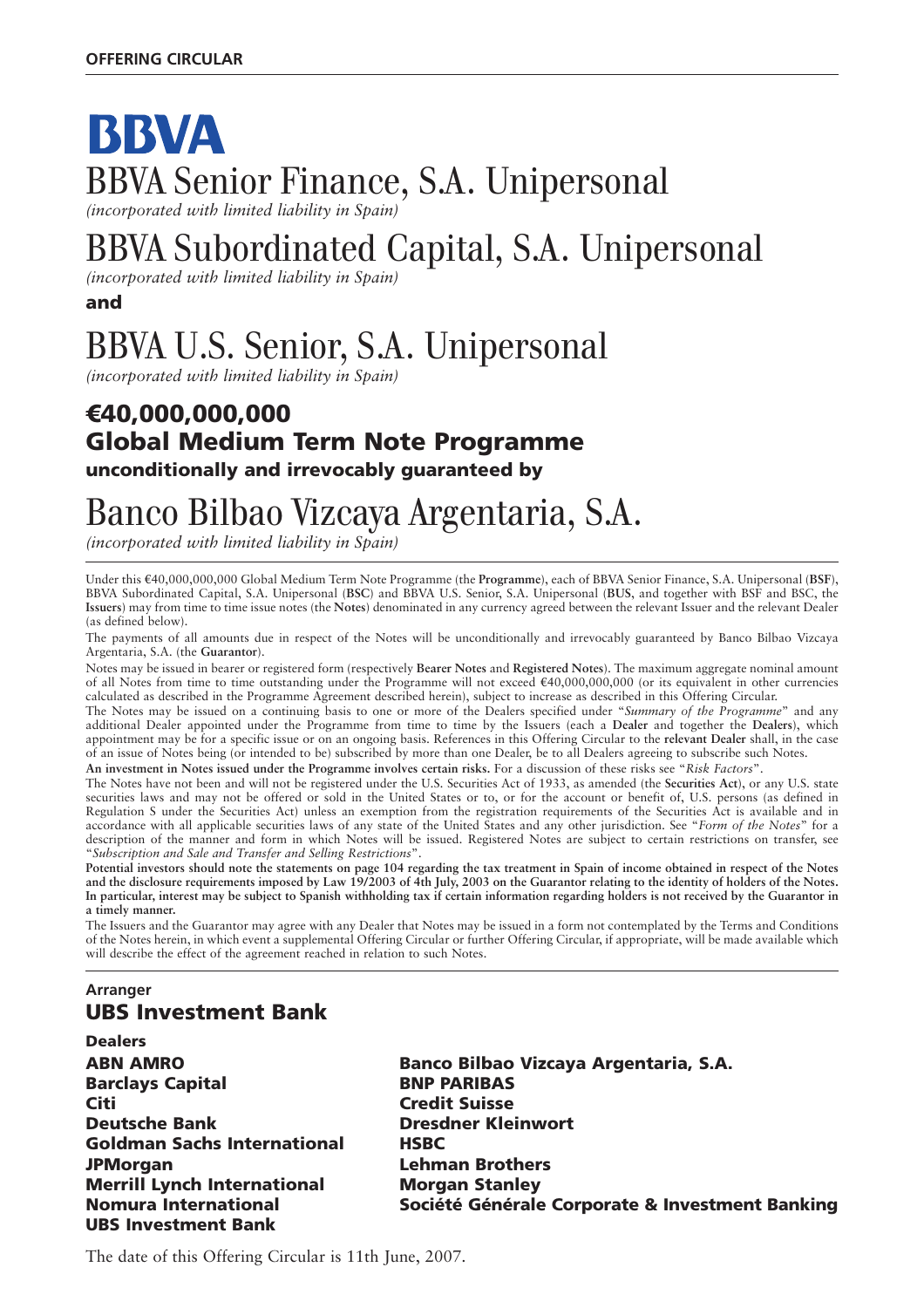**OFFERING CIRCULAR**

# BBVA

# BBVA Senior Finance, S.A. Unipersonal

*(incorporated with limited liability in Spain)*

# BBVA Subordinated Capital, S.A. Unipersonal

*(incorporated with limited liability in Spain)*

**and**

# BBVA U.S. Senior, S.A. Unipersonal

*(incorporated with limited liability in Spain)*

## €40,000,000,000
## Global Medium Term Note Programme

**unconditionally and irrevocably guaranteed by**

# Banco Bilbao Vizcaya Argentaria, S.A.

*(incorporated with limited liability in Spain)*

Under this €40,000,000,000 Global Medium Term Note Programme (the **Programme**), each of BBVA Senior Finance, S.A. Unipersonal (**BSF**), BBVA Subordinated Capital, S.A. Unipersonal (**BSC**) and BBVA U.S. Senior, S.A. Unipersonal (**BUS**, and together with BSF and BSC, the **Issuers**) may from time to time issue notes (the **Notes**) denominated in any currency agreed between the relevant Issuer and the relevant Dealer (as defined below).

The payments of all amounts due in respect of the Notes will be unconditionally and irrevocably guaranteed by Banco Bilbao Vizcaya Argentaria, S.A. (the **Guarantor**).

Notes may be issued in bearer or registered form (respectively **Bearer Notes** and **Registered Notes**). The maximum aggregate nominal amount of all Notes from time to time outstanding under the Programme will not exceed €40,000,000,000 (or its equivalent in other currencies calculated as described in the Programme Agreement described herein), subject to increase as described in this Offering Circular.

The Notes may be issued on a continuing basis to one or more of the Dealers specified under "*Summary of the Programme*" and any additional Dealer appointed under the Programme from time to time by the Issuers (each a **Dealer** and together the **Dealers**), which appointment may be for a specific issue or on an ongoing basis. References in this Offering Circular to the **relevant Dealer** shall, in the case of an issue of Notes being (or intended to be) subscribed by more than one Dealer, be to all Dealers agreeing to subscribe such Notes.

**An investment in Notes issued under the Programme involves certain risks.** For a discussion of these risks see "*Risk Factors*".

The Notes have not been and will not be registered under the U.S. Securities Act of 1933, as amended (the **Securities Act**), or any U.S. state securities laws and may not be offered or sold in the United States or to, or for the account or benefit of, U.S. persons (as defined in Regulation S under the Securities Act) unless an exemption from the registration requirements of the Securities Act is available and in accordance with all applicable securities laws of any state of the United States and any other jurisdiction. See "*Form of the Notes*" for a description of the manner and form in which Notes will be issued. Registered Notes are subject to certain restrictions on transfer, see "*Subscription and Sale and Transfer and Selling Restrictions*".

**Potential investors should note the statements on page 104 regarding the tax treatment in Spain of income obtained in respect of the Notes and the disclosure requirements imposed by Law 19/2003 of 4th July, 2003 on the Guarantor relating to the identity of holders of the Notes. In particular, interest may be subject to Spanish withholding tax if certain information regarding holders is not received by the Guarantor in a timely manner.**

The Issuers and the Guarantor may agree with any Dealer that Notes may be issued in a form not contemplated by the Terms and Conditions of the Notes herein, in which event a supplemental Offering Circular or further Offering Circular, if appropriate, will be made available which will describe the effect of the agreement reached in relation to such Notes.

**Arranger**

**UBS Investment Bank**

**Dealers**

**ABN AMRO**
**Banco Bilbao Vizcaya Argentaria, S.A.**
**Barclays Capital**
**BNP PARIBAS**
**Citi**
**Credit Suisse**
**Deutsche Bank**
**Dresdner Kleinwort**
**Goldman Sachs International**
**HSBC**
**JPMorgan**
**Lehman Brothers**
**Merrill Lynch International**
**Morgan Stanley**
**Nomura International**
**Société Générale Corporate & Investment Banking**
**UBS Investment Bank**

The date of this Offering Circular is 11th June, 2007.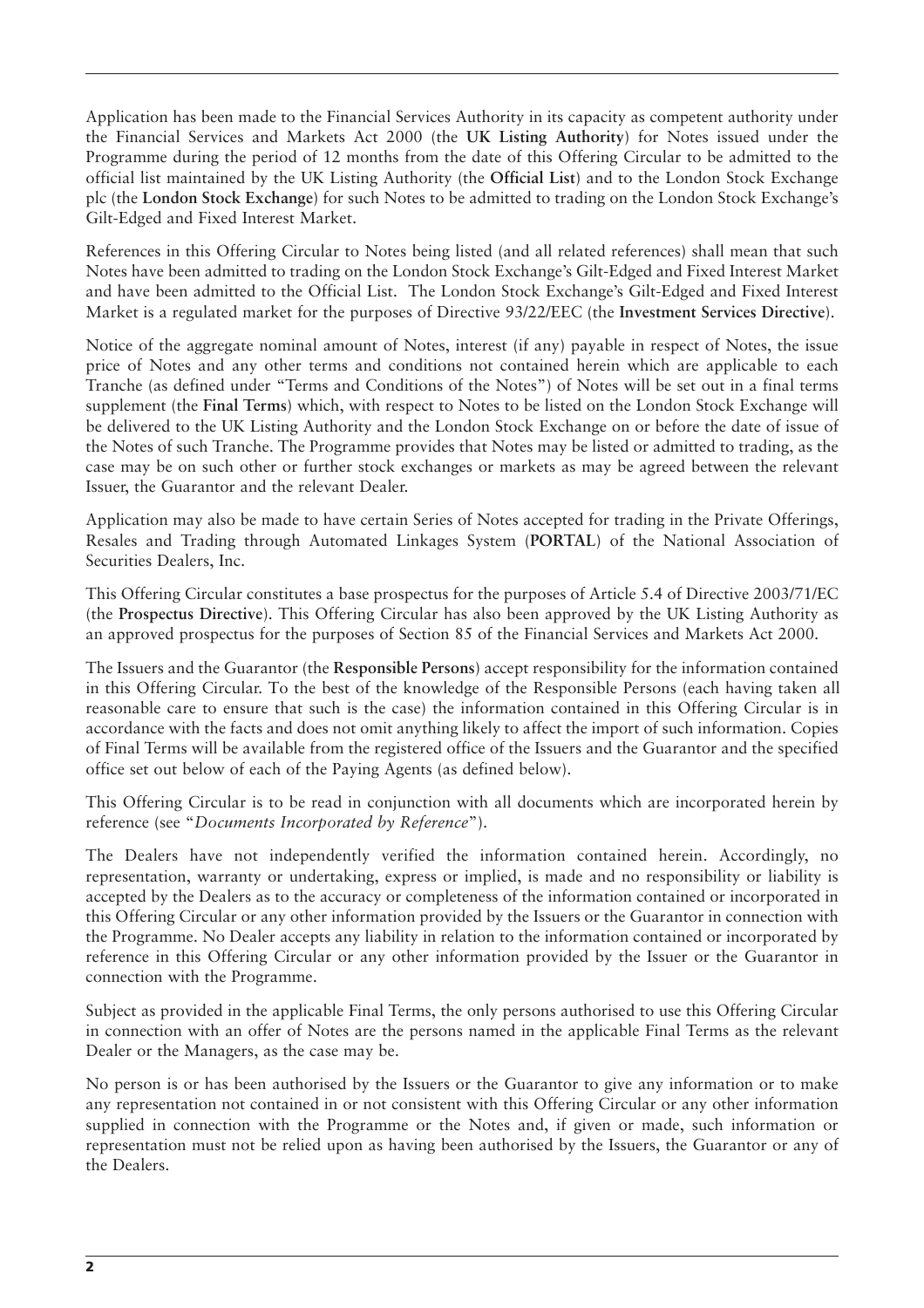Application has been made to the Financial Services Authority in its capacity as competent authority under the Financial Services and Markets Act 2000 (the **UK Listing Authority**) for Notes issued under the Programme during the period of 12 months from the date of this Offering Circular to be admitted to the official list maintained by the UK Listing Authority (the **Official List**) and to the London Stock Exchange plc (the **London Stock Exchange**) for such Notes to be admitted to trading on the London Stock Exchange's Gilt-Edged and Fixed Interest Market.

References in this Offering Circular to Notes being listed (and all related references) shall mean that such Notes have been admitted to trading on the London Stock Exchange's Gilt-Edged and Fixed Interest Market and have been admitted to the Official List. The London Stock Exchange's Gilt-Edged and Fixed Interest Market is a regulated market for the purposes of Directive 93/22/EEC (the **Investment Services Directive**).

Notice of the aggregate nominal amount of Notes, interest (if any) payable in respect of Notes, the issue price of Notes and any other terms and conditions not contained herein which are applicable to each Tranche (as defined under "Terms and Conditions of the Notes") of Notes will be set out in a final terms supplement (the **Final Terms**) which, with respect to Notes to be listed on the London Stock Exchange will be delivered to the UK Listing Authority and the London Stock Exchange on or before the date of issue of the Notes of such Tranche. The Programme provides that Notes may be listed or admitted to trading, as the case may be on such other or further stock exchanges or markets as may be agreed between the relevant Issuer, the Guarantor and the relevant Dealer.

Application may also be made to have certain Series of Notes accepted for trading in the Private Offerings, Resales and Trading through Automated Linkages System (**PORTAL**) of the National Association of Securities Dealers, Inc.

This Offering Circular constitutes a base prospectus for the purposes of Article 5.4 of Directive 2003/71/EC (the **Prospectus Directive**). This Offering Circular has also been approved by the UK Listing Authority as an approved prospectus for the purposes of Section 85 of the Financial Services and Markets Act 2000.

The Issuers and the Guarantor (the **Responsible Persons**) accept responsibility for the information contained in this Offering Circular. To the best of the knowledge of the Responsible Persons (each having taken all reasonable care to ensure that such is the case) the information contained in this Offering Circular is in accordance with the facts and does not omit anything likely to affect the import of such information. Copies of Final Terms will be available from the registered office of the Issuers and the Guarantor and the specified office set out below of each of the Paying Agents (as defined below).

This Offering Circular is to be read in conjunction with all documents which are incorporated herein by reference (see "*Documents Incorporated by Reference*").

The Dealers have not independently verified the information contained herein. Accordingly, no representation, warranty or undertaking, express or implied, is made and no responsibility or liability is accepted by the Dealers as to the accuracy or completeness of the information contained or incorporated in this Offering Circular or any other information provided by the Issuers or the Guarantor in connection with the Programme. No Dealer accepts any liability in relation to the information contained or incorporated by reference in this Offering Circular or any other information provided by the Issuer or the Guarantor in connection with the Programme.

Subject as provided in the applicable Final Terms, the only persons authorised to use this Offering Circular in connection with an offer of Notes are the persons named in the applicable Final Terms as the relevant Dealer or the Managers, as the case may be.

No person is or has been authorised by the Issuers or the Guarantor to give any information or to make any representation not contained in or not consistent with this Offering Circular or any other information supplied in connection with the Programme or the Notes and, if given or made, such information or representation must not be relied upon as having been authorised by the Issuers, the Guarantor or any of the Dealers.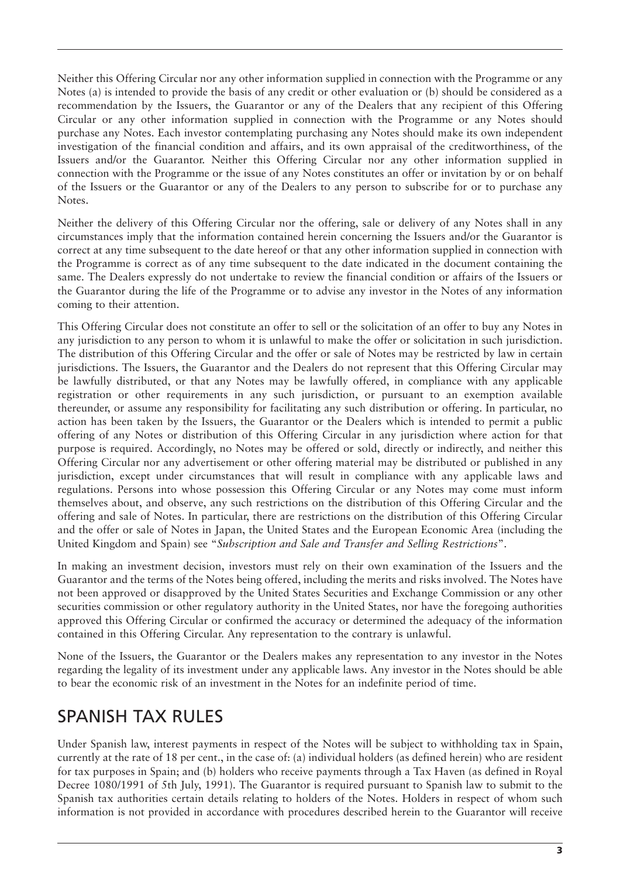Neither this Offering Circular nor any other information supplied in connection with the Programme or any Notes (a) is intended to provide the basis of any credit or other evaluation or (b) should be considered as a recommendation by the Issuers, the Guarantor or any of the Dealers that any recipient of this Offering Circular or any other information supplied in connection with the Programme or any Notes should purchase any Notes. Each investor contemplating purchasing any Notes should make its own independent investigation of the financial condition and affairs, and its own appraisal of the creditworthiness, of the Issuers and/or the Guarantor. Neither this Offering Circular nor any other information supplied in connection with the Programme or the issue of any Notes constitutes an offer or invitation by or on behalf of the Issuers or the Guarantor or any of the Dealers to any person to subscribe for or to purchase any Notes.

Neither the delivery of this Offering Circular nor the offering, sale or delivery of any Notes shall in any circumstances imply that the information contained herein concerning the Issuers and/or the Guarantor is correct at any time subsequent to the date hereof or that any other information supplied in connection with the Programme is correct as of any time subsequent to the date indicated in the document containing the same. The Dealers expressly do not undertake to review the financial condition or affairs of the Issuers or the Guarantor during the life of the Programme or to advise any investor in the Notes of any information coming to their attention.

This Offering Circular does not constitute an offer to sell or the solicitation of an offer to buy any Notes in any jurisdiction to any person to whom it is unlawful to make the offer or solicitation in such jurisdiction. The distribution of this Offering Circular and the offer or sale of Notes may be restricted by law in certain jurisdictions. The Issuers, the Guarantor and the Dealers do not represent that this Offering Circular may be lawfully distributed, or that any Notes may be lawfully offered, in compliance with any applicable registration or other requirements in any such jurisdiction, or pursuant to an exemption available thereunder, or assume any responsibility for facilitating any such distribution or offering. In particular, no action has been taken by the Issuers, the Guarantor or the Dealers which is intended to permit a public offering of any Notes or distribution of this Offering Circular in any jurisdiction where action for that purpose is required. Accordingly, no Notes may be offered or sold, directly or indirectly, and neither this Offering Circular nor any advertisement or other offering material may be distributed or published in any jurisdiction, except under circumstances that will result in compliance with any applicable laws and regulations. Persons into whose possession this Offering Circular or any Notes may come must inform themselves about, and observe, any such restrictions on the distribution of this Offering Circular and the offering and sale of Notes. In particular, there are restrictions on the distribution of this Offering Circular and the offer or sale of Notes in Japan, the United States and the European Economic Area (including the United Kingdom and Spain) see "*Subscription and Sale and Transfer and Selling Restrictions*".

In making an investment decision, investors must rely on their own examination of the Issuers and the Guarantor and the terms of the Notes being offered, including the merits and risks involved. The Notes have not been approved or disapproved by the United States Securities and Exchange Commission or any other securities commission or other regulatory authority in the United States, nor have the foregoing authorities approved this Offering Circular or confirmed the accuracy or determined the adequacy of the information contained in this Offering Circular. Any representation to the contrary is unlawful.

None of the Issuers, the Guarantor or the Dealers makes any representation to any investor in the Notes regarding the legality of its investment under any applicable laws. Any investor in the Notes should be able to bear the economic risk of an investment in the Notes for an indefinite period of time.

## SPANISH TAX RULES

Under Spanish law, interest payments in respect of the Notes will be subject to withholding tax in Spain, currently at the rate of 18 per cent., in the case of: (a) individual holders (as defined herein) who are resident for tax purposes in Spain; and (b) holders who receive payments through a Tax Haven (as defined in Royal Decree 1080/1991 of 5th July, 1991). The Guarantor is required pursuant to Spanish law to submit to the Spanish tax authorities certain details relating to holders of the Notes. Holders in respect of whom such information is not provided in accordance with procedures described herein to the Guarantor will receive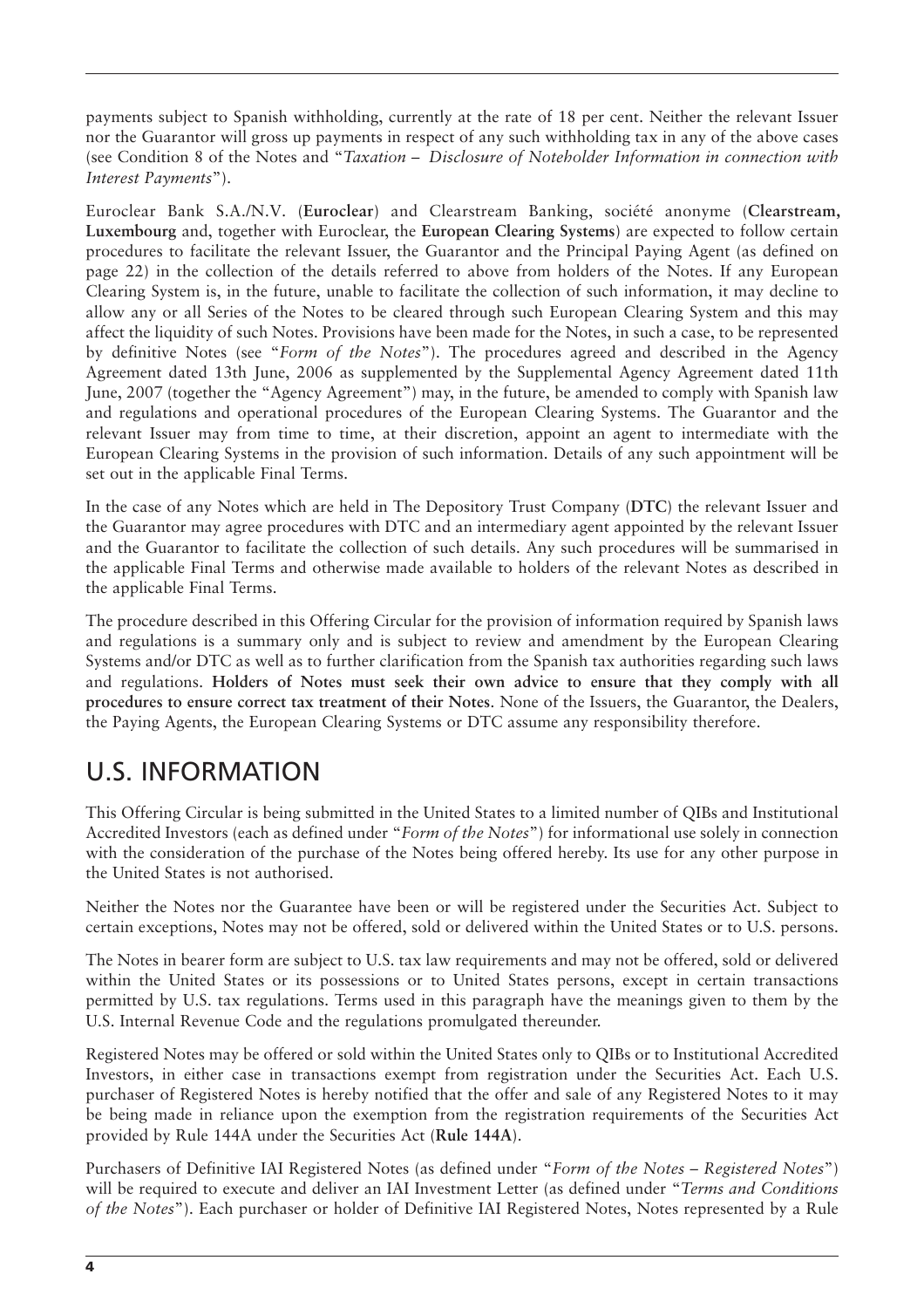payments subject to Spanish withholding, currently at the rate of 18 per cent. Neither the relevant Issuer nor the Guarantor will gross up payments in respect of any such withholding tax in any of the above cases (see Condition 8 of the Notes and "*Taxation – Disclosure of Noteholder Information in connection with Interest Payments*").

Euroclear Bank S.A./N.V. (**Euroclear**) and Clearstream Banking, société anonyme (**Clearstream, Luxembourg** and, together with Euroclear, the **European Clearing Systems**) are expected to follow certain procedures to facilitate the relevant Issuer, the Guarantor and the Principal Paying Agent (as defined on page 22) in the collection of the details referred to above from holders of the Notes. If any European Clearing System is, in the future, unable to facilitate the collection of such information, it may decline to allow any or all Series of the Notes to be cleared through such European Clearing System and this may affect the liquidity of such Notes. Provisions have been made for the Notes, in such a case, to be represented by definitive Notes (see "*Form of the Notes*"). The procedures agreed and described in the Agency Agreement dated 13th June, 2006 as supplemented by the Supplemental Agency Agreement dated 11th June, 2007 (together the "Agency Agreement") may, in the future, be amended to comply with Spanish law and regulations and operational procedures of the European Clearing Systems. The Guarantor and the relevant Issuer may from time to time, at their discretion, appoint an agent to intermediate with the European Clearing Systems in the provision of such information. Details of any such appointment will be set out in the applicable Final Terms.

In the case of any Notes which are held in The Depository Trust Company (**DTC**) the relevant Issuer and the Guarantor may agree procedures with DTC and an intermediary agent appointed by the relevant Issuer and the Guarantor to facilitate the collection of such details. Any such procedures will be summarised in the applicable Final Terms and otherwise made available to holders of the relevant Notes as described in the applicable Final Terms.

The procedure described in this Offering Circular for the provision of information required by Spanish laws and regulations is a summary only and is subject to review and amendment by the European Clearing Systems and/or DTC as well as to further clarification from the Spanish tax authorities regarding such laws and regulations. **Holders of Notes must seek their own advice to ensure that they comply with all procedures to ensure correct tax treatment of their Notes**. None of the Issuers, the Guarantor, the Dealers, the Paying Agents, the European Clearing Systems or DTC assume any responsibility therefore.

# U.S. INFORMATION

This Offering Circular is being submitted in the United States to a limited number of QIBs and Institutional Accredited Investors (each as defined under "*Form of the Notes*") for informational use solely in connection with the consideration of the purchase of the Notes being offered hereby. Its use for any other purpose in the United States is not authorised.

Neither the Notes nor the Guarantee have been or will be registered under the Securities Act. Subject to certain exceptions, Notes may not be offered, sold or delivered within the United States or to U.S. persons.

The Notes in bearer form are subject to U.S. tax law requirements and may not be offered, sold or delivered within the United States or its possessions or to United States persons, except in certain transactions permitted by U.S. tax regulations. Terms used in this paragraph have the meanings given to them by the U.S. Internal Revenue Code and the regulations promulgated thereunder.

Registered Notes may be offered or sold within the United States only to QIBs or to Institutional Accredited Investors, in either case in transactions exempt from registration under the Securities Act. Each U.S. purchaser of Registered Notes is hereby notified that the offer and sale of any Registered Notes to it may be being made in reliance upon the exemption from the registration requirements of the Securities Act provided by Rule 144A under the Securities Act (**Rule 144A**).

Purchasers of Definitive IAI Registered Notes (as defined under "*Form of the Notes – Registered Notes*") will be required to execute and deliver an IAI Investment Letter (as defined under "*Terms and Conditions of the Notes*"). Each purchaser or holder of Definitive IAI Registered Notes, Notes represented by a Rule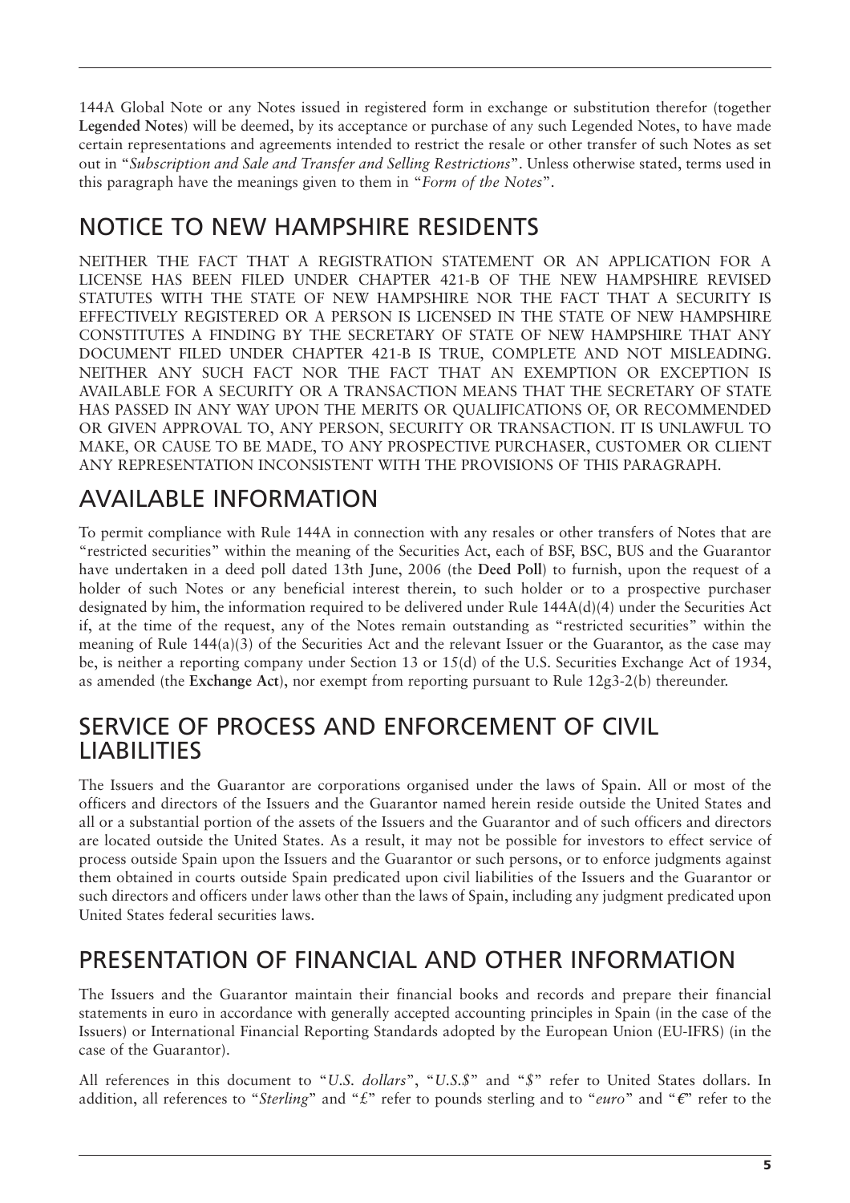144A Global Note or any Notes issued in registered form in exchange or substitution therefor (together **Legended Notes**) will be deemed, by its acceptance or purchase of any such Legended Notes, to have made certain representations and agreements intended to restrict the resale or other transfer of such Notes as set out in "*Subscription and Sale and Transfer and Selling Restrictions*". Unless otherwise stated, terms used in this paragraph have the meanings given to them in "*Form of the Notes*".

## NOTICE TO NEW HAMPSHIRE RESIDENTS

NEITHER THE FACT THAT A REGISTRATION STATEMENT OR AN APPLICATION FOR A LICENSE HAS BEEN FILED UNDER CHAPTER 421-B OF THE NEW HAMPSHIRE REVISED STATUTES WITH THE STATE OF NEW HAMPSHIRE NOR THE FACT THAT A SECURITY IS EFFECTIVELY REGISTERED OR A PERSON IS LICENSED IN THE STATE OF NEW HAMPSHIRE CONSTITUTES A FINDING BY THE SECRETARY OF STATE OF NEW HAMPSHIRE THAT ANY DOCUMENT FILED UNDER CHAPTER 421-B IS TRUE, COMPLETE AND NOT MISLEADING. NEITHER ANY SUCH FACT NOR THE FACT THAT AN EXEMPTION OR EXCEPTION IS AVAILABLE FOR A SECURITY OR A TRANSACTION MEANS THAT THE SECRETARY OF STATE HAS PASSED IN ANY WAY UPON THE MERITS OR QUALIFICATIONS OF, OR RECOMMENDED OR GIVEN APPROVAL TO, ANY PERSON, SECURITY OR TRANSACTION. IT IS UNLAWFUL TO MAKE, OR CAUSE TO BE MADE, TO ANY PROSPECTIVE PURCHASER, CUSTOMER OR CLIENT ANY REPRESENTATION INCONSISTENT WITH THE PROVISIONS OF THIS PARAGRAPH.

## AVAILABLE INFORMATION

To permit compliance with Rule 144A in connection with any resales or other transfers of Notes that are "restricted securities" within the meaning of the Securities Act, each of BSF, BSC, BUS and the Guarantor have undertaken in a deed poll dated 13th June, 2006 (the **Deed Poll**) to furnish, upon the request of a holder of such Notes or any beneficial interest therein, to such holder or to a prospective purchaser designated by him, the information required to be delivered under Rule 144A(d)(4) under the Securities Act if, at the time of the request, any of the Notes remain outstanding as "restricted securities" within the meaning of Rule 144(a)(3) of the Securities Act and the relevant Issuer or the Guarantor, as the case may be, is neither a reporting company under Section 13 or 15(d) of the U.S. Securities Exchange Act of 1934, as amended (the **Exchange Act**), nor exempt from reporting pursuant to Rule 12g3-2(b) thereunder.

## SERVICE OF PROCESS AND ENFORCEMENT OF CIVIL LIABILITIES

The Issuers and the Guarantor are corporations organised under the laws of Spain. All or most of the officers and directors of the Issuers and the Guarantor named herein reside outside the United States and all or a substantial portion of the assets of the Issuers and the Guarantor and of such officers and directors are located outside the United States. As a result, it may not be possible for investors to effect service of process outside Spain upon the Issuers and the Guarantor or such persons, or to enforce judgments against them obtained in courts outside Spain predicated upon civil liabilities of the Issuers and the Guarantor or such directors and officers under laws other than the laws of Spain, including any judgment predicated upon United States federal securities laws.

## PRESENTATION OF FINANCIAL AND OTHER INFORMATION

The Issuers and the Guarantor maintain their financial books and records and prepare their financial statements in euro in accordance with generally accepted accounting principles in Spain (in the case of the Issuers) or International Financial Reporting Standards adopted by the European Union (EU-IFRS) (in the case of the Guarantor).

All references in this document to "*U.S. dollars*", "*U.S.$*" and "*$*" refer to United States dollars. In addition, all references to "*Sterling*" and "*£*" refer to pounds sterling and to "*euro*" and "*€*" refer to the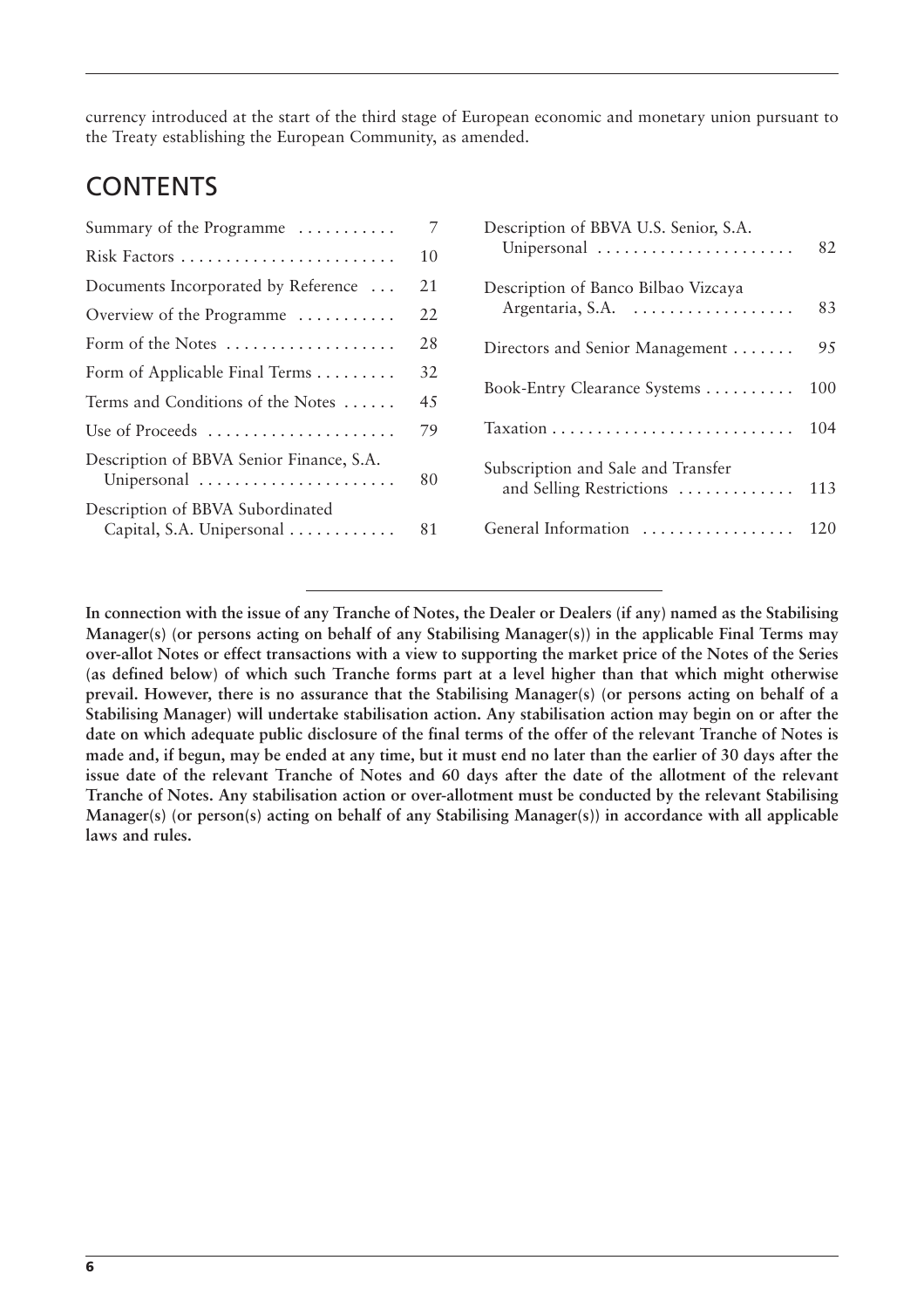currency introduced at the start of the third stage of European economic and monetary union pursuant to the Treaty establishing the European Community, as amended.

# CONTENTS

| | |
|---|---|
| Summary of the Programme | 7 |
| Risk Factors | 10 |
| Documents Incorporated by Reference | 21 |
| Overview of the Programme | 22 |
| Form of the Notes | 28 |
| Form of Applicable Final Terms | 32 |
| Terms and Conditions of the Notes | 45 |
| Use of Proceeds | 79 |
| Description of BBVA Senior Finance, S.A. Unipersonal | 80 |
| Description of BBVA Subordinated Capital, S.A. Unipersonal | 81 |
| Description of BBVA U.S. Senior, S.A. Unipersonal | 82 |
| Description of Banco Bilbao Vizcaya Argentaria, S.A. | 83 |
| Directors and Senior Management | 95 |
| Book-Entry Clearance Systems | 100 |
| Taxation | 104 |
| Subscription and Sale and Transfer and Selling Restrictions | 113 |
| General Information | 120 |

**In connection with the issue of any Tranche of Notes, the Dealer or Dealers (if any) named as the Stabilising Manager(s) (or persons acting on behalf of any Stabilising Manager(s)) in the applicable Final Terms may over-allot Notes or effect transactions with a view to supporting the market price of the Notes of the Series (as defined below) of which such Tranche forms part at a level higher than that which might otherwise prevail. However, there is no assurance that the Stabilising Manager(s) (or persons acting on behalf of a Stabilising Manager) will undertake stabilisation action. Any stabilisation action may begin on or after the date on which adequate public disclosure of the final terms of the offer of the relevant Tranche of Notes is made and, if begun, may be ended at any time, but it must end no later than the earlier of 30 days after the issue date of the relevant Tranche of Notes and 60 days after the date of the allotment of the relevant Tranche of Notes. Any stabilisation action or over-allotment must be conducted by the relevant Stabilising Manager(s) (or person(s) acting on behalf of any Stabilising Manager(s)) in accordance with all applicable laws and rules.**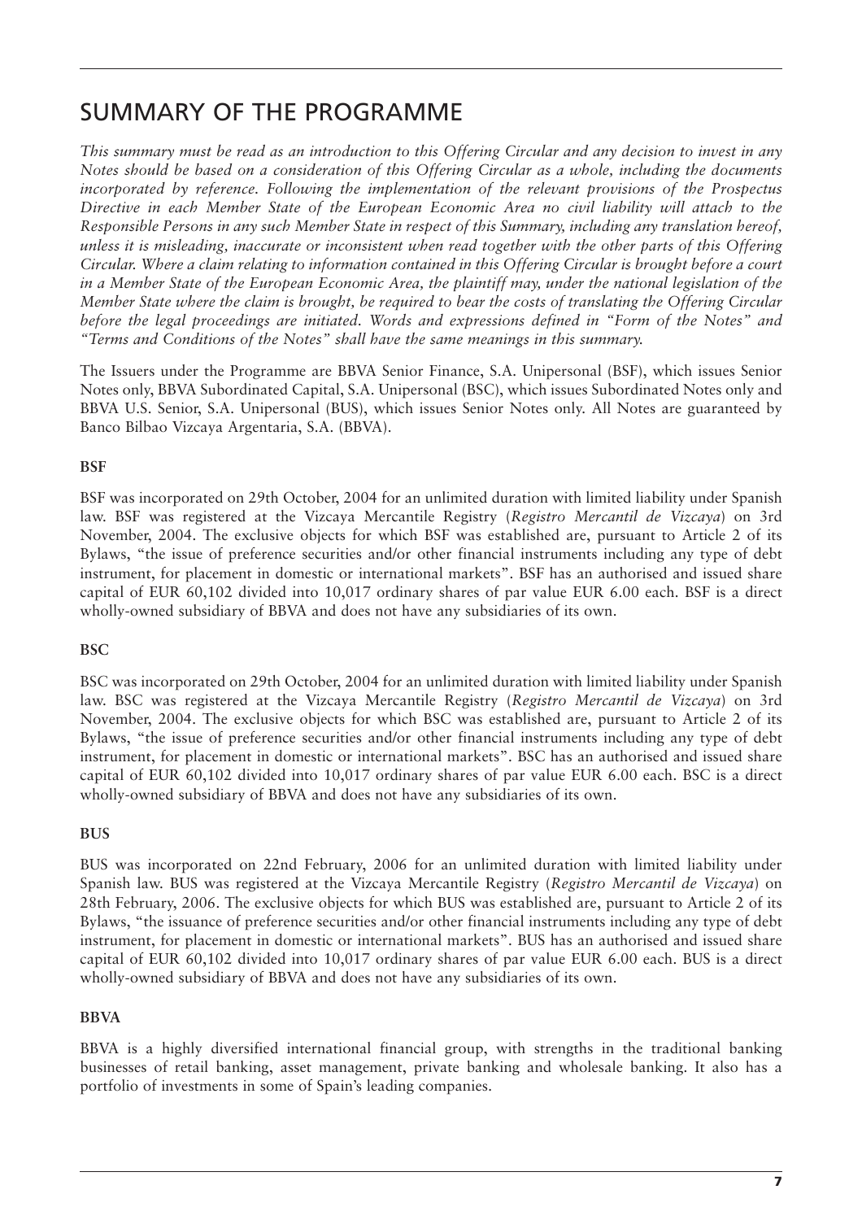# SUMMARY OF THE PROGRAMME

*This summary must be read as an introduction to this Offering Circular and any decision to invest in any Notes should be based on a consideration of this Offering Circular as a whole, including the documents incorporated by reference. Following the implementation of the relevant provisions of the Prospectus Directive in each Member State of the European Economic Area no civil liability will attach to the Responsible Persons in any such Member State in respect of this Summary, including any translation hereof, unless it is misleading, inaccurate or inconsistent when read together with the other parts of this Offering Circular. Where a claim relating to information contained in this Offering Circular is brought before a court in a Member State of the European Economic Area, the plaintiff may, under the national legislation of the Member State where the claim is brought, be required to bear the costs of translating the Offering Circular before the legal proceedings are initiated. Words and expressions defined in "Form of the Notes" and "Terms and Conditions of the Notes" shall have the same meanings in this summary.*

The Issuers under the Programme are BBVA Senior Finance, S.A. Unipersonal (BSF), which issues Senior Notes only, BBVA Subordinated Capital, S.A. Unipersonal (BSC), which issues Subordinated Notes only and BBVA U.S. Senior, S.A. Unipersonal (BUS), which issues Senior Notes only. All Notes are guaranteed by Banco Bilbao Vizcaya Argentaria, S.A. (BBVA).

**BSF**

BSF was incorporated on 29th October, 2004 for an unlimited duration with limited liability under Spanish law. BSF was registered at the Vizcaya Mercantile Registry (*Registro Mercantil de Vizcaya*) on 3rd November, 2004. The exclusive objects for which BSF was established are, pursuant to Article 2 of its Bylaws, "the issue of preference securities and/or other financial instruments including any type of debt instrument, for placement in domestic or international markets". BSF has an authorised and issued share capital of EUR 60,102 divided into 10,017 ordinary shares of par value EUR 6.00 each. BSF is a direct wholly-owned subsidiary of BBVA and does not have any subsidiaries of its own.

**BSC**

BSC was incorporated on 29th October, 2004 for an unlimited duration with limited liability under Spanish law. BSC was registered at the Vizcaya Mercantile Registry (*Registro Mercantil de Vizcaya*) on 3rd November, 2004. The exclusive objects for which BSC was established are, pursuant to Article 2 of its Bylaws, "the issue of preference securities and/or other financial instruments including any type of debt instrument, for placement in domestic or international markets". BSC has an authorised and issued share capital of EUR 60,102 divided into 10,017 ordinary shares of par value EUR 6.00 each. BSC is a direct wholly-owned subsidiary of BBVA and does not have any subsidiaries of its own.

**BUS**

BUS was incorporated on 22nd February, 2006 for an unlimited duration with limited liability under Spanish law. BUS was registered at the Vizcaya Mercantile Registry (*Registro Mercantil de Vizcaya*) on 28th February, 2006. The exclusive objects for which BUS was established are, pursuant to Article 2 of its Bylaws, "the issuance of preference securities and/or other financial instruments including any type of debt instrument, for placement in domestic or international markets". BUS has an authorised and issued share capital of EUR 60,102 divided into 10,017 ordinary shares of par value EUR 6.00 each. BUS is a direct wholly-owned subsidiary of BBVA and does not have any subsidiaries of its own.

**BBVA**

BBVA is a highly diversified international financial group, with strengths in the traditional banking businesses of retail banking, asset management, private banking and wholesale banking. It also has a portfolio of investments in some of Spain's leading companies.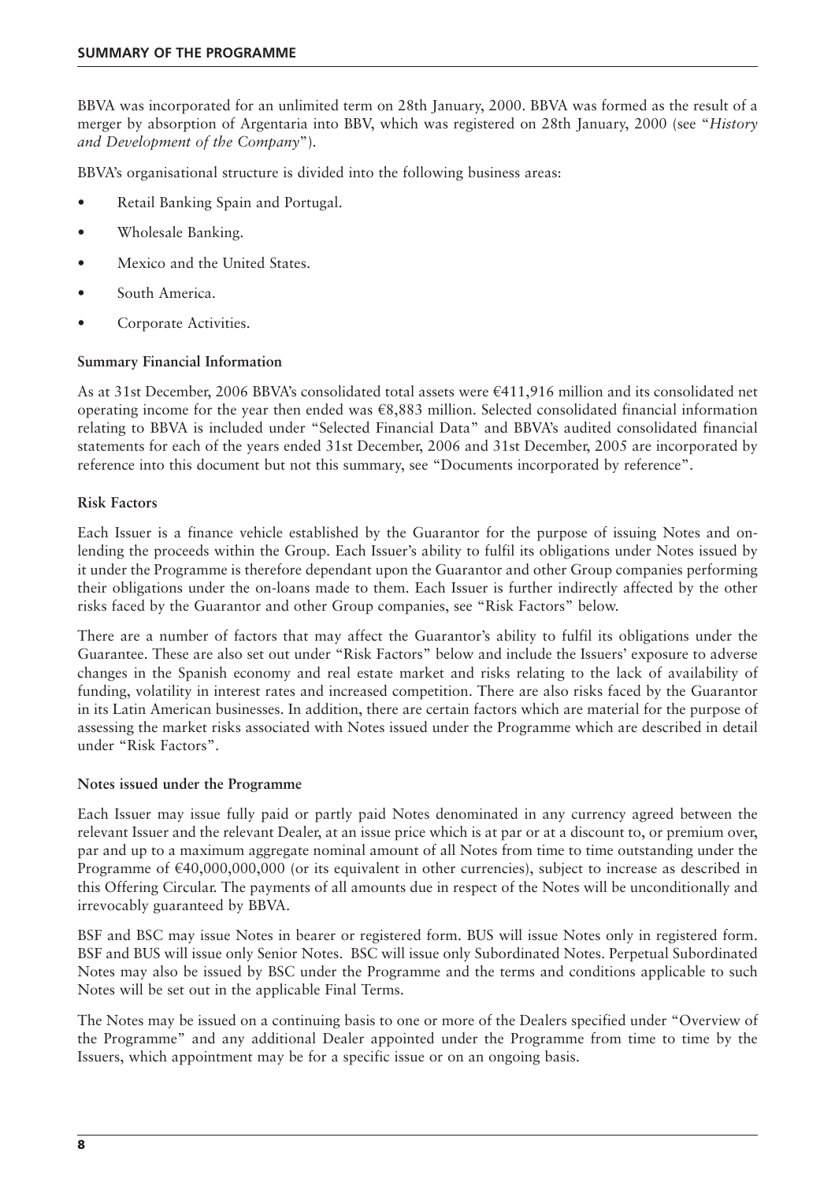BBVA was incorporated for an unlimited term on 28th January, 2000. BBVA was formed as the result of a merger by absorption of Argentaria into BBV, which was registered on 28th January, 2000 (see "*History and Development of the Company*").

BBVA's organisational structure is divided into the following business areas:

- Retail Banking Spain and Portugal.
- Wholesale Banking.
- Mexico and the United States.
- South America.
- Corporate Activities.

**Summary Financial Information**

As at 31st December, 2006 BBVA's consolidated total assets were €411,916 million and its consolidated net operating income for the year then ended was €8,883 million. Selected consolidated financial information relating to BBVA is included under "Selected Financial Data" and BBVA's audited consolidated financial statements for each of the years ended 31st December, 2006 and 31st December, 2005 are incorporated by reference into this document but not this summary, see "Documents incorporated by reference".

**Risk Factors**

Each Issuer is a finance vehicle established by the Guarantor for the purpose of issuing Notes and on-lending the proceeds within the Group. Each Issuer's ability to fulfil its obligations under Notes issued by it under the Programme is therefore dependant upon the Guarantor and other Group companies performing their obligations under the on-loans made to them. Each Issuer is further indirectly affected by the other risks faced by the Guarantor and other Group companies, see "Risk Factors" below.

There are a number of factors that may affect the Guarantor's ability to fulfil its obligations under the Guarantee. These are also set out under "Risk Factors" below and include the Issuers' exposure to adverse changes in the Spanish economy and real estate market and risks relating to the lack of availability of funding, volatility in interest rates and increased competition. There are also risks faced by the Guarantor in its Latin American businesses. In addition, there are certain factors which are material for the purpose of assessing the market risks associated with Notes issued under the Programme which are described in detail under "Risk Factors".

**Notes issued under the Programme**

Each Issuer may issue fully paid or partly paid Notes denominated in any currency agreed between the relevant Issuer and the relevant Dealer, at an issue price which is at par or at a discount to, or premium over, par and up to a maximum aggregate nominal amount of all Notes from time to time outstanding under the Programme of €40,000,000,000 (or its equivalent in other currencies), subject to increase as described in this Offering Circular. The payments of all amounts due in respect of the Notes will be unconditionally and irrevocably guaranteed by BBVA.

BSF and BSC may issue Notes in bearer or registered form. BUS will issue Notes only in registered form. BSF and BUS will issue only Senior Notes. BSC will issue only Subordinated Notes. Perpetual Subordinated Notes may also be issued by BSC under the Programme and the terms and conditions applicable to such Notes will be set out in the applicable Final Terms.

The Notes may be issued on a continuing basis to one or more of the Dealers specified under "Overview of the Programme" and any additional Dealer appointed under the Programme from time to time by the Issuers, which appointment may be for a specific issue or on an ongoing basis.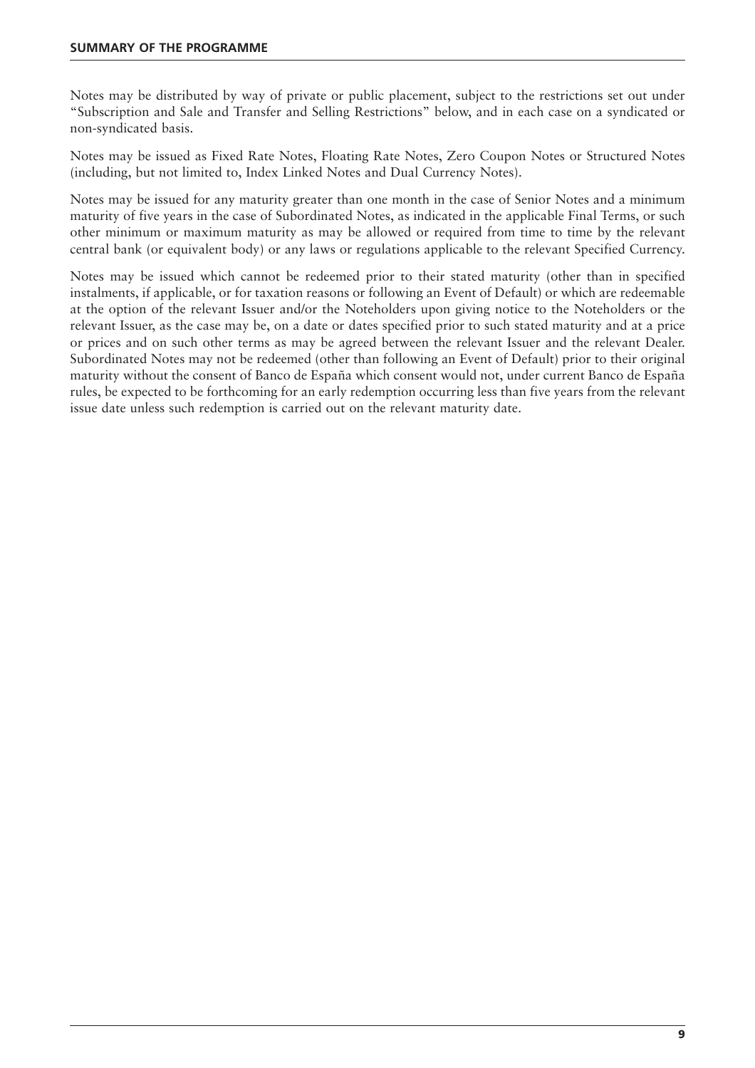Notes may be distributed by way of private or public placement, subject to the restrictions set out under "Subscription and Sale and Transfer and Selling Restrictions" below, and in each case on a syndicated or non-syndicated basis.

Notes may be issued as Fixed Rate Notes, Floating Rate Notes, Zero Coupon Notes or Structured Notes (including, but not limited to, Index Linked Notes and Dual Currency Notes).

Notes may be issued for any maturity greater than one month in the case of Senior Notes and a minimum maturity of five years in the case of Subordinated Notes, as indicated in the applicable Final Terms, or such other minimum or maximum maturity as may be allowed or required from time to time by the relevant central bank (or equivalent body) or any laws or regulations applicable to the relevant Specified Currency.

Notes may be issued which cannot be redeemed prior to their stated maturity (other than in specified instalments, if applicable, or for taxation reasons or following an Event of Default) or which are redeemable at the option of the relevant Issuer and/or the Noteholders upon giving notice to the Noteholders or the relevant Issuer, as the case may be, on a date or dates specified prior to such stated maturity and at a price or prices and on such other terms as may be agreed between the relevant Issuer and the relevant Dealer. Subordinated Notes may not be redeemed (other than following an Event of Default) prior to their original maturity without the consent of Banco de España which consent would not, under current Banco de España rules, be expected to be forthcoming for an early redemption occurring less than five years from the relevant issue date unless such redemption is carried out on the relevant maturity date.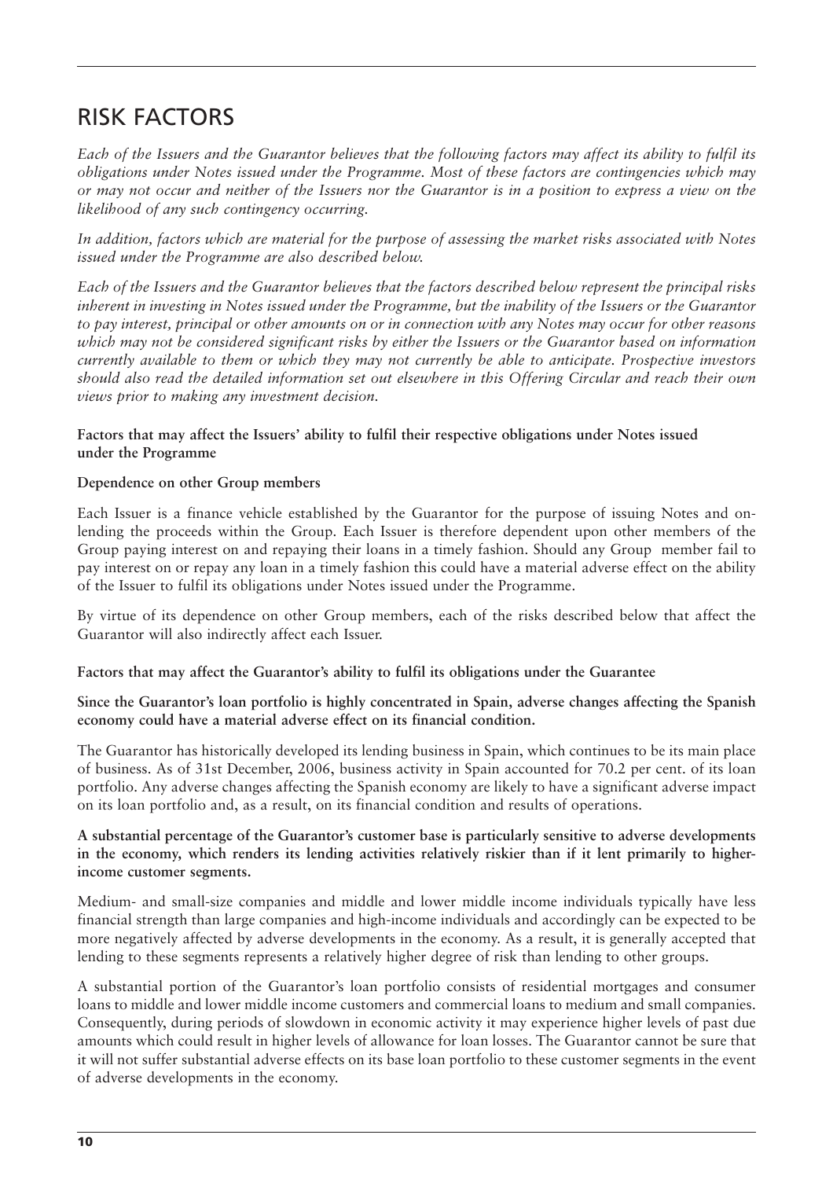# RISK FACTORS

*Each of the Issuers and the Guarantor believes that the following factors may affect its ability to fulfil its obligations under Notes issued under the Programme. Most of these factors are contingencies which may or may not occur and neither of the Issuers nor the Guarantor is in a position to express a view on the likelihood of any such contingency occurring.*

*In addition, factors which are material for the purpose of assessing the market risks associated with Notes issued under the Programme are also described below.*

*Each of the Issuers and the Guarantor believes that the factors described below represent the principal risks inherent in investing in Notes issued under the Programme, but the inability of the Issuers or the Guarantor to pay interest, principal or other amounts on or in connection with any Notes may occur for other reasons which may not be considered significant risks by either the Issuers or the Guarantor based on information currently available to them or which they may not currently be able to anticipate. Prospective investors should also read the detailed information set out elsewhere in this Offering Circular and reach their own views prior to making any investment decision.*

**Factors that may affect the Issuers' ability to fulfil their respective obligations under Notes issued under the Programme**

**Dependence on other Group members**

Each Issuer is a finance vehicle established by the Guarantor for the purpose of issuing Notes and on-lending the proceeds within the Group. Each Issuer is therefore dependent upon other members of the Group paying interest on and repaying their loans in a timely fashion. Should any Group member fail to pay interest on or repay any loan in a timely fashion this could have a material adverse effect on the ability of the Issuer to fulfil its obligations under Notes issued under the Programme.

By virtue of its dependence on other Group members, each of the risks described below that affect the Guarantor will also indirectly affect each Issuer.

**Factors that may affect the Guarantor's ability to fulfil its obligations under the Guarantee**

**Since the Guarantor's loan portfolio is highly concentrated in Spain, adverse changes affecting the Spanish economy could have a material adverse effect on its financial condition.**

The Guarantor has historically developed its lending business in Spain, which continues to be its main place of business. As of 31st December, 2006, business activity in Spain accounted for 70.2 per cent. of its loan portfolio. Any adverse changes affecting the Spanish economy are likely to have a significant adverse impact on its loan portfolio and, as a result, on its financial condition and results of operations.

**A substantial percentage of the Guarantor's customer base is particularly sensitive to adverse developments in the economy, which renders its lending activities relatively riskier than if it lent primarily to higher-income customer segments.**

Medium- and small-size companies and middle and lower middle income individuals typically have less financial strength than large companies and high-income individuals and accordingly can be expected to be more negatively affected by adverse developments in the economy. As a result, it is generally accepted that lending to these segments represents a relatively higher degree of risk than lending to other groups.

A substantial portion of the Guarantor's loan portfolio consists of residential mortgages and consumer loans to middle and lower middle income customers and commercial loans to medium and small companies. Consequently, during periods of slowdown in economic activity it may experience higher levels of past due amounts which could result in higher levels of allowance for loan losses. The Guarantor cannot be sure that it will not suffer substantial adverse effects on its base loan portfolio to these customer segments in the event of adverse developments in the economy.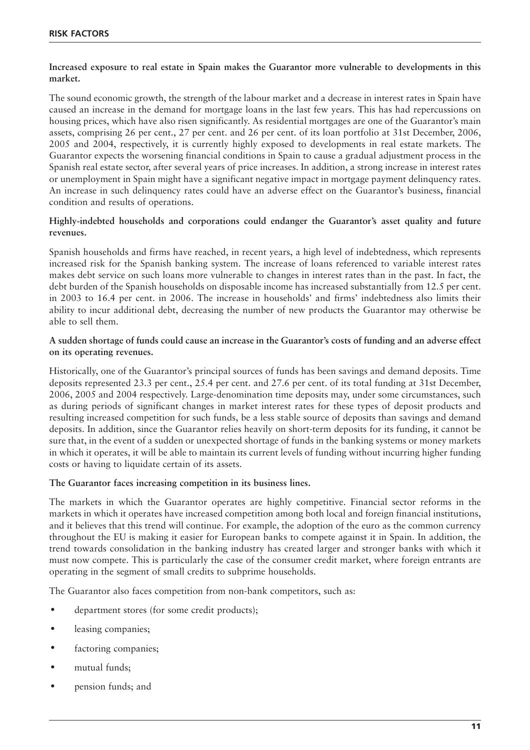**Increased exposure to real estate in Spain makes the Guarantor more vulnerable to developments in this market.**

The sound economic growth, the strength of the labour market and a decrease in interest rates in Spain have caused an increase in the demand for mortgage loans in the last few years. This has had repercussions on housing prices, which have also risen significantly. As residential mortgages are one of the Guarantor's main assets, comprising 26 per cent., 27 per cent. and 26 per cent. of its loan portfolio at 31st December, 2006, 2005 and 2004, respectively, it is currently highly exposed to developments in real estate markets. The Guarantor expects the worsening financial conditions in Spain to cause a gradual adjustment process in the Spanish real estate sector, after several years of price increases. In addition, a strong increase in interest rates or unemployment in Spain might have a significant negative impact in mortgage payment delinquency rates. An increase in such delinquency rates could have an adverse effect on the Guarantor's business, financial condition and results of operations.

**Highly-indebted households and corporations could endanger the Guarantor's asset quality and future revenues.**

Spanish households and firms have reached, in recent years, a high level of indebtedness, which represents increased risk for the Spanish banking system. The increase of loans referenced to variable interest rates makes debt service on such loans more vulnerable to changes in interest rates than in the past. In fact, the debt burden of the Spanish households on disposable income has increased substantially from 12.5 per cent. in 2003 to 16.4 per cent. in 2006. The increase in households' and firms' indebtedness also limits their ability to incur additional debt, decreasing the number of new products the Guarantor may otherwise be able to sell them.

**A sudden shortage of funds could cause an increase in the Guarantor's costs of funding and an adverse effect on its operating revenues.**

Historically, one of the Guarantor's principal sources of funds has been savings and demand deposits. Time deposits represented 23.3 per cent., 25.4 per cent. and 27.6 per cent. of its total funding at 31st December, 2006, 2005 and 2004 respectively. Large-denomination time deposits may, under some circumstances, such as during periods of significant changes in market interest rates for these types of deposit products and resulting increased competition for such funds, be a less stable source of deposits than savings and demand deposits. In addition, since the Guarantor relies heavily on short-term deposits for its funding, it cannot be sure that, in the event of a sudden or unexpected shortage of funds in the banking systems or money markets in which it operates, it will be able to maintain its current levels of funding without incurring higher funding costs or having to liquidate certain of its assets.

**The Guarantor faces increasing competition in its business lines.**

The markets in which the Guarantor operates are highly competitive. Financial sector reforms in the markets in which it operates have increased competition among both local and foreign financial institutions, and it believes that this trend will continue. For example, the adoption of the euro as the common currency throughout the EU is making it easier for European banks to compete against it in Spain. In addition, the trend towards consolidation in the banking industry has created larger and stronger banks with which it must now compete. This is particularly the case of the consumer credit market, where foreign entrants are operating in the segment of small credits to subprime households.

The Guarantor also faces competition from non-bank competitors, such as:

- department stores (for some credit products);
- leasing companies;
- factoring companies;
- mutual funds;
- pension funds; and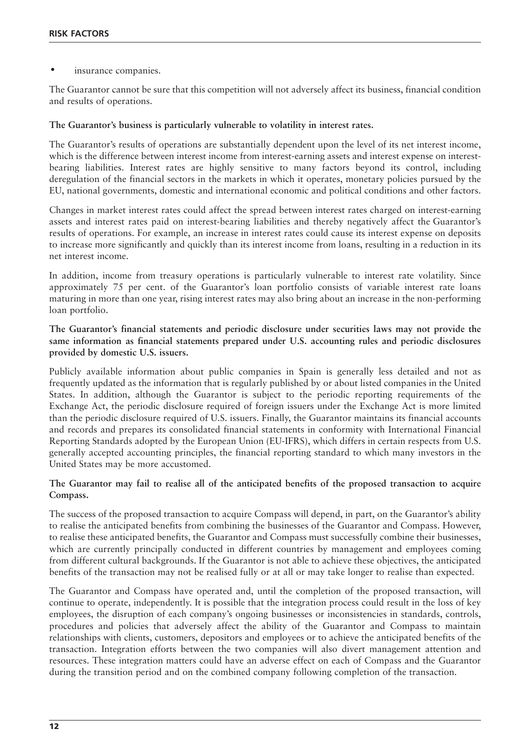- insurance companies.

The Guarantor cannot be sure that this competition will not adversely affect its business, financial condition and results of operations.

**The Guarantor's business is particularly vulnerable to volatility in interest rates.**

The Guarantor's results of operations are substantially dependent upon the level of its net interest income, which is the difference between interest income from interest-earning assets and interest expense on interest-bearing liabilities. Interest rates are highly sensitive to many factors beyond its control, including deregulation of the financial sectors in the markets in which it operates, monetary policies pursued by the EU, national governments, domestic and international economic and political conditions and other factors.

Changes in market interest rates could affect the spread between interest rates charged on interest-earning assets and interest rates paid on interest-bearing liabilities and thereby negatively affect the Guarantor's results of operations. For example, an increase in interest rates could cause its interest expense on deposits to increase more significantly and quickly than its interest income from loans, resulting in a reduction in its net interest income.

In addition, income from treasury operations is particularly vulnerable to interest rate volatility. Since approximately 75 per cent. of the Guarantor's loan portfolio consists of variable interest rate loans maturing in more than one year, rising interest rates may also bring about an increase in the non-performing loan portfolio.

**The Guarantor's financial statements and periodic disclosure under securities laws may not provide the same information as financial statements prepared under U.S. accounting rules and periodic disclosures provided by domestic U.S. issuers.**

Publicly available information about public companies in Spain is generally less detailed and not as frequently updated as the information that is regularly published by or about listed companies in the United States. In addition, although the Guarantor is subject to the periodic reporting requirements of the Exchange Act, the periodic disclosure required of foreign issuers under the Exchange Act is more limited than the periodic disclosure required of U.S. issuers. Finally, the Guarantor maintains its financial accounts and records and prepares its consolidated financial statements in conformity with International Financial Reporting Standards adopted by the European Union (EU-IFRS), which differs in certain respects from U.S. generally accepted accounting principles, the financial reporting standard to which many investors in the United States may be more accustomed.

**The Guarantor may fail to realise all of the anticipated benefits of the proposed transaction to acquire Compass.**

The success of the proposed transaction to acquire Compass will depend, in part, on the Guarantor's ability to realise the anticipated benefits from combining the businesses of the Guarantor and Compass. However, to realise these anticipated benefits, the Guarantor and Compass must successfully combine their businesses, which are currently principally conducted in different countries by management and employees coming from different cultural backgrounds. If the Guarantor is not able to achieve these objectives, the anticipated benefits of the transaction may not be realised fully or at all or may take longer to realise than expected.

The Guarantor and Compass have operated and, until the completion of the proposed transaction, will continue to operate, independently. It is possible that the integration process could result in the loss of key employees, the disruption of each company's ongoing businesses or inconsistencies in standards, controls, procedures and policies that adversely affect the ability of the Guarantor and Compass to maintain relationships with clients, customers, depositors and employees or to achieve the anticipated benefits of the transaction. Integration efforts between the two companies will also divert management attention and resources. These integration matters could have an adverse effect on each of Compass and the Guarantor during the transition period and on the combined company following completion of the transaction.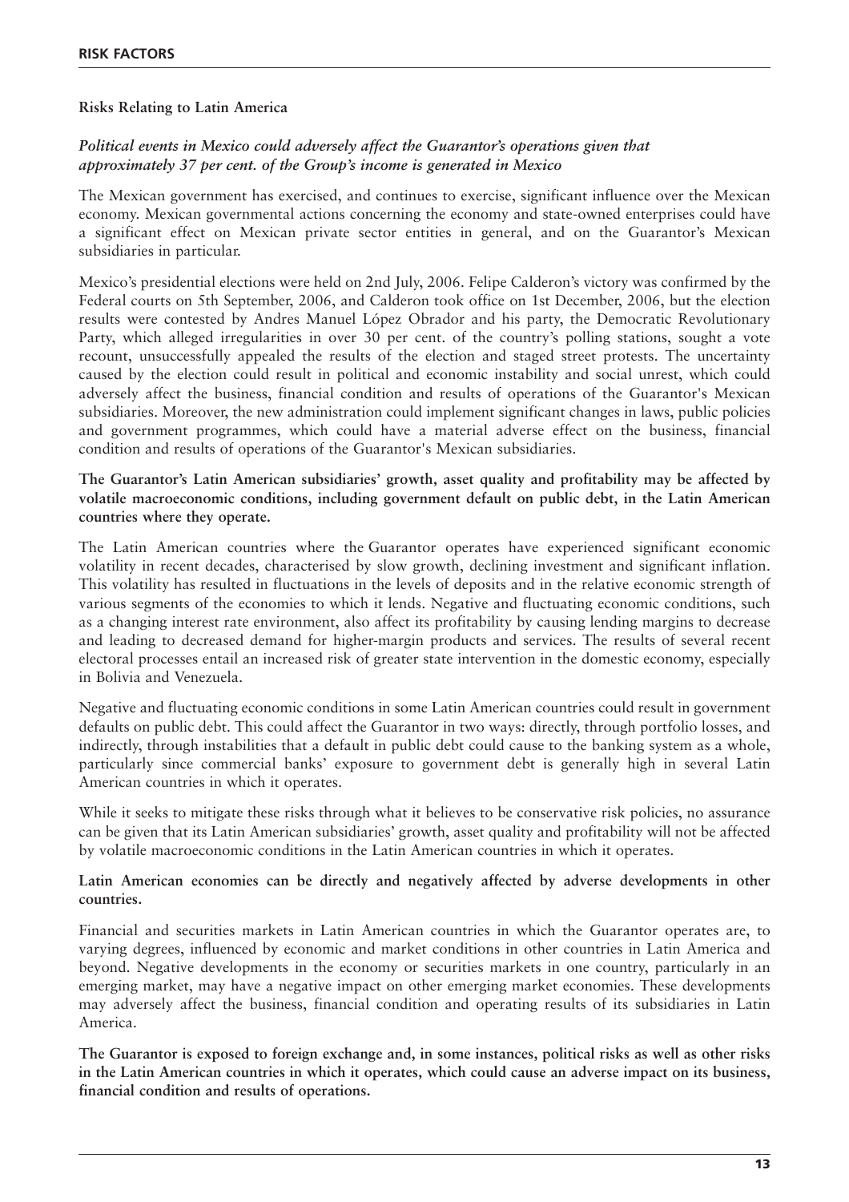## Risks Relating to Latin America

***Political events in Mexico could adversely affect the Guarantor's operations given that approximately 37 per cent. of the Group's income is generated in Mexico***

The Mexican government has exercised, and continues to exercise, significant influence over the Mexican economy. Mexican governmental actions concerning the economy and state-owned enterprises could have a significant effect on Mexican private sector entities in general, and on the Guarantor's Mexican subsidiaries in particular.

Mexico's presidential elections were held on 2nd July, 2006. Felipe Calderon's victory was confirmed by the Federal courts on 5th September, 2006, and Calderon took office on 1st December, 2006, but the election results were contested by Andres Manuel López Obrador and his party, the Democratic Revolutionary Party, which alleged irregularities in over 30 per cent. of the country's polling stations, sought a vote recount, unsuccessfully appealed the results of the election and staged street protests. The uncertainty caused by the election could result in political and economic instability and social unrest, which could adversely affect the business, financial condition and results of operations of the Guarantor's Mexican subsidiaries. Moreover, the new administration could implement significant changes in laws, public policies and government programmes, which could have a material adverse effect on the business, financial condition and results of operations of the Guarantor's Mexican subsidiaries.

**The Guarantor's Latin American subsidiaries' growth, asset quality and profitability may be affected by volatile macroeconomic conditions, including government default on public debt, in the Latin American countries where they operate.**

The Latin American countries where the Guarantor operates have experienced significant economic volatility in recent decades, characterised by slow growth, declining investment and significant inflation. This volatility has resulted in fluctuations in the levels of deposits and in the relative economic strength of various segments of the economies to which it lends. Negative and fluctuating economic conditions, such as a changing interest rate environment, also affect its profitability by causing lending margins to decrease and leading to decreased demand for higher-margin products and services. The results of several recent electoral processes entail an increased risk of greater state intervention in the domestic economy, especially in Bolivia and Venezuela.

Negative and fluctuating economic conditions in some Latin American countries could result in government defaults on public debt. This could affect the Guarantor in two ways: directly, through portfolio losses, and indirectly, through instabilities that a default in public debt could cause to the banking system as a whole, particularly since commercial banks' exposure to government debt is generally high in several Latin American countries in which it operates.

While it seeks to mitigate these risks through what it believes to be conservative risk policies, no assurance can be given that its Latin American subsidiaries' growth, asset quality and profitability will not be affected by volatile macroeconomic conditions in the Latin American countries in which it operates.

**Latin American economies can be directly and negatively affected by adverse developments in other countries.**

Financial and securities markets in Latin American countries in which the Guarantor operates are, to varying degrees, influenced by economic and market conditions in other countries in Latin America and beyond. Negative developments in the economy or securities markets in one country, particularly in an emerging market, may have a negative impact on other emerging market economies. These developments may adversely affect the business, financial condition and operating results of its subsidiaries in Latin America.

**The Guarantor is exposed to foreign exchange and, in some instances, political risks as well as other risks in the Latin American countries in which it operates, which could cause an adverse impact on its business, financial condition and results of operations.**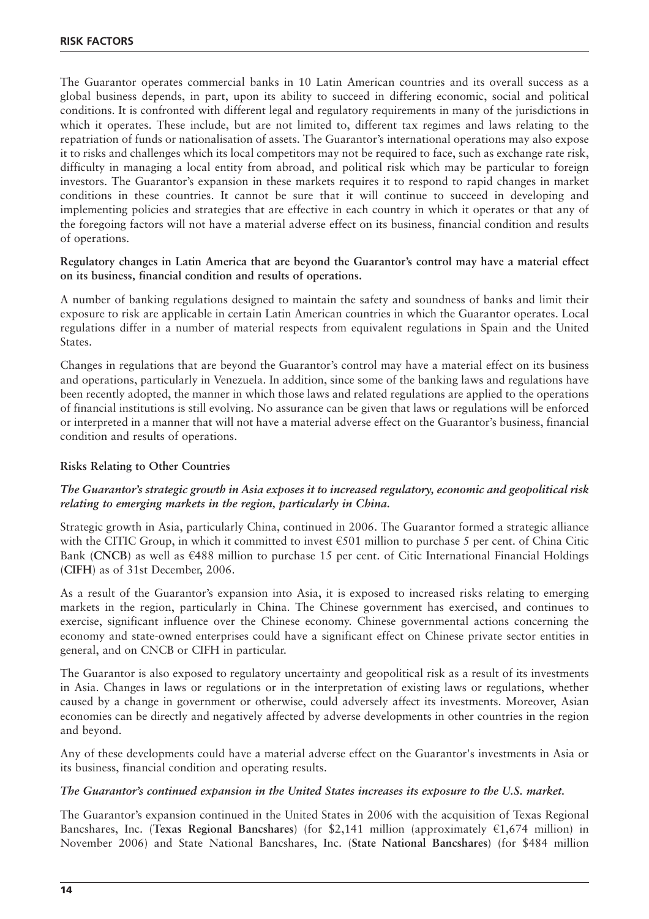The Guarantor operates commercial banks in 10 Latin American countries and its overall success as a global business depends, in part, upon its ability to succeed in differing economic, social and political conditions. It is confronted with different legal and regulatory requirements in many of the jurisdictions in which it operates. These include, but are not limited to, different tax regimes and laws relating to the repatriation of funds or nationalisation of assets. The Guarantor's international operations may also expose it to risks and challenges which its local competitors may not be required to face, such as exchange rate risk, difficulty in managing a local entity from abroad, and political risk which may be particular to foreign investors. The Guarantor's expansion in these markets requires it to respond to rapid changes in market conditions in these countries. It cannot be sure that it will continue to succeed in developing and implementing policies and strategies that are effective in each country in which it operates or that any of the foregoing factors will not have a material adverse effect on its business, financial condition and results of operations.

**Regulatory changes in Latin America that are beyond the Guarantor's control may have a material effect on its business, financial condition and results of operations.**

A number of banking regulations designed to maintain the safety and soundness of banks and limit their exposure to risk are applicable in certain Latin American countries in which the Guarantor operates. Local regulations differ in a number of material respects from equivalent regulations in Spain and the United States.

Changes in regulations that are beyond the Guarantor's control may have a material effect on its business and operations, particularly in Venezuela. In addition, since some of the banking laws and regulations have been recently adopted, the manner in which those laws and related regulations are applied to the operations of financial institutions is still evolving. No assurance can be given that laws or regulations will be enforced or interpreted in a manner that will not have a material adverse effect on the Guarantor's business, financial condition and results of operations.

**Risks Relating to Other Countries**

***The Guarantor's strategic growth in Asia exposes it to increased regulatory, economic and geopolitical risk relating to emerging markets in the region, particularly in China.***

Strategic growth in Asia, particularly China, continued in 2006. The Guarantor formed a strategic alliance with the CITIC Group, in which it committed to invest €501 million to purchase 5 per cent. of China Citic Bank (**CNCB**) as well as €488 million to purchase 15 per cent. of Citic International Financial Holdings (**CIFH**) as of 31st December, 2006.

As a result of the Guarantor's expansion into Asia, it is exposed to increased risks relating to emerging markets in the region, particularly in China. The Chinese government has exercised, and continues to exercise, significant influence over the Chinese economy. Chinese governmental actions concerning the economy and state-owned enterprises could have a significant effect on Chinese private sector entities in general, and on CNCB or CIFH in particular.

The Guarantor is also exposed to regulatory uncertainty and geopolitical risk as a result of its investments in Asia. Changes in laws or regulations or in the interpretation of existing laws or regulations, whether caused by a change in government or otherwise, could adversely affect its investments. Moreover, Asian economies can be directly and negatively affected by adverse developments in other countries in the region and beyond.

Any of these developments could have a material adverse effect on the Guarantor's investments in Asia or its business, financial condition and operating results.

***The Guarantor's continued expansion in the United States increases its exposure to the U.S. market.***

The Guarantor's expansion continued in the United States in 2006 with the acquisition of Texas Regional Bancshares, Inc. (**Texas Regional Bancshares**) (for $2,141 million (approximately €1,674 million) in November 2006) and State National Bancshares, Inc. (**State National Bancshares**) (for $484 million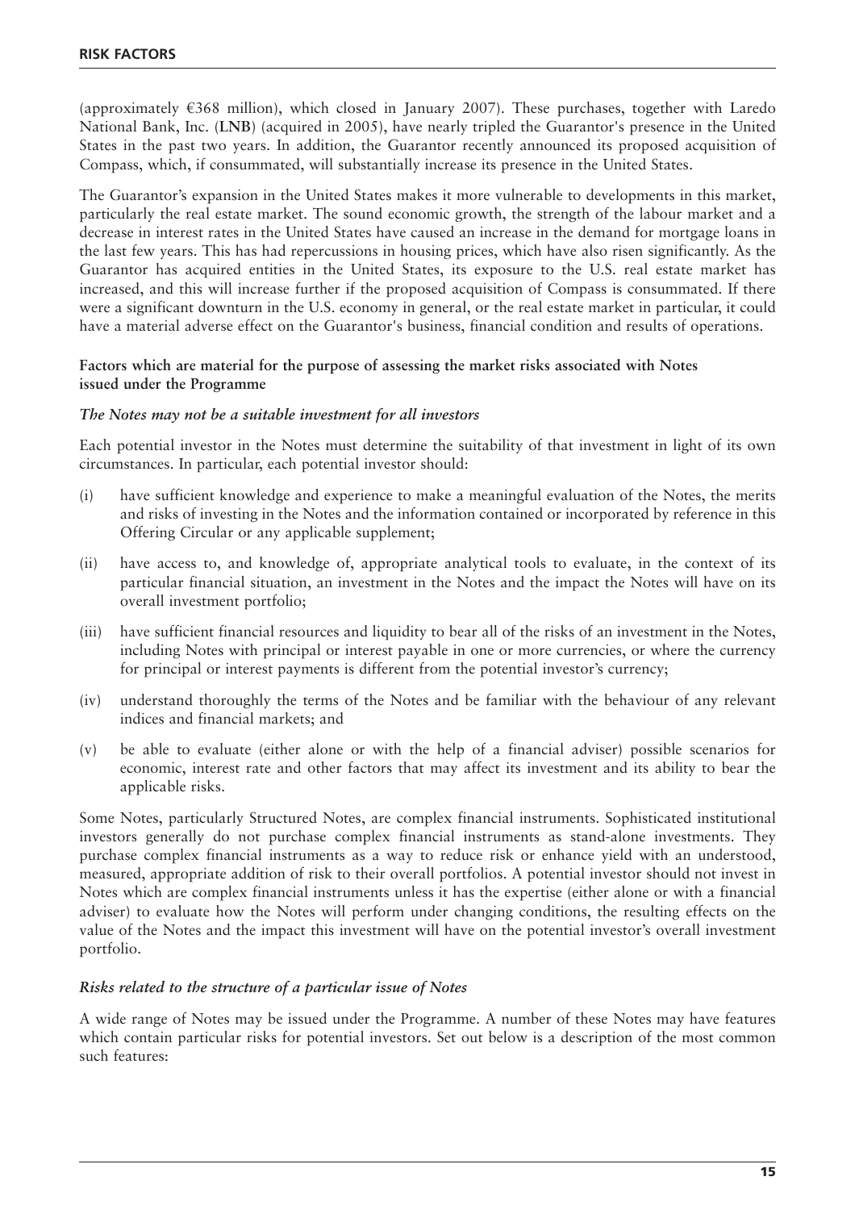(approximately €368 million), which closed in January 2007). These purchases, together with Laredo National Bank, Inc. (**LNB**) (acquired in 2005), have nearly tripled the Guarantor's presence in the United States in the past two years. In addition, the Guarantor recently announced its proposed acquisition of Compass, which, if consummated, will substantially increase its presence in the United States.

The Guarantor's expansion in the United States makes it more vulnerable to developments in this market, particularly the real estate market. The sound economic growth, the strength of the labour market and a decrease in interest rates in the United States have caused an increase in the demand for mortgage loans in the last few years. This has had repercussions in housing prices, which have also risen significantly. As the Guarantor has acquired entities in the United States, its exposure to the U.S. real estate market has increased, and this will increase further if the proposed acquisition of Compass is consummated. If there were a significant downturn in the U.S. economy in general, or the real estate market in particular, it could have a material adverse effect on the Guarantor's business, financial condition and results of operations.

**Factors which are material for the purpose of assessing the market risks associated with Notes issued under the Programme**

***The Notes may not be a suitable investment for all investors***

Each potential investor in the Notes must determine the suitability of that investment in light of its own circumstances. In particular, each potential investor should:

(i) have sufficient knowledge and experience to make a meaningful evaluation of the Notes, the merits and risks of investing in the Notes and the information contained or incorporated by reference in this Offering Circular or any applicable supplement;

(ii) have access to, and knowledge of, appropriate analytical tools to evaluate, in the context of its particular financial situation, an investment in the Notes and the impact the Notes will have on its overall investment portfolio;

(iii) have sufficient financial resources and liquidity to bear all of the risks of an investment in the Notes, including Notes with principal or interest payable in one or more currencies, or where the currency for principal or interest payments is different from the potential investor's currency;

(iv) understand thoroughly the terms of the Notes and be familiar with the behaviour of any relevant indices and financial markets; and

(v) be able to evaluate (either alone or with the help of a financial adviser) possible scenarios for economic, interest rate and other factors that may affect its investment and its ability to bear the applicable risks.

Some Notes, particularly Structured Notes, are complex financial instruments. Sophisticated institutional investors generally do not purchase complex financial instruments as stand-alone investments. They purchase complex financial instruments as a way to reduce risk or enhance yield with an understood, measured, appropriate addition of risk to their overall portfolios. A potential investor should not invest in Notes which are complex financial instruments unless it has the expertise (either alone or with a financial adviser) to evaluate how the Notes will perform under changing conditions, the resulting effects on the value of the Notes and the impact this investment will have on the potential investor's overall investment portfolio.

***Risks related to the structure of a particular issue of Notes***

A wide range of Notes may be issued under the Programme. A number of these Notes may have features which contain particular risks for potential investors. Set out below is a description of the most common such features: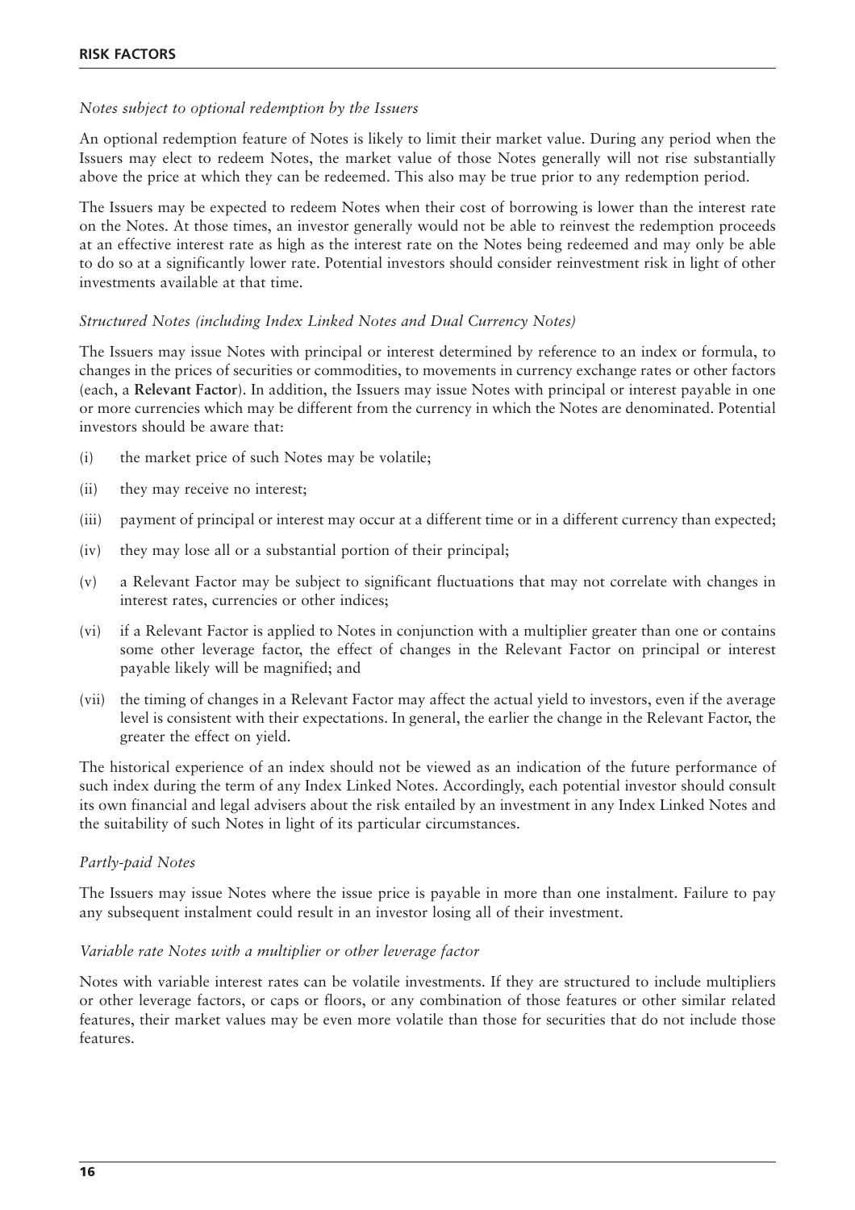*Notes subject to optional redemption by the Issuers*

An optional redemption feature of Notes is likely to limit their market value. During any period when the Issuers may elect to redeem Notes, the market value of those Notes generally will not rise substantially above the price at which they can be redeemed. This also may be true prior to any redemption period.

The Issuers may be expected to redeem Notes when their cost of borrowing is lower than the interest rate on the Notes. At those times, an investor generally would not be able to reinvest the redemption proceeds at an effective interest rate as high as the interest rate on the Notes being redeemed and may only be able to do so at a significantly lower rate. Potential investors should consider reinvestment risk in light of other investments available at that time.

*Structured Notes (including Index Linked Notes and Dual Currency Notes)*

The Issuers may issue Notes with principal or interest determined by reference to an index or formula, to changes in the prices of securities or commodities, to movements in currency exchange rates or other factors (each, a **Relevant Factor**). In addition, the Issuers may issue Notes with principal or interest payable in one or more currencies which may be different from the currency in which the Notes are denominated. Potential investors should be aware that:

(i) the market price of such Notes may be volatile;

(ii) they may receive no interest;

(iii) payment of principal or interest may occur at a different time or in a different currency than expected;

(iv) they may lose all or a substantial portion of their principal;

(v) a Relevant Factor may be subject to significant fluctuations that may not correlate with changes in interest rates, currencies or other indices;

(vi) if a Relevant Factor is applied to Notes in conjunction with a multiplier greater than one or contains some other leverage factor, the effect of changes in the Relevant Factor on principal or interest payable likely will be magnified; and

(vii) the timing of changes in a Relevant Factor may affect the actual yield to investors, even if the average level is consistent with their expectations. In general, the earlier the change in the Relevant Factor, the greater the effect on yield.

The historical experience of an index should not be viewed as an indication of the future performance of such index during the term of any Index Linked Notes. Accordingly, each potential investor should consult its own financial and legal advisers about the risk entailed by an investment in any Index Linked Notes and the suitability of such Notes in light of its particular circumstances.

*Partly-paid Notes*

The Issuers may issue Notes where the issue price is payable in more than one instalment. Failure to pay any subsequent instalment could result in an investor losing all of their investment.

*Variable rate Notes with a multiplier or other leverage factor*

Notes with variable interest rates can be volatile investments. If they are structured to include multipliers or other leverage factors, or caps or floors, or any combination of those features or other similar related features, their market values may be even more volatile than those for securities that do not include those features.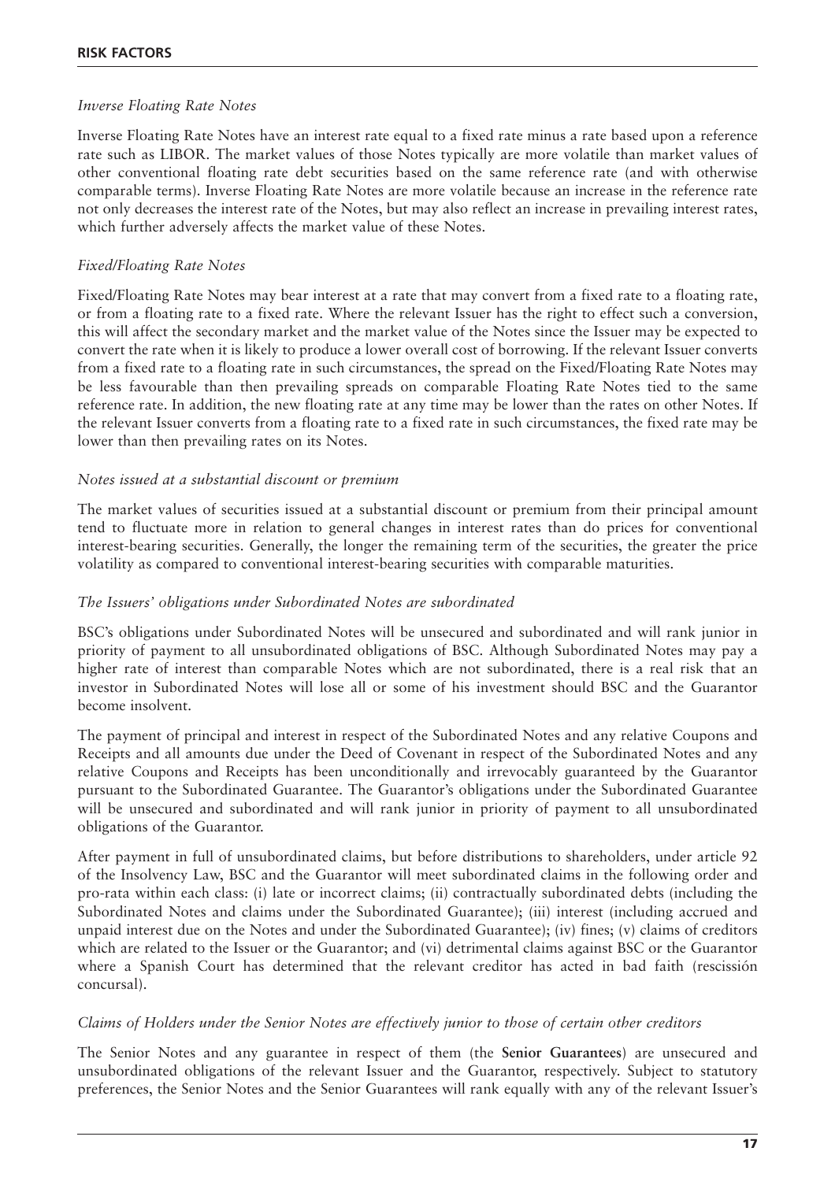### *Inverse Floating Rate Notes*

Inverse Floating Rate Notes have an interest rate equal to a fixed rate minus a rate based upon a reference rate such as LIBOR. The market values of those Notes typically are more volatile than market values of other conventional floating rate debt securities based on the same reference rate (and with otherwise comparable terms). Inverse Floating Rate Notes are more volatile because an increase in the reference rate not only decreases the interest rate of the Notes, but may also reflect an increase in prevailing interest rates, which further adversely affects the market value of these Notes.

### *Fixed/Floating Rate Notes*

Fixed/Floating Rate Notes may bear interest at a rate that may convert from a fixed rate to a floating rate, or from a floating rate to a fixed rate. Where the relevant Issuer has the right to effect such a conversion, this will affect the secondary market and the market value of the Notes since the Issuer may be expected to convert the rate when it is likely to produce a lower overall cost of borrowing. If the relevant Issuer converts from a fixed rate to a floating rate in such circumstances, the spread on the Fixed/Floating Rate Notes may be less favourable than then prevailing spreads on comparable Floating Rate Notes tied to the same reference rate. In addition, the new floating rate at any time may be lower than the rates on other Notes. If the relevant Issuer converts from a floating rate to a fixed rate in such circumstances, the fixed rate may be lower than then prevailing rates on its Notes.

### *Notes issued at a substantial discount or premium*

The market values of securities issued at a substantial discount or premium from their principal amount tend to fluctuate more in relation to general changes in interest rates than do prices for conventional interest-bearing securities. Generally, the longer the remaining term of the securities, the greater the price volatility as compared to conventional interest-bearing securities with comparable maturities.

### *The Issuers' obligations under Subordinated Notes are subordinated*

BSC's obligations under Subordinated Notes will be unsecured and subordinated and will rank junior in priority of payment to all unsubordinated obligations of BSC. Although Subordinated Notes may pay a higher rate of interest than comparable Notes which are not subordinated, there is a real risk that an investor in Subordinated Notes will lose all or some of his investment should BSC and the Guarantor become insolvent.

The payment of principal and interest in respect of the Subordinated Notes and any relative Coupons and Receipts and all amounts due under the Deed of Covenant in respect of the Subordinated Notes and any relative Coupons and Receipts has been unconditionally and irrevocably guaranteed by the Guarantor pursuant to the Subordinated Guarantee. The Guarantor's obligations under the Subordinated Guarantee will be unsecured and subordinated and will rank junior in priority of payment to all unsubordinated obligations of the Guarantor.

After payment in full of unsubordinated claims, but before distributions to shareholders, under article 92 of the Insolvency Law, BSC and the Guarantor will meet subordinated claims in the following order and pro-rata within each class: (i) late or incorrect claims; (ii) contractually subordinated debts (including the Subordinated Notes and claims under the Subordinated Guarantee); (iii) interest (including accrued and unpaid interest due on the Notes and under the Subordinated Guarantee); (iv) fines; (v) claims of creditors which are related to the Issuer or the Guarantor; and (vi) detrimental claims against BSC or the Guarantor where a Spanish Court has determined that the relevant creditor has acted in bad faith (rescisión concursal).

### *Claims of Holders under the Senior Notes are effectively junior to those of certain other creditors*

The Senior Notes and any guarantee in respect of them (the **Senior Guarantees**) are unsecured and unsubordinated obligations of the relevant Issuer and the Guarantor, respectively. Subject to statutory preferences, the Senior Notes and the Senior Guarantees will rank equally with any of the relevant Issuer's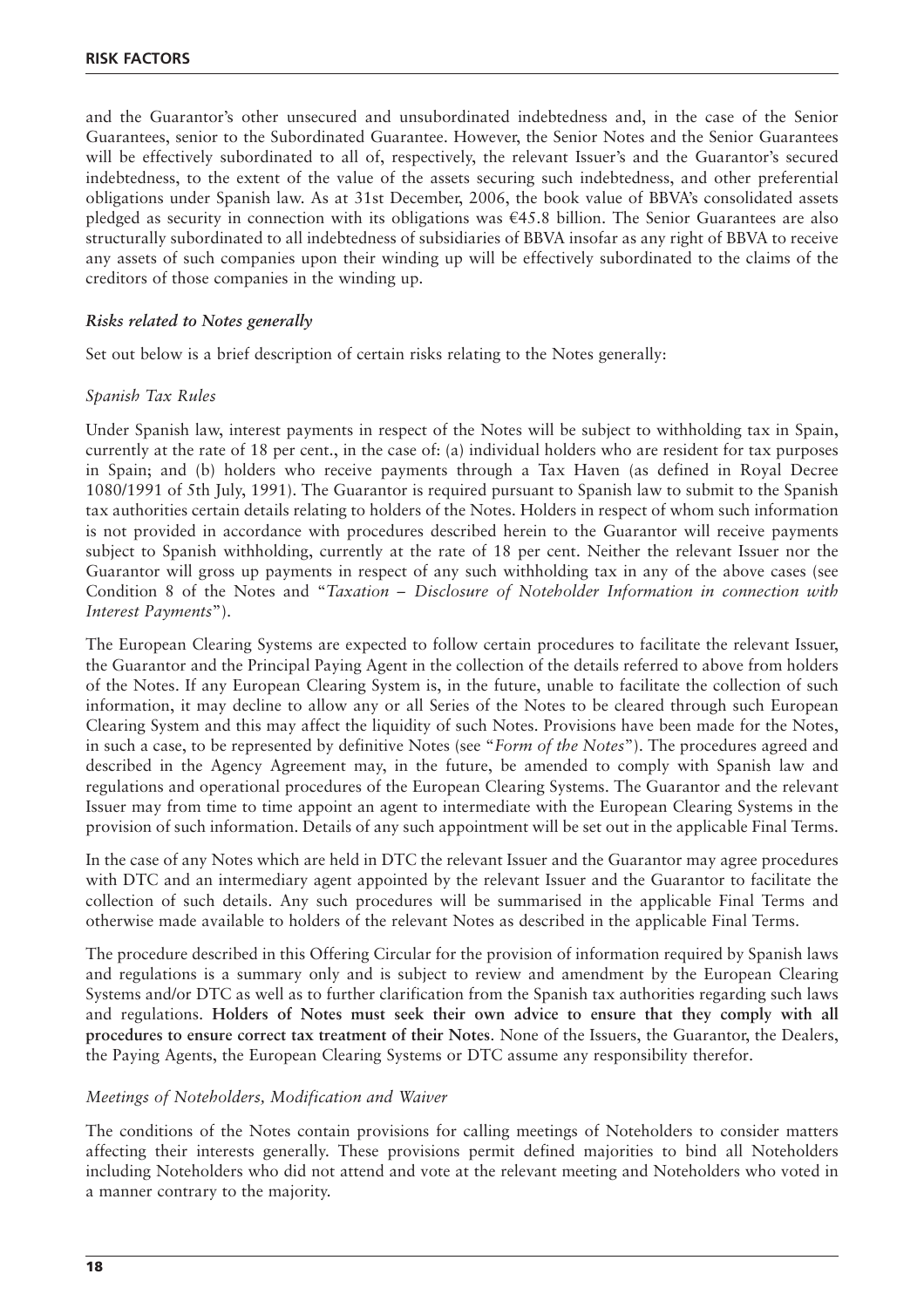and the Guarantor's other unsecured and unsubordinated indebtedness and, in the case of the Senior Guarantees, senior to the Subordinated Guarantee. However, the Senior Notes and the Senior Guarantees will be effectively subordinated to all of, respectively, the relevant Issuer's and the Guarantor's secured indebtedness, to the extent of the value of the assets securing such indebtedness, and other preferential obligations under Spanish law. As at 31st December, 2006, the book value of BBVA's consolidated assets pledged as security in connection with its obligations was €45.8 billion. The Senior Guarantees are also structurally subordinated to all indebtedness of subsidiaries of BBVA insofar as any right of BBVA to receive any assets of such companies upon their winding up will be effectively subordinated to the claims of the creditors of those companies in the winding up.

### *Risks related to Notes generally*

Set out below is a brief description of certain risks relating to the Notes generally:

#### *Spanish Tax Rules*

Under Spanish law, interest payments in respect of the Notes will be subject to withholding tax in Spain, currently at the rate of 18 per cent., in the case of: (a) individual holders who are resident for tax purposes in Spain; and (b) holders who receive payments through a Tax Haven (as defined in Royal Decree 1080/1991 of 5th July, 1991). The Guarantor is required pursuant to Spanish law to submit to the Spanish tax authorities certain details relating to holders of the Notes. Holders in respect of whom such information is not provided in accordance with procedures described herein to the Guarantor will receive payments subject to Spanish withholding, currently at the rate of 18 per cent. Neither the relevant Issuer nor the Guarantor will gross up payments in respect of any such withholding tax in any of the above cases (see Condition 8 of the Notes and "*Taxation – Disclosure of Noteholder Information in connection with Interest Payments*").

The European Clearing Systems are expected to follow certain procedures to facilitate the relevant Issuer, the Guarantor and the Principal Paying Agent in the collection of the details referred to above from holders of the Notes. If any European Clearing System is, in the future, unable to facilitate the collection of such information, it may decline to allow any or all Series of the Notes to be cleared through such European Clearing System and this may affect the liquidity of such Notes. Provisions have been made for the Notes, in such a case, to be represented by definitive Notes (see "*Form of the Notes*"). The procedures agreed and described in the Agency Agreement may, in the future, be amended to comply with Spanish law and regulations and operational procedures of the European Clearing Systems. The Guarantor and the relevant Issuer may from time to time appoint an agent to intermediate with the European Clearing Systems in the provision of such information. Details of any such appointment will be set out in the applicable Final Terms.

In the case of any Notes which are held in DTC the relevant Issuer and the Guarantor may agree procedures with DTC and an intermediary agent appointed by the relevant Issuer and the Guarantor to facilitate the collection of such details. Any such procedures will be summarised in the applicable Final Terms and otherwise made available to holders of the relevant Notes as described in the applicable Final Terms.

The procedure described in this Offering Circular for the provision of information required by Spanish laws and regulations is a summary only and is subject to review and amendment by the European Clearing Systems and/or DTC as well as to further clarification from the Spanish tax authorities regarding such laws and regulations. **Holders of Notes must seek their own advice to ensure that they comply with all procedures to ensure correct tax treatment of their Notes**. None of the Issuers, the Guarantor, the Dealers, the Paying Agents, the European Clearing Systems or DTC assume any responsibility therefor.

#### *Meetings of Noteholders, Modification and Waiver*

The conditions of the Notes contain provisions for calling meetings of Noteholders to consider matters affecting their interests generally. These provisions permit defined majorities to bind all Noteholders including Noteholders who did not attend and vote at the relevant meeting and Noteholders who voted in a manner contrary to the majority.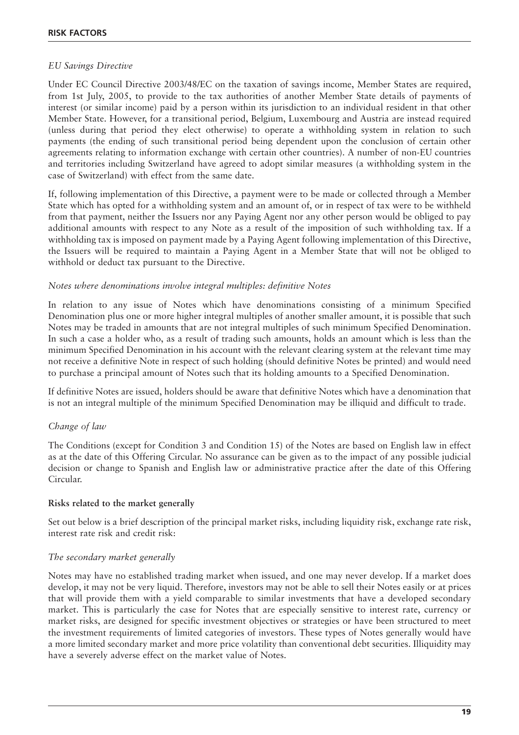*EU Savings Directive*

Under EC Council Directive 2003/48/EC on the taxation of savings income, Member States are required, from 1st July, 2005, to provide to the tax authorities of another Member State details of payments of interest (or similar income) paid by a person within its jurisdiction to an individual resident in that other Member State. However, for a transitional period, Belgium, Luxembourg and Austria are instead required (unless during that period they elect otherwise) to operate a withholding system in relation to such payments (the ending of such transitional period being dependent upon the conclusion of certain other agreements relating to information exchange with certain other countries). A number of non-EU countries and territories including Switzerland have agreed to adopt similar measures (a withholding system in the case of Switzerland) with effect from the same date.

If, following implementation of this Directive, a payment were to be made or collected through a Member State which has opted for a withholding system and an amount of, or in respect of tax were to be withheld from that payment, neither the Issuers nor any Paying Agent nor any other person would be obliged to pay additional amounts with respect to any Note as a result of the imposition of such withholding tax. If a withholding tax is imposed on payment made by a Paying Agent following implementation of this Directive, the Issuers will be required to maintain a Paying Agent in a Member State that will not be obliged to withhold or deduct tax pursuant to the Directive.

*Notes where denominations involve integral multiples: definitive Notes*

In relation to any issue of Notes which have denominations consisting of a minimum Specified Denomination plus one or more higher integral multiples of another smaller amount, it is possible that such Notes may be traded in amounts that are not integral multiples of such minimum Specified Denomination. In such a case a holder who, as a result of trading such amounts, holds an amount which is less than the minimum Specified Denomination in his account with the relevant clearing system at the relevant time may not receive a definitive Note in respect of such holding (should definitive Notes be printed) and would need to purchase a principal amount of Notes such that its holding amounts to a Specified Denomination.

If definitive Notes are issued, holders should be aware that definitive Notes which have a denomination that is not an integral multiple of the minimum Specified Denomination may be illiquid and difficult to trade.

*Change of law*

The Conditions (except for Condition 3 and Condition 15) of the Notes are based on English law in effect as at the date of this Offering Circular. No assurance can be given as to the impact of any possible judicial decision or change to Spanish and English law or administrative practice after the date of this Offering Circular.

**Risks related to the market generally**

Set out below is a brief description of the principal market risks, including liquidity risk, exchange rate risk, interest rate risk and credit risk:

*The secondary market generally*

Notes may have no established trading market when issued, and one may never develop. If a market does develop, it may not be very liquid. Therefore, investors may not be able to sell their Notes easily or at prices that will provide them with a yield comparable to similar investments that have a developed secondary market. This is particularly the case for Notes that are especially sensitive to interest rate, currency or market risks, are designed for specific investment objectives or strategies or have been structured to meet the investment requirements of limited categories of investors. These types of Notes generally would have a more limited secondary market and more price volatility than conventional debt securities. Illiquidity may have a severely adverse effect on the market value of Notes.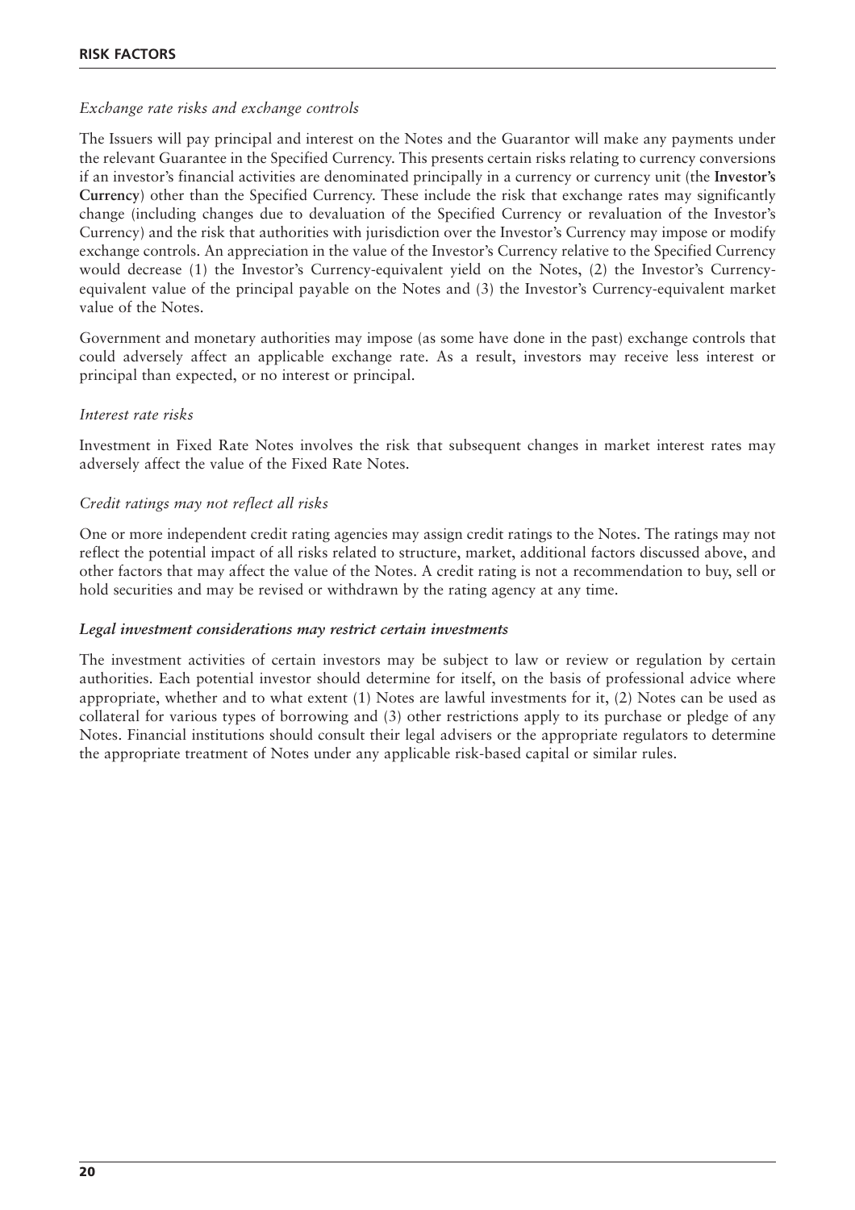*Exchange rate risks and exchange controls*

The Issuers will pay principal and interest on the Notes and the Guarantor will make any payments under the relevant Guarantee in the Specified Currency. This presents certain risks relating to currency conversions if an investor's financial activities are denominated principally in a currency or currency unit (the **Investor's Currency**) other than the Specified Currency. These include the risk that exchange rates may significantly change (including changes due to devaluation of the Specified Currency or revaluation of the Investor's Currency) and the risk that authorities with jurisdiction over the Investor's Currency may impose or modify exchange controls. An appreciation in the value of the Investor's Currency relative to the Specified Currency would decrease (1) the Investor's Currency-equivalent yield on the Notes, (2) the Investor's Currency-equivalent value of the principal payable on the Notes and (3) the Investor's Currency-equivalent market value of the Notes.

Government and monetary authorities may impose (as some have done in the past) exchange controls that could adversely affect an applicable exchange rate. As a result, investors may receive less interest or principal than expected, or no interest or principal.

*Interest rate risks*

Investment in Fixed Rate Notes involves the risk that subsequent changes in market interest rates may adversely affect the value of the Fixed Rate Notes.

*Credit ratings may not reflect all risks*

One or more independent credit rating agencies may assign credit ratings to the Notes. The ratings may not reflect the potential impact of all risks related to structure, market, additional factors discussed above, and other factors that may affect the value of the Notes. A credit rating is not a recommendation to buy, sell or hold securities and may be revised or withdrawn by the rating agency at any time.

***Legal investment considerations may restrict certain investments***

The investment activities of certain investors may be subject to law or review or regulation by certain authorities. Each potential investor should determine for itself, on the basis of professional advice where appropriate, whether and to what extent (1) Notes are lawful investments for it, (2) Notes can be used as collateral for various types of borrowing and (3) other restrictions apply to its purchase or pledge of any Notes. Financial institutions should consult their legal advisers or the appropriate regulators to determine the appropriate treatment of Notes under any applicable risk-based capital or similar rules.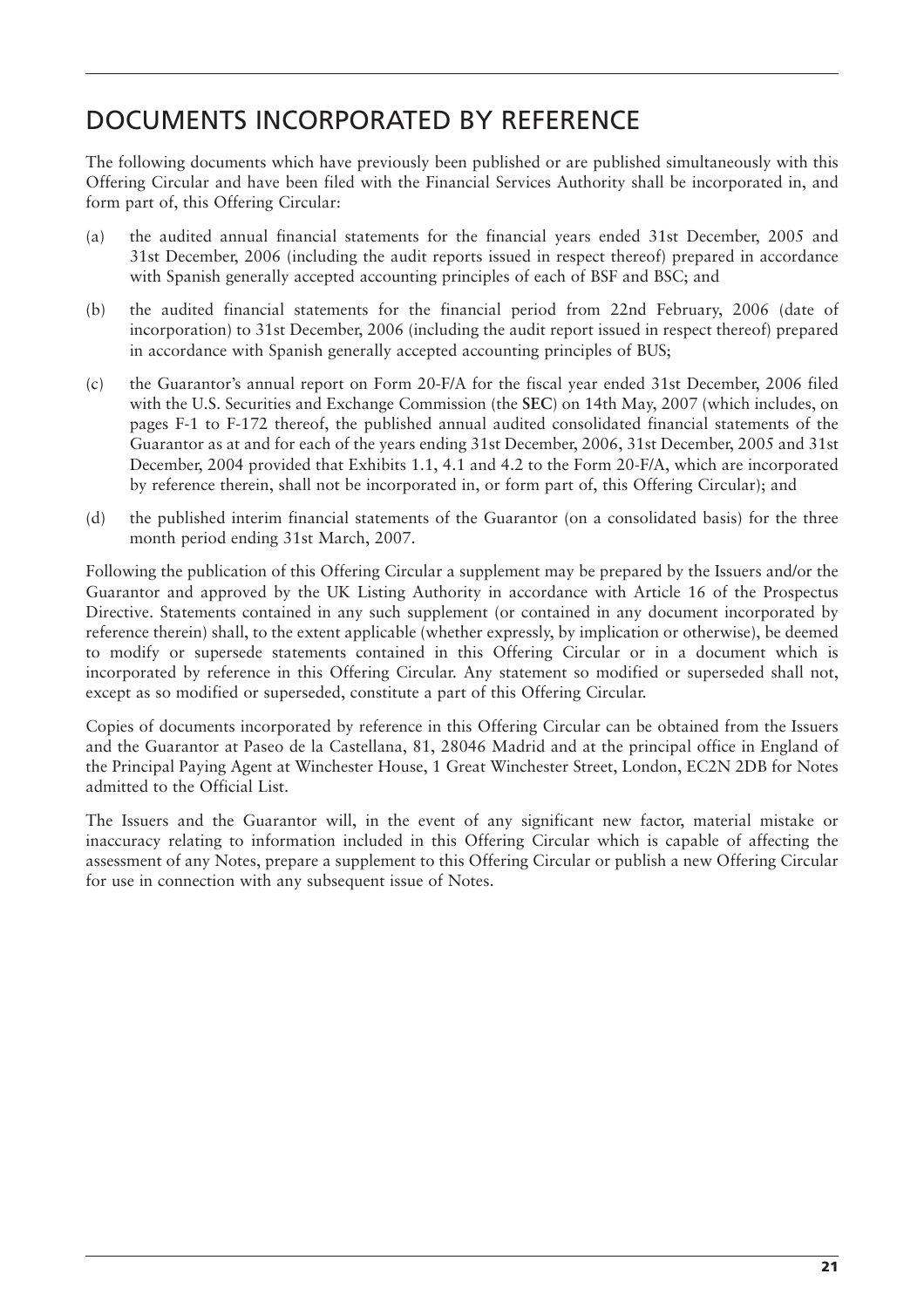# DOCUMENTS INCORPORATED BY REFERENCE

The following documents which have previously been published or are published simultaneously with this Offering Circular and have been filed with the Financial Services Authority shall be incorporated in, and form part of, this Offering Circular:

(a) the audited annual financial statements for the financial years ended 31st December, 2005 and 31st December, 2006 (including the audit reports issued in respect thereof) prepared in accordance with Spanish generally accepted accounting principles of each of BSF and BSC; and

(b) the audited financial statements for the financial period from 22nd February, 2006 (date of incorporation) to 31st December, 2006 (including the audit report issued in respect thereof) prepared in accordance with Spanish generally accepted accounting principles of BUS;

(c) the Guarantor's annual report on Form 20-F/A for the fiscal year ended 31st December, 2006 filed with the U.S. Securities and Exchange Commission (the **SEC**) on 14th May, 2007 (which includes, on pages F-1 to F-172 thereof, the published annual audited consolidated financial statements of the Guarantor as at and for each of the years ending 31st December, 2006, 31st December, 2005 and 31st December, 2004 provided that Exhibits 1.1, 4.1 and 4.2 to the Form 20-F/A, which are incorporated by reference therein, shall not be incorporated in, or form part of, this Offering Circular); and

(d) the published interim financial statements of the Guarantor (on a consolidated basis) for the three month period ending 31st March, 2007.

Following the publication of this Offering Circular a supplement may be prepared by the Issuers and/or the Guarantor and approved by the UK Listing Authority in accordance with Article 16 of the Prospectus Directive. Statements contained in any such supplement (or contained in any document incorporated by reference therein) shall, to the extent applicable (whether expressly, by implication or otherwise), be deemed to modify or supersede statements contained in this Offering Circular or in a document which is incorporated by reference in this Offering Circular. Any statement so modified or superseded shall not, except as so modified or superseded, constitute a part of this Offering Circular.

Copies of documents incorporated by reference in this Offering Circular can be obtained from the Issuers and the Guarantor at Paseo de la Castellana, 81, 28046 Madrid and at the principal office in England of the Principal Paying Agent at Winchester House, 1 Great Winchester Street, London, EC2N 2DB for Notes admitted to the Official List.

The Issuers and the Guarantor will, in the event of any significant new factor, material mistake or inaccuracy relating to information included in this Offering Circular which is capable of affecting the assessment of any Notes, prepare a supplement to this Offering Circular or publish a new Offering Circular for use in connection with any subsequent issue of Notes.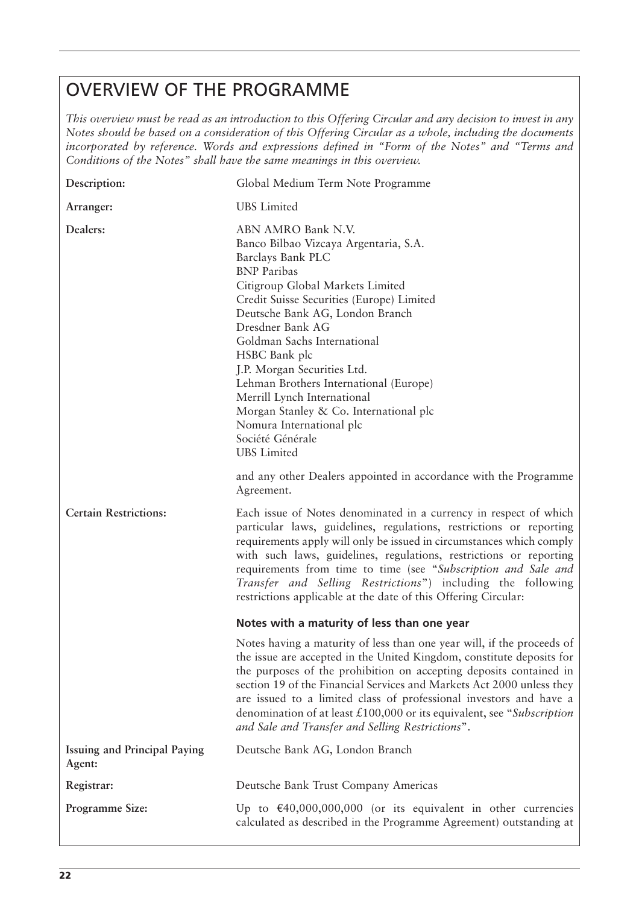# OVERVIEW OF THE PROGRAMME

*This overview must be read as an introduction to this Offering Circular and any decision to invest in any Notes should be based on a consideration of this Offering Circular as a whole, including the documents incorporated by reference. Words and expressions defined in "Form of the Notes" and "Terms and Conditions of the Notes" shall have the same meanings in this overview.*

| | |
|---|---|
| **Description:** | Global Medium Term Note Programme |
| **Arranger:** | UBS Limited |
| **Dealers:** | ABN AMRO Bank N.V.<br>Banco Bilbao Vizcaya Argentaria, S.A.<br>Barclays Bank PLC<br>BNP Paribas<br>Citigroup Global Markets Limited<br>Credit Suisse Securities (Europe) Limited<br>Deutsche Bank AG, London Branch<br>Dresdner Bank AG<br>Goldman Sachs International<br>HSBC Bank plc<br>J.P. Morgan Securities Ltd.<br>Lehman Brothers International (Europe)<br>Merrill Lynch International<br>Morgan Stanley & Co. International plc<br>Nomura International plc<br>Société Générale<br>UBS Limited<br><br>and any other Dealers appointed in accordance with the Programme Agreement. |
| **Certain Restrictions:** | Each issue of Notes denominated in a currency in respect of which particular laws, guidelines, regulations, restrictions or reporting requirements apply will only be issued in circumstances which comply with such laws, guidelines, regulations, restrictions or reporting requirements from time to time (see "*Subscription and Sale and Transfer and Selling Restrictions*") including the following restrictions applicable at the date of this Offering Circular:<br><br>**Notes with a maturity of less than one year**<br><br>Notes having a maturity of less than one year will, if the proceeds of the issue are accepted in the United Kingdom, constitute deposits for the purposes of the prohibition on accepting deposits contained in section 19 of the Financial Services and Markets Act 2000 unless they are issued to a limited class of professional investors and have a denomination of at least £100,000 or its equivalent, see "*Subscription and Sale and Transfer and Selling Restrictions*". |
| **Issuing and Principal Paying Agent:** | Deutsche Bank AG, London Branch |
| **Registrar:** | Deutsche Bank Trust Company Americas |
| **Programme Size:** | Up to €40,000,000,000 (or its equivalent in other currencies calculated as described in the Programme Agreement) outstanding at |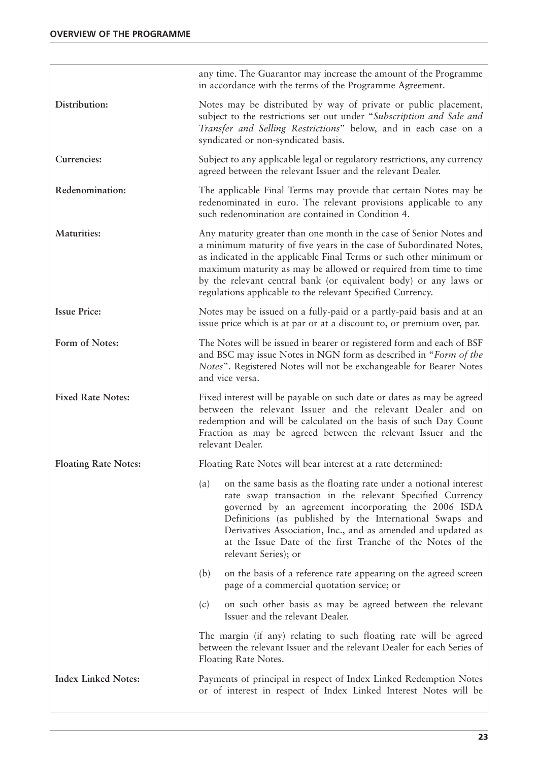| | |
|---|---|
| | any time. The Guarantor may increase the amount of the Programme in accordance with the terms of the Programme Agreement. |
| **Distribution:** | Notes may be distributed by way of private or public placement, subject to the restrictions set out under "*Subscription and Sale and Transfer and Selling Restrictions*" below, and in each case on a syndicated or non-syndicated basis. |
| **Currencies:** | Subject to any applicable legal or regulatory restrictions, any currency agreed between the relevant Issuer and the relevant Dealer. |
| **Redenomination:** | The applicable Final Terms may provide that certain Notes may be redenominated in euro. The relevant provisions applicable to any such redenomination are contained in Condition 4. |
| **Maturities:** | Any maturity greater than one month in the case of Senior Notes and a minimum maturity of five years in the case of Subordinated Notes, as indicated in the applicable Final Terms or such other minimum or maximum maturity as may be allowed or required from time to time by the relevant central bank (or equivalent body) or any laws or regulations applicable to the relevant Specified Currency. |
| **Issue Price:** | Notes may be issued on a fully-paid or a partly-paid basis and at an issue price which is at par or at a discount to, or premium over, par. |
| **Form of Notes:** | The Notes will be issued in bearer or registered form and each of BSF and BSC may issue Notes in NGN form as described in "*Form of the Notes*". Registered Notes will not be exchangeable for Bearer Notes and vice versa. |
| **Fixed Rate Notes:** | Fixed interest will be payable on such date or dates as may be agreed between the relevant Issuer and the relevant Dealer and on redemption and will be calculated on the basis of such Day Count Fraction as may be agreed between the relevant Issuer and the relevant Dealer. |
| **Floating Rate Notes:** | Floating Rate Notes will bear interest at a rate determined:<br><br>(a) on the same basis as the floating rate under a notional interest rate swap transaction in the relevant Specified Currency governed by an agreement incorporating the 2006 ISDA Definitions (as published by the International Swaps and Derivatives Association, Inc., and as amended and updated as at the Issue Date of the first Tranche of the Notes of the relevant Series); or<br><br>(b) on the basis of a reference rate appearing on the agreed screen page of a commercial quotation service; or<br><br>(c) on such other basis as may be agreed between the relevant Issuer and the relevant Dealer.<br><br>The margin (if any) relating to such floating rate will be agreed between the relevant Issuer and the relevant Dealer for each Series of Floating Rate Notes. |
| **Index Linked Notes:** | Payments of principal in respect of Index Linked Redemption Notes or of interest in respect of Index Linked Interest Notes will be |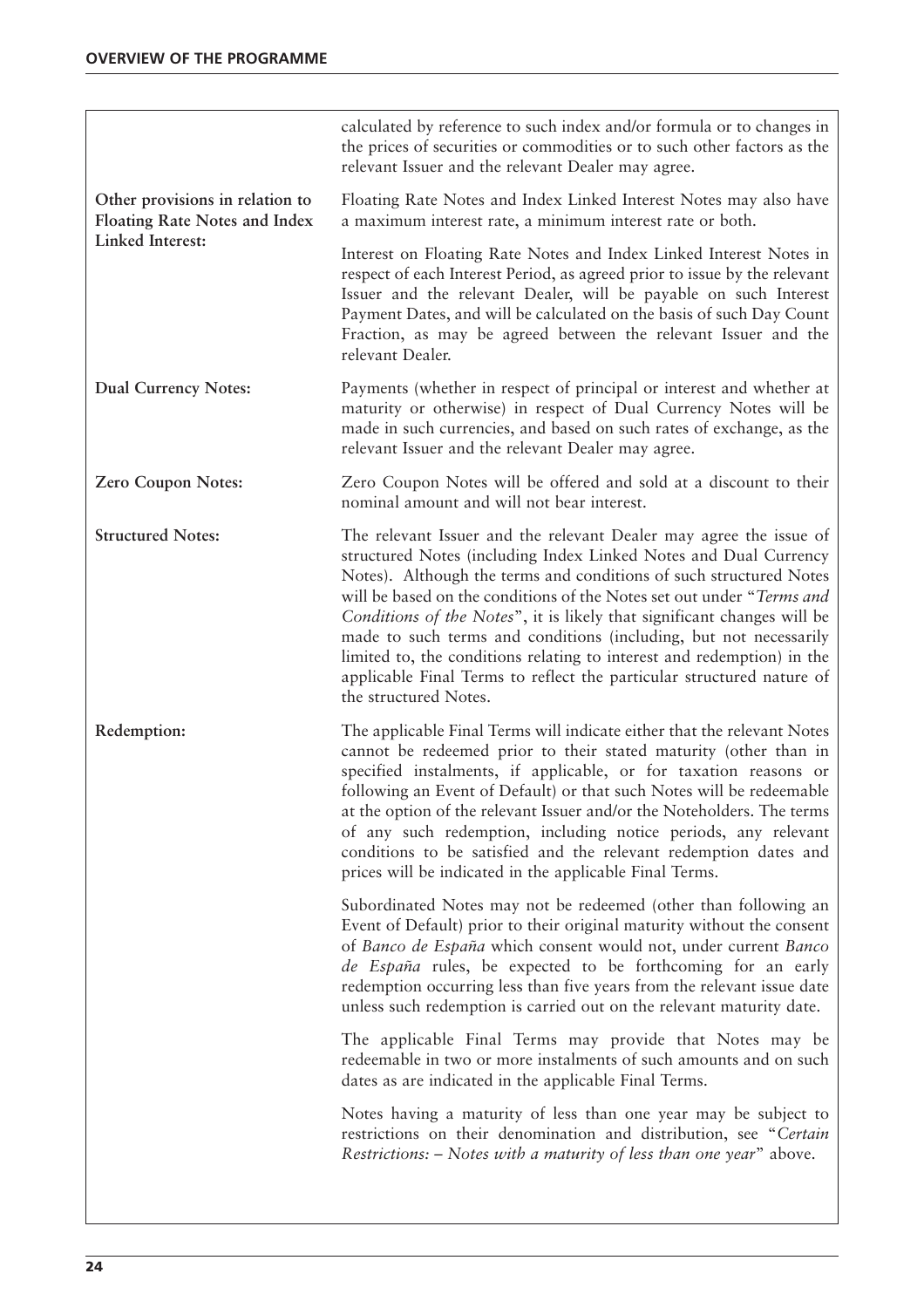| | |
|---|---|
| | calculated by reference to such index and/or formula or to changes in the prices of securities or commodities or to such other factors as the relevant Issuer and the relevant Dealer may agree. |
| **Other provisions in relation to Floating Rate Notes and Index Linked Interest:** | Floating Rate Notes and Index Linked Interest Notes may also have a maximum interest rate, a minimum interest rate or both.<br><br>Interest on Floating Rate Notes and Index Linked Interest Notes in respect of each Interest Period, as agreed prior to issue by the relevant Issuer and the relevant Dealer, will be payable on such Interest Payment Dates, and will be calculated on the basis of such Day Count Fraction, as may be agreed between the relevant Issuer and the relevant Dealer. |
| **Dual Currency Notes:** | Payments (whether in respect of principal or interest and whether at maturity or otherwise) in respect of Dual Currency Notes will be made in such currencies, and based on such rates of exchange, as the relevant Issuer and the relevant Dealer may agree. |
| **Zero Coupon Notes:** | Zero Coupon Notes will be offered and sold at a discount to their nominal amount and will not bear interest. |
| **Structured Notes:** | The relevant Issuer and the relevant Dealer may agree the issue of structured Notes (including Index Linked Notes and Dual Currency Notes). Although the terms and conditions of such structured Notes will be based on the conditions of the Notes set out under "*Terms and Conditions of the Notes*", it is likely that significant changes will be made to such terms and conditions (including, but not necessarily limited to, the conditions relating to interest and redemption) in the applicable Final Terms to reflect the particular structured nature of the structured Notes. |
| **Redemption:** | The applicable Final Terms will indicate either that the relevant Notes cannot be redeemed prior to their stated maturity (other than in specified instalments, if applicable, or for taxation reasons or following an Event of Default) or that such Notes will be redeemable at the option of the relevant Issuer and/or the Noteholders. The terms of any such redemption, including notice periods, any relevant conditions to be satisfied and the relevant redemption dates and prices will be indicated in the applicable Final Terms.<br><br>Subordinated Notes may not be redeemed (other than following an Event of Default) prior to their original maturity without the consent of *Banco de España* which consent would not, under current *Banco de España* rules, be expected to be forthcoming for an early redemption occurring less than five years from the relevant issue date unless such redemption is carried out on the relevant maturity date.<br><br>The applicable Final Terms may provide that Notes may be redeemable in two or more instalments of such amounts and on such dates as are indicated in the applicable Final Terms.<br><br>Notes having a maturity of less than one year may be subject to restrictions on their denomination and distribution, see "*Certain Restrictions: – Notes with a maturity of less than one year*" above. |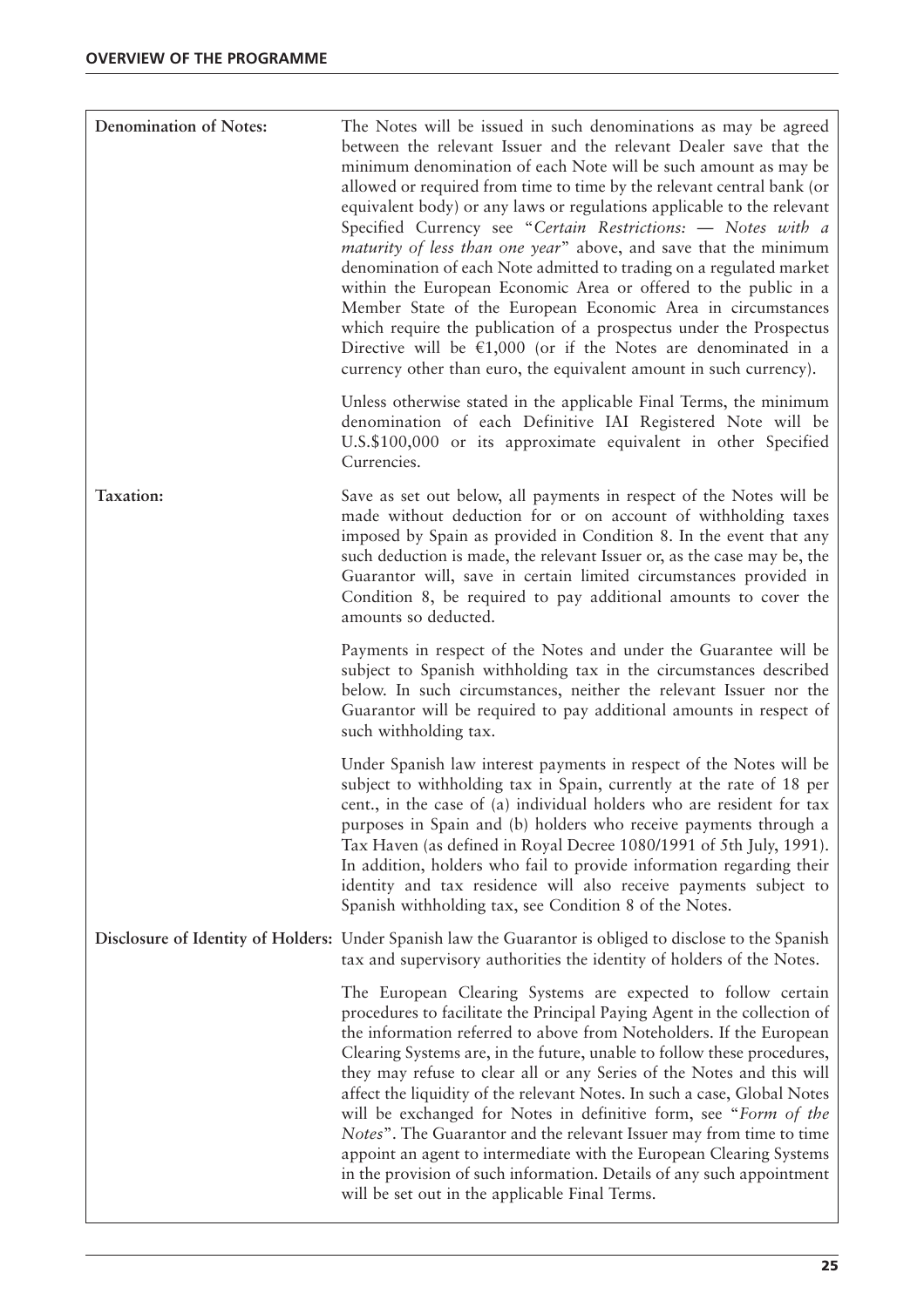| | |
|---|---|
| **Denomination of Notes:** | The Notes will be issued in such denominations as may be agreed between the relevant Issuer and the relevant Dealer save that the minimum denomination of each Note will be such amount as may be allowed or required from time to time by the relevant central bank (or equivalent body) or any laws or regulations applicable to the relevant Specified Currency see "*Certain Restrictions: — Notes with a maturity of less than one year*" above, and save that the minimum denomination of each Note admitted to trading on a regulated market within the European Economic Area or offered to the public in a Member State of the European Economic Area in circumstances which require the publication of a prospectus under the Prospectus Directive will be €1,000 (or if the Notes are denominated in a currency other than euro, the equivalent amount in such currency).<br><br>Unless otherwise stated in the applicable Final Terms, the minimum denomination of each Definitive IAI Registered Note will be U.S.$100,000 or its approximate equivalent in other Specified Currencies. |
| **Taxation:** | Save as set out below, all payments in respect of the Notes will be made without deduction for or on account of withholding taxes imposed by Spain as provided in Condition 8. In the event that any such deduction is made, the relevant Issuer or, as the case may be, the Guarantor will, save in certain limited circumstances provided in Condition 8, be required to pay additional amounts to cover the amounts so deducted.<br><br>Payments in respect of the Notes and under the Guarantee will be subject to Spanish withholding tax in the circumstances described below. In such circumstances, neither the relevant Issuer nor the Guarantor will be required to pay additional amounts in respect of such withholding tax.<br><br>Under Spanish law interest payments in respect of the Notes will be subject to withholding tax in Spain, currently at the rate of 18 per cent., in the case of (a) individual holders who are resident for tax purposes in Spain and (b) holders who receive payments through a Tax Haven (as defined in Royal Decree 1080/1991 of 5th July, 1991). In addition, holders who fail to provide information regarding their identity and tax residence will also receive payments subject to Spanish withholding tax, see Condition 8 of the Notes. |
| **Disclosure of Identity of Holders:** | Under Spanish law the Guarantor is obliged to disclose to the Spanish tax and supervisory authorities the identity of holders of the Notes.<br><br>The European Clearing Systems are expected to follow certain procedures to facilitate the Principal Paying Agent in the collection of the information referred to above from Noteholders. If the European Clearing Systems are, in the future, unable to follow these procedures, they may refuse to clear all or any Series of the Notes and this will affect the liquidity of the relevant Notes. In such a case, Global Notes will be exchanged for Notes in definitive form, see "*Form of the Notes*". The Guarantor and the relevant Issuer may from time to time appoint an agent to intermediate with the European Clearing Systems in the provision of such information. Details of any such appointment will be set out in the applicable Final Terms. |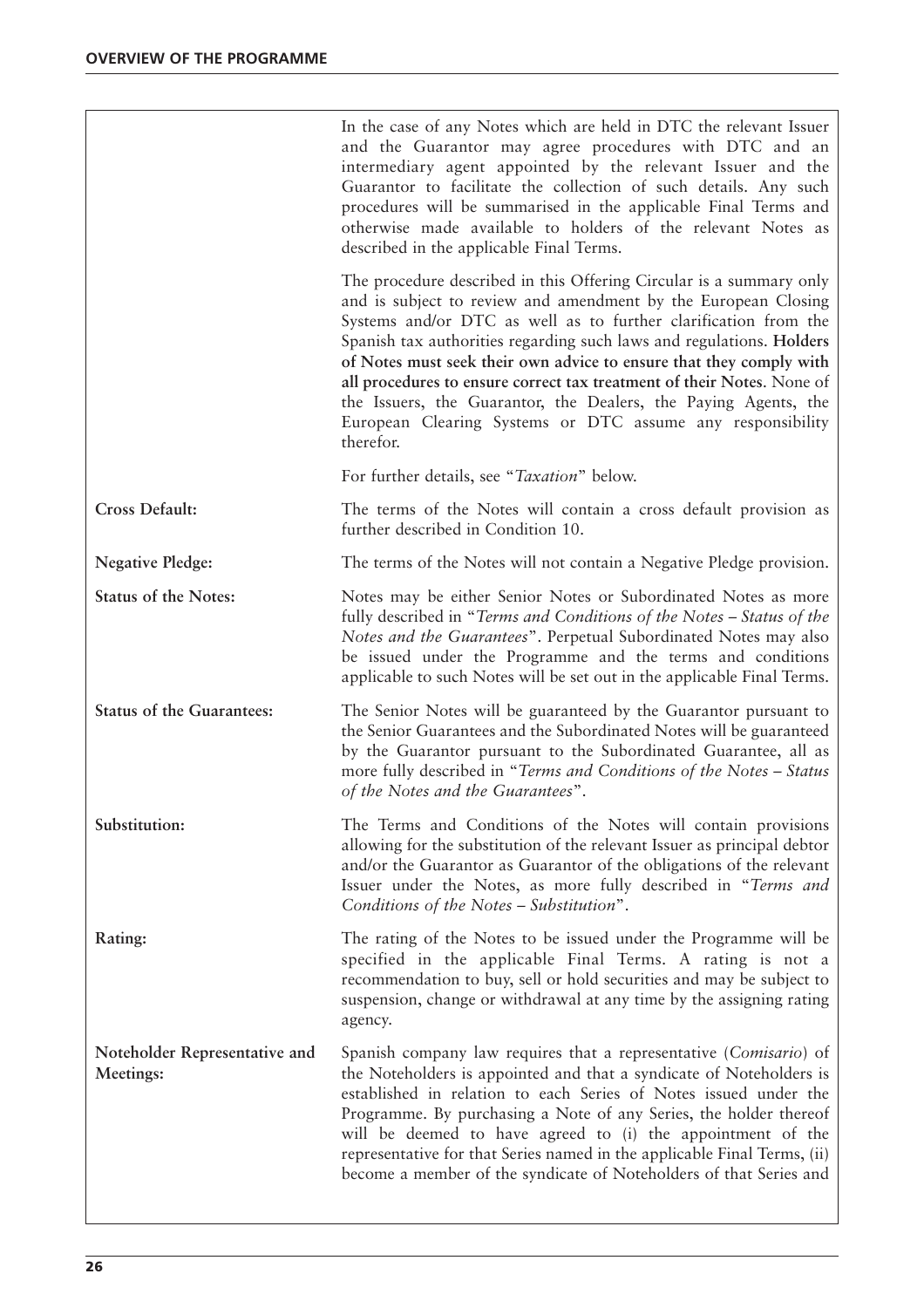| | |
|---|---|
| | In the case of any Notes which are held in DTC the relevant Issuer and the Guarantor may agree procedures with DTC and an intermediary agent appointed by the relevant Issuer and the Guarantor to facilitate the collection of such details. Any such procedures will be summarised in the applicable Final Terms and otherwise made available to holders of the relevant Notes as described in the applicable Final Terms. |
| | The procedure described in this Offering Circular is a summary only and is subject to review and amendment by the European Closing Systems and/or DTC as well as to further clarification from the Spanish tax authorities regarding such laws and regulations. **Holders of Notes must seek their own advice to ensure that they comply with all procedures to ensure correct tax treatment of their Notes**. None of the Issuers, the Guarantor, the Dealers, the Paying Agents, the European Clearing Systems or DTC assume any responsibility therefor. |
| | For further details, see "*Taxation*" below. |
| **Cross Default:** | The terms of the Notes will contain a cross default provision as further described in Condition 10. |
| **Negative Pledge:** | The terms of the Notes will not contain a Negative Pledge provision. |
| **Status of the Notes:** | Notes may be either Senior Notes or Subordinated Notes as more fully described in "*Terms and Conditions of the Notes – Status of the Notes and the Guarantees*". Perpetual Subordinated Notes may also be issued under the Programme and the terms and conditions applicable to such Notes will be set out in the applicable Final Terms. |
| **Status of the Guarantees:** | The Senior Notes will be guaranteed by the Guarantor pursuant to the Senior Guarantees and the Subordinated Notes will be guaranteed by the Guarantor pursuant to the Subordinated Guarantee, all as more fully described in "*Terms and Conditions of the Notes – Status of the Notes and the Guarantees*". |
| **Substitution:** | The Terms and Conditions of the Notes will contain provisions allowing for the substitution of the relevant Issuer as principal debtor and/or the Guarantor as Guarantor of the obligations of the relevant Issuer under the Notes, as more fully described in "*Terms and Conditions of the Notes – Substitution*". |
| **Rating:** | The rating of the Notes to be issued under the Programme will be specified in the applicable Final Terms. A rating is not a recommendation to buy, sell or hold securities and may be subject to suspension, change or withdrawal at any time by the assigning rating agency. |
| **Noteholder Representative and Meetings:** | Spanish company law requires that a representative (*Comisario*) of the Noteholders is appointed and that a syndicate of Noteholders is established in relation to each Series of Notes issued under the Programme. By purchasing a Note of any Series, the holder thereof will be deemed to have agreed to (i) the appointment of the representative for that Series named in the applicable Final Terms, (ii) become a member of the syndicate of Noteholders of that Series and |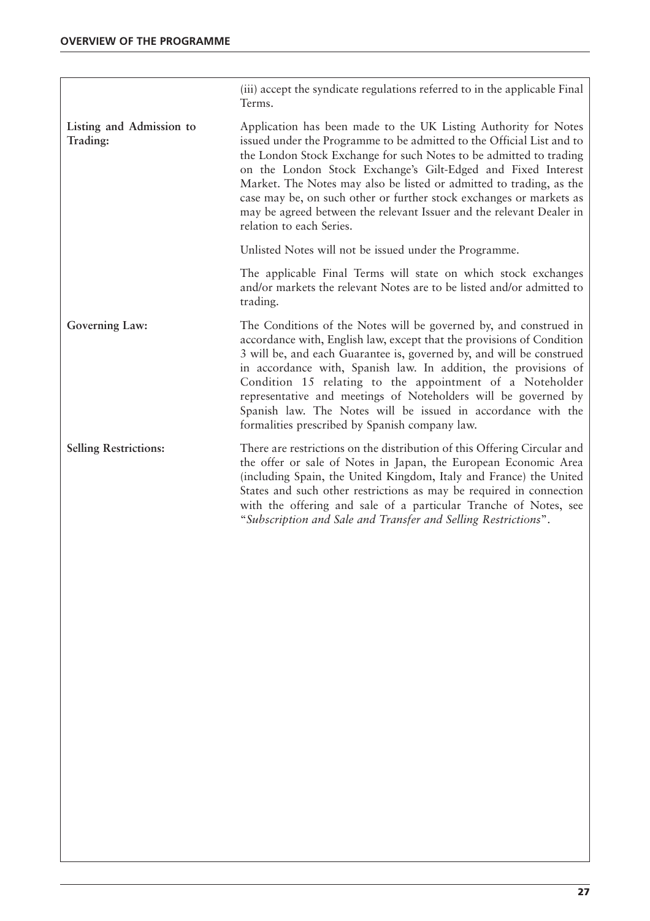| | |
|---|---|
| | (iii) accept the syndicate regulations referred to in the applicable Final Terms. |
| **Listing and Admission to Trading:** | Application has been made to the UK Listing Authority for Notes issued under the Programme to be admitted to the Official List and to the London Stock Exchange for such Notes to be admitted to trading on the London Stock Exchange's Gilt-Edged and Fixed Interest Market. The Notes may also be listed or admitted to trading, as the case may be, on such other or further stock exchanges or markets as may be agreed between the relevant Issuer and the relevant Dealer in relation to each Series.<br><br>Unlisted Notes will not be issued under the Programme.<br><br>The applicable Final Terms will state on which stock exchanges and/or markets the relevant Notes are to be listed and/or admitted to trading. |
| **Governing Law:** | The Conditions of the Notes will be governed by, and construed in accordance with, English law, except that the provisions of Condition 3 will be, and each Guarantee is, governed by, and will be construed in accordance with, Spanish law. In addition, the provisions of Condition 15 relating to the appointment of a Noteholder representative and meetings of Noteholders will be governed by Spanish law. The Notes will be issued in accordance with the formalities prescribed by Spanish company law. |
| **Selling Restrictions:** | There are restrictions on the distribution of this Offering Circular and the offer or sale of Notes in Japan, the European Economic Area (including Spain, the United Kingdom, Italy and France) the United States and such other restrictions as may be required in connection with the offering and sale of a particular Tranche of Notes, see "*Subscription and Sale and Transfer and Selling Restrictions*". |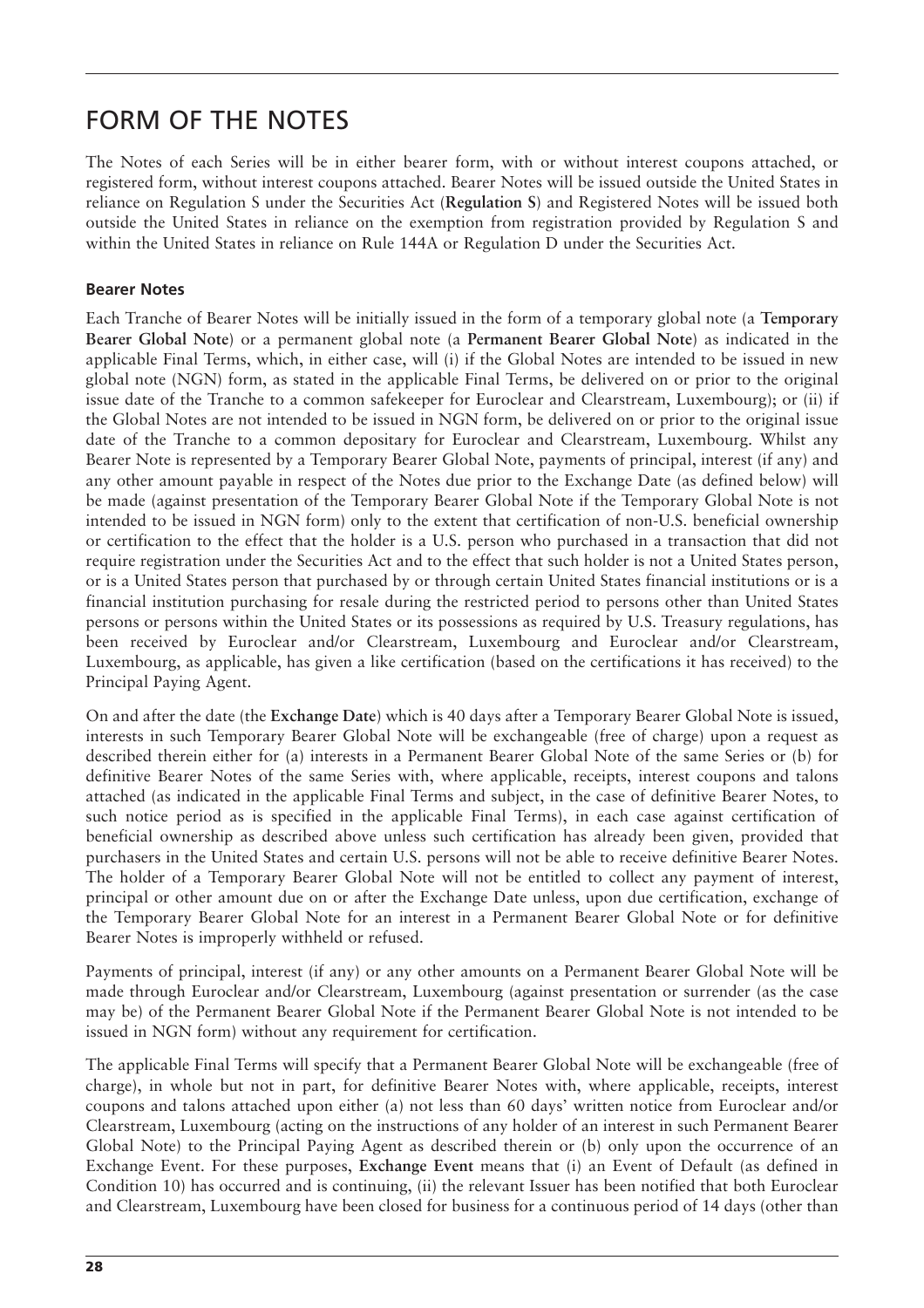# FORM OF THE NOTES

The Notes of each Series will be in either bearer form, with or without interest coupons attached, or registered form, without interest coupons attached. Bearer Notes will be issued outside the United States in reliance on Regulation S under the Securities Act (**Regulation S**) and Registered Notes will be issued both outside the United States in reliance on the exemption from registration provided by Regulation S and within the United States in reliance on Rule 144A or Regulation D under the Securities Act.

### Bearer Notes

Each Tranche of Bearer Notes will be initially issued in the form of a temporary global note (a **Temporary Bearer Global Note**) or a permanent global note (a **Permanent Bearer Global Note**) as indicated in the applicable Final Terms, which, in either case, will (i) if the Global Notes are intended to be issued in new global note (NGN) form, as stated in the applicable Final Terms, be delivered on or prior to the original issue date of the Tranche to a common safekeeper for Euroclear and Clearstream, Luxembourg); or (ii) if the Global Notes are not intended to be issued in NGN form, be delivered on or prior to the original issue date of the Tranche to a common depositary for Euroclear and Clearstream, Luxembourg. Whilst any Bearer Note is represented by a Temporary Bearer Global Note, payments of principal, interest (if any) and any other amount payable in respect of the Notes due prior to the Exchange Date (as defined below) will be made (against presentation of the Temporary Bearer Global Note if the Temporary Global Note is not intended to be issued in NGN form) only to the extent that certification of non-U.S. beneficial ownership or certification to the effect that the holder is a U.S. person who purchased in a transaction that did not require registration under the Securities Act and to the effect that such holder is not a United States person, or is a United States person that purchased by or through certain United States financial institutions or is a financial institution purchasing for resale during the restricted period to persons other than United States persons or persons within the United States or its possessions as required by U.S. Treasury regulations, has been received by Euroclear and/or Clearstream, Luxembourg and Euroclear and/or Clearstream, Luxembourg, as applicable, has given a like certification (based on the certifications it has received) to the Principal Paying Agent.

On and after the date (the **Exchange Date**) which is 40 days after a Temporary Bearer Global Note is issued, interests in such Temporary Bearer Global Note will be exchangeable (free of charge) upon a request as described therein either for (a) interests in a Permanent Bearer Global Note of the same Series or (b) for definitive Bearer Notes of the same Series with, where applicable, receipts, interest coupons and talons attached (as indicated in the applicable Final Terms and subject, in the case of definitive Bearer Notes, to such notice period as is specified in the applicable Final Terms), in each case against certification of beneficial ownership as described above unless such certification has already been given, provided that purchasers in the United States and certain U.S. persons will not be able to receive definitive Bearer Notes. The holder of a Temporary Bearer Global Note will not be entitled to collect any payment of interest, principal or other amount due on or after the Exchange Date unless, upon due certification, exchange of the Temporary Bearer Global Note for an interest in a Permanent Bearer Global Note or for definitive Bearer Notes is improperly withheld or refused.

Payments of principal, interest (if any) or any other amounts on a Permanent Bearer Global Note will be made through Euroclear and/or Clearstream, Luxembourg (against presentation or surrender (as the case may be) of the Permanent Bearer Global Note if the Permanent Bearer Global Note is not intended to be issued in NGN form) without any requirement for certification.

The applicable Final Terms will specify that a Permanent Bearer Global Note will be exchangeable (free of charge), in whole but not in part, for definitive Bearer Notes with, where applicable, receipts, interest coupons and talons attached upon either (a) not less than 60 days' written notice from Euroclear and/or Clearstream, Luxembourg (acting on the instructions of any holder of an interest in such Permanent Bearer Global Note) to the Principal Paying Agent as described therein or (b) only upon the occurrence of an Exchange Event. For these purposes, **Exchange Event** means that (i) an Event of Default (as defined in Condition 10) has occurred and is continuing, (ii) the relevant Issuer has been notified that both Euroclear and Clearstream, Luxembourg have been closed for business for a continuous period of 14 days (other than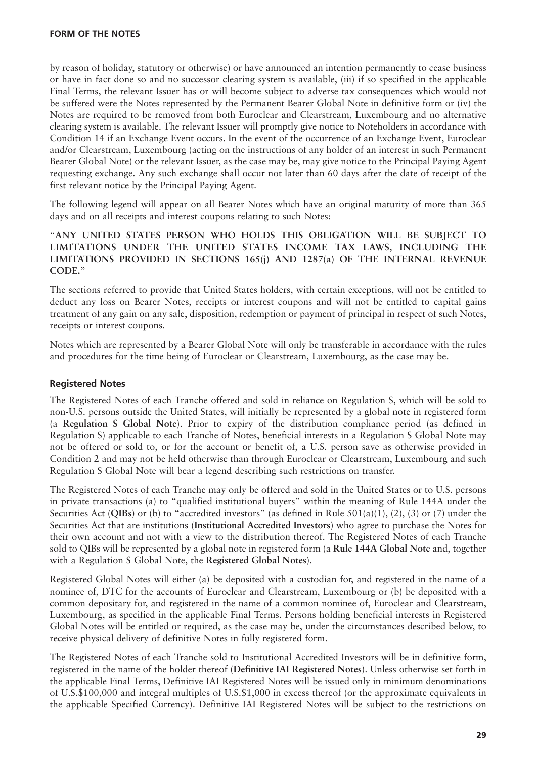by reason of holiday, statutory or otherwise) or have announced an intention permanently to cease business or have in fact done so and no successor clearing system is available, (iii) if so specified in the applicable Final Terms, the relevant Issuer has or will become subject to adverse tax consequences which would not be suffered were the Notes represented by the Permanent Bearer Global Note in definitive form or (iv) the Notes are required to be removed from both Euroclear and Clearstream, Luxembourg and no alternative clearing system is available. The relevant Issuer will promptly give notice to Noteholders in accordance with Condition 14 if an Exchange Event occurs. In the event of the occurrence of an Exchange Event, Euroclear and/or Clearstream, Luxembourg (acting on the instructions of any holder of an interest in such Permanent Bearer Global Note) or the relevant Issuer, as the case may be, may give notice to the Principal Paying Agent requesting exchange. Any such exchange shall occur not later than 60 days after the date of receipt of the first relevant notice by the Principal Paying Agent.

The following legend will appear on all Bearer Notes which have an original maturity of more than 365 days and on all receipts and interest coupons relating to such Notes:

"**ANY UNITED STATES PERSON WHO HOLDS THIS OBLIGATION WILL BE SUBJECT TO LIMITATIONS UNDER THE UNITED STATES INCOME TAX LAWS, INCLUDING THE LIMITATIONS PROVIDED IN SECTIONS 165(j) AND 1287(a) OF THE INTERNAL REVENUE CODE.**"

The sections referred to provide that United States holders, with certain exceptions, will not be entitled to deduct any loss on Bearer Notes, receipts or interest coupons and will not be entitled to capital gains treatment of any gain on any sale, disposition, redemption or payment of principal in respect of such Notes, receipts or interest coupons.

Notes which are represented by a Bearer Global Note will only be transferable in accordance with the rules and procedures for the time being of Euroclear or Clearstream, Luxembourg, as the case may be.

### Registered Notes

The Registered Notes of each Tranche offered and sold in reliance on Regulation S, which will be sold to non-U.S. persons outside the United States, will initially be represented by a global note in registered form (a **Regulation S Global Note**). Prior to expiry of the distribution compliance period (as defined in Regulation S) applicable to each Tranche of Notes, beneficial interests in a Regulation S Global Note may not be offered or sold to, or for the account or benefit of, a U.S. person save as otherwise provided in Condition 2 and may not be held otherwise than through Euroclear or Clearstream, Luxembourg and such Regulation S Global Note will bear a legend describing such restrictions on transfer.

The Registered Notes of each Tranche may only be offered and sold in the United States or to U.S. persons in private transactions (a) to "qualified institutional buyers" within the meaning of Rule 144A under the Securities Act (**QIBs**) or (b) to "accredited investors" (as defined in Rule 501(a)(1), (2), (3) or (7) under the Securities Act that are institutions (**Institutional Accredited Investors**) who agree to purchase the Notes for their own account and not with a view to the distribution thereof. The Registered Notes of each Tranche sold to QIBs will be represented by a global note in registered form (a **Rule 144A Global Note** and, together with a Regulation S Global Note, the **Registered Global Notes**).

Registered Global Notes will either (a) be deposited with a custodian for, and registered in the name of a nominee of, DTC for the accounts of Euroclear and Clearstream, Luxembourg or (b) be deposited with a common depositary for, and registered in the name of a common nominee of, Euroclear and Clearstream, Luxembourg, as specified in the applicable Final Terms. Persons holding beneficial interests in Registered Global Notes will be entitled or required, as the case may be, under the circumstances described below, to receive physical delivery of definitive Notes in fully registered form.

The Registered Notes of each Tranche sold to Institutional Accredited Investors will be in definitive form, registered in the name of the holder thereof (**Definitive IAI Registered Notes**). Unless otherwise set forth in the applicable Final Terms, Definitive IAI Registered Notes will be issued only in minimum denominations of U.S.$100,000 and integral multiples of U.S.$1,000 in excess thereof (or the approximate equivalents in the applicable Specified Currency). Definitive IAI Registered Notes will be subject to the restrictions on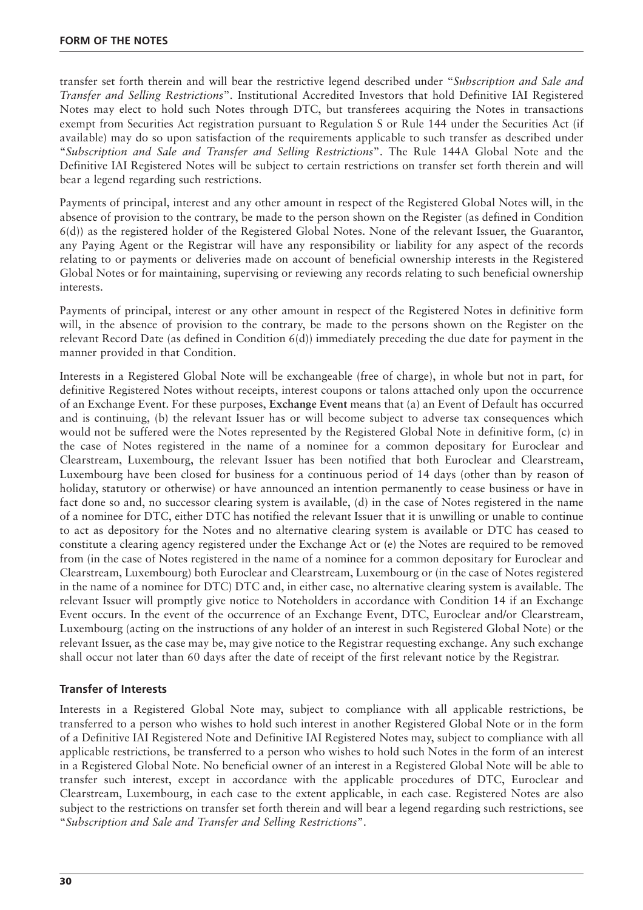transfer set forth therein and will bear the restrictive legend described under "*Subscription and Sale and Transfer and Selling Restrictions*". Institutional Accredited Investors that hold Definitive IAI Registered Notes may elect to hold such Notes through DTC, but transferees acquiring the Notes in transactions exempt from Securities Act registration pursuant to Regulation S or Rule 144 under the Securities Act (if available) may do so upon satisfaction of the requirements applicable to such transfer as described under "*Subscription and Sale and Transfer and Selling Restrictions*". The Rule 144A Global Note and the Definitive IAI Registered Notes will be subject to certain restrictions on transfer set forth therein and will bear a legend regarding such restrictions.

Payments of principal, interest and any other amount in respect of the Registered Global Notes will, in the absence of provision to the contrary, be made to the person shown on the Register (as defined in Condition 6(d)) as the registered holder of the Registered Global Notes. None of the relevant Issuer, the Guarantor, any Paying Agent or the Registrar will have any responsibility or liability for any aspect of the records relating to or payments or deliveries made on account of beneficial ownership interests in the Registered Global Notes or for maintaining, supervising or reviewing any records relating to such beneficial ownership interests.

Payments of principal, interest or any other amount in respect of the Registered Notes in definitive form will, in the absence of provision to the contrary, be made to the persons shown on the Register on the relevant Record Date (as defined in Condition 6(d)) immediately preceding the due date for payment in the manner provided in that Condition.

Interests in a Registered Global Note will be exchangeable (free of charge), in whole but not in part, for definitive Registered Notes without receipts, interest coupons or talons attached only upon the occurrence of an Exchange Event. For these purposes, **Exchange Event** means that (a) an Event of Default has occurred and is continuing, (b) the relevant Issuer has or will become subject to adverse tax consequences which would not be suffered were the Notes represented by the Registered Global Note in definitive form, (c) in the case of Notes registered in the name of a nominee for a common depositary for Euroclear and Clearstream, Luxembourg, the relevant Issuer has been notified that both Euroclear and Clearstream, Luxembourg have been closed for business for a continuous period of 14 days (other than by reason of holiday, statutory or otherwise) or have announced an intention permanently to cease business or have in fact done so and, no successor clearing system is available, (d) in the case of Notes registered in the name of a nominee for DTC, either DTC has notified the relevant Issuer that it is unwilling or unable to continue to act as depository for the Notes and no alternative clearing system is available or DTC has ceased to constitute a clearing agency registered under the Exchange Act or (e) the Notes are required to be removed from (in the case of Notes registered in the name of a nominee for a common depositary for Euroclear and Clearstream, Luxembourg) both Euroclear and Clearstream, Luxembourg or (in the case of Notes registered in the name of a nominee for DTC) DTC and, in either case, no alternative clearing system is available. The relevant Issuer will promptly give notice to Noteholders in accordance with Condition 14 if an Exchange Event occurs. In the event of the occurrence of an Exchange Event, DTC, Euroclear and/or Clearstream, Luxembourg (acting on the instructions of any holder of an interest in such Registered Global Note) or the relevant Issuer, as the case may be, may give notice to the Registrar requesting exchange. Any such exchange shall occur not later than 60 days after the date of receipt of the first relevant notice by the Registrar.

## Transfer of Interests

Interests in a Registered Global Note may, subject to compliance with all applicable restrictions, be transferred to a person who wishes to hold such interest in another Registered Global Note or in the form of a Definitive IAI Registered Note and Definitive IAI Registered Notes may, subject to compliance with all applicable restrictions, be transferred to a person who wishes to hold such Notes in the form of an interest in a Registered Global Note. No beneficial owner of an interest in a Registered Global Note will be able to transfer such interest, except in accordance with the applicable procedures of DTC, Euroclear and Clearstream, Luxembourg, in each case to the extent applicable, in each case. Registered Notes are also subject to the restrictions on transfer set forth therein and will bear a legend regarding such restrictions, see "*Subscription and Sale and Transfer and Selling Restrictions*".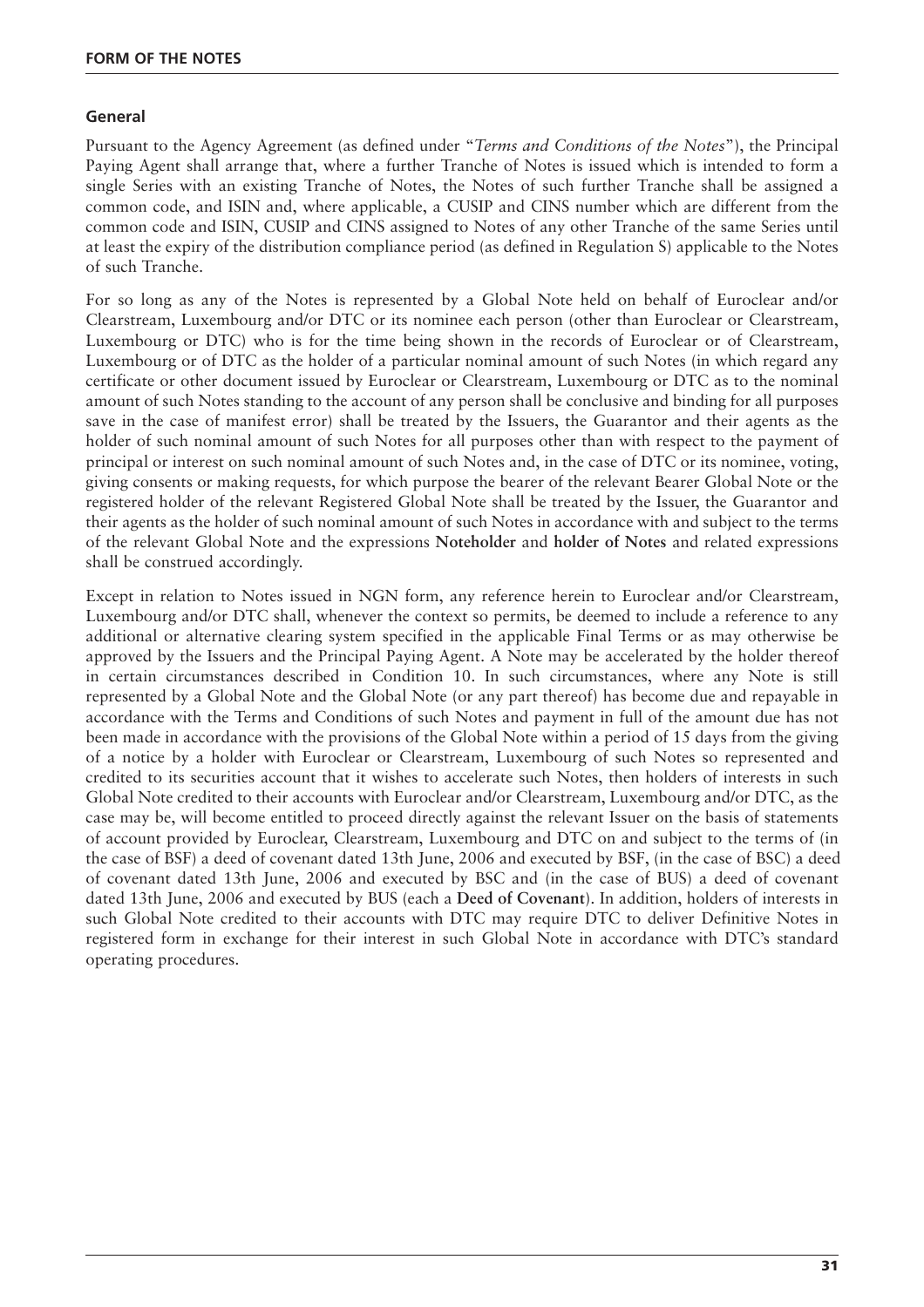## FORM OF THE NOTES

### General

Pursuant to the Agency Agreement (as defined under "*Terms and Conditions of the Notes*"), the Principal Paying Agent shall arrange that, where a further Tranche of Notes is issued which is intended to form a single Series with an existing Tranche of Notes, the Notes of such further Tranche shall be assigned a common code, and ISIN and, where applicable, a CUSIP and CINS number which are different from the common code and ISIN, CUSIP and CINS assigned to Notes of any other Tranche of the same Series until at least the expiry of the distribution compliance period (as defined in Regulation S) applicable to the Notes of such Tranche.

For so long as any of the Notes is represented by a Global Note held on behalf of Euroclear and/or Clearstream, Luxembourg and/or DTC or its nominee each person (other than Euroclear or Clearstream, Luxembourg or DTC) who is for the time being shown in the records of Euroclear or of Clearstream, Luxembourg or of DTC as the holder of a particular nominal amount of such Notes (in which regard any certificate or other document issued by Euroclear or Clearstream, Luxembourg or DTC as to the nominal amount of such Notes standing to the account of any person shall be conclusive and binding for all purposes save in the case of manifest error) shall be treated by the Issuers, the Guarantor and their agents as the holder of such nominal amount of such Notes for all purposes other than with respect to the payment of principal or interest on such nominal amount of such Notes and, in the case of DTC or its nominee, voting, giving consents or making requests, for which purpose the bearer of the relevant Bearer Global Note or the registered holder of the relevant Registered Global Note shall be treated by the Issuer, the Guarantor and their agents as the holder of such nominal amount of such Notes in accordance with and subject to the terms of the relevant Global Note and the expressions **Noteholder** and **holder of Notes** and related expressions shall be construed accordingly.

Except in relation to Notes issued in NGN form, any reference herein to Euroclear and/or Clearstream, Luxembourg and/or DTC shall, whenever the context so permits, be deemed to include a reference to any additional or alternative clearing system specified in the applicable Final Terms or as may otherwise be approved by the Issuers and the Principal Paying Agent. A Note may be accelerated by the holder thereof in certain circumstances described in Condition 10. In such circumstances, where any Note is still represented by a Global Note and the Global Note (or any part thereof) has become due and repayable in accordance with the Terms and Conditions of such Notes and payment in full of the amount due has not been made in accordance with the provisions of the Global Note within a period of 15 days from the giving of a notice by a holder with Euroclear or Clearstream, Luxembourg of such Notes so represented and credited to its securities account that it wishes to accelerate such Notes, then holders of interests in such Global Note credited to their accounts with Euroclear and/or Clearstream, Luxembourg and/or DTC, as the case may be, will become entitled to proceed directly against the relevant Issuer on the basis of statements of account provided by Euroclear, Clearstream, Luxembourg and DTC on and subject to the terms of (in the case of BSF) a deed of covenant dated 13th June, 2006 and executed by BSF, (in the case of BSC) a deed of covenant dated 13th June, 2006 and executed by BSC and (in the case of BUS) a deed of covenant dated 13th June, 2006 and executed by BUS (each a **Deed of Covenant**). In addition, holders of interests in such Global Note credited to their accounts with DTC may require DTC to deliver Definitive Notes in registered form in exchange for their interest in such Global Note in accordance with DTC's standard operating procedures.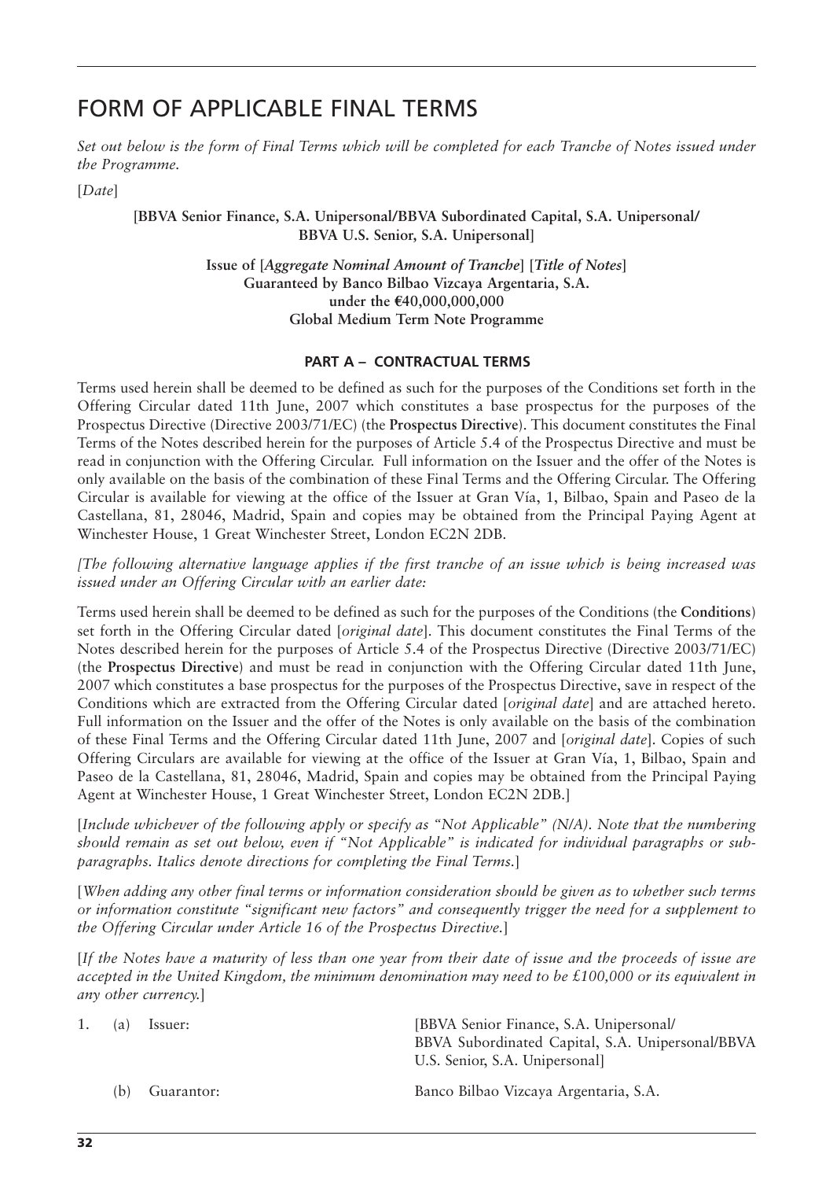# FORM OF APPLICABLE FINAL TERMS

*Set out below is the form of Final Terms which will be completed for each Tranche of Notes issued under the Programme.*

[*Date*]

**[BBVA Senior Finance, S.A. Unipersonal/BBVA Subordinated Capital, S.A. Unipersonal/ BBVA U.S. Senior, S.A. Unipersonal]**

**Issue of [*Aggregate Nominal Amount of Tranche*] [*Title of Notes*]**
**Guaranteed by Banco Bilbao Vizcaya Argentaria, S.A.**
**under the €40,000,000,000**
**Global Medium Term Note Programme**

## PART A – CONTRACTUAL TERMS

Terms used herein shall be deemed to be defined as such for the purposes of the Conditions set forth in the Offering Circular dated 11th June, 2007 which constitutes a base prospectus for the purposes of the Prospectus Directive (Directive 2003/71/EC) (the **Prospectus Directive**). This document constitutes the Final Terms of the Notes described herein for the purposes of Article 5.4 of the Prospectus Directive and must be read in conjunction with the Offering Circular. Full information on the Issuer and the offer of the Notes is only available on the basis of the combination of these Final Terms and the Offering Circular. The Offering Circular is available for viewing at the office of the Issuer at Gran Vía, 1, Bilbao, Spain and Paseo de la Castellana, 81, 28046, Madrid, Spain and copies may be obtained from the Principal Paying Agent at Winchester House, 1 Great Winchester Street, London EC2N 2DB.

*[The following alternative language applies if the first tranche of an issue which is being increased was issued under an Offering Circular with an earlier date:*

Terms used herein shall be deemed to be defined as such for the purposes of the Conditions (the **Conditions**) set forth in the Offering Circular dated [*original date*]. This document constitutes the Final Terms of the Notes described herein for the purposes of Article 5.4 of the Prospectus Directive (Directive 2003/71/EC) (the **Prospectus Directive**) and must be read in conjunction with the Offering Circular dated 11th June, 2007 which constitutes a base prospectus for the purposes of the Prospectus Directive, save in respect of the Conditions which are extracted from the Offering Circular dated [*original date*] and are attached hereto. Full information on the Issuer and the offer of the Notes is only available on the basis of the combination of these Final Terms and the Offering Circular dated 11th June, 2007 and [*original date*]. Copies of such Offering Circulars are available for viewing at the office of the Issuer at Gran Vía, 1, Bilbao, Spain and Paseo de la Castellana, 81, 28046, Madrid, Spain and copies may be obtained from the Principal Paying Agent at Winchester House, 1 Great Winchester Street, London EC2N 2DB.]

[*Include whichever of the following apply or specify as "Not Applicable" (N/A). Note that the numbering should remain as set out below, even if "Not Applicable" is indicated for individual paragraphs or sub-paragraphs. Italics denote directions for completing the Final Terms.*]

[*When adding any other final terms or information consideration should be given as to whether such terms or information constitute "significant new factors" and consequently trigger the need for a supplement to the Offering Circular under Article 16 of the Prospectus Directive.*]

[*If the Notes have a maturity of less than one year from their date of issue and the proceeds of issue are accepted in the United Kingdom, the minimum denomination may need to be £100,000 or its equivalent in any other currency.*]

| | | |
|---|---|---|
| 1. | (a) Issuer: | [BBVA Senior Finance, S.A. Unipersonal/ BBVA Subordinated Capital, S.A. Unipersonal/BBVA U.S. Senior, S.A. Unipersonal] |
| | (b) Guarantor: | Banco Bilbao Vizcaya Argentaria, S.A. |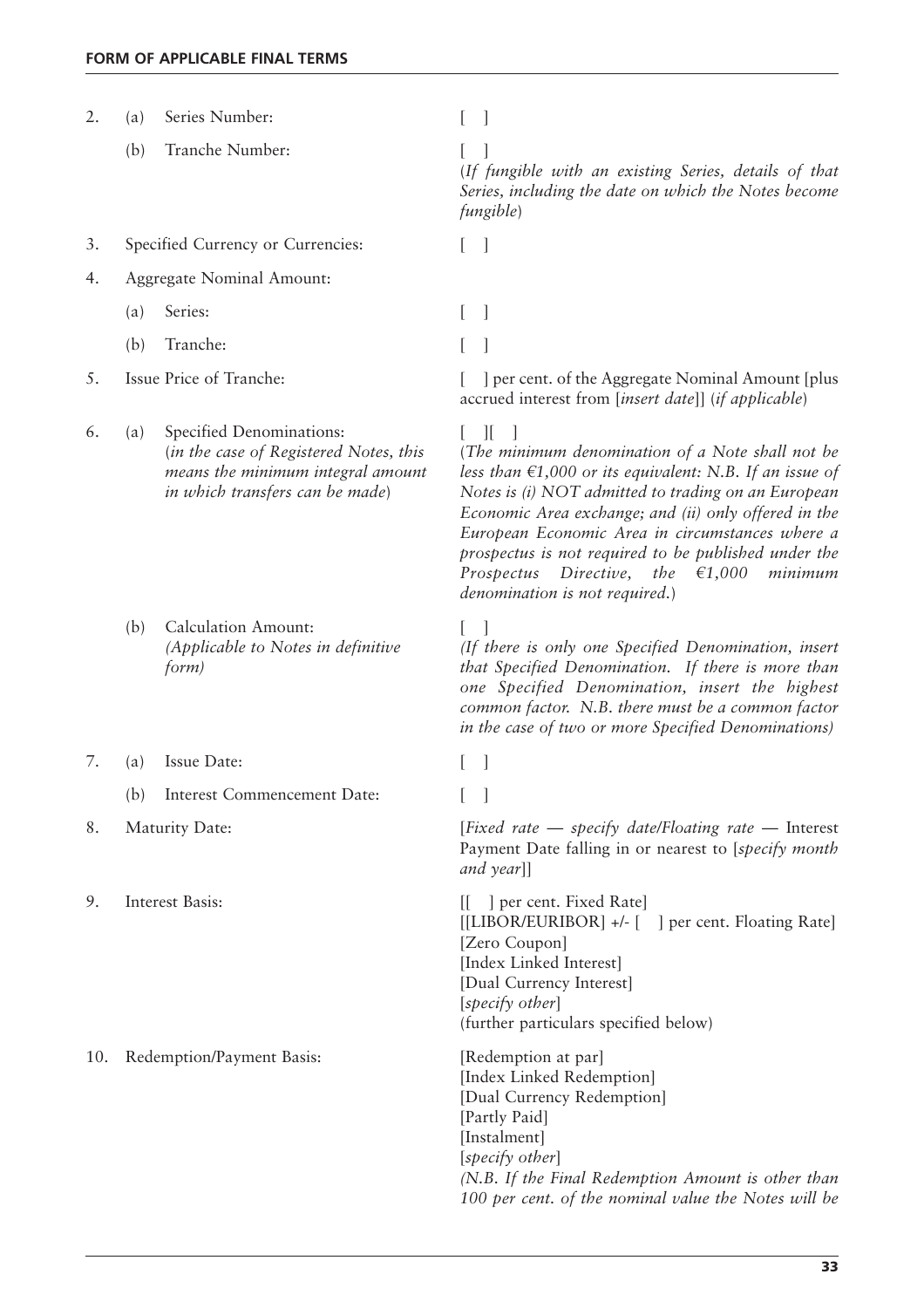## FORM OF APPLICABLE FINAL TERMS

| | | |
|---|---|---|
| 2. | (a) Series Number: | [ ] |
| | (b) Tranche Number: | [ ]<br>(*If fungible with an existing Series, details of that Series, including the date on which the Notes become fungible*) |
| 3. | Specified Currency or Currencies: | [ ] |
| 4. | Aggregate Nominal Amount: | |
| | (a) Series: | [ ] |
| | (b) Tranche: | [ ] |
| 5. | Issue Price of Tranche: | [ ] per cent. of the Aggregate Nominal Amount [plus accrued interest from [*insert date*]] (*if applicable*) |
| 6. | (a) Specified Denominations:<br>(*in the case of Registered Notes, this means the minimum integral amount in which transfers can be made*) | [ ][ ]<br>(*The minimum denomination of a Note shall not be less than €1,000 or its equivalent: N.B. If an issue of Notes is (i) NOT admitted to trading on an European Economic Area exchange; and (ii) only offered in the European Economic Area in circumstances where a prospectus is not required to be published under the Prospectus Directive, the €1,000 minimum denomination is not required.*) |
| | (b) Calculation Amount:<br>*(Applicable to Notes in definitive form)* | [ ]<br>*(If there is only one Specified Denomination, insert that Specified Denomination. If there is more than one Specified Denomination, insert the highest common factor. N.B. there must be a common factor in the case of two or more Specified Denominations)* |
| 7. | (a) Issue Date: | [ ] |
| | (b) Interest Commencement Date: | [ ] |
| 8. | Maturity Date: | [*Fixed rate — specify date/Floating rate —* Interest Payment Date falling in or nearest to [*specify month and year*]] |
| 9. | Interest Basis: | [[ ] per cent. Fixed Rate]<br>[[LIBOR/EURIBOR] +/- [ ] per cent. Floating Rate]<br>[Zero Coupon]<br>[Index Linked Interest]<br>[Dual Currency Interest]<br>[*specify other*]<br>(further particulars specified below) |
| 10. | Redemption/Payment Basis: | [Redemption at par]<br>[Index Linked Redemption]<br>[Dual Currency Redemption]<br>[Partly Paid]<br>[Instalment]<br>[*specify other*]<br>*(N.B. If the Final Redemption Amount is other than 100 per cent. of the nominal value the Notes will be* |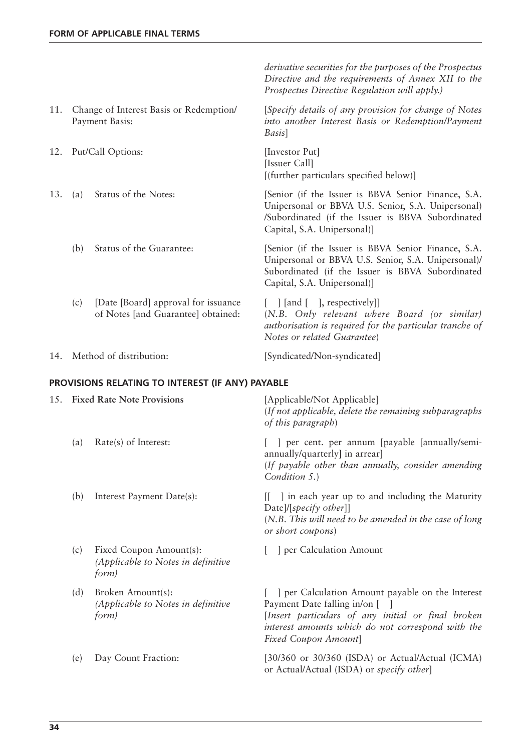| | | |
|---|---|---|
| | | *derivative securities for the purposes of the Prospectus Directive and the requirements of Annex XII to the Prospectus Directive Regulation will apply.)* |
| 11. | Change of Interest Basis or Redemption/ Payment Basis: | [*Specify details of any provision for change of Notes into another Interest Basis or Redemption/Payment Basis*] |
| 12. | Put/Call Options: | [Investor Put]<br>[Issuer Call]<br>[(further particulars specified below)] |
| 13. | (a) Status of the Notes: | [Senior (if the Issuer is BBVA Senior Finance, S.A. Unipersonal or BBVA U.S. Senior, S.A. Unipersonal) /Subordinated (if the Issuer is BBVA Subordinated Capital, S.A. Unipersonal)] |
| | (b) Status of the Guarantee: | [Senior (if the Issuer is BBVA Senior Finance, S.A. Unipersonal or BBVA U.S. Senior, S.A. Unipersonal)/ Subordinated (if the Issuer is BBVA Subordinated Capital, S.A. Unipersonal)] |
| | (c) [Date [Board] approval for issuance of Notes [and Guarantee] obtained: | [ ] [and [ ], respectively]]<br>(*N.B. Only relevant where Board (or similar) authorisation is required for the particular tranche of Notes or related Guarantee*) |
| 14. | Method of distribution: | [Syndicated/Non-syndicated] |

## PROVISIONS RELATING TO INTEREST (IF ANY) PAYABLE

| | | |
|---|---|---|
| 15. | **Fixed Rate Note Provisions** | [Applicable/Not Applicable]<br>(*If not applicable, delete the remaining subparagraphs of this paragraph*) |
| | (a) Rate(s) of Interest: | [ ] per cent. per annum [payable [annually/semi-annually/quarterly] in arrear]<br>(*If payable other than annually, consider amending Condition 5.*) |
| | (b) Interest Payment Date(s): | [[ ] in each year up to and including the Maturity Date]/[*specify other*]]<br>(*N.B. This will need to be amended in the case of long or short coupons*) |
| | (c) Fixed Coupon Amount(s):<br>*(Applicable to Notes in definitive form)* | [ ] per Calculation Amount |
| | (d) Broken Amount(s):<br>*(Applicable to Notes in definitive form)* | [ ] per Calculation Amount payable on the Interest Payment Date falling in/on [ ]<br>[*Insert particulars of any initial or final broken interest amounts which do not correspond with the Fixed Coupon Amount*] |
| | (e) Day Count Fraction: | [30/360 or 30/360 (ISDA) or Actual/Actual (ICMA) or Actual/Actual (ISDA) or *specify other*] |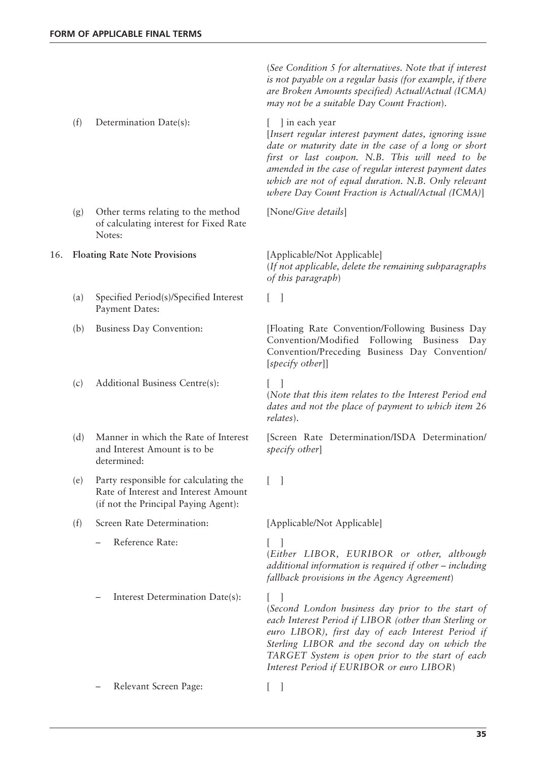| | | | |
|---|---|---|---|
| | | | *(See Condition 5 for alternatives. Note that if interest is not payable on a regular basis (for example, if there are Broken Amounts specified) Actual/Actual (ICMA) may not be a suitable Day Count Fraction).* |
| | (f) | Determination Date(s): | [ ] in each year<br>[*Insert regular interest payment dates, ignoring issue date or maturity date in the case of a long or short first or last coupon. N.B. This will need to be amended in the case of regular interest payment dates which are not of equal duration. N.B. Only relevant where Day Count Fraction is Actual/Actual (ICMA)*] |
| | (g) | Other terms relating to the method of calculating interest for Fixed Rate Notes: | [None/*Give details*] |
| 16. | **Floating Rate Note Provisions** | | [Applicable/Not Applicable]<br>*(If not applicable, delete the remaining subparagraphs of this paragraph)* |
| | (a) | Specified Period(s)/Specified Interest Payment Dates: | [ ] |
| | (b) | Business Day Convention: | [Floating Rate Convention/Following Business Day Convention/Modified Following Business Day Convention/Preceding Business Day Convention/ [*specify other*]] |
| | (c) | Additional Business Centre(s): | [ ]<br>*(Note that this item relates to the Interest Period end dates and not the place of payment to which item 26 relates).* |
| | (d) | Manner in which the Rate of Interest and Interest Amount is to be determined: | [Screen Rate Determination/ISDA Determination/ *specify other*] |
| | (e) | Party responsible for calculating the Rate of Interest and Interest Amount (if not the Principal Paying Agent): | [ ] |
| | (f) | Screen Rate Determination: | [Applicable/Not Applicable] |
| | | – Reference Rate: | [ ]<br>*(Either LIBOR, EURIBOR or other, although additional information is required if other – including fallback provisions in the Agency Agreement)* |
| | | – Interest Determination Date(s): | [ ]<br>*(Second London business day prior to the start of each Interest Period if LIBOR (other than Sterling or euro LIBOR), first day of each Interest Period if Sterling LIBOR and the second day on which the TARGET System is open prior to the start of each Interest Period if EURIBOR or euro LIBOR)* |
| | | – Relevant Screen Page: | [ ] |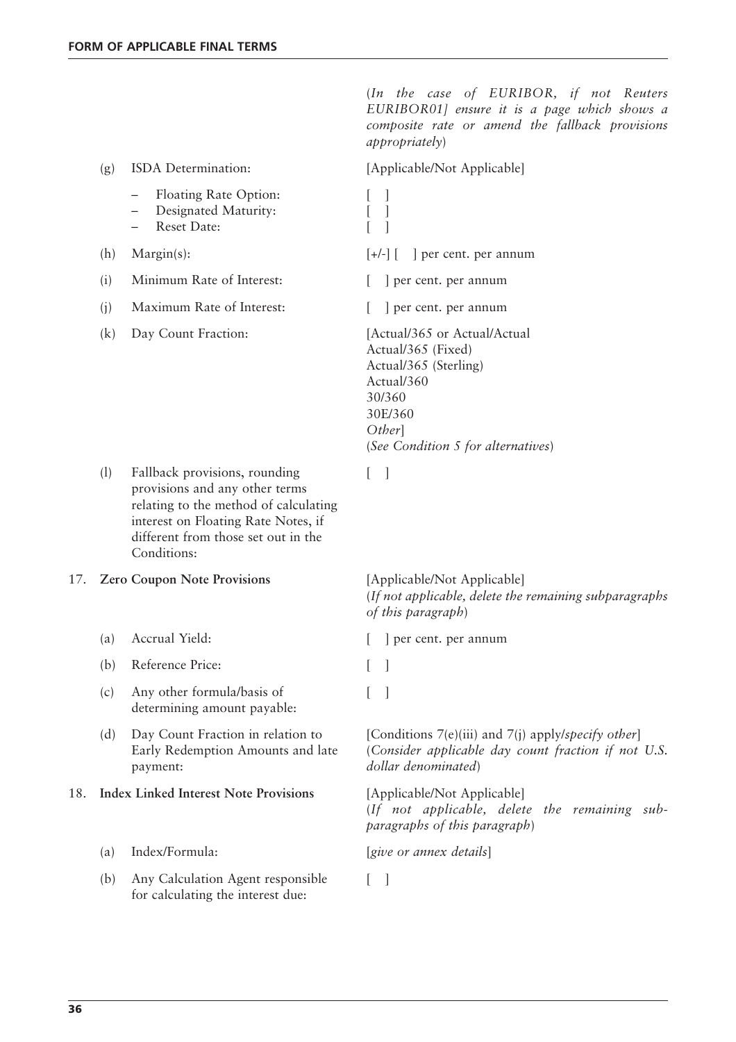| | | |
|---|---|---|
| | | (*In the case of EURIBOR, if not Reuters EURIBOR01] ensure it is a page which shows a composite rate or amend the fallback provisions appropriately*) |
| (g) | ISDA Determination: | [Applicable/Not Applicable] |
| | – Floating Rate Option:<br>– Designated Maturity:<br>– Reset Date: | [ ]<br>[ ]<br>[ ] |
| (h) | Margin(s): | [+/-] [ ] per cent. per annum |
| (i) | Minimum Rate of Interest: | [ ] per cent. per annum |
| (j) | Maximum Rate of Interest: | [ ] per cent. per annum |
| (k) | Day Count Fraction: | [Actual/365 or Actual/Actual<br>Actual/365 (Fixed)<br>Actual/365 (Sterling)<br>Actual/360<br>30/360<br>30E/360<br>*Other*]<br>(*See Condition 5 for alternatives*) |
| (l) | Fallback provisions, rounding provisions and any other terms relating to the method of calculating interest on Floating Rate Notes, if different from those set out in the Conditions: | [ ] |

| | | |
|---|---|---|
| 17. | **Zero Coupon Note Provisions** | [Applicable/Not Applicable]<br>(*If not applicable, delete the remaining subparagraphs of this paragraph*) |
| (a) | Accrual Yield: | [ ] per cent. per annum |
| (b) | Reference Price: | [ ] |
| (c) | Any other formula/basis of determining amount payable: | [ ] |
| (d) | Day Count Fraction in relation to Early Redemption Amounts and late payment: | [Conditions 7(e)(iii) and 7(j) apply/*specify other*]<br>(*Consider applicable day count fraction if not U.S. dollar denominated*) |
| 18. | **Index Linked Interest Note Provisions** | [Applicable/Not Applicable]<br>(*If not applicable, delete the remaining sub-paragraphs of this paragraph*) |
| (a) | Index/Formula: | [*give or annex details*] |
| (b) | Any Calculation Agent responsible for calculating the interest due: | [ ] |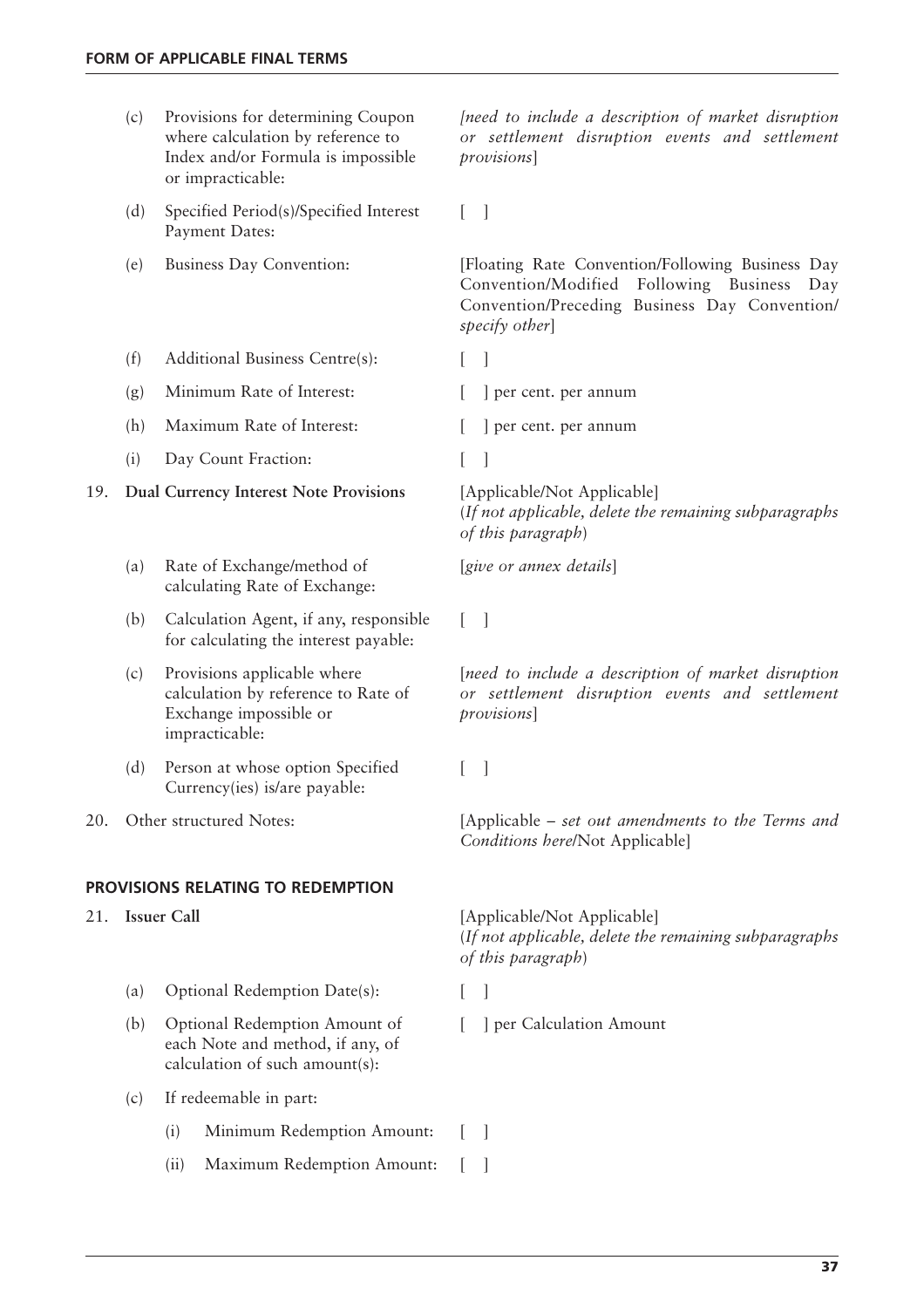| | | |
|---|---|---|
| | (c) Provisions for determining Coupon where calculation by reference to Index and/or Formula is impossible or impracticable: | *[need to include a description of market disruption or settlement disruption events and settlement provisions]* |
| | (d) Specified Period(s)/Specified Interest Payment Dates: | [ ] |
| | (e) Business Day Convention: | [Floating Rate Convention/Following Business Day Convention/Modified Following Business Day Convention/Preceding Business Day Convention/ *specify other*] |
| | (f) Additional Business Centre(s): | [ ] |
| | (g) Minimum Rate of Interest: | [ ] per cent. per annum |
| | (h) Maximum Rate of Interest: | [ ] per cent. per annum |
| | (i) Day Count Fraction: | [ ] |
| 19. | **Dual Currency Interest Note Provisions** | [Applicable/Not Applicable] (*If not applicable, delete the remaining subparagraphs of this paragraph*) |
| | (a) Rate of Exchange/method of calculating Rate of Exchange: | [*give or annex details*] |
| | (b) Calculation Agent, if any, responsible for calculating the interest payable: | [ ] |
| | (c) Provisions applicable where calculation by reference to Rate of Exchange impossible or impracticable: | [*need to include a description of market disruption or settlement disruption events and settlement provisions*] |
| | (d) Person at whose option Specified Currency(ies) is/are payable: | [ ] |
| 20. | Other structured Notes: | [Applicable – *set out amendments to the Terms and Conditions here*/Not Applicable] |

## PROVISIONS RELATING TO REDEMPTION

| | | |
|---|---|---|
| 21. | **Issuer Call** | [Applicable/Not Applicable] (*If not applicable, delete the remaining subparagraphs of this paragraph*) |
| | (a) Optional Redemption Date(s): | [ ] |
| | (b) Optional Redemption Amount of each Note and method, if any, of calculation of such amount(s): | [ ] per Calculation Amount |
| | (c) If redeemable in part: | |
| | (i) Minimum Redemption Amount: | [ ] |
| | (ii) Maximum Redemption Amount: | [ ] |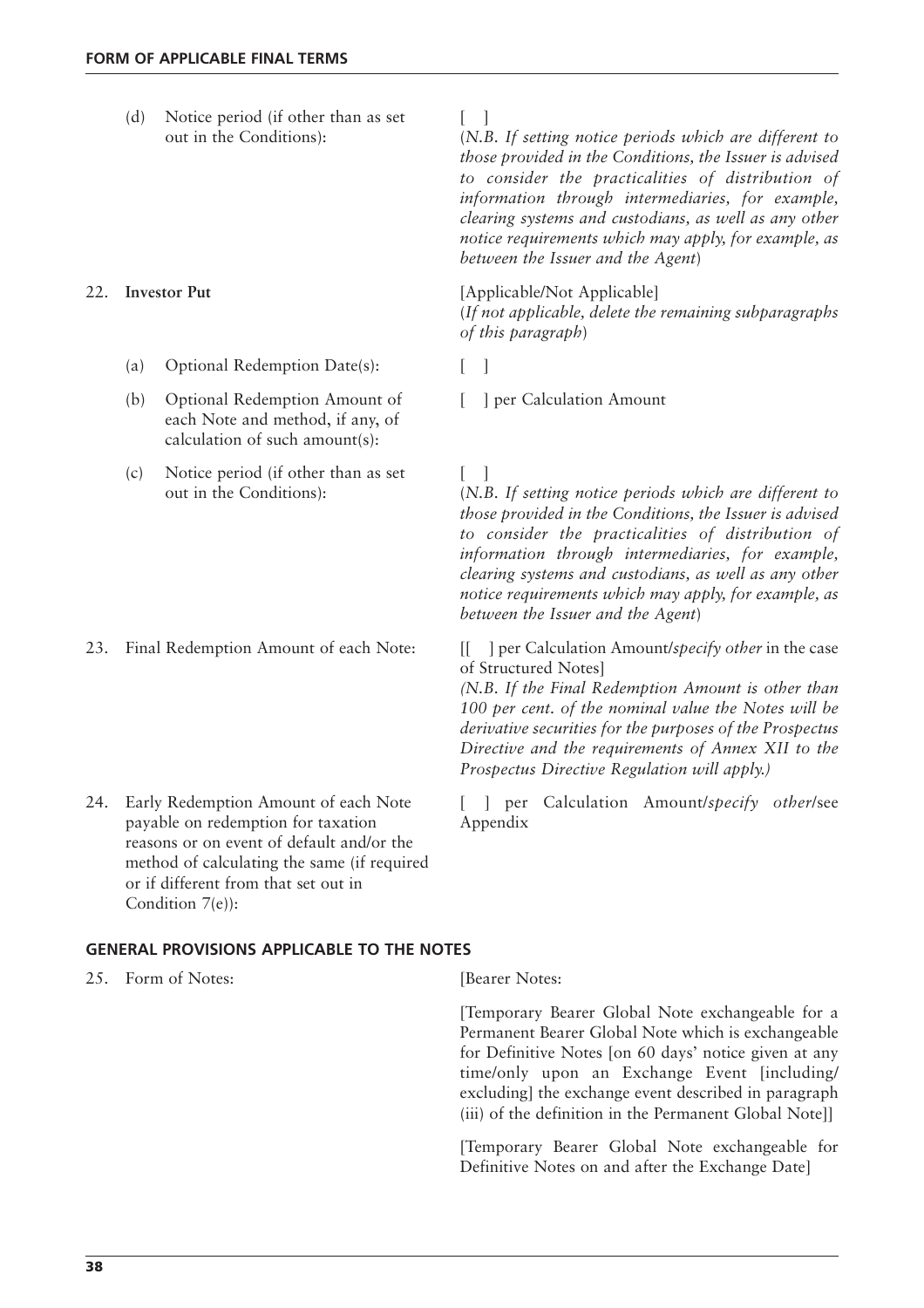| | | |
|---|---|---|
| | (d) Notice period (if other than as set out in the Conditions): | [ ]<br>(*N.B. If setting notice periods which are different to those provided in the Conditions, the Issuer is advised to consider the practicalities of distribution of information through intermediaries, for example, clearing systems and custodians, as well as any other notice requirements which may apply, for example, as between the Issuer and the Agent*) |
| 22. | **Investor Put** | [Applicable/Not Applicable]<br>(*If not applicable, delete the remaining subparagraphs of this paragraph*) |
| | (a) Optional Redemption Date(s): | [ ] |
| | (b) Optional Redemption Amount of each Note and method, if any, of calculation of such amount(s): | [ ] per Calculation Amount |
| | (c) Notice period (if other than as set out in the Conditions): | [ ]<br>(*N.B. If setting notice periods which are different to those provided in the Conditions, the Issuer is advised to consider the practicalities of distribution of information through intermediaries, for example, clearing systems and custodians, as well as any other notice requirements which may apply, for example, as between the Issuer and the Agent*) |
| 23. | Final Redemption Amount of each Note: | [[ ] per Calculation Amount/*specify other* in the case of Structured Notes]<br>*(N.B. If the Final Redemption Amount is other than 100 per cent. of the nominal value the Notes will be derivative securities for the purposes of the Prospectus Directive and the requirements of Annex XII to the Prospectus Directive Regulation will apply.)* |
| 24. | Early Redemption Amount of each Note payable on redemption for taxation reasons or on event of default and/or the method of calculating the same (if required or if different from that set out in Condition 7(e)): | [ ] per Calculation Amount/*specify other*/see Appendix |

## GENERAL PROVISIONS APPLICABLE TO THE NOTES

| | | |
|---|---|---|
| 25. | Form of Notes: | [Bearer Notes:<br><br>[Temporary Bearer Global Note exchangeable for a Permanent Bearer Global Note which is exchangeable for Definitive Notes [on 60 days' notice given at any time/only upon an Exchange Event [including/excluding] the exchange event described in paragraph (iii) of the definition in the Permanent Global Note]]<br><br>[Temporary Bearer Global Note exchangeable for Definitive Notes on and after the Exchange Date] |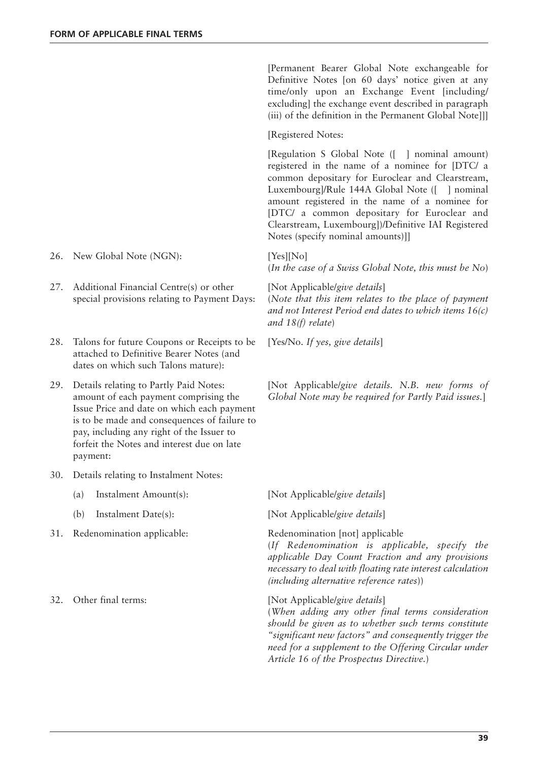| | |
|---|---|
| | [Permanent Bearer Global Note exchangeable for Definitive Notes [on 60 days' notice given at any time/only upon an Exchange Event [including/ excluding] the exchange event described in paragraph (iii) of the definition in the Permanent Global Note]]]<br><br>[Registered Notes:<br><br>[Regulation S Global Note ([ ] nominal amount) registered in the name of a nominee for [DTC/ a common depositary for Euroclear and Clearstream, Luxembourg]/Rule 144A Global Note ([ ] nominal amount registered in the name of a nominee for [DTC/ a common depositary for Euroclear and Clearstream, Luxembourg])/Definitive IAI Registered Notes (specify nominal amounts)]] |
| 26. New Global Note (NGN): | [Yes][No]<br>(*In the case of a Swiss Global Note, this must be No*) |
| 27. Additional Financial Centre(s) or other special provisions relating to Payment Days: | [Not Applicable/*give details*]<br>(*Note that this item relates to the place of payment and not Interest Period end dates to which items 16(c) and 18(f) relate*) |
| 28. Talons for future Coupons or Receipts to be attached to Definitive Bearer Notes (and dates on which such Talons mature): | [Yes/No. *If yes, give details*] |
| 29. Details relating to Partly Paid Notes: amount of each payment comprising the Issue Price and date on which each payment is to be made and consequences of failure to pay, including any right of the Issuer to forfeit the Notes and interest due on late payment: | [Not Applicable/*give details. N.B. new forms of Global Note may be required for Partly Paid issues.*] |
| 30. Details relating to Instalment Notes: | |
| (a) Instalment Amount(s): | [Not Applicable/*give details*] |
| (b) Instalment Date(s): | [Not Applicable/*give details*] |
| 31. Redenomination applicable: | Redenomination [not] applicable<br>(*If Redenomination is applicable, specify the applicable Day Count Fraction and any provisions necessary to deal with floating rate interest calculation (including alternative reference rates)*) |
| 32. Other final terms: | [Not Applicable/*give details*]<br>(*When adding any other final terms consideration should be given as to whether such terms constitute "significant new factors" and consequently trigger the need for a supplement to the Offering Circular under Article 16 of the Prospectus Directive.*) |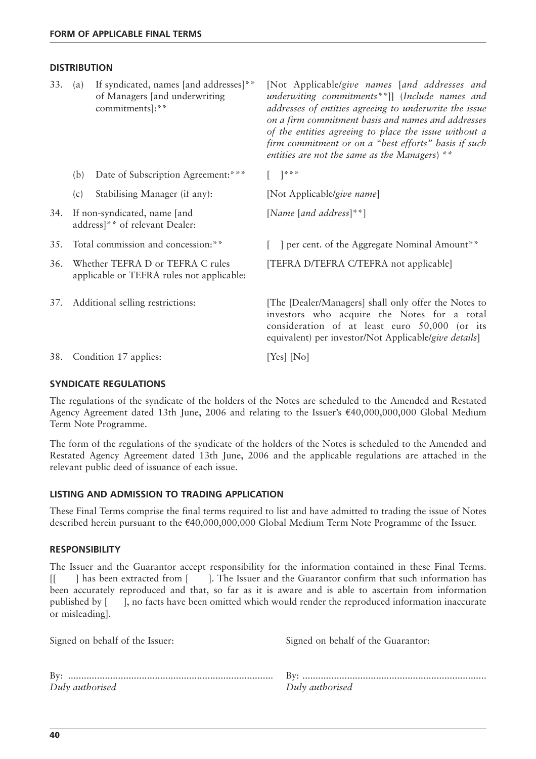## DISTRIBUTION

| | | |
|---|---|---|
| 33. (a) | If syndicated, names [and addresses]** of Managers [and underwriting commitments]:** | [Not Applicable/*give names* [*and addresses and underwiting commitments***]] (*Include names and addresses of entities agreeing to underwrite the issue on a firm commitment basis and names and addresses of the entities agreeing to place the issue without a firm commitment or on a "best efforts" basis if such entities are not the same as the Managers*) ** |
| (b) | Date of Subscription Agreement:*** | [ ]*** |
| (c) | Stabilising Manager (if any): | [Not Applicable/*give name*] |
| 34. | If non-syndicated, name [and address]** of relevant Dealer: | [*Name* [*and address*]**] |
| 35. | Total commission and concession:** | [ ] per cent. of the Aggregate Nominal Amount** |
| 36. | Whether TEFRA D or TEFRA C rules applicable or TEFRA rules not applicable: | [TEFRA D/TEFRA C/TEFRA not applicable] |
| 37. | Additional selling restrictions: | [The [Dealer/Managers] shall only offer the Notes to investors who acquire the Notes for a total consideration of at least euro 50,000 (or its equivalent) per investor/Not Applicable/*give details*] |
| 38. | Condition 17 applies: | [Yes] [No] |

## SYNDICATE REGULATIONS

The regulations of the syndicate of the holders of the Notes are scheduled to the Amended and Restated Agency Agreement dated 13th June, 2006 and relating to the Issuer's €40,000,000,000 Global Medium Term Note Programme.

The form of the regulations of the syndicate of the holders of the Notes is scheduled to the Amended and Restated Agency Agreement dated 13th June, 2006 and the applicable regulations are attached in the relevant public deed of issuance of each issue.

## LISTING AND ADMISSION TO TRADING APPLICATION

These Final Terms comprise the final terms required to list and have admitted to trading the issue of Notes described herein pursuant to the €40,000,000,000 Global Medium Term Note Programme of the Issuer.

## RESPONSIBILITY

The Issuer and the Guarantor accept responsibility for the information contained in these Final Terms. [[ ] has been extracted from [ ]. The Issuer and the Guarantor confirm that such information has been accurately reproduced and that, so far as it is aware and is able to ascertain from information published by [ ], no facts have been omitted which would render the reproduced information inaccurate or misleading].

| | |
|---|---|
| Signed on behalf of the Issuer: | Signed on behalf of the Guarantor: |
| By: ............................................................................ | By: ..................................................................... |
| *Duly authorised* | *Duly authorised* |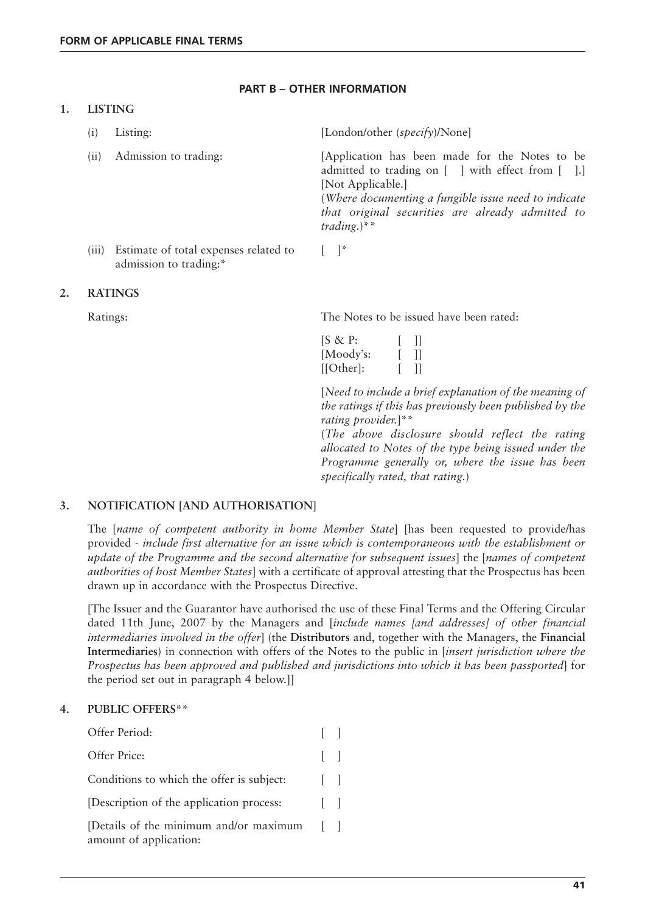**PART B – OTHER INFORMATION**

**1. LISTING**

| | |
|---|---|
| (i) Listing: | [London/other (*specify*)/None] |
| (ii) Admission to trading: | [Application has been made for the Notes to be admitted to trading on [ ] with effect from [ ].] [Not Applicable.] (*Where documenting a fungible issue need to indicate that original securities are already admitted to trading.*)** |
| (iii) Estimate of total expenses related to admission to trading:* | [ ]* |

**2. RATINGS**

Ratings: The Notes to be issued have been rated:

[S & P: [ ]]
[Moody's: [ ]]
[[Other]: [ ]]

[*Need to include a brief explanation of the meaning of the ratings if this has previously been published by the rating provider.*]**

(*The above disclosure should reflect the rating allocated to Notes of the type being issued under the Programme generally or, where the issue has been specifically rated, that rating.*)

**3. NOTIFICATION [AND AUTHORISATION]**

The [*name of competent authority in home Member State*] [has been requested to provide/has provided - *include first alternative for an issue which is contemporaneous with the establishment or update of the Programme and the second alternative for subsequent issues*] the [*names of competent authorities of host Member States*] with a certificate of approval attesting that the Prospectus has been drawn up in accordance with the Prospectus Directive.

[The Issuer and the Guarantor have authorised the use of these Final Terms and the Offering Circular dated 11th June, 2007 by the Managers and [*include names [and addresses] of other financial intermediaries involved in the offer*] (the **Distributors** and, together with the Managers, the **Financial Intermediaries**) in connection with offers of the Notes to the public in [*insert jurisdiction where the Prospectus has been approved and published and jurisdictions into which it has been passported*] for the period set out in paragraph 4 below.]]

**4. PUBLIC OFFERS****

| | |
|---|---|
| Offer Period: | [ ] |
| Offer Price: | [ ] |
| Conditions to which the offer is subject: | [ ] |
| [Description of the application process: | [ ] |
| [Details of the minimum and/or maximum amount of application: | [ ] |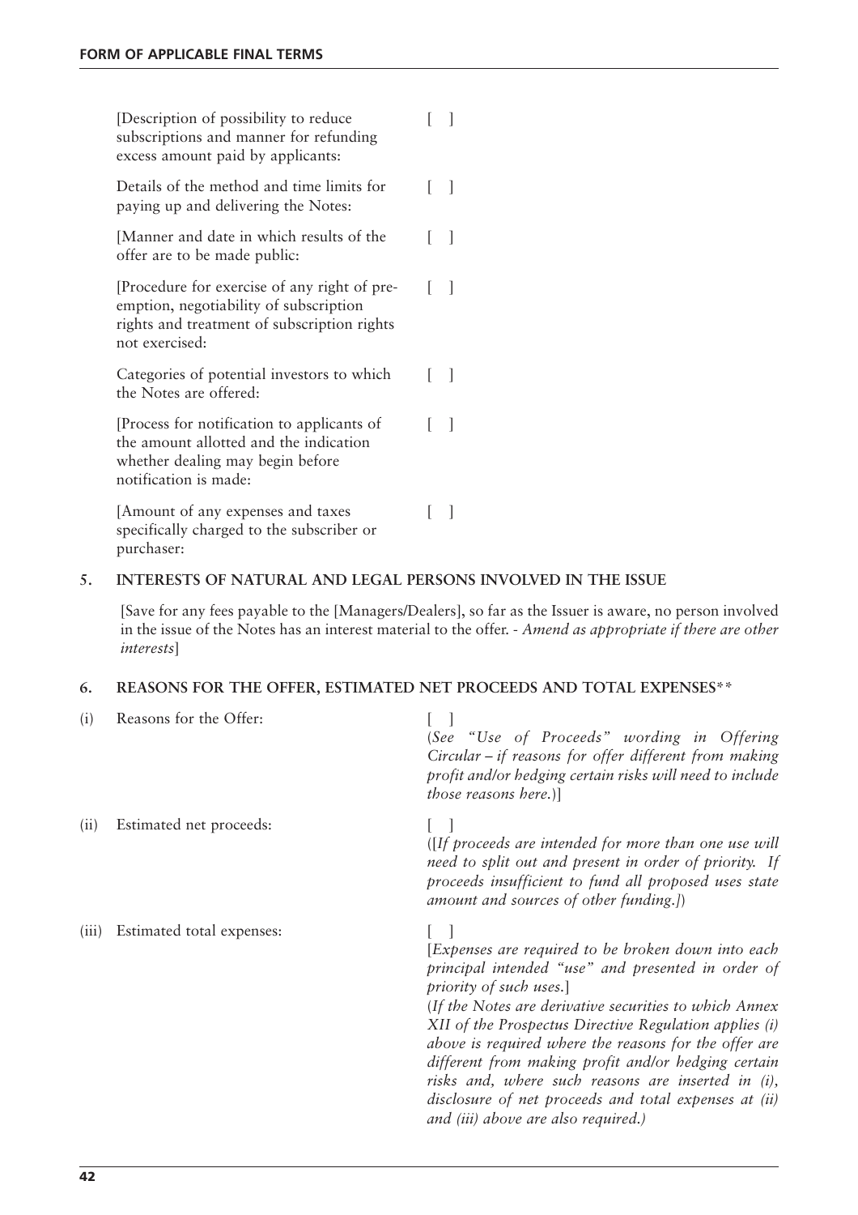| | |
|---|---|
| [Description of possibility to reduce subscriptions and manner for refunding excess amount paid by applicants: | [ ] |
| Details of the method and time limits for paying up and delivering the Notes: | [ ] |
| [Manner and date in which results of the offer are to be made public: | [ ] |
| [Procedure for exercise of any right of pre-emption, negotiability of subscription rights and treatment of subscription rights not exercised: | [ ] |
| Categories of potential investors to which the Notes are offered: | [ ] |
| [Process for notification to applicants of the amount allotted and the indication whether dealing may begin before notification is made: | [ ] |
| [Amount of any expenses and taxes specifically charged to the subscriber or purchaser: | [ ] |

## 5. INTERESTS OF NATURAL AND LEGAL PERSONS INVOLVED IN THE ISSUE

[Save for any fees payable to the [Managers/Dealers], so far as the Issuer is aware, no person involved in the issue of the Notes has an interest material to the offer. - *Amend as appropriate if there are other interests*]

## 6. REASONS FOR THE OFFER, ESTIMATED NET PROCEEDS AND TOTAL EXPENSES**

| | | |
|---|---|---|
| (i) | Reasons for the Offer: | [ ]<br>(*See "Use of Proceeds" wording in Offering Circular – if reasons for offer different from making profit and/or hedging certain risks will need to include those reasons here.*)] |
| (ii) | Estimated net proceeds: | [ ]<br>([*If proceeds are intended for more than one use will need to split out and present in order of priority. If proceeds insufficient to fund all proposed uses state amount and sources of other funding.*]) |
| (iii) | Estimated total expenses: | [ ]<br>[*Expenses are required to be broken down into each principal intended "use" and presented in order of priority of such uses.*]<br>(*If the Notes are derivative securities to which Annex XII of the Prospectus Directive Regulation applies (i) above is required where the reasons for the offer are different from making profit and/or hedging certain risks and, where such reasons are inserted in (i), disclosure of net proceeds and total expenses at (ii) and (iii) above are also required.)* |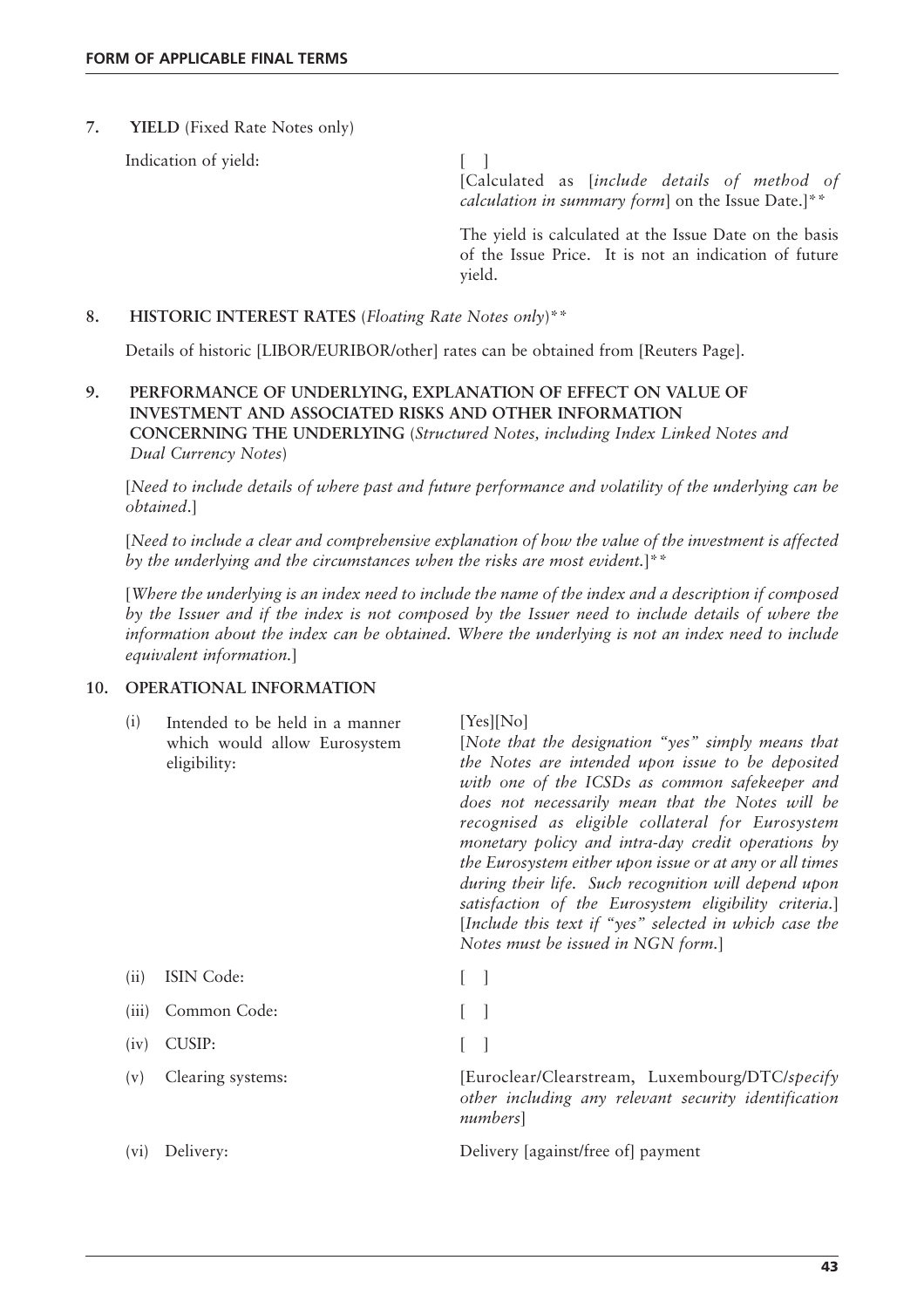**7. YIELD** (Fixed Rate Notes only)

| | |
|---|---|
| Indication of yield: | [ ]<br>[Calculated as [*include details of method of calculation in summary form*] on the Issue Date.]\*\*<br><br>The yield is calculated at the Issue Date on the basis of the Issue Price. It is not an indication of future yield. |

**8. HISTORIC INTEREST RATES** (*Floating Rate Notes only*)\*\*

Details of historic [LIBOR/EURIBOR/other] rates can be obtained from [Reuters Page].

**9. PERFORMANCE OF UNDERLYING, EXPLANATION OF EFFECT ON VALUE OF INVESTMENT AND ASSOCIATED RISKS AND OTHER INFORMATION CONCERNING THE UNDERLYING** (*Structured Notes, including Index Linked Notes and Dual Currency Notes*)

[*Need to include details of where past and future performance and volatility of the underlying can be obtained*.]

[*Need to include a clear and comprehensive explanation of how the value of the investment is affected by the underlying and the circumstances when the risks are most evident.*]\*\*

[*Where the underlying is an index need to include the name of the index and a description if composed by the Issuer and if the index is not composed by the Issuer need to include details of where the information about the index can be obtained. Where the underlying is not an index need to include equivalent information.*]

**10. OPERATIONAL INFORMATION**

| | |
|---|---|
| (i) Intended to be held in a manner which would allow Eurosystem eligibility: | [Yes][No]<br>[*Note that the designation "yes" simply means that the Notes are intended upon issue to be deposited with one of the ICSDs as common safekeeper and does not necessarily mean that the Notes will be recognised as eligible collateral for Eurosystem monetary policy and intra-day credit operations by the Eurosystem either upon issue or at any or all times during their life. Such recognition will depend upon satisfaction of the Eurosystem eligibility criteria.*] [*Include this text if "yes" selected in which case the Notes must be issued in NGN form.*] |
| (ii) ISIN Code: | [ ] |
| (iii) Common Code: | [ ] |
| (iv) CUSIP: | [ ] |
| (v) Clearing systems: | [Euroclear/Clearstream, Luxembourg/DTC/*specify other including any relevant security identification numbers*] |
| (vi) Delivery: | Delivery [against/free of] payment |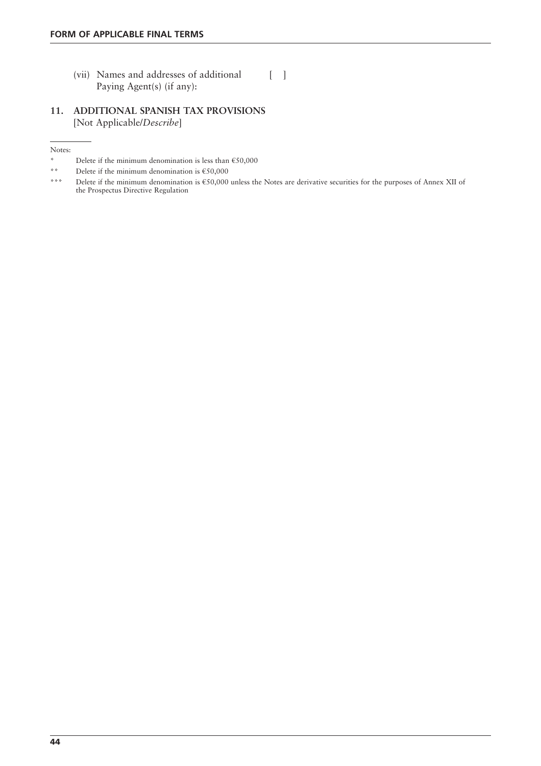(vii) Names and addresses of additional Paying Agent(s) (if any): [ ]

## 11. ADDITIONAL SPANISH TAX PROVISIONS

[Not Applicable/*Describe*]

Notes:

\* Delete if the minimum denomination is less than €50,000

\*\* Delete if the minimum denomination is €50,000

\*\*\* Delete if the minimum denomination is €50,000 unless the Notes are derivative securities for the purposes of Annex XII of the Prospectus Directive Regulation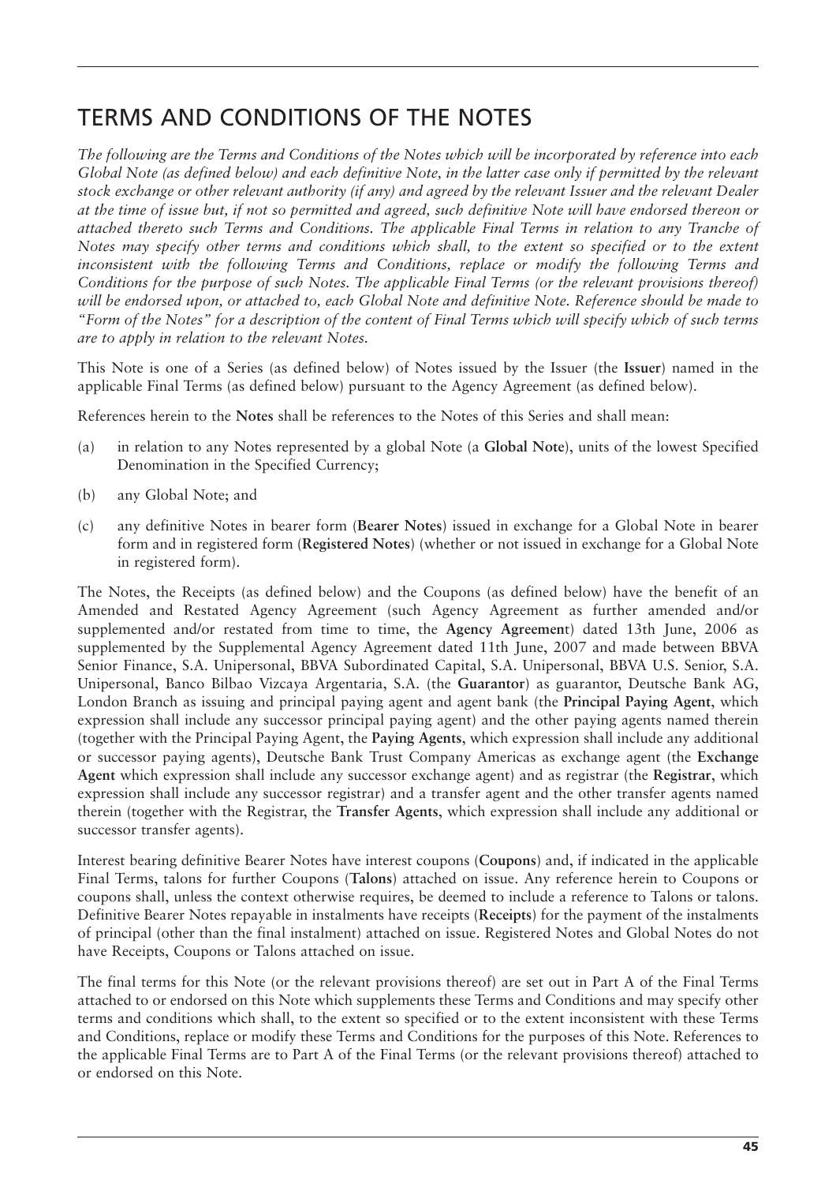# TERMS AND CONDITIONS OF THE NOTES

*The following are the Terms and Conditions of the Notes which will be incorporated by reference into each Global Note (as defined below) and each definitive Note, in the latter case only if permitted by the relevant stock exchange or other relevant authority (if any) and agreed by the relevant Issuer and the relevant Dealer at the time of issue but, if not so permitted and agreed, such definitive Note will have endorsed thereon or attached thereto such Terms and Conditions. The applicable Final Terms in relation to any Tranche of Notes may specify other terms and conditions which shall, to the extent so specified or to the extent inconsistent with the following Terms and Conditions, replace or modify the following Terms and Conditions for the purpose of such Notes. The applicable Final Terms (or the relevant provisions thereof) will be endorsed upon, or attached to, each Global Note and definitive Note. Reference should be made to "Form of the Notes" for a description of the content of Final Terms which will specify which of such terms are to apply in relation to the relevant Notes.*

This Note is one of a Series (as defined below) of Notes issued by the Issuer (the **Issuer**) named in the applicable Final Terms (as defined below) pursuant to the Agency Agreement (as defined below).

References herein to the **Notes** shall be references to the Notes of this Series and shall mean:

(a) in relation to any Notes represented by a global Note (a **Global Note**), units of the lowest Specified Denomination in the Specified Currency;

(b) any Global Note; and

(c) any definitive Notes in bearer form (**Bearer Notes**) issued in exchange for a Global Note in bearer form and in registered form (**Registered Notes**) (whether or not issued in exchange for a Global Note in registered form).

The Notes, the Receipts (as defined below) and the Coupons (as defined below) have the benefit of an Amended and Restated Agency Agreement (such Agency Agreement as further amended and/or supplemented and/or restated from time to time, the **Agency Agreement**) dated 13th June, 2006 as supplemented by the Supplemental Agency Agreement dated 11th June, 2007 and made between BBVA Senior Finance, S.A. Unipersonal, BBVA Subordinated Capital, S.A. Unipersonal, BBVA U.S. Senior, S.A. Unipersonal, Banco Bilbao Vizcaya Argentaria, S.A. (the **Guarantor**) as guarantor, Deutsche Bank AG, London Branch as issuing and principal paying agent and agent bank (the **Principal Paying Agent**, which expression shall include any successor principal paying agent) and the other paying agents named therein (together with the Principal Paying Agent, the **Paying Agents**, which expression shall include any additional or successor paying agents), Deutsche Bank Trust Company Americas as exchange agent (the **Exchange Agent** which expression shall include any successor exchange agent) and as registrar (the **Registrar**, which expression shall include any successor registrar) and a transfer agent and the other transfer agents named therein (together with the Registrar, the **Transfer Agents**, which expression shall include any additional or successor transfer agents).

Interest bearing definitive Bearer Notes have interest coupons (**Coupons**) and, if indicated in the applicable Final Terms, talons for further Coupons (**Talons**) attached on issue. Any reference herein to Coupons or coupons shall, unless the context otherwise requires, be deemed to include a reference to Talons or talons. Definitive Bearer Notes repayable in instalments have receipts (**Receipts**) for the payment of the instalments of principal (other than the final instalment) attached on issue. Registered Notes and Global Notes do not have Receipts, Coupons or Talons attached on issue.

The final terms for this Note (or the relevant provisions thereof) are set out in Part A of the Final Terms attached to or endorsed on this Note which supplements these Terms and Conditions and may specify other terms and conditions which shall, to the extent so specified or to the extent inconsistent with these Terms and Conditions, replace or modify these Terms and Conditions for the purposes of this Note. References to the applicable Final Terms are to Part A of the Final Terms (or the relevant provisions thereof) attached to or endorsed on this Note.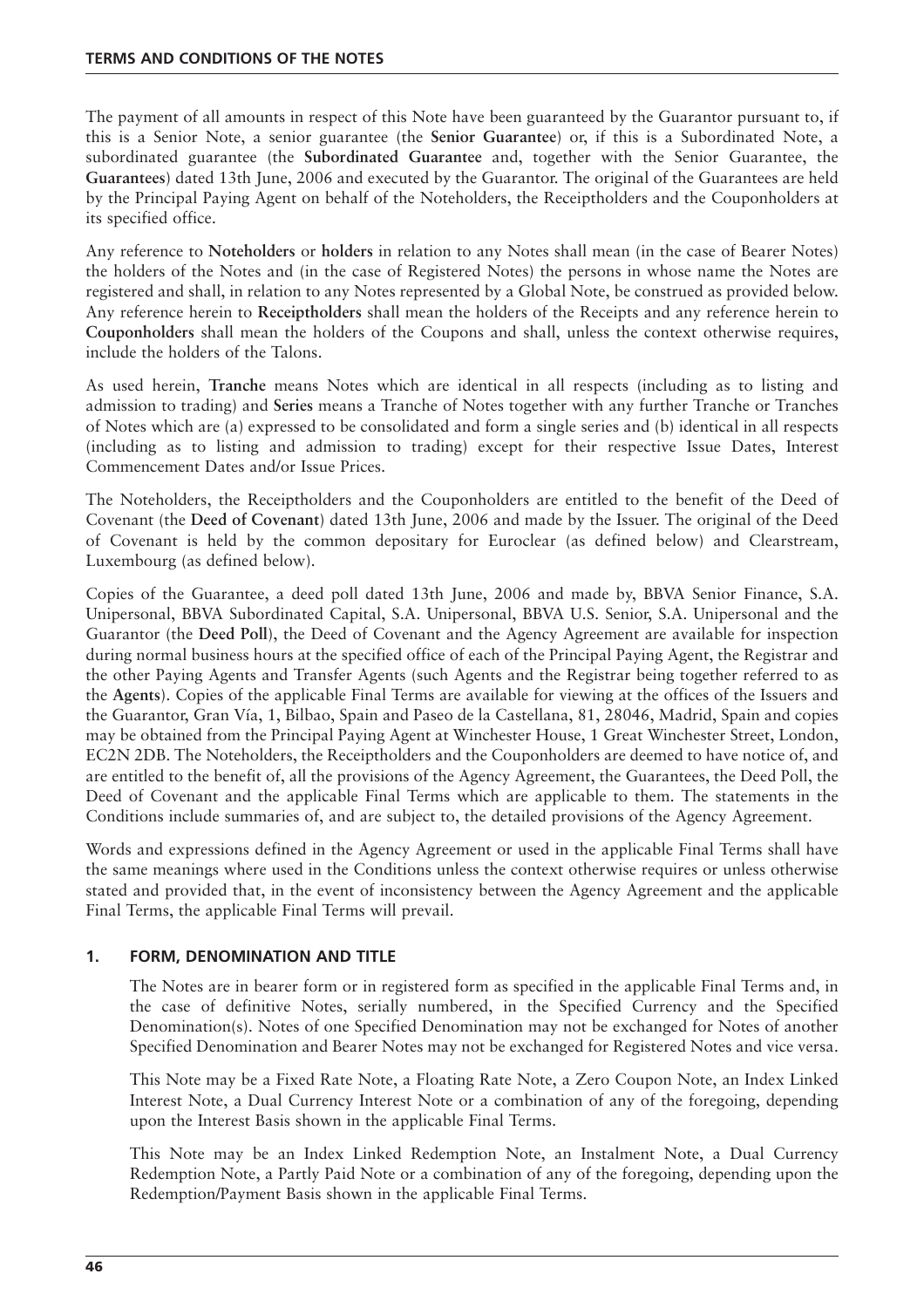The payment of all amounts in respect of this Note have been guaranteed by the Guarantor pursuant to, if this is a Senior Note, a senior guarantee (the **Senior Guarantee**) or, if this is a Subordinated Note, a subordinated guarantee (the **Subordinated Guarantee** and, together with the Senior Guarantee, the **Guarantees**) dated 13th June, 2006 and executed by the Guarantor. The original of the Guarantees are held by the Principal Paying Agent on behalf of the Noteholders, the Receiptholders and the Couponholders at its specified office.

Any reference to **Noteholders** or **holders** in relation to any Notes shall mean (in the case of Bearer Notes) the holders of the Notes and (in the case of Registered Notes) the persons in whose name the Notes are registered and shall, in relation to any Notes represented by a Global Note, be construed as provided below. Any reference herein to **Receiptholders** shall mean the holders of the Receipts and any reference herein to **Couponholders** shall mean the holders of the Coupons and shall, unless the context otherwise requires, include the holders of the Talons.

As used herein, **Tranche** means Notes which are identical in all respects (including as to listing and admission to trading) and **Series** means a Tranche of Notes together with any further Tranche or Tranches of Notes which are (a) expressed to be consolidated and form a single series and (b) identical in all respects (including as to listing and admission to trading) except for their respective Issue Dates, Interest Commencement Dates and/or Issue Prices.

The Noteholders, the Receiptholders and the Couponholders are entitled to the benefit of the Deed of Covenant (the **Deed of Covenant**) dated 13th June, 2006 and made by the Issuer. The original of the Deed of Covenant is held by the common depositary for Euroclear (as defined below) and Clearstream, Luxembourg (as defined below).

Copies of the Guarantee, a deed poll dated 13th June, 2006 and made by, BBVA Senior Finance, S.A. Unipersonal, BBVA Subordinated Capital, S.A. Unipersonal, BBVA U.S. Senior, S.A. Unipersonal and the Guarantor (the **Deed Poll**), the Deed of Covenant and the Agency Agreement are available for inspection during normal business hours at the specified office of each of the Principal Paying Agent, the Registrar and the other Paying Agents and Transfer Agents (such Agents and the Registrar being together referred to as the **Agents**). Copies of the applicable Final Terms are available for viewing at the offices of the Issuers and the Guarantor, Gran Vía, 1, Bilbao, Spain and Paseo de la Castellana, 81, 28046, Madrid, Spain and copies may be obtained from the Principal Paying Agent at Winchester House, 1 Great Winchester Street, London, EC2N 2DB. The Noteholders, the Receiptholders and the Couponholders are deemed to have notice of, and are entitled to the benefit of, all the provisions of the Agency Agreement, the Guarantees, the Deed Poll, the Deed of Covenant and the applicable Final Terms which are applicable to them. The statements in the Conditions include summaries of, and are subject to, the detailed provisions of the Agency Agreement.

Words and expressions defined in the Agency Agreement or used in the applicable Final Terms shall have the same meanings where used in the Conditions unless the context otherwise requires or unless otherwise stated and provided that, in the event of inconsistency between the Agency Agreement and the applicable Final Terms, the applicable Final Terms will prevail.

## 1. FORM, DENOMINATION AND TITLE

The Notes are in bearer form or in registered form as specified in the applicable Final Terms and, in the case of definitive Notes, serially numbered, in the Specified Currency and the Specified Denomination(s). Notes of one Specified Denomination may not be exchanged for Notes of another Specified Denomination and Bearer Notes may not be exchanged for Registered Notes and vice versa.

This Note may be a Fixed Rate Note, a Floating Rate Note, a Zero Coupon Note, an Index Linked Interest Note, a Dual Currency Interest Note or a combination of any of the foregoing, depending upon the Interest Basis shown in the applicable Final Terms.

This Note may be an Index Linked Redemption Note, an Instalment Note, a Dual Currency Redemption Note, a Partly Paid Note or a combination of any of the foregoing, depending upon the Redemption/Payment Basis shown in the applicable Final Terms.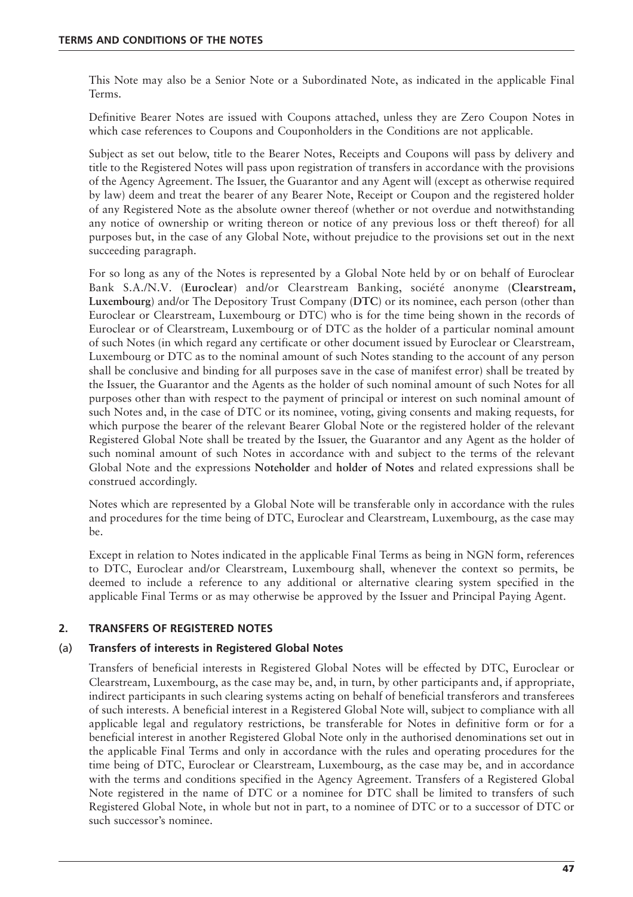This Note may also be a Senior Note or a Subordinated Note, as indicated in the applicable Final Terms.

Definitive Bearer Notes are issued with Coupons attached, unless they are Zero Coupon Notes in which case references to Coupons and Couponholders in the Conditions are not applicable.

Subject as set out below, title to the Bearer Notes, Receipts and Coupons will pass by delivery and title to the Registered Notes will pass upon registration of transfers in accordance with the provisions of the Agency Agreement. The Issuer, the Guarantor and any Agent will (except as otherwise required by law) deem and treat the bearer of any Bearer Note, Receipt or Coupon and the registered holder of any Registered Note as the absolute owner thereof (whether or not overdue and notwithstanding any notice of ownership or writing thereon or notice of any previous loss or theft thereof) for all purposes but, in the case of any Global Note, without prejudice to the provisions set out in the next succeeding paragraph.

For so long as any of the Notes is represented by a Global Note held by or on behalf of Euroclear Bank S.A./N.V. (**Euroclear**) and/or Clearstream Banking, société anonyme (**Clearstream, Luxembourg**) and/or The Depository Trust Company (**DTC**) or its nominee, each person (other than Euroclear or Clearstream, Luxembourg or DTC) who is for the time being shown in the records of Euroclear or of Clearstream, Luxembourg or of DTC as the holder of a particular nominal amount of such Notes (in which regard any certificate or other document issued by Euroclear or Clearstream, Luxembourg or DTC as to the nominal amount of such Notes standing to the account of any person shall be conclusive and binding for all purposes save in the case of manifest error) shall be treated by the Issuer, the Guarantor and the Agents as the holder of such nominal amount of such Notes for all purposes other than with respect to the payment of principal or interest on such nominal amount of such Notes and, in the case of DTC or its nominee, voting, giving consents and making requests, for which purpose the bearer of the relevant Bearer Global Note or the registered holder of the relevant Registered Global Note shall be treated by the Issuer, the Guarantor and any Agent as the holder of such nominal amount of such Notes in accordance with and subject to the terms of the relevant Global Note and the expressions **Noteholder** and **holder of Notes** and related expressions shall be construed accordingly.

Notes which are represented by a Global Note will be transferable only in accordance with the rules and procedures for the time being of DTC, Euroclear and Clearstream, Luxembourg, as the case may be.

Except in relation to Notes indicated in the applicable Final Terms as being in NGN form, references to DTC, Euroclear and/or Clearstream, Luxembourg shall, whenever the context so permits, be deemed to include a reference to any additional or alternative clearing system specified in the applicable Final Terms or as may otherwise be approved by the Issuer and Principal Paying Agent.

## 2. TRANSFERS OF REGISTERED NOTES

### (a) Transfers of interests in Registered Global Notes

Transfers of beneficial interests in Registered Global Notes will be effected by DTC, Euroclear or Clearstream, Luxembourg, as the case may be, and, in turn, by other participants and, if appropriate, indirect participants in such clearing systems acting on behalf of beneficial transferors and transferees of such interests. A beneficial interest in a Registered Global Note will, subject to compliance with all applicable legal and regulatory restrictions, be transferable for Notes in definitive form or for a beneficial interest in another Registered Global Note only in the authorised denominations set out in the applicable Final Terms and only in accordance with the rules and operating procedures for the time being of DTC, Euroclear or Clearstream, Luxembourg, as the case may be, and in accordance with the terms and conditions specified in the Agency Agreement. Transfers of a Registered Global Note registered in the name of DTC or a nominee for DTC shall be limited to transfers of such Registered Global Note, in whole but not in part, to a nominee of DTC or to a successor of DTC or such successor's nominee.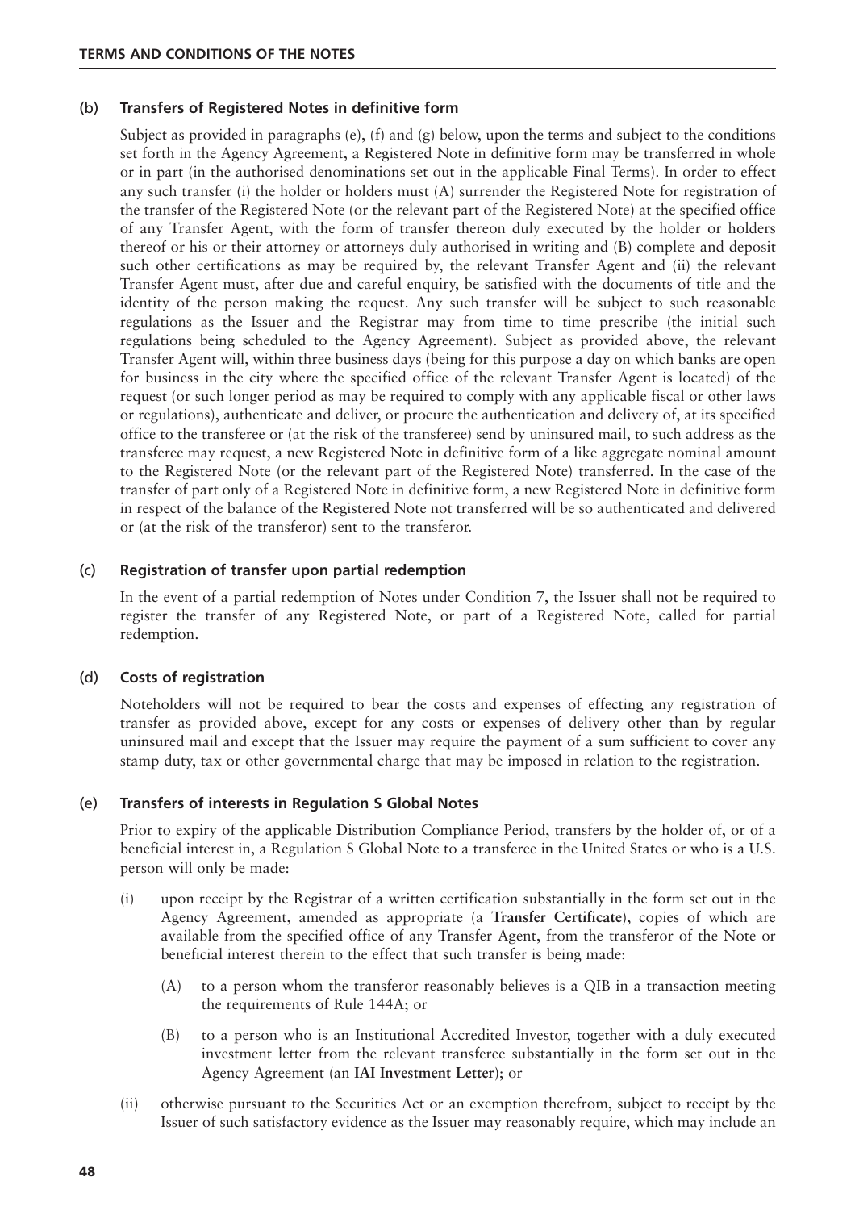#### (b) Transfers of Registered Notes in definitive form

Subject as provided in paragraphs (e), (f) and (g) below, upon the terms and subject to the conditions set forth in the Agency Agreement, a Registered Note in definitive form may be transferred in whole or in part (in the authorised denominations set out in the applicable Final Terms). In order to effect any such transfer (i) the holder or holders must (A) surrender the Registered Note for registration of the transfer of the Registered Note (or the relevant part of the Registered Note) at the specified office of any Transfer Agent, with the form of transfer thereon duly executed by the holder or holders thereof or his or their attorney or attorneys duly authorised in writing and (B) complete and deposit such other certifications as may be required by, the relevant Transfer Agent and (ii) the relevant Transfer Agent must, after due and careful enquiry, be satisfied with the documents of title and the identity of the person making the request. Any such transfer will be subject to such reasonable regulations as the Issuer and the Registrar may from time to time prescribe (the initial such regulations being scheduled to the Agency Agreement). Subject as provided above, the relevant Transfer Agent will, within three business days (being for this purpose a day on which banks are open for business in the city where the specified office of the relevant Transfer Agent is located) of the request (or such longer period as may be required to comply with any applicable fiscal or other laws or regulations), authenticate and deliver, or procure the authentication and delivery of, at its specified office to the transferee or (at the risk of the transferee) send by uninsured mail, to such address as the transferee may request, a new Registered Note in definitive form of a like aggregate nominal amount to the Registered Note (or the relevant part of the Registered Note) transferred. In the case of the transfer of part only of a Registered Note in definitive form, a new Registered Note in definitive form in respect of the balance of the Registered Note not transferred will be so authenticated and delivered or (at the risk of the transferor) sent to the transferor.

#### (c) Registration of transfer upon partial redemption

In the event of a partial redemption of Notes under Condition 7, the Issuer shall not be required to register the transfer of any Registered Note, or part of a Registered Note, called for partial redemption.

#### (d) Costs of registration

Noteholders will not be required to bear the costs and expenses of effecting any registration of transfer as provided above, except for any costs or expenses of delivery other than by regular uninsured mail and except that the Issuer may require the payment of a sum sufficient to cover any stamp duty, tax or other governmental charge that may be imposed in relation to the registration.

#### (e) Transfers of interests in Regulation S Global Notes

Prior to expiry of the applicable Distribution Compliance Period, transfers by the holder of, or of a beneficial interest in, a Regulation S Global Note to a transferee in the United States or who is a U.S. person will only be made:

(i) upon receipt by the Registrar of a written certification substantially in the form set out in the Agency Agreement, amended as appropriate (a **Transfer Certificate**), copies of which are available from the specified office of any Transfer Agent, from the transferor of the Note or beneficial interest therein to the effect that such transfer is being made:

  (A) to a person whom the transferor reasonably believes is a QIB in a transaction meeting the requirements of Rule 144A; or

  (B) to a person who is an Institutional Accredited Investor, together with a duly executed investment letter from the relevant transferee substantially in the form set out in the Agency Agreement (an **IAI Investment Letter**); or

(ii) otherwise pursuant to the Securities Act or an exemption therefrom, subject to receipt by the Issuer of such satisfactory evidence as the Issuer may reasonably require, which may include an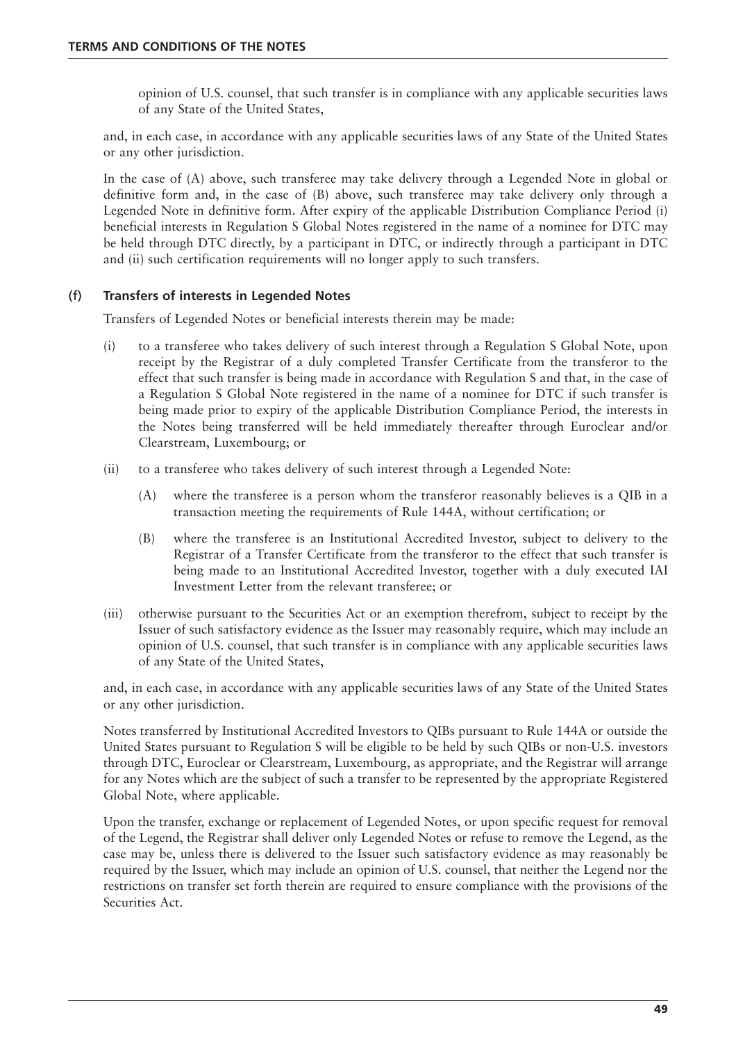opinion of U.S. counsel, that such transfer is in compliance with any applicable securities laws of any State of the United States,

and, in each case, in accordance with any applicable securities laws of any State of the United States or any other jurisdiction.

In the case of (A) above, such transferee may take delivery through a Legended Note in global or definitive form and, in the case of (B) above, such transferee may take delivery only through a Legended Note in definitive form. After expiry of the applicable Distribution Compliance Period (i) beneficial interests in Regulation S Global Notes registered in the name of a nominee for DTC may be held through DTC directly, by a participant in DTC, or indirectly through a participant in DTC and (ii) such certification requirements will no longer apply to such transfers.

### (f) Transfers of interests in Legended Notes

Transfers of Legended Notes or beneficial interests therein may be made:

(i) to a transferee who takes delivery of such interest through a Regulation S Global Note, upon receipt by the Registrar of a duly completed Transfer Certificate from the transferor to the effect that such transfer is being made in accordance with Regulation S and that, in the case of a Regulation S Global Note registered in the name of a nominee for DTC if such transfer is being made prior to expiry of the applicable Distribution Compliance Period, the interests in the Notes being transferred will be held immediately thereafter through Euroclear and/or Clearstream, Luxembourg; or

(ii) to a transferee who takes delivery of such interest through a Legended Note:

(A) where the transferee is a person whom the transferor reasonably believes is a QIB in a transaction meeting the requirements of Rule 144A, without certification; or

(B) where the transferee is an Institutional Accredited Investor, subject to delivery to the Registrar of a Transfer Certificate from the transferor to the effect that such transfer is being made to an Institutional Accredited Investor, together with a duly executed IAI Investment Letter from the relevant transferee; or

(iii) otherwise pursuant to the Securities Act or an exemption therefrom, subject to receipt by the Issuer of such satisfactory evidence as the Issuer may reasonably require, which may include an opinion of U.S. counsel, that such transfer is in compliance with any applicable securities laws of any State of the United States,

and, in each case, in accordance with any applicable securities laws of any State of the United States or any other jurisdiction.

Notes transferred by Institutional Accredited Investors to QIBs pursuant to Rule 144A or outside the United States pursuant to Regulation S will be eligible to be held by such QIBs or non-U.S. investors through DTC, Euroclear or Clearstream, Luxembourg, as appropriate, and the Registrar will arrange for any Notes which are the subject of such a transfer to be represented by the appropriate Registered Global Note, where applicable.

Upon the transfer, exchange or replacement of Legended Notes, or upon specific request for removal of the Legend, the Registrar shall deliver only Legended Notes or refuse to remove the Legend, as the case may be, unless there is delivered to the Issuer such satisfactory evidence as may reasonably be required by the Issuer, which may include an opinion of U.S. counsel, that neither the Legend nor the restrictions on transfer set forth therein are required to ensure compliance with the provisions of the Securities Act.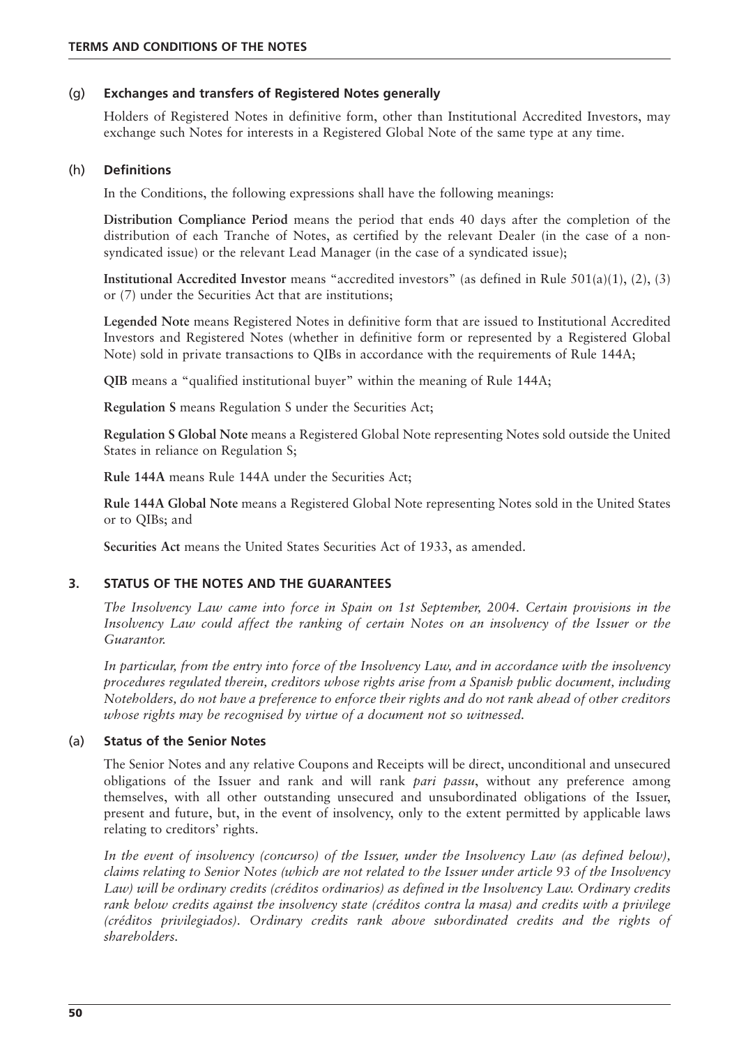### (g) Exchanges and transfers of Registered Notes generally

Holders of Registered Notes in definitive form, other than Institutional Accredited Investors, may exchange such Notes for interests in a Registered Global Note of the same type at any time.

### (h) Definitions

In the Conditions, the following expressions shall have the following meanings:

**Distribution Compliance Period** means the period that ends 40 days after the completion of the distribution of each Tranche of Notes, as certified by the relevant Dealer (in the case of a non-syndicated issue) or the relevant Lead Manager (in the case of a syndicated issue);

**Institutional Accredited Investor** means "accredited investors" (as defined in Rule 501(a)(1), (2), (3) or (7) under the Securities Act that are institutions;

**Legended Note** means Registered Notes in definitive form that are issued to Institutional Accredited Investors and Registered Notes (whether in definitive form or represented by a Registered Global Note) sold in private transactions to QIBs in accordance with the requirements of Rule 144A;

**QIB** means a "qualified institutional buyer" within the meaning of Rule 144A;

**Regulation S** means Regulation S under the Securities Act;

**Regulation S Global Note** means a Registered Global Note representing Notes sold outside the United States in reliance on Regulation S;

**Rule 144A** means Rule 144A under the Securities Act;

**Rule 144A Global Note** means a Registered Global Note representing Notes sold in the United States or to QIBs; and

**Securities Act** means the United States Securities Act of 1933, as amended.

## 3. STATUS OF THE NOTES AND THE GUARANTEES

*The Insolvency Law came into force in Spain on 1st September, 2004. Certain provisions in the Insolvency Law could affect the ranking of certain Notes on an insolvency of the Issuer or the Guarantor.*

*In particular, from the entry into force of the Insolvency Law, and in accordance with the insolvency procedures regulated therein, creditors whose rights arise from a Spanish public document, including Noteholders, do not have a preference to enforce their rights and do not rank ahead of other creditors whose rights may be recognised by virtue of a document not so witnessed.*

### (a) Status of the Senior Notes

The Senior Notes and any relative Coupons and Receipts will be direct, unconditional and unsecured obligations of the Issuer and rank and will rank *pari passu*, without any preference among themselves, with all other outstanding unsecured and unsubordinated obligations of the Issuer, present and future, but, in the event of insolvency, only to the extent permitted by applicable laws relating to creditors' rights.

*In the event of insolvency (concurso) of the Issuer, under the Insolvency Law (as defined below), claims relating to Senior Notes (which are not related to the Issuer under article 93 of the Insolvency Law) will be ordinary credits (créditos ordinarios) as defined in the Insolvency Law. Ordinary credits rank below credits against the insolvency state (créditos contra la masa) and credits with a privilege (créditos privilegiados). Ordinary credits rank above subordinated credits and the rights of shareholders.*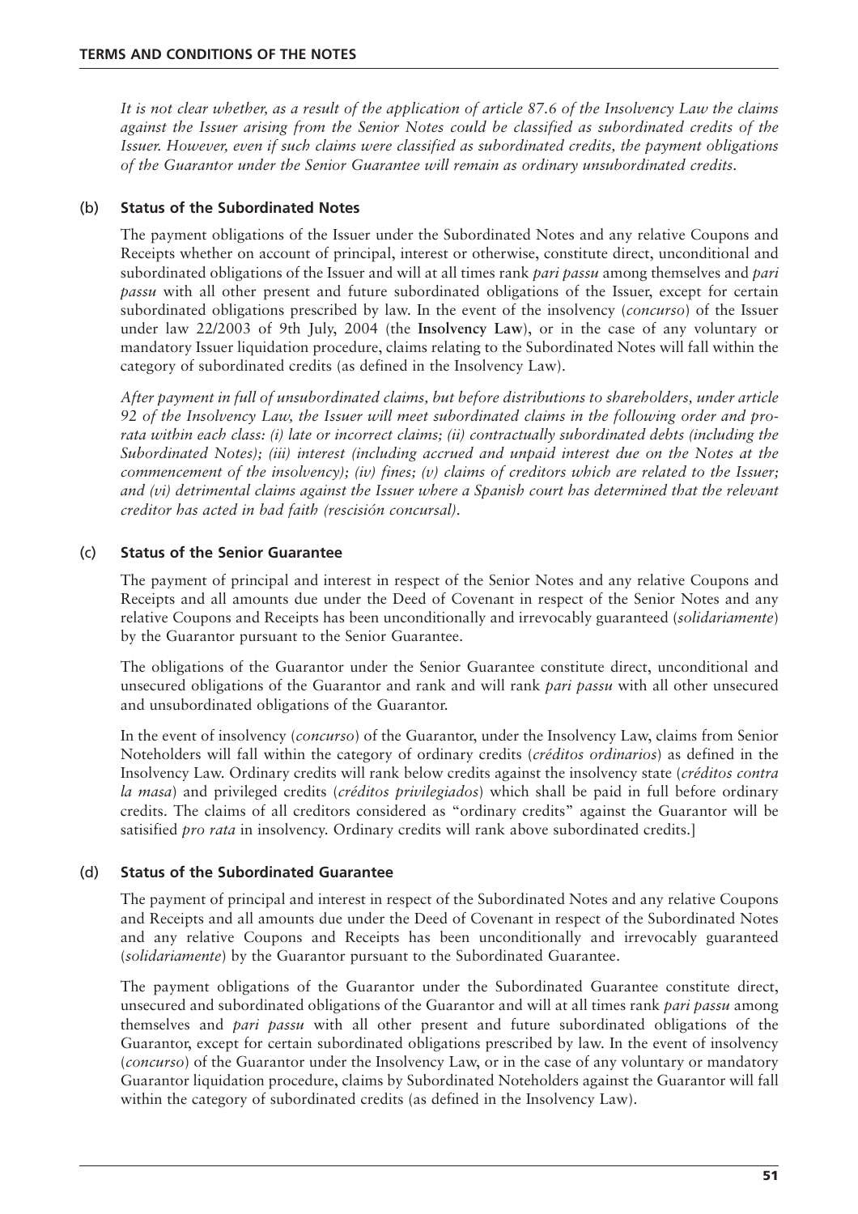*It is not clear whether, as a result of the application of article 87.6 of the Insolvency Law the claims against the Issuer arising from the Senior Notes could be classified as subordinated credits of the Issuer. However, even if such claims were classified as subordinated credits, the payment obligations of the Guarantor under the Senior Guarantee will remain as ordinary unsubordinated credits.*

**(b) Status of the Subordinated Notes**

The payment obligations of the Issuer under the Subordinated Notes and any relative Coupons and Receipts whether on account of principal, interest or otherwise, constitute direct, unconditional and subordinated obligations of the Issuer and will at all times rank *pari passu* among themselves and *pari passu* with all other present and future subordinated obligations of the Issuer, except for certain subordinated obligations prescribed by law. In the event of the insolvency (*concurso*) of the Issuer under law 22/2003 of 9th July, 2004 (the **Insolvency Law**), or in the case of any voluntary or mandatory Issuer liquidation procedure, claims relating to the Subordinated Notes will fall within the category of subordinated credits (as defined in the Insolvency Law).

*After payment in full of unsubordinated claims, but before distributions to shareholders, under article 92 of the Insolvency Law, the Issuer will meet subordinated claims in the following order and pro-rata within each class: (i) late or incorrect claims; (ii) contractually subordinated debts (including the Subordinated Notes); (iii) interest (including accrued and unpaid interest due on the Notes at the commencement of the insolvency); (iv) fines; (v) claims of creditors which are related to the Issuer; and (vi) detrimental claims against the Issuer where a Spanish court has determined that the relevant creditor has acted in bad faith (rescisión concursal).*

**(c) Status of the Senior Guarantee**

The payment of principal and interest in respect of the Senior Notes and any relative Coupons and Receipts and all amounts due under the Deed of Covenant in respect of the Senior Notes and any relative Coupons and Receipts has been unconditionally and irrevocably guaranteed (*solidariamente*) by the Guarantor pursuant to the Senior Guarantee.

The obligations of the Guarantor under the Senior Guarantee constitute direct, unconditional and unsecured obligations of the Guarantor and rank and will rank *pari passu* with all other unsecured and unsubordinated obligations of the Guarantor.

In the event of insolvency (*concurso*) of the Guarantor, under the Insolvency Law, claims from Senior Noteholders will fall within the category of ordinary credits (*créditos ordinarios*) as defined in the Insolvency Law. Ordinary credits will rank below credits against the insolvency state (*créditos contra la masa*) and privileged credits (*créditos privilegiados*) which shall be paid in full before ordinary credits. The claims of all creditors considered as "ordinary credits" against the Guarantor will be satisified *pro rata* in insolvency. Ordinary credits will rank above subordinated credits.]

**(d) Status of the Subordinated Guarantee**

The payment of principal and interest in respect of the Subordinated Notes and any relative Coupons and Receipts and all amounts due under the Deed of Covenant in respect of the Subordinated Notes and any relative Coupons and Receipts has been unconditionally and irrevocably guaranteed (*solidariamente*) by the Guarantor pursuant to the Subordinated Guarantee.

The payment obligations of the Guarantor under the Subordinated Guarantee constitute direct, unsecured and subordinated obligations of the Guarantor and will at all times rank *pari passu* among themselves and *pari passu* with all other present and future subordinated obligations of the Guarantor, except for certain subordinated obligations prescribed by law. In the event of insolvency (*concurso*) of the Guarantor under the Insolvency Law, or in the case of any voluntary or mandatory Guarantor liquidation procedure, claims by Subordinated Noteholders against the Guarantor will fall within the category of subordinated credits (as defined in the Insolvency Law).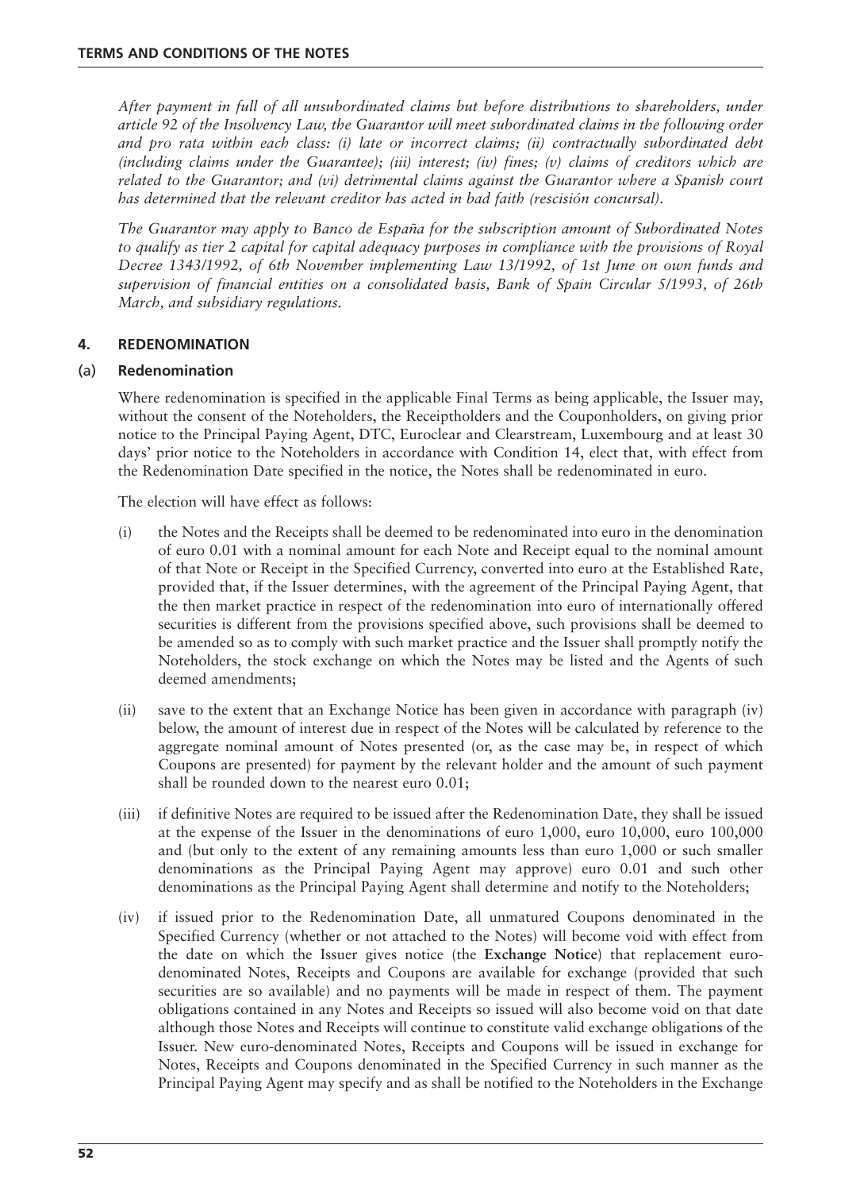*After payment in full of all unsubordinated claims but before distributions to shareholders, under article 92 of the Insolvency Law, the Guarantor will meet subordinated claims in the following order and pro rata within each class: (i) late or incorrect claims; (ii) contractually subordinated debt (including claims under the Guarantee); (iii) interest; (iv) fines; (v) claims of creditors which are related to the Guarantor; and (vi) detrimental claims against the Guarantor where a Spanish court has determined that the relevant creditor has acted in bad faith (rescisión concursal).*

*The Guarantor may apply to Banco de España for the subscription amount of Subordinated Notes to qualify as tier 2 capital for capital adequacy purposes in compliance with the provisions of Royal Decree 1343/1992, of 6th November implementing Law 13/1992, of 1st June on own funds and supervision of financial entities on a consolidated basis, Bank of Spain Circular 5/1993, of 26th March, and subsidiary regulations.*

## 4. REDENOMINATION

### (a) Redenomination

Where redenomination is specified in the applicable Final Terms as being applicable, the Issuer may, without the consent of the Noteholders, the Receiptholders and the Couponholders, on giving prior notice to the Principal Paying Agent, DTC, Euroclear and Clearstream, Luxembourg and at least 30 days' prior notice to the Noteholders in accordance with Condition 14, elect that, with effect from the Redenomination Date specified in the notice, the Notes shall be redenominated in euro.

The election will have effect as follows:

(i) the Notes and the Receipts shall be deemed to be redenominated into euro in the denomination of euro 0.01 with a nominal amount for each Note and Receipt equal to the nominal amount of that Note or Receipt in the Specified Currency, converted into euro at the Established Rate, provided that, if the Issuer determines, with the agreement of the Principal Paying Agent, that the then market practice in respect of the redenomination into euro of internationally offered securities is different from the provisions specified above, such provisions shall be deemed to be amended so as to comply with such market practice and the Issuer shall promptly notify the Noteholders, the stock exchange on which the Notes may be listed and the Agents of such deemed amendments;

(ii) save to the extent that an Exchange Notice has been given in accordance with paragraph (iv) below, the amount of interest due in respect of the Notes will be calculated by reference to the aggregate nominal amount of Notes presented (or, as the case may be, in respect of which Coupons are presented) for payment by the relevant holder and the amount of such payment shall be rounded down to the nearest euro 0.01;

(iii) if definitive Notes are required to be issued after the Redenomination Date, they shall be issued at the expense of the Issuer in the denominations of euro 1,000, euro 10,000, euro 100,000 and (but only to the extent of any remaining amounts less than euro 1,000 or such smaller denominations as the Principal Paying Agent may approve) euro 0.01 and such other denominations as the Principal Paying Agent shall determine and notify to the Noteholders;

(iv) if issued prior to the Redenomination Date, all unmatured Coupons denominated in the Specified Currency (whether or not attached to the Notes) will become void with effect from the date on which the Issuer gives notice (the **Exchange Notice**) that replacement euro-denominated Notes, Receipts and Coupons are available for exchange (provided that such securities are so available) and no payments will be made in respect of them. The payment obligations contained in any Notes and Receipts so issued will also become void on that date although those Notes and Receipts will continue to constitute valid exchange obligations of the Issuer. New euro-denominated Notes, Receipts and Coupons will be issued in exchange for Notes, Receipts and Coupons denominated in the Specified Currency in such manner as the Principal Paying Agent may specify and as shall be notified to the Noteholders in the Exchange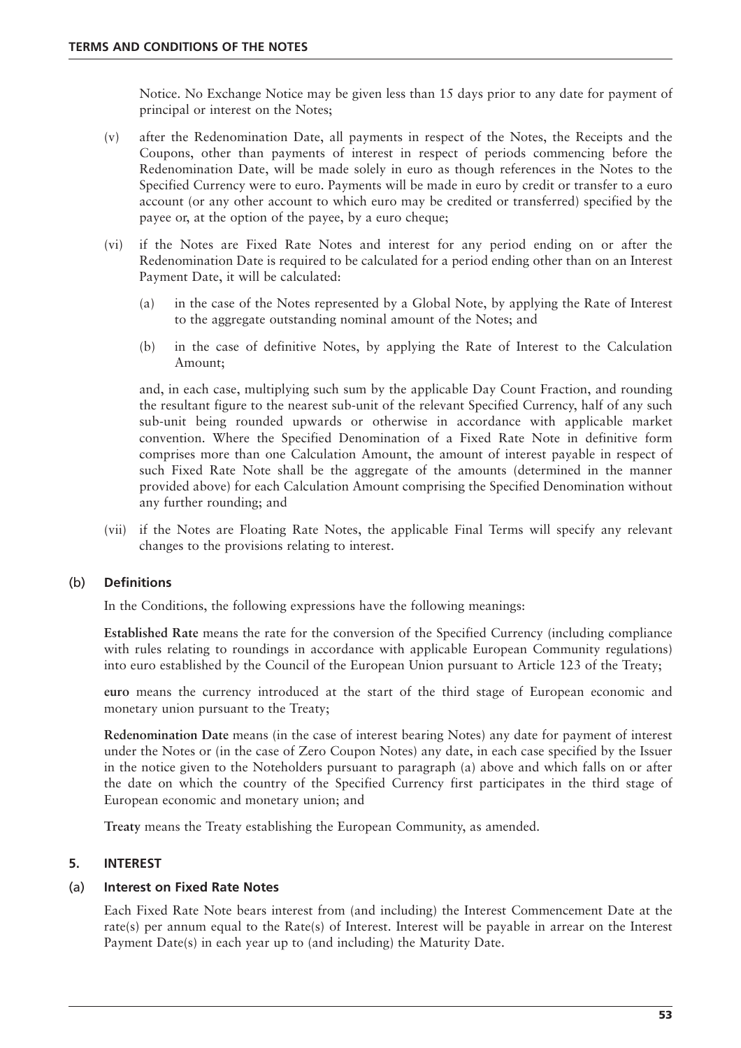Notice. No Exchange Notice may be given less than 15 days prior to any date for payment of principal or interest on the Notes;

(v) after the Redenomination Date, all payments in respect of the Notes, the Receipts and the Coupons, other than payments of interest in respect of periods commencing before the Redenomination Date, will be made solely in euro as though references in the Notes to the Specified Currency were to euro. Payments will be made in euro by credit or transfer to a euro account (or any other account to which euro may be credited or transferred) specified by the payee or, at the option of the payee, by a euro cheque;

(vi) if the Notes are Fixed Rate Notes and interest for any period ending on or after the Redenomination Date is required to be calculated for a period ending other than on an Interest Payment Date, it will be calculated:

  (a) in the case of the Notes represented by a Global Note, by applying the Rate of Interest to the aggregate outstanding nominal amount of the Notes; and

  (b) in the case of definitive Notes, by applying the Rate of Interest to the Calculation Amount;

  and, in each case, multiplying such sum by the applicable Day Count Fraction, and rounding the resultant figure to the nearest sub-unit of the relevant Specified Currency, half of any such sub-unit being rounded upwards or otherwise in accordance with applicable market convention. Where the Specified Denomination of a Fixed Rate Note in definitive form comprises more than one Calculation Amount, the amount of interest payable in respect of such Fixed Rate Note shall be the aggregate of the amounts (determined in the manner provided above) for each Calculation Amount comprising the Specified Denomination without any further rounding; and

(vii) if the Notes are Floating Rate Notes, the applicable Final Terms will specify any relevant changes to the provisions relating to interest.

### (b) Definitions

In the Conditions, the following expressions have the following meanings:

**Established Rate** means the rate for the conversion of the Specified Currency (including compliance with rules relating to roundings in accordance with applicable European Community regulations) into euro established by the Council of the European Union pursuant to Article 123 of the Treaty;

**euro** means the currency introduced at the start of the third stage of European economic and monetary union pursuant to the Treaty;

**Redenomination Date** means (in the case of interest bearing Notes) any date for payment of interest under the Notes or (in the case of Zero Coupon Notes) any date, in each case specified by the Issuer in the notice given to the Noteholders pursuant to paragraph (a) above and which falls on or after the date on which the country of the Specified Currency first participates in the third stage of European economic and monetary union; and

**Treaty** means the Treaty establishing the European Community, as amended.

## 5. INTEREST

### (a) Interest on Fixed Rate Notes

Each Fixed Rate Note bears interest from (and including) the Interest Commencement Date at the rate(s) per annum equal to the Rate(s) of Interest. Interest will be payable in arrear on the Interest Payment Date(s) in each year up to (and including) the Maturity Date.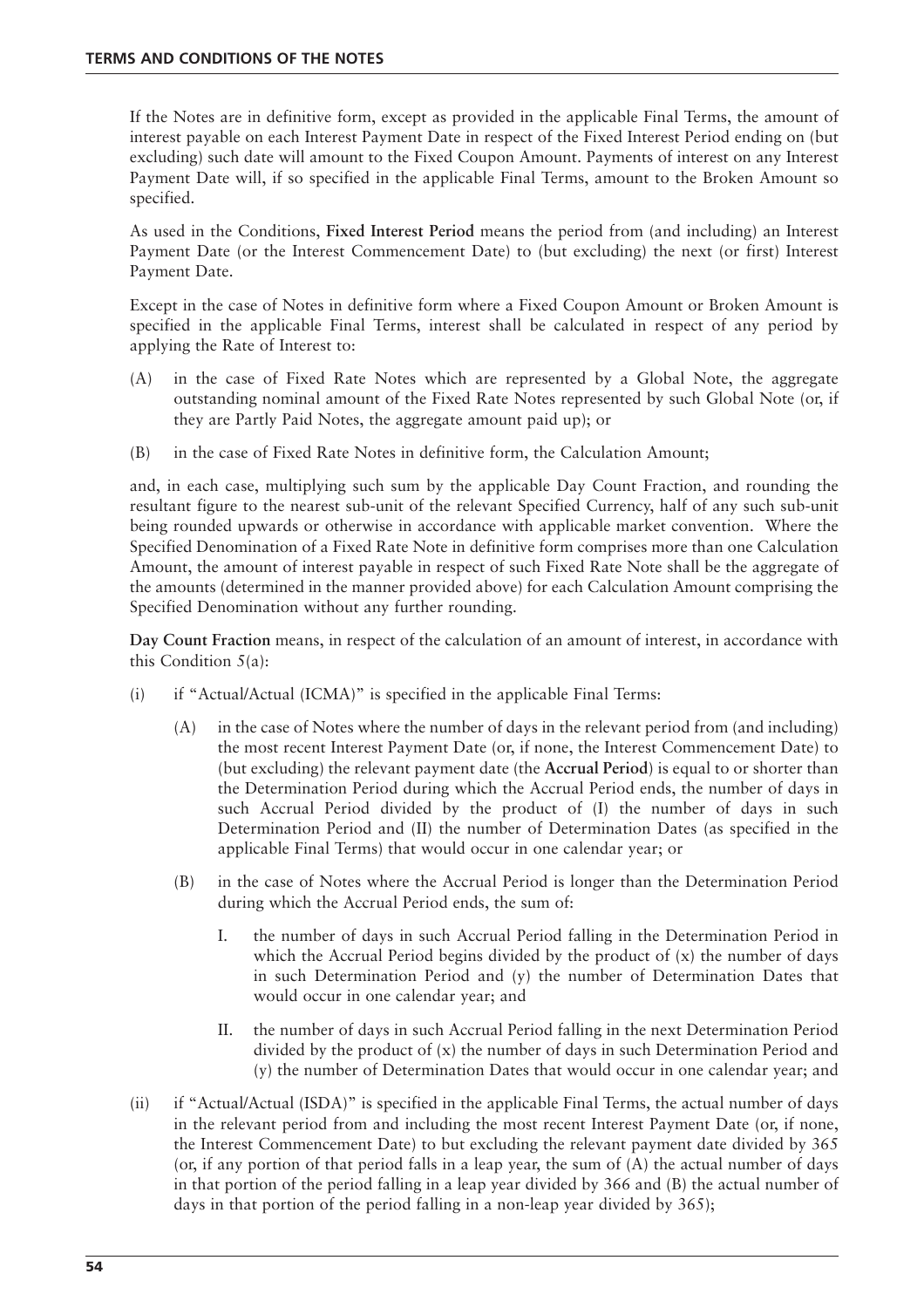If the Notes are in definitive form, except as provided in the applicable Final Terms, the amount of interest payable on each Interest Payment Date in respect of the Fixed Interest Period ending on (but excluding) such date will amount to the Fixed Coupon Amount. Payments of interest on any Interest Payment Date will, if so specified in the applicable Final Terms, amount to the Broken Amount so specified.

As used in the Conditions, **Fixed Interest Period** means the period from (and including) an Interest Payment Date (or the Interest Commencement Date) to (but excluding) the next (or first) Interest Payment Date.

Except in the case of Notes in definitive form where a Fixed Coupon Amount or Broken Amount is specified in the applicable Final Terms, interest shall be calculated in respect of any period by applying the Rate of Interest to:

(A) in the case of Fixed Rate Notes which are represented by a Global Note, the aggregate outstanding nominal amount of the Fixed Rate Notes represented by such Global Note (or, if they are Partly Paid Notes, the aggregate amount paid up); or

(B) in the case of Fixed Rate Notes in definitive form, the Calculation Amount;

and, in each case, multiplying such sum by the applicable Day Count Fraction, and rounding the resultant figure to the nearest sub-unit of the relevant Specified Currency, half of any such sub-unit being rounded upwards or otherwise in accordance with applicable market convention. Where the Specified Denomination of a Fixed Rate Note in definitive form comprises more than one Calculation Amount, the amount of interest payable in respect of such Fixed Rate Note shall be the aggregate of the amounts (determined in the manner provided above) for each Calculation Amount comprising the Specified Denomination without any further rounding.

**Day Count Fraction** means, in respect of the calculation of an amount of interest, in accordance with this Condition 5(a):

(i) if "Actual/Actual (ICMA)" is specified in the applicable Final Terms:

(A) in the case of Notes where the number of days in the relevant period from (and including) the most recent Interest Payment Date (or, if none, the Interest Commencement Date) to (but excluding) the relevant payment date (the **Accrual Period**) is equal to or shorter than the Determination Period during which the Accrual Period ends, the number of days in such Accrual Period divided by the product of (I) the number of days in such Determination Period and (II) the number of Determination Dates (as specified in the applicable Final Terms) that would occur in one calendar year; or

(B) in the case of Notes where the Accrual Period is longer than the Determination Period during which the Accrual Period ends, the sum of:

I. the number of days in such Accrual Period falling in the Determination Period in which the Accrual Period begins divided by the product of (x) the number of days in such Determination Period and (y) the number of Determination Dates that would occur in one calendar year; and

II. the number of days in such Accrual Period falling in the next Determination Period divided by the product of (x) the number of days in such Determination Period and (y) the number of Determination Dates that would occur in one calendar year; and

(ii) if "Actual/Actual (ISDA)" is specified in the applicable Final Terms, the actual number of days in the relevant period from and including the most recent Interest Payment Date (or, if none, the Interest Commencement Date) to but excluding the relevant payment date divided by 365 (or, if any portion of that period falls in a leap year, the sum of (A) the actual number of days in that portion of the period falling in a leap year divided by 366 and (B) the actual number of days in that portion of the period falling in a non-leap year divided by 365);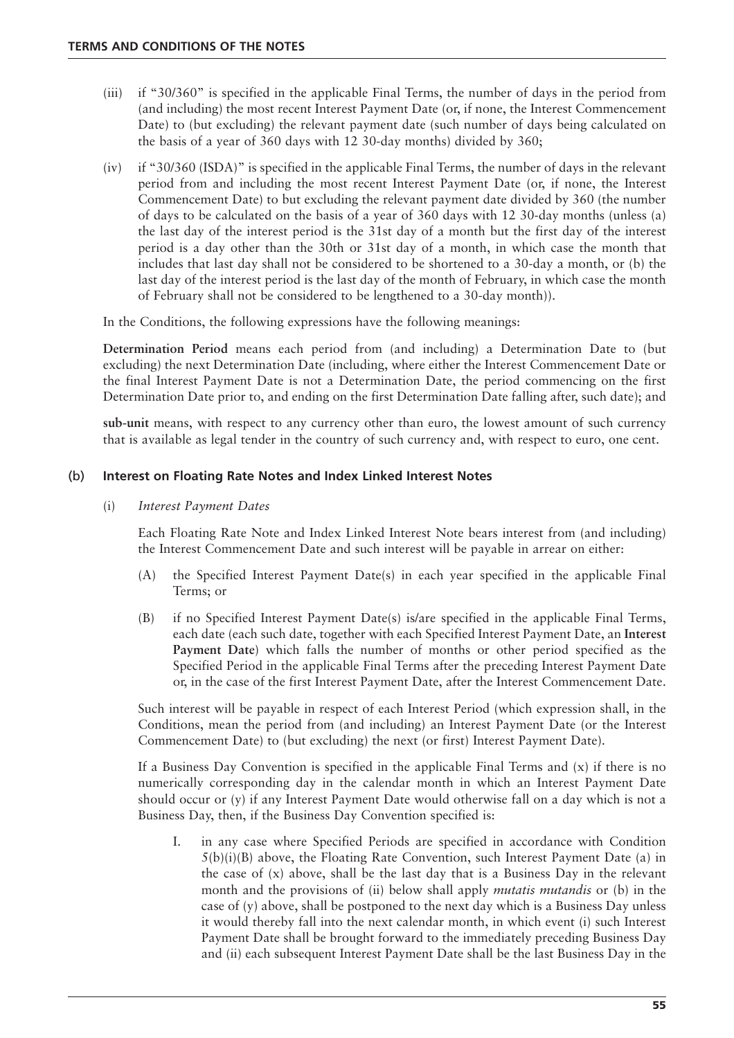(iii) if "30/360" is specified in the applicable Final Terms, the number of days in the period from (and including) the most recent Interest Payment Date (or, if none, the Interest Commencement Date) to (but excluding) the relevant payment date (such number of days being calculated on the basis of a year of 360 days with 12 30-day months) divided by 360;

(iv) if "30/360 (ISDA)" is specified in the applicable Final Terms, the number of days in the relevant period from and including the most recent Interest Payment Date (or, if none, the Interest Commencement Date) to but excluding the relevant payment date divided by 360 (the number of days to be calculated on the basis of a year of 360 days with 12 30-day months (unless (a) the last day of the interest period is the 31st day of a month but the first day of the interest period is a day other than the 30th or 31st day of a month, in which case the month that includes that last day shall not be considered to be shortened to a 30-day a month, or (b) the last day of the interest period is the last day of the month of February, in which case the month of February shall not be considered to be lengthened to a 30-day month)).

In the Conditions, the following expressions have the following meanings:

**Determination Period** means each period from (and including) a Determination Date to (but excluding) the next Determination Date (including, where either the Interest Commencement Date or the final Interest Payment Date is not a Determination Date, the period commencing on the first Determination Date prior to, and ending on the first Determination Date falling after, such date); and

**sub-unit** means, with respect to any currency other than euro, the lowest amount of such currency that is available as legal tender in the country of such currency and, with respect to euro, one cent.

### (b) Interest on Floating Rate Notes and Index Linked Interest Notes

(i) *Interest Payment Dates*

Each Floating Rate Note and Index Linked Interest Note bears interest from (and including) the Interest Commencement Date and such interest will be payable in arrear on either:

(A) the Specified Interest Payment Date(s) in each year specified in the applicable Final Terms; or

(B) if no Specified Interest Payment Date(s) is/are specified in the applicable Final Terms, each date (each such date, together with each Specified Interest Payment Date, an **Interest Payment Date**) which falls the number of months or other period specified as the Specified Period in the applicable Final Terms after the preceding Interest Payment Date or, in the case of the first Interest Payment Date, after the Interest Commencement Date.

Such interest will be payable in respect of each Interest Period (which expression shall, in the Conditions, mean the period from (and including) an Interest Payment Date (or the Interest Commencement Date) to (but excluding) the next (or first) Interest Payment Date).

If a Business Day Convention is specified in the applicable Final Terms and (x) if there is no numerically corresponding day in the calendar month in which an Interest Payment Date should occur or (y) if any Interest Payment Date would otherwise fall on a day which is not a Business Day, then, if the Business Day Convention specified is:

I. in any case where Specified Periods are specified in accordance with Condition 5(b)(i)(B) above, the Floating Rate Convention, such Interest Payment Date (a) in the case of (x) above, shall be the last day that is a Business Day in the relevant month and the provisions of (ii) below shall apply *mutatis mutandis* or (b) in the case of (y) above, shall be postponed to the next day which is a Business Day unless it would thereby fall into the next calendar month, in which event (i) such Interest Payment Date shall be brought forward to the immediately preceding Business Day and (ii) each subsequent Interest Payment Date shall be the last Business Day in the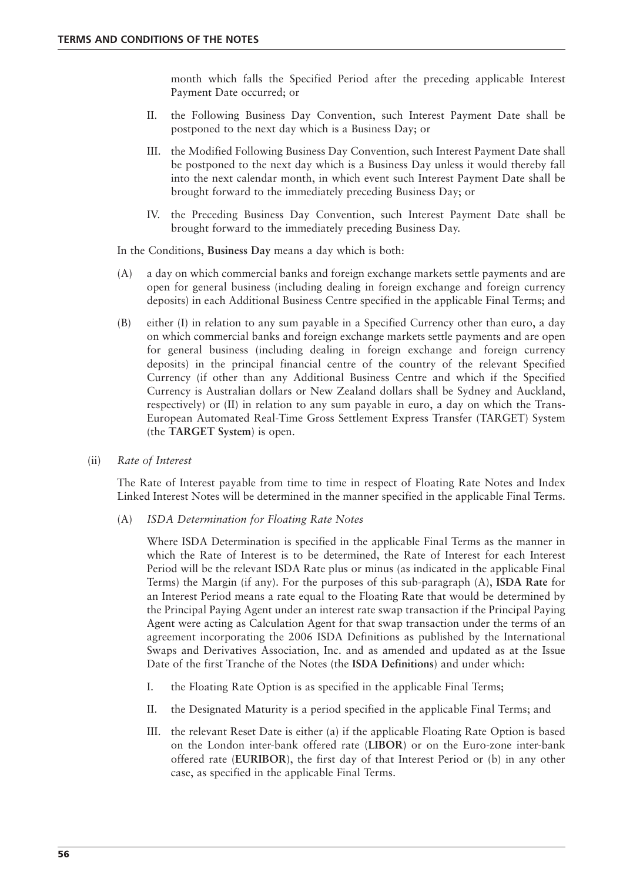month which falls the Specified Period after the preceding applicable Interest Payment Date occurred; or

II. the Following Business Day Convention, such Interest Payment Date shall be postponed to the next day which is a Business Day; or

III. the Modified Following Business Day Convention, such Interest Payment Date shall be postponed to the next day which is a Business Day unless it would thereby fall into the next calendar month, in which event such Interest Payment Date shall be brought forward to the immediately preceding Business Day; or

IV. the Preceding Business Day Convention, such Interest Payment Date shall be brought forward to the immediately preceding Business Day.

In the Conditions, **Business Day** means a day which is both:

(A) a day on which commercial banks and foreign exchange markets settle payments and are open for general business (including dealing in foreign exchange and foreign currency deposits) in each Additional Business Centre specified in the applicable Final Terms; and

(B) either (I) in relation to any sum payable in a Specified Currency other than euro, a day on which commercial banks and foreign exchange markets settle payments and are open for general business (including dealing in foreign exchange and foreign currency deposits) in the principal financial centre of the country of the relevant Specified Currency (if other than any Additional Business Centre and which if the Specified Currency is Australian dollars or New Zealand dollars shall be Sydney and Auckland, respectively) or (II) in relation to any sum payable in euro, a day on which the Trans-European Automated Real-Time Gross Settlement Express Transfer (TARGET) System (the **TARGET System**) is open.

(ii) *Rate of Interest*

The Rate of Interest payable from time to time in respect of Floating Rate Notes and Index Linked Interest Notes will be determined in the manner specified in the applicable Final Terms.

(A) *ISDA Determination for Floating Rate Notes*

Where ISDA Determination is specified in the applicable Final Terms as the manner in which the Rate of Interest is to be determined, the Rate of Interest for each Interest Period will be the relevant ISDA Rate plus or minus (as indicated in the applicable Final Terms) the Margin (if any). For the purposes of this sub-paragraph (A), **ISDA Rate** for an Interest Period means a rate equal to the Floating Rate that would be determined by the Principal Paying Agent under an interest rate swap transaction if the Principal Paying Agent were acting as Calculation Agent for that swap transaction under the terms of an agreement incorporating the 2006 ISDA Definitions as published by the International Swaps and Derivatives Association, Inc. and as amended and updated as at the Issue Date of the first Tranche of the Notes (the **ISDA Definitions**) and under which:

I. the Floating Rate Option is as specified in the applicable Final Terms;

II. the Designated Maturity is a period specified in the applicable Final Terms; and

III. the relevant Reset Date is either (a) if the applicable Floating Rate Option is based on the London inter-bank offered rate (**LIBOR**) or on the Euro-zone inter-bank offered rate (**EURIBOR**), the first day of that Interest Period or (b) in any other case, as specified in the applicable Final Terms.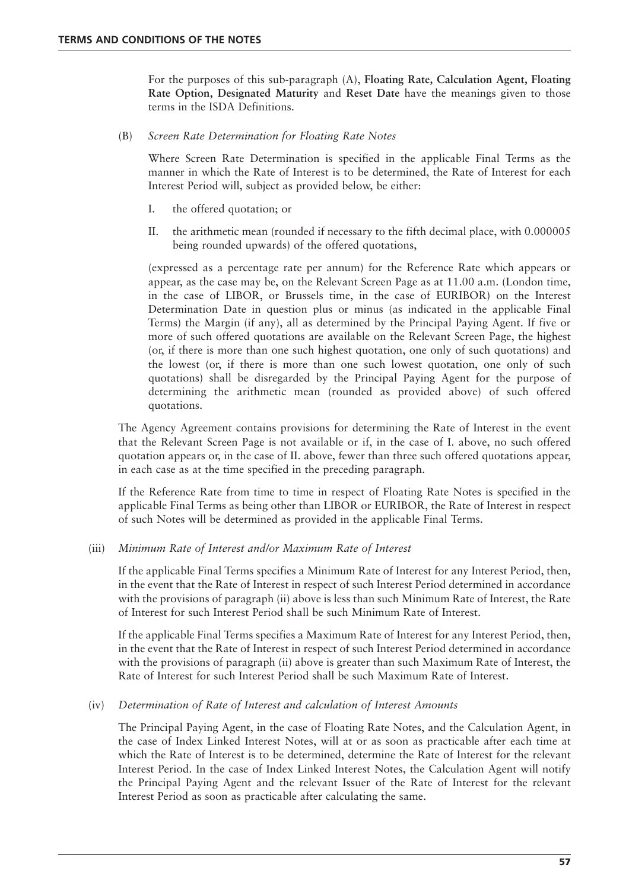For the purposes of this sub-paragraph (A), **Floating Rate, Calculation Agent, Floating Rate Option, Designated Maturity** and **Reset Date** have the meanings given to those terms in the ISDA Definitions.

(B) *Screen Rate Determination for Floating Rate Notes*

Where Screen Rate Determination is specified in the applicable Final Terms as the manner in which the Rate of Interest is to be determined, the Rate of Interest for each Interest Period will, subject as provided below, be either:

I. the offered quotation; or

II. the arithmetic mean (rounded if necessary to the fifth decimal place, with 0.000005 being rounded upwards) of the offered quotations,

(expressed as a percentage rate per annum) for the Reference Rate which appears or appear, as the case may be, on the Relevant Screen Page as at 11.00 a.m. (London time, in the case of LIBOR, or Brussels time, in the case of EURIBOR) on the Interest Determination Date in question plus or minus (as indicated in the applicable Final Terms) the Margin (if any), all as determined by the Principal Paying Agent. If five or more of such offered quotations are available on the Relevant Screen Page, the highest (or, if there is more than one such highest quotation, one only of such quotations) and the lowest (or, if there is more than one such lowest quotation, one only of such quotations) shall be disregarded by the Principal Paying Agent for the purpose of determining the arithmetic mean (rounded as provided above) of such offered quotations.

The Agency Agreement contains provisions for determining the Rate of Interest in the event that the Relevant Screen Page is not available or if, in the case of I. above, no such offered quotation appears or, in the case of II. above, fewer than three such offered quotations appear, in each case as at the time specified in the preceding paragraph.

If the Reference Rate from time to time in respect of Floating Rate Notes is specified in the applicable Final Terms as being other than LIBOR or EURIBOR, the Rate of Interest in respect of such Notes will be determined as provided in the applicable Final Terms.

(iii) *Minimum Rate of Interest and/or Maximum Rate of Interest*

If the applicable Final Terms specifies a Minimum Rate of Interest for any Interest Period, then, in the event that the Rate of Interest in respect of such Interest Period determined in accordance with the provisions of paragraph (ii) above is less than such Minimum Rate of Interest, the Rate of Interest for such Interest Period shall be such Minimum Rate of Interest.

If the applicable Final Terms specifies a Maximum Rate of Interest for any Interest Period, then, in the event that the Rate of Interest in respect of such Interest Period determined in accordance with the provisions of paragraph (ii) above is greater than such Maximum Rate of Interest, the Rate of Interest for such Interest Period shall be such Maximum Rate of Interest.

(iv) *Determination of Rate of Interest and calculation of Interest Amounts*

The Principal Paying Agent, in the case of Floating Rate Notes, and the Calculation Agent, in the case of Index Linked Interest Notes, will at or as soon as practicable after each time at which the Rate of Interest is to be determined, determine the Rate of Interest for the relevant Interest Period. In the case of Index Linked Interest Notes, the Calculation Agent will notify the Principal Paying Agent and the relevant Issuer of the Rate of Interest for the relevant Interest Period as soon as practicable after calculating the same.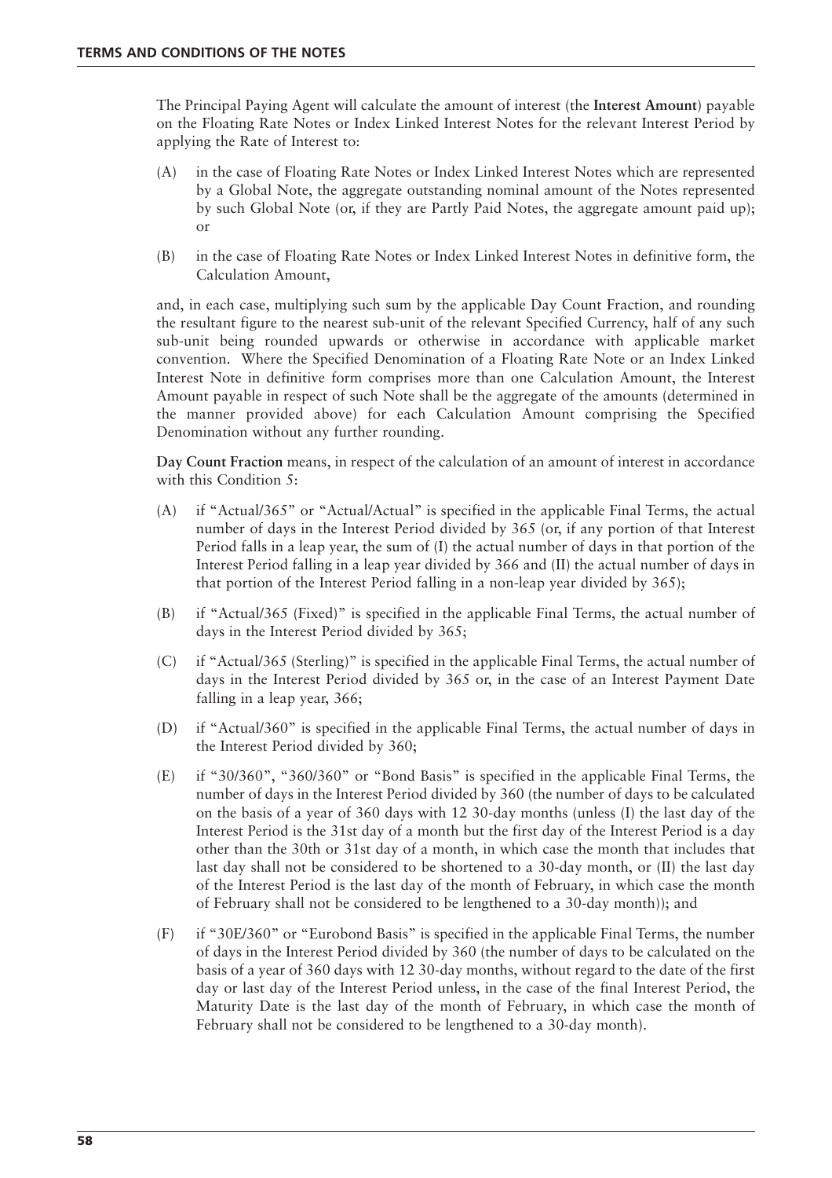The Principal Paying Agent will calculate the amount of interest (the **Interest Amount**) payable on the Floating Rate Notes or Index Linked Interest Notes for the relevant Interest Period by applying the Rate of Interest to:

(A) in the case of Floating Rate Notes or Index Linked Interest Notes which are represented by a Global Note, the aggregate outstanding nominal amount of the Notes represented by such Global Note (or, if they are Partly Paid Notes, the aggregate amount paid up); or

(B) in the case of Floating Rate Notes or Index Linked Interest Notes in definitive form, the Calculation Amount,

and, in each case, multiplying such sum by the applicable Day Count Fraction, and rounding the resultant figure to the nearest sub-unit of the relevant Specified Currency, half of any such sub-unit being rounded upwards or otherwise in accordance with applicable market convention. Where the Specified Denomination of a Floating Rate Note or an Index Linked Interest Note in definitive form comprises more than one Calculation Amount, the Interest Amount payable in respect of such Note shall be the aggregate of the amounts (determined in the manner provided above) for each Calculation Amount comprising the Specified Denomination without any further rounding.

**Day Count Fraction** means, in respect of the calculation of an amount of interest in accordance with this Condition 5:

(A) if "Actual/365" or "Actual/Actual" is specified in the applicable Final Terms, the actual number of days in the Interest Period divided by 365 (or, if any portion of that Interest Period falls in a leap year, the sum of (I) the actual number of days in that portion of the Interest Period falling in a leap year divided by 366 and (II) the actual number of days in that portion of the Interest Period falling in a non-leap year divided by 365);

(B) if "Actual/365 (Fixed)" is specified in the applicable Final Terms, the actual number of days in the Interest Period divided by 365;

(C) if "Actual/365 (Sterling)" is specified in the applicable Final Terms, the actual number of days in the Interest Period divided by 365 or, in the case of an Interest Payment Date falling in a leap year, 366;

(D) if "Actual/360" is specified in the applicable Final Terms, the actual number of days in the Interest Period divided by 360;

(E) if "30/360", "360/360" or "Bond Basis" is specified in the applicable Final Terms, the number of days in the Interest Period divided by 360 (the number of days to be calculated on the basis of a year of 360 days with 12 30-day months (unless (I) the last day of the Interest Period is the 31st day of a month but the first day of the Interest Period is a day other than the 30th or 31st day of a month, in which case the month that includes that last day shall not be considered to be shortened to a 30-day month, or (II) the last day of the Interest Period is the last day of the month of February, in which case the month of February shall not be considered to be lengthened to a 30-day month)); and

(F) if "30E/360" or "Eurobond Basis" is specified in the applicable Final Terms, the number of days in the Interest Period divided by 360 (the number of days to be calculated on the basis of a year of 360 days with 12 30-day months, without regard to the date of the first day or last day of the Interest Period unless, in the case of the final Interest Period, the Maturity Date is the last day of the month of February, in which case the month of February shall not be considered to be lengthened to a 30-day month).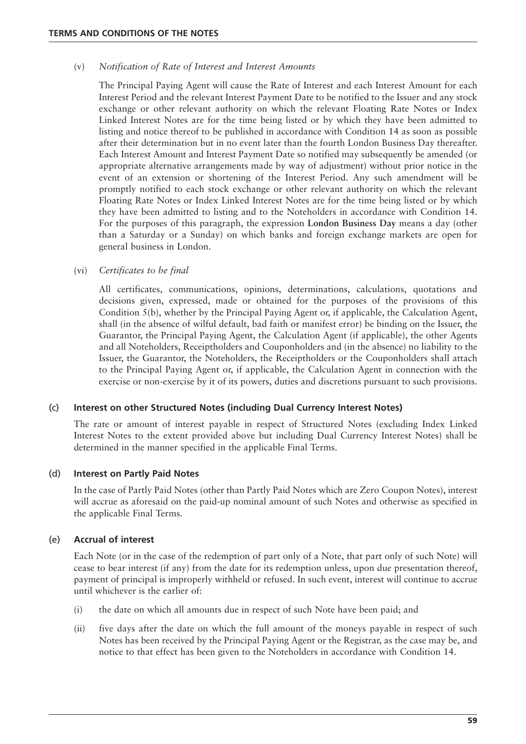(v) *Notification of Rate of Interest and Interest Amounts*

The Principal Paying Agent will cause the Rate of Interest and each Interest Amount for each Interest Period and the relevant Interest Payment Date to be notified to the Issuer and any stock exchange or other relevant authority on which the relevant Floating Rate Notes or Index Linked Interest Notes are for the time being listed or by which they have been admitted to listing and notice thereof to be published in accordance with Condition 14 as soon as possible after their determination but in no event later than the fourth London Business Day thereafter. Each Interest Amount and Interest Payment Date so notified may subsequently be amended (or appropriate alternative arrangements made by way of adjustment) without prior notice in the event of an extension or shortening of the Interest Period. Any such amendment will be promptly notified to each stock exchange or other relevant authority on which the relevant Floating Rate Notes or Index Linked Interest Notes are for the time being listed or by which they have been admitted to listing and to the Noteholders in accordance with Condition 14. For the purposes of this paragraph, the expression **London Business Day** means a day (other than a Saturday or a Sunday) on which banks and foreign exchange markets are open for general business in London.

(vi) *Certificates to be final*

All certificates, communications, opinions, determinations, calculations, quotations and decisions given, expressed, made or obtained for the purposes of the provisions of this Condition 5(b), whether by the Principal Paying Agent or, if applicable, the Calculation Agent, shall (in the absence of wilful default, bad faith or manifest error) be binding on the Issuer, the Guarantor, the Principal Paying Agent, the Calculation Agent (if applicable), the other Agents and all Noteholders, Receiptholders and Couponholders and (in the absence) no liability to the Issuer, the Guarantor, the Noteholders, the Receiptholders or the Couponholders shall attach to the Principal Paying Agent or, if applicable, the Calculation Agent in connection with the exercise or non-exercise by it of its powers, duties and discretions pursuant to such provisions.

### (c) Interest on other Structured Notes (including Dual Currency Interest Notes)

The rate or amount of interest payable in respect of Structured Notes (excluding Index Linked Interest Notes to the extent provided above but including Dual Currency Interest Notes) shall be determined in the manner specified in the applicable Final Terms.

### (d) Interest on Partly Paid Notes

In the case of Partly Paid Notes (other than Partly Paid Notes which are Zero Coupon Notes), interest will accrue as aforesaid on the paid-up nominal amount of such Notes and otherwise as specified in the applicable Final Terms.

### (e) Accrual of interest

Each Note (or in the case of the redemption of part only of a Note, that part only of such Note) will cease to bear interest (if any) from the date for its redemption unless, upon due presentation thereof, payment of principal is improperly withheld or refused. In such event, interest will continue to accrue until whichever is the earlier of:

(i) the date on which all amounts due in respect of such Note have been paid; and

(ii) five days after the date on which the full amount of the moneys payable in respect of such Notes has been received by the Principal Paying Agent or the Registrar, as the case may be, and notice to that effect has been given to the Noteholders in accordance with Condition 14.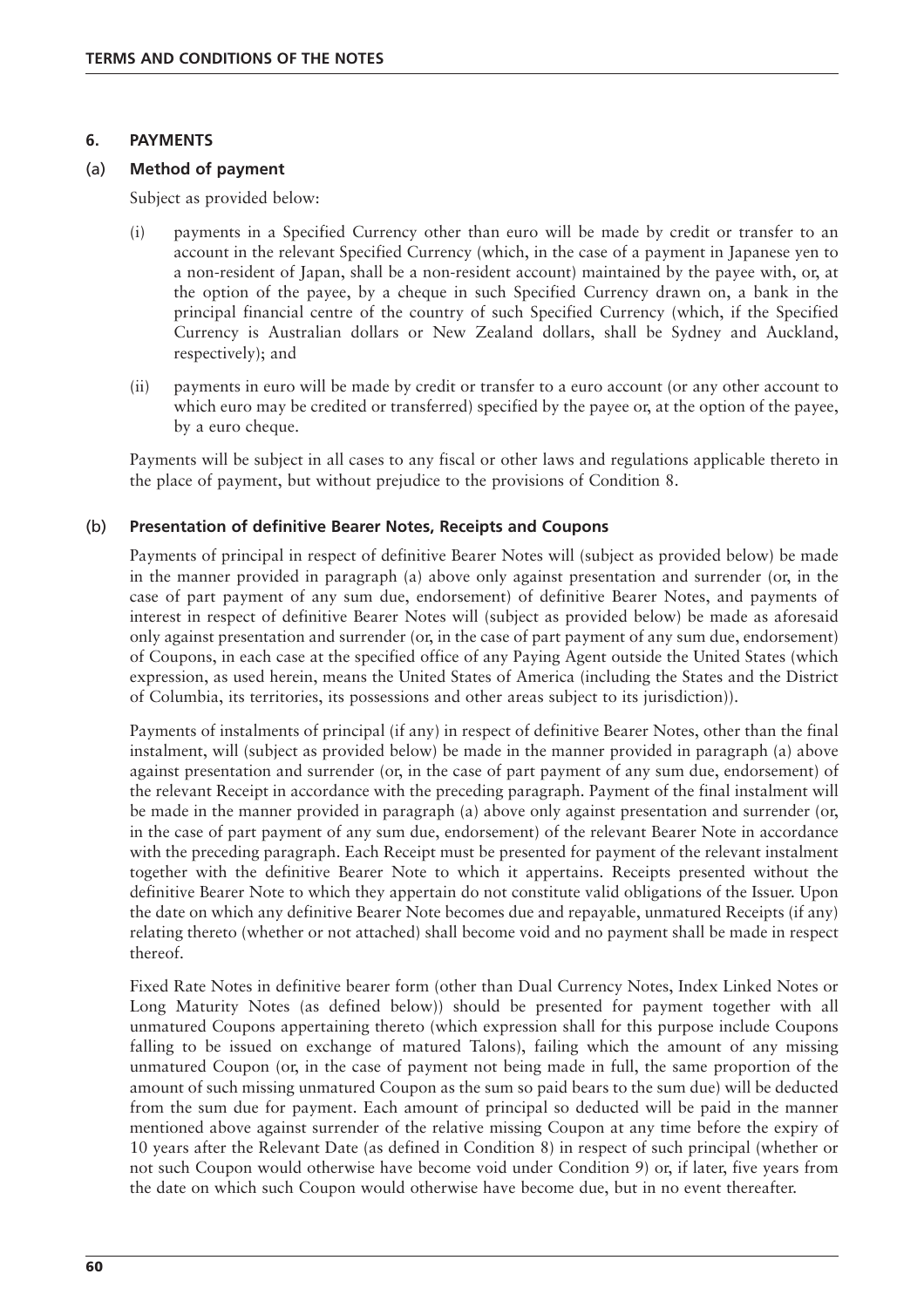## 6. PAYMENTS

### (a) Method of payment

Subject as provided below:

(i) payments in a Specified Currency other than euro will be made by credit or transfer to an account in the relevant Specified Currency (which, in the case of a payment in Japanese yen to a non-resident of Japan, shall be a non-resident account) maintained by the payee with, or, at the option of the payee, by a cheque in such Specified Currency drawn on, a bank in the principal financial centre of the country of such Specified Currency (which, if the Specified Currency is Australian dollars or New Zealand dollars, shall be Sydney and Auckland, respectively); and

(ii) payments in euro will be made by credit or transfer to a euro account (or any other account to which euro may be credited or transferred) specified by the payee or, at the option of the payee, by a euro cheque.

Payments will be subject in all cases to any fiscal or other laws and regulations applicable thereto in the place of payment, but without prejudice to the provisions of Condition 8.

### (b) Presentation of definitive Bearer Notes, Receipts and Coupons

Payments of principal in respect of definitive Bearer Notes will (subject as provided below) be made in the manner provided in paragraph (a) above only against presentation and surrender (or, in the case of part payment of any sum due, endorsement) of definitive Bearer Notes, and payments of interest in respect of definitive Bearer Notes will (subject as provided below) be made as aforesaid only against presentation and surrender (or, in the case of part payment of any sum due, endorsement) of Coupons, in each case at the specified office of any Paying Agent outside the United States (which expression, as used herein, means the United States of America (including the States and the District of Columbia, its territories, its possessions and other areas subject to its jurisdiction)).

Payments of instalments of principal (if any) in respect of definitive Bearer Notes, other than the final instalment, will (subject as provided below) be made in the manner provided in paragraph (a) above against presentation and surrender (or, in the case of part payment of any sum due, endorsement) of the relevant Receipt in accordance with the preceding paragraph. Payment of the final instalment will be made in the manner provided in paragraph (a) above only against presentation and surrender (or, in the case of part payment of any sum due, endorsement) of the relevant Bearer Note in accordance with the preceding paragraph. Each Receipt must be presented for payment of the relevant instalment together with the definitive Bearer Note to which it appertains. Receipts presented without the definitive Bearer Note to which they appertain do not constitute valid obligations of the Issuer. Upon the date on which any definitive Bearer Note becomes due and repayable, unmatured Receipts (if any) relating thereto (whether or not attached) shall become void and no payment shall be made in respect thereof.

Fixed Rate Notes in definitive bearer form (other than Dual Currency Notes, Index Linked Notes or Long Maturity Notes (as defined below)) should be presented for payment together with all unmatured Coupons appertaining thereto (which expression shall for this purpose include Coupons falling to be issued on exchange of matured Talons), failing which the amount of any missing unmatured Coupon (or, in the case of payment not being made in full, the same proportion of the amount of such missing unmatured Coupon as the sum so paid bears to the sum due) will be deducted from the sum due for payment. Each amount of principal so deducted will be paid in the manner mentioned above against surrender of the relative missing Coupon at any time before the expiry of 10 years after the Relevant Date (as defined in Condition 8) in respect of such principal (whether or not such Coupon would otherwise have become void under Condition 9) or, if later, five years from the date on which such Coupon would otherwise have become due, but in no event thereafter.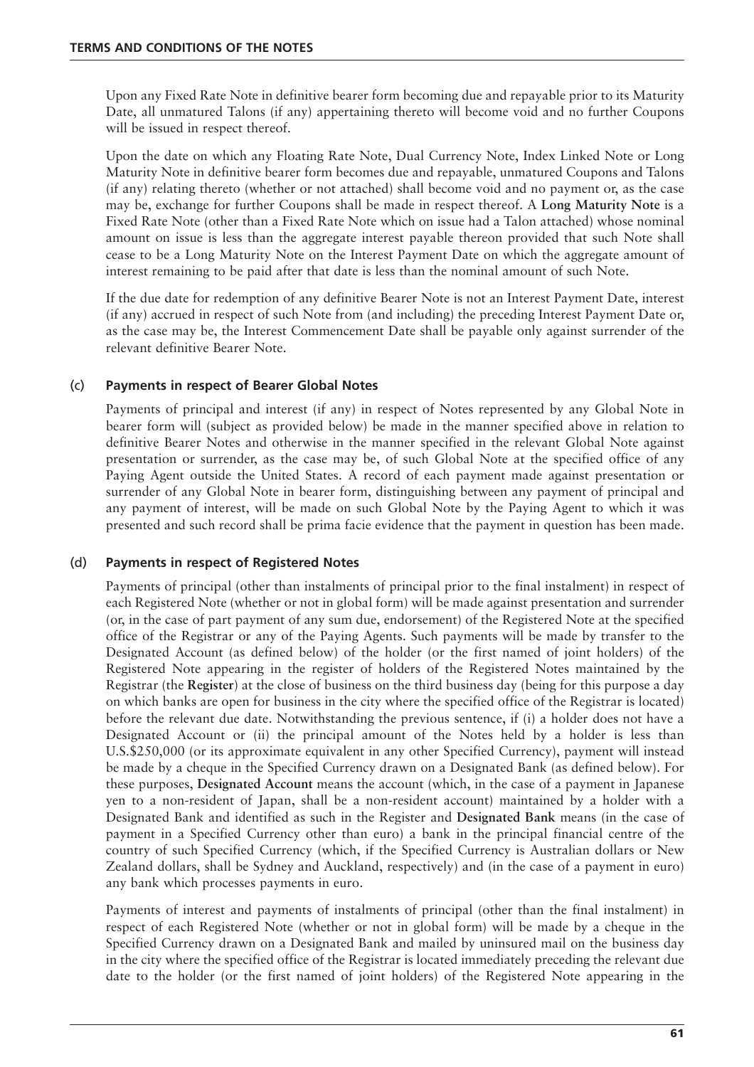Upon any Fixed Rate Note in definitive bearer form becoming due and repayable prior to its Maturity Date, all unmatured Talons (if any) appertaining thereto will become void and no further Coupons will be issued in respect thereof.

Upon the date on which any Floating Rate Note, Dual Currency Note, Index Linked Note or Long Maturity Note in definitive bearer form becomes due and repayable, unmatured Coupons and Talons (if any) relating thereto (whether or not attached) shall become void and no payment or, as the case may be, exchange for further Coupons shall be made in respect thereof. A **Long Maturity Note** is a Fixed Rate Note (other than a Fixed Rate Note which on issue had a Talon attached) whose nominal amount on issue is less than the aggregate interest payable thereon provided that such Note shall cease to be a Long Maturity Note on the Interest Payment Date on which the aggregate amount of interest remaining to be paid after that date is less than the nominal amount of such Note.

If the due date for redemption of any definitive Bearer Note is not an Interest Payment Date, interest (if any) accrued in respect of such Note from (and including) the preceding Interest Payment Date or, as the case may be, the Interest Commencement Date shall be payable only against surrender of the relevant definitive Bearer Note.

### (c) Payments in respect of Bearer Global Notes

Payments of principal and interest (if any) in respect of Notes represented by any Global Note in bearer form will (subject as provided below) be made in the manner specified above in relation to definitive Bearer Notes and otherwise in the manner specified in the relevant Global Note against presentation or surrender, as the case may be, of such Global Note at the specified office of any Paying Agent outside the United States. A record of each payment made against presentation or surrender of any Global Note in bearer form, distinguishing between any payment of principal and any payment of interest, will be made on such Global Note by the Paying Agent to which it was presented and such record shall be prima facie evidence that the payment in question has been made.

### (d) Payments in respect of Registered Notes

Payments of principal (other than instalments of principal prior to the final instalment) in respect of each Registered Note (whether or not in global form) will be made against presentation and surrender (or, in the case of part payment of any sum due, endorsement) of the Registered Note at the specified office of the Registrar or any of the Paying Agents. Such payments will be made by transfer to the Designated Account (as defined below) of the holder (or the first named of joint holders) of the Registered Note appearing in the register of holders of the Registered Notes maintained by the Registrar (the **Register**) at the close of business on the third business day (being for this purpose a day on which banks are open for business in the city where the specified office of the Registrar is located) before the relevant due date. Notwithstanding the previous sentence, if (i) a holder does not have a Designated Account or (ii) the principal amount of the Notes held by a holder is less than U.S.$250,000 (or its approximate equivalent in any other Specified Currency), payment will instead be made by a cheque in the Specified Currency drawn on a Designated Bank (as defined below). For these purposes, **Designated Account** means the account (which, in the case of a payment in Japanese yen to a non-resident of Japan, shall be a non-resident account) maintained by a holder with a Designated Bank and identified as such in the Register and **Designated Bank** means (in the case of payment in a Specified Currency other than euro) a bank in the principal financial centre of the country of such Specified Currency (which, if the Specified Currency is Australian dollars or New Zealand dollars, shall be Sydney and Auckland, respectively) and (in the case of a payment in euro) any bank which processes payments in euro.

Payments of interest and payments of instalments of principal (other than the final instalment) in respect of each Registered Note (whether or not in global form) will be made by a cheque in the Specified Currency drawn on a Designated Bank and mailed by uninsured mail on the business day in the city where the specified office of the Registrar is located immediately preceding the relevant due date to the holder (or the first named of joint holders) of the Registered Note appearing in the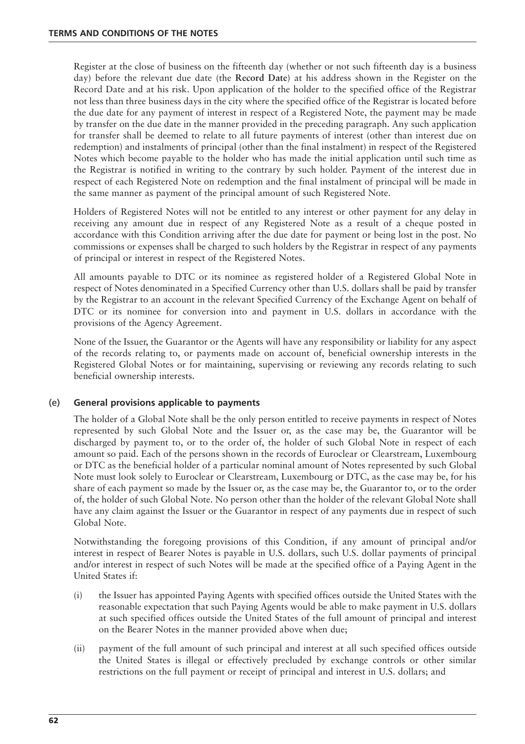Register at the close of business on the fifteenth day (whether or not such fifteenth day is a business day) before the relevant due date (the **Record Date**) at his address shown in the Register on the Record Date and at his risk. Upon application of the holder to the specified office of the Registrar not less than three business days in the city where the specified office of the Registrar is located before the due date for any payment of interest in respect of a Registered Note, the payment may be made by transfer on the due date in the manner provided in the preceding paragraph. Any such application for transfer shall be deemed to relate to all future payments of interest (other than interest due on redemption) and instalments of principal (other than the final instalment) in respect of the Registered Notes which become payable to the holder who has made the initial application until such time as the Registrar is notified in writing to the contrary by such holder. Payment of the interest due in respect of each Registered Note on redemption and the final instalment of principal will be made in the same manner as payment of the principal amount of such Registered Note.

Holders of Registered Notes will not be entitled to any interest or other payment for any delay in receiving any amount due in respect of any Registered Note as a result of a cheque posted in accordance with this Condition arriving after the due date for payment or being lost in the post. No commissions or expenses shall be charged to such holders by the Registrar in respect of any payments of principal or interest in respect of the Registered Notes.

All amounts payable to DTC or its nominee as registered holder of a Registered Global Note in respect of Notes denominated in a Specified Currency other than U.S. dollars shall be paid by transfer by the Registrar to an account in the relevant Specified Currency of the Exchange Agent on behalf of DTC or its nominee for conversion into and payment in U.S. dollars in accordance with the provisions of the Agency Agreement.

None of the Issuer, the Guarantor or the Agents will have any responsibility or liability for any aspect of the records relating to, or payments made on account of, beneficial ownership interests in the Registered Global Notes or for maintaining, supervising or reviewing any records relating to such beneficial ownership interests.

### (e) General provisions applicable to payments

The holder of a Global Note shall be the only person entitled to receive payments in respect of Notes represented by such Global Note and the Issuer or, as the case may be, the Guarantor will be discharged by payment to, or to the order of, the holder of such Global Note in respect of each amount so paid. Each of the persons shown in the records of Euroclear or Clearstream, Luxembourg or DTC as the beneficial holder of a particular nominal amount of Notes represented by such Global Note must look solely to Euroclear or Clearstream, Luxembourg or DTC, as the case may be, for his share of each payment so made by the Issuer or, as the case may be, the Guarantor to, or to the order of, the holder of such Global Note. No person other than the holder of the relevant Global Note shall have any claim against the Issuer or the Guarantor in respect of any payments due in respect of such Global Note.

Notwithstanding the foregoing provisions of this Condition, if any amount of principal and/or interest in respect of Bearer Notes is payable in U.S. dollars, such U.S. dollar payments of principal and/or interest in respect of such Notes will be made at the specified office of a Paying Agent in the United States if:

(i) the Issuer has appointed Paying Agents with specified offices outside the United States with the reasonable expectation that such Paying Agents would be able to make payment in U.S. dollars at such specified offices outside the United States of the full amount of principal and interest on the Bearer Notes in the manner provided above when due;

(ii) payment of the full amount of such principal and interest at all such specified offices outside the United States is illegal or effectively precluded by exchange controls or other similar restrictions on the full payment or receipt of principal and interest in U.S. dollars; and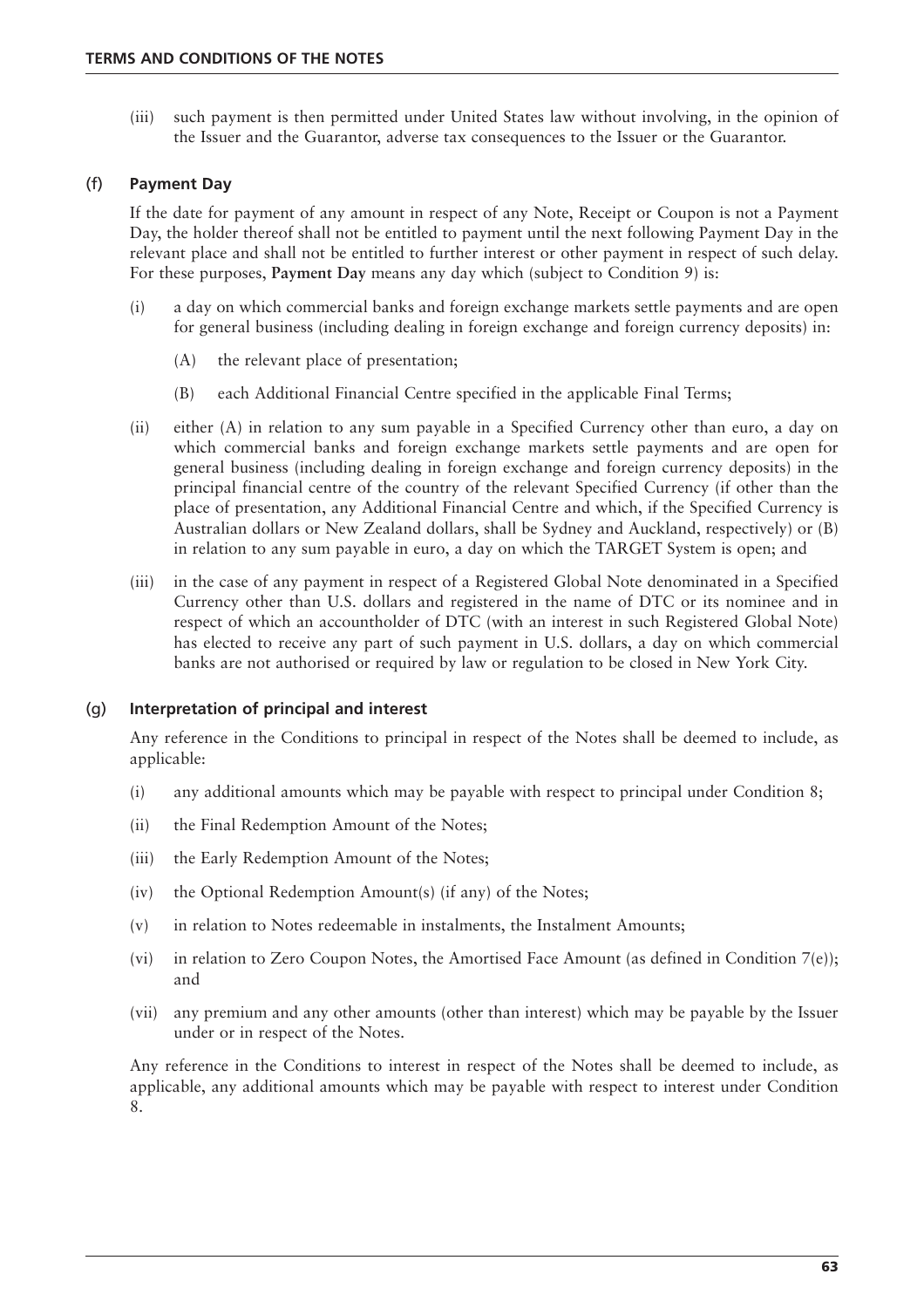(iii) such payment is then permitted under United States law without involving, in the opinion of the Issuer and the Guarantor, adverse tax consequences to the Issuer or the Guarantor.

### (f) Payment Day

If the date for payment of any amount in respect of any Note, Receipt or Coupon is not a Payment Day, the holder thereof shall not be entitled to payment until the next following Payment Day in the relevant place and shall not be entitled to further interest or other payment in respect of such delay. For these purposes, **Payment Day** means any day which (subject to Condition 9) is:

(i) a day on which commercial banks and foreign exchange markets settle payments and are open for general business (including dealing in foreign exchange and foreign currency deposits) in:

(A) the relevant place of presentation;

(B) each Additional Financial Centre specified in the applicable Final Terms;

(ii) either (A) in relation to any sum payable in a Specified Currency other than euro, a day on which commercial banks and foreign exchange markets settle payments and are open for general business (including dealing in foreign exchange and foreign currency deposits) in the principal financial centre of the country of the relevant Specified Currency (if other than the place of presentation, any Additional Financial Centre and which, if the Specified Currency is Australian dollars or New Zealand dollars, shall be Sydney and Auckland, respectively) or (B) in relation to any sum payable in euro, a day on which the TARGET System is open; and

(iii) in the case of any payment in respect of a Registered Global Note denominated in a Specified Currency other than U.S. dollars and registered in the name of DTC or its nominee and in respect of which an accountholder of DTC (with an interest in such Registered Global Note) has elected to receive any part of such payment in U.S. dollars, a day on which commercial banks are not authorised or required by law or regulation to be closed in New York City.

### (g) Interpretation of principal and interest

Any reference in the Conditions to principal in respect of the Notes shall be deemed to include, as applicable:

(i) any additional amounts which may be payable with respect to principal under Condition 8;

(ii) the Final Redemption Amount of the Notes;

(iii) the Early Redemption Amount of the Notes;

(iv) the Optional Redemption Amount(s) (if any) of the Notes;

(v) in relation to Notes redeemable in instalments, the Instalment Amounts;

(vi) in relation to Zero Coupon Notes, the Amortised Face Amount (as defined in Condition 7(e)); and

(vii) any premium and any other amounts (other than interest) which may be payable by the Issuer under or in respect of the Notes.

Any reference in the Conditions to interest in respect of the Notes shall be deemed to include, as applicable, any additional amounts which may be payable with respect to interest under Condition 8.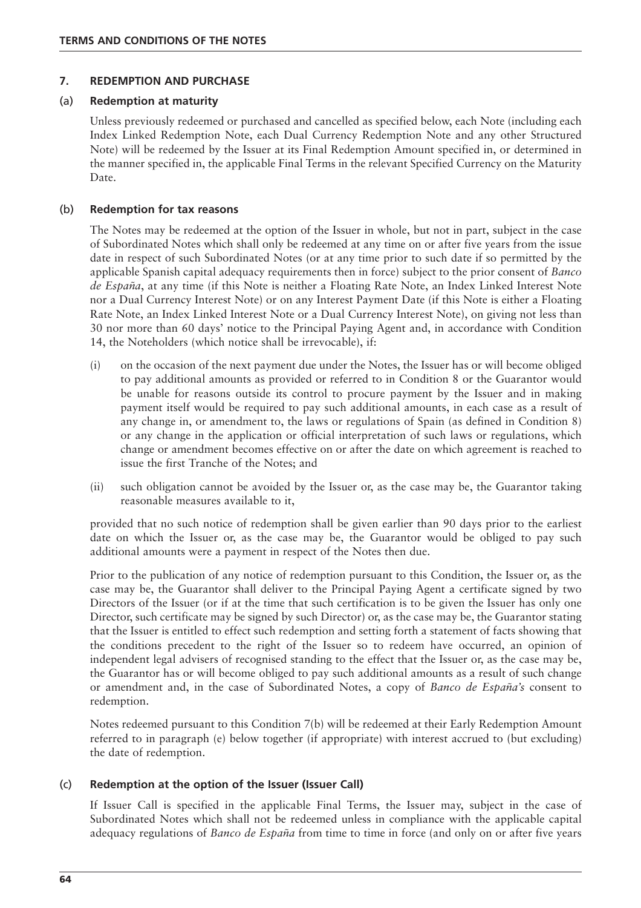## 7. REDEMPTION AND PURCHASE

### (a) Redemption at maturity

Unless previously redeemed or purchased and cancelled as specified below, each Note (including each Index Linked Redemption Note, each Dual Currency Redemption Note and any other Structured Note) will be redeemed by the Issuer at its Final Redemption Amount specified in, or determined in the manner specified in, the applicable Final Terms in the relevant Specified Currency on the Maturity Date.

### (b) Redemption for tax reasons

The Notes may be redeemed at the option of the Issuer in whole, but not in part, subject in the case of Subordinated Notes which shall only be redeemed at any time on or after five years from the issue date in respect of such Subordinated Notes (or at any time prior to such date if so permitted by the applicable Spanish capital adequacy requirements then in force) subject to the prior consent of *Banco de España*, at any time (if this Note is neither a Floating Rate Note, an Index Linked Interest Note nor a Dual Currency Interest Note) or on any Interest Payment Date (if this Note is either a Floating Rate Note, an Index Linked Interest Note or a Dual Currency Interest Note), on giving not less than 30 nor more than 60 days' notice to the Principal Paying Agent and, in accordance with Condition 14, the Noteholders (which notice shall be irrevocable), if:

(i) on the occasion of the next payment due under the Notes, the Issuer has or will become obliged to pay additional amounts as provided or referred to in Condition 8 or the Guarantor would be unable for reasons outside its control to procure payment by the Issuer and in making payment itself would be required to pay such additional amounts, in each case as a result of any change in, or amendment to, the laws or regulations of Spain (as defined in Condition 8) or any change in the application or official interpretation of such laws or regulations, which change or amendment becomes effective on or after the date on which agreement is reached to issue the first Tranche of the Notes; and

(ii) such obligation cannot be avoided by the Issuer or, as the case may be, the Guarantor taking reasonable measures available to it,

provided that no such notice of redemption shall be given earlier than 90 days prior to the earliest date on which the Issuer or, as the case may be, the Guarantor would be obliged to pay such additional amounts were a payment in respect of the Notes then due.

Prior to the publication of any notice of redemption pursuant to this Condition, the Issuer or, as the case may be, the Guarantor shall deliver to the Principal Paying Agent a certificate signed by two Directors of the Issuer (or if at the time that such certification is to be given the Issuer has only one Director, such certificate may be signed by such Director) or, as the case may be, the Guarantor stating that the Issuer is entitled to effect such redemption and setting forth a statement of facts showing that the conditions precedent to the right of the Issuer so to redeem have occurred, an opinion of independent legal advisers of recognised standing to the effect that the Issuer or, as the case may be, the Guarantor has or will become obliged to pay such additional amounts as a result of such change or amendment and, in the case of Subordinated Notes, a copy of *Banco de España's* consent to redemption.

Notes redeemed pursuant to this Condition 7(b) will be redeemed at their Early Redemption Amount referred to in paragraph (e) below together (if appropriate) with interest accrued to (but excluding) the date of redemption.

### (c) Redemption at the option of the Issuer (Issuer Call)

If Issuer Call is specified in the applicable Final Terms, the Issuer may, subject in the case of Subordinated Notes which shall not be redeemed unless in compliance with the applicable capital adequacy regulations of *Banco de España* from time to time in force (and only on or after five years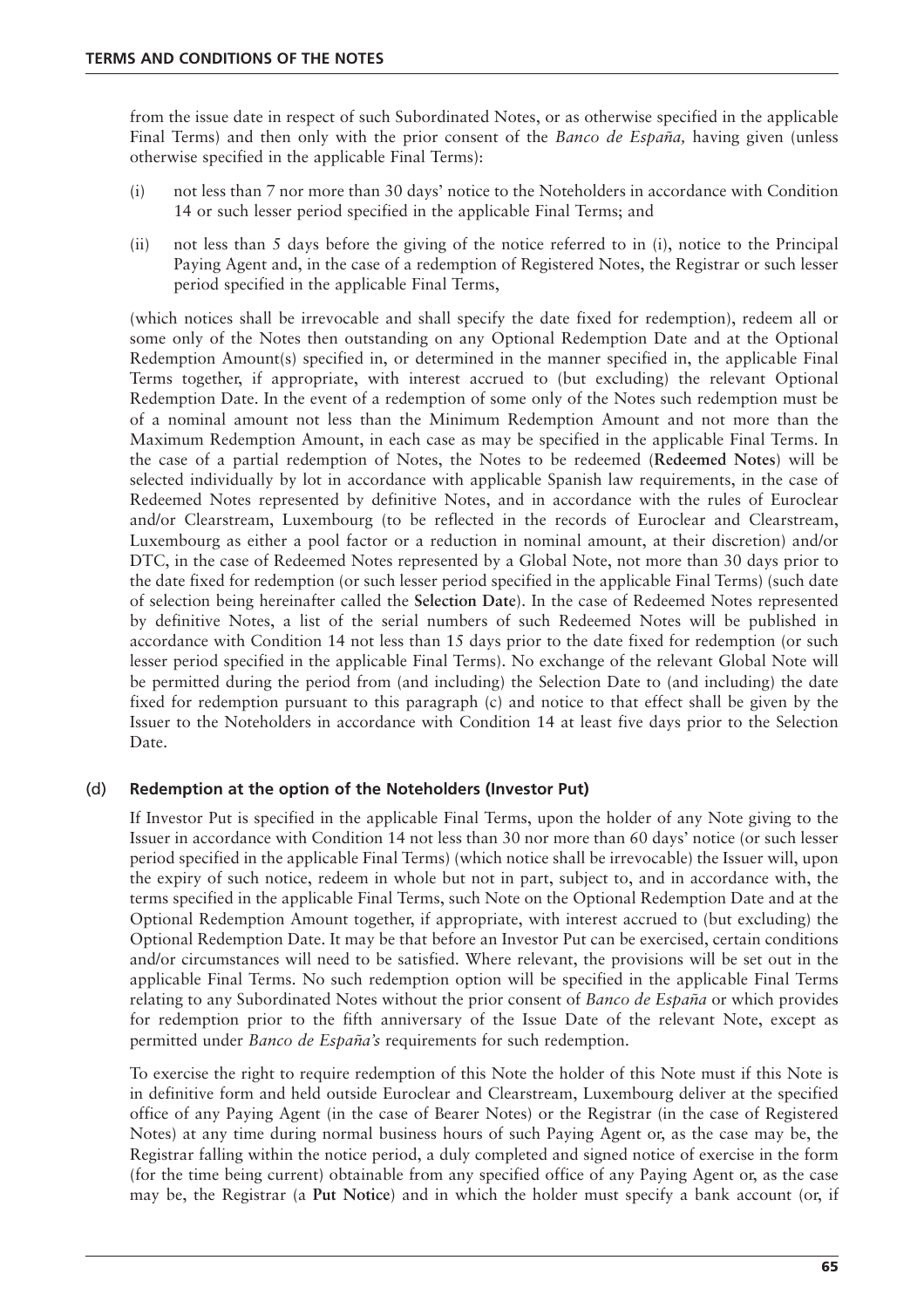from the issue date in respect of such Subordinated Notes, or as otherwise specified in the applicable Final Terms) and then only with the prior consent of the *Banco de España,* having given (unless otherwise specified in the applicable Final Terms):

(i) not less than 7 nor more than 30 days' notice to the Noteholders in accordance with Condition 14 or such lesser period specified in the applicable Final Terms; and

(ii) not less than 5 days before the giving of the notice referred to in (i), notice to the Principal Paying Agent and, in the case of a redemption of Registered Notes, the Registrar or such lesser period specified in the applicable Final Terms,

(which notices shall be irrevocable and shall specify the date fixed for redemption), redeem all or some only of the Notes then outstanding on any Optional Redemption Date and at the Optional Redemption Amount(s) specified in, or determined in the manner specified in, the applicable Final Terms together, if appropriate, with interest accrued to (but excluding) the relevant Optional Redemption Date. In the event of a redemption of some only of the Notes such redemption must be of a nominal amount not less than the Minimum Redemption Amount and not more than the Maximum Redemption Amount, in each case as may be specified in the applicable Final Terms. In the case of a partial redemption of Notes, the Notes to be redeemed (**Redeemed Notes**) will be selected individually by lot in accordance with applicable Spanish law requirements, in the case of Redeemed Notes represented by definitive Notes, and in accordance with the rules of Euroclear and/or Clearstream, Luxembourg (to be reflected in the records of Euroclear and Clearstream, Luxembourg as either a pool factor or a reduction in nominal amount, at their discretion) and/or DTC, in the case of Redeemed Notes represented by a Global Note, not more than 30 days prior to the date fixed for redemption (or such lesser period specified in the applicable Final Terms) (such date of selection being hereinafter called the **Selection Date**). In the case of Redeemed Notes represented by definitive Notes, a list of the serial numbers of such Redeemed Notes will be published in accordance with Condition 14 not less than 15 days prior to the date fixed for redemption (or such lesser period specified in the applicable Final Terms). No exchange of the relevant Global Note will be permitted during the period from (and including) the Selection Date to (and including) the date fixed for redemption pursuant to this paragraph (c) and notice to that effect shall be given by the Issuer to the Noteholders in accordance with Condition 14 at least five days prior to the Selection Date.

### (d) Redemption at the option of the Noteholders (Investor Put)

If Investor Put is specified in the applicable Final Terms, upon the holder of any Note giving to the Issuer in accordance with Condition 14 not less than 30 nor more than 60 days' notice (or such lesser period specified in the applicable Final Terms) (which notice shall be irrevocable) the Issuer will, upon the expiry of such notice, redeem in whole but not in part, subject to, and in accordance with, the terms specified in the applicable Final Terms, such Note on the Optional Redemption Date and at the Optional Redemption Amount together, if appropriate, with interest accrued to (but excluding) the Optional Redemption Date. It may be that before an Investor Put can be exercised, certain conditions and/or circumstances will need to be satisfied. Where relevant, the provisions will be set out in the applicable Final Terms. No such redemption option will be specified in the applicable Final Terms relating to any Subordinated Notes without the prior consent of *Banco de España* or which provides for redemption prior to the fifth anniversary of the Issue Date of the relevant Note, except as permitted under *Banco de España's* requirements for such redemption.

To exercise the right to require redemption of this Note the holder of this Note must if this Note is in definitive form and held outside Euroclear and Clearstream, Luxembourg deliver at the specified office of any Paying Agent (in the case of Bearer Notes) or the Registrar (in the case of Registered Notes) at any time during normal business hours of such Paying Agent or, as the case may be, the Registrar falling within the notice period, a duly completed and signed notice of exercise in the form (for the time being current) obtainable from any specified office of any Paying Agent or, as the case may be, the Registrar (a **Put Notice**) and in which the holder must specify a bank account (or, if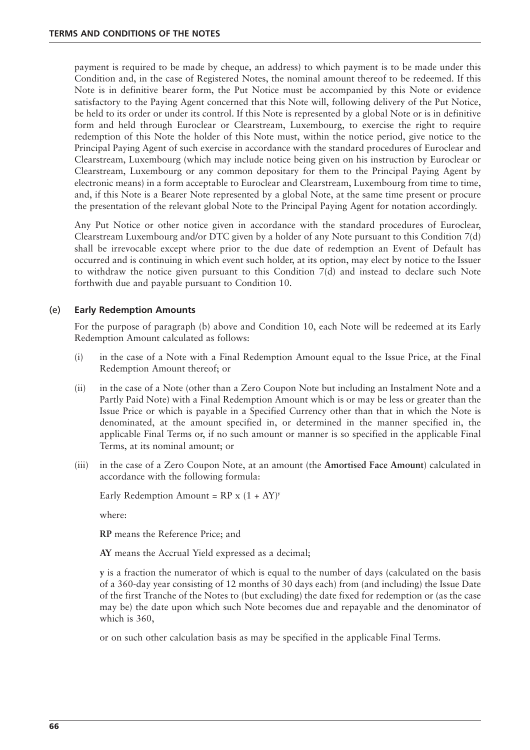payment is required to be made by cheque, an address) to which payment is to be made under this Condition and, in the case of Registered Notes, the nominal amount thereof to be redeemed. If this Note is in definitive bearer form, the Put Notice must be accompanied by this Note or evidence satisfactory to the Paying Agent concerned that this Note will, following delivery of the Put Notice, be held to its order or under its control. If this Note is represented by a global Note or is in definitive form and held through Euroclear or Clearstream, Luxembourg, to exercise the right to require redemption of this Note the holder of this Note must, within the notice period, give notice to the Principal Paying Agent of such exercise in accordance with the standard procedures of Euroclear and Clearstream, Luxembourg (which may include notice being given on his instruction by Euroclear or Clearstream, Luxembourg or any common depositary for them to the Principal Paying Agent by electronic means) in a form acceptable to Euroclear and Clearstream, Luxembourg from time to time, and, if this Note is a Bearer Note represented by a global Note, at the same time present or procure the presentation of the relevant global Note to the Principal Paying Agent for notation accordingly.

Any Put Notice or other notice given in accordance with the standard procedures of Euroclear, Clearstream Luxembourg and/or DTC given by a holder of any Note pursuant to this Condition 7(d) shall be irrevocable except where prior to the due date of redemption an Event of Default has occurred and is continuing in which event such holder, at its option, may elect by notice to the Issuer to withdraw the notice given pursuant to this Condition 7(d) and instead to declare such Note forthwith due and payable pursuant to Condition 10.

### (e) Early Redemption Amounts

For the purpose of paragraph (b) above and Condition 10, each Note will be redeemed at its Early Redemption Amount calculated as follows:

(i) in the case of a Note with a Final Redemption Amount equal to the Issue Price, at the Final Redemption Amount thereof; or

(ii) in the case of a Note (other than a Zero Coupon Note but including an Instalment Note and a Partly Paid Note) with a Final Redemption Amount which is or may be less or greater than the Issue Price or which is payable in a Specified Currency other than that in which the Note is denominated, at the amount specified in, or determined in the manner specified in, the applicable Final Terms or, if no such amount or manner is so specified in the applicable Final Terms, at its nominal amount; or

(iii) in the case of a Zero Coupon Note, at an amount (the **Amortised Face Amount**) calculated in accordance with the following formula:

Early Redemption Amount = $RP \times (1 + AY)^{y}$

where:

**RP** means the Reference Price; and

**AY** means the Accrual Yield expressed as a decimal;

**y** is a fraction the numerator of which is equal to the number of days (calculated on the basis of a 360-day year consisting of 12 months of 30 days each) from (and including) the Issue Date of the first Tranche of the Notes to (but excluding) the date fixed for redemption or (as the case may be) the date upon which such Note becomes due and repayable and the denominator of which is 360,

or on such other calculation basis as may be specified in the applicable Final Terms.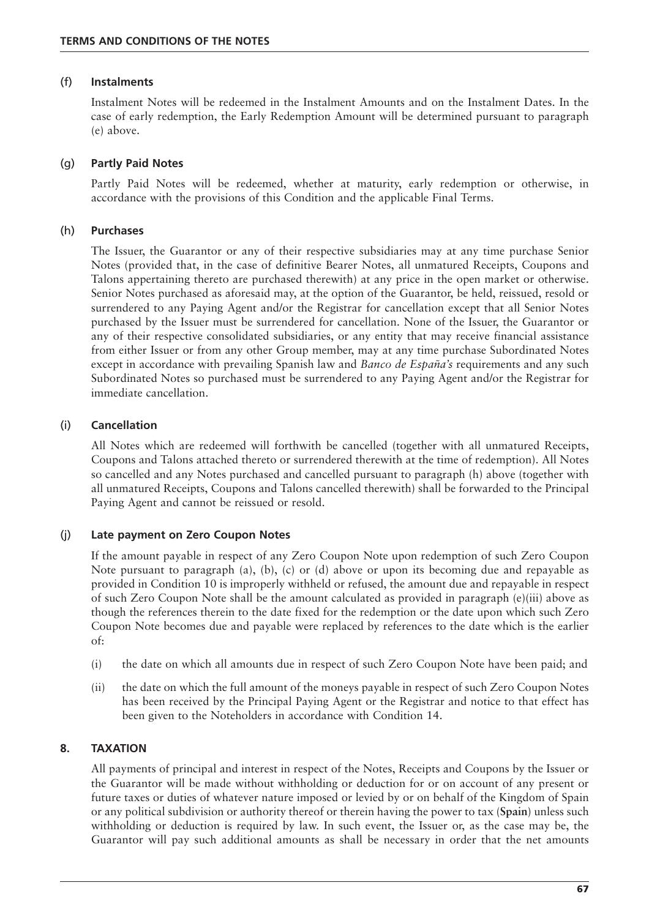### (f) Instalments

Instalment Notes will be redeemed in the Instalment Amounts and on the Instalment Dates. In the case of early redemption, the Early Redemption Amount will be determined pursuant to paragraph (e) above.

### (g) Partly Paid Notes

Partly Paid Notes will be redeemed, whether at maturity, early redemption or otherwise, in accordance with the provisions of this Condition and the applicable Final Terms.

### (h) Purchases

The Issuer, the Guarantor or any of their respective subsidiaries may at any time purchase Senior Notes (provided that, in the case of definitive Bearer Notes, all unmatured Receipts, Coupons and Talons appertaining thereto are purchased therewith) at any price in the open market or otherwise. Senior Notes purchased as aforesaid may, at the option of the Guarantor, be held, reissued, resold or surrendered to any Paying Agent and/or the Registrar for cancellation except that all Senior Notes purchased by the Issuer must be surrendered for cancellation. None of the Issuer, the Guarantor or any of their respective consolidated subsidiaries, or any entity that may receive financial assistance from either Issuer or from any other Group member, may at any time purchase Subordinated Notes except in accordance with prevailing Spanish law and *Banco de España's* requirements and any such Subordinated Notes so purchased must be surrendered to any Paying Agent and/or the Registrar for immediate cancellation.

### (i) Cancellation

All Notes which are redeemed will forthwith be cancelled (together with all unmatured Receipts, Coupons and Talons attached thereto or surrendered therewith at the time of redemption). All Notes so cancelled and any Notes purchased and cancelled pursuant to paragraph (h) above (together with all unmatured Receipts, Coupons and Talons cancelled therewith) shall be forwarded to the Principal Paying Agent and cannot be reissued or resold.

### (j) Late payment on Zero Coupon Notes

If the amount payable in respect of any Zero Coupon Note upon redemption of such Zero Coupon Note pursuant to paragraph (a), (b), (c) or (d) above or upon its becoming due and repayable as provided in Condition 10 is improperly withheld or refused, the amount due and repayable in respect of such Zero Coupon Note shall be the amount calculated as provided in paragraph (e)(iii) above as though the references therein to the date fixed for the redemption or the date upon which such Zero Coupon Note becomes due and payable were replaced by references to the date which is the earlier of:

(i) the date on which all amounts due in respect of such Zero Coupon Note have been paid; and

(ii) the date on which the full amount of the moneys payable in respect of such Zero Coupon Notes has been received by the Principal Paying Agent or the Registrar and notice to that effect has been given to the Noteholders in accordance with Condition 14.

## 8. TAXATION

All payments of principal and interest in respect of the Notes, Receipts and Coupons by the Issuer or the Guarantor will be made without withholding or deduction for or on account of any present or future taxes or duties of whatever nature imposed or levied by or on behalf of the Kingdom of Spain or any political subdivision or authority thereof or therein having the power to tax (**Spain**) unless such withholding or deduction is required by law. In such event, the Issuer or, as the case may be, the Guarantor will pay such additional amounts as shall be necessary in order that the net amounts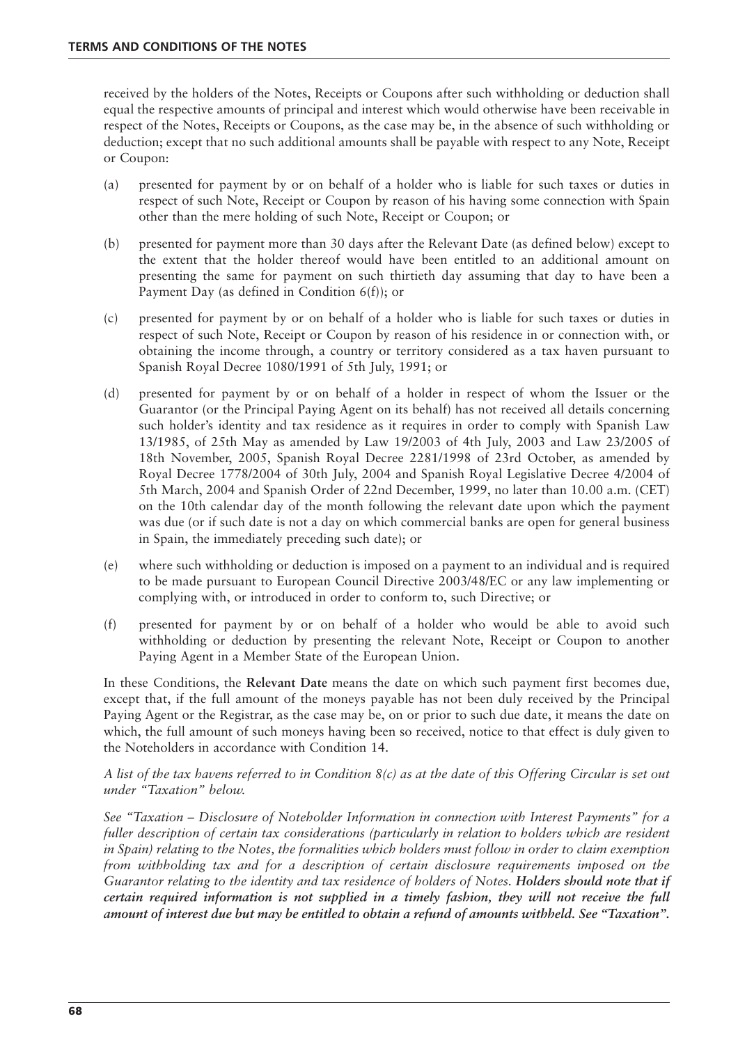received by the holders of the Notes, Receipts or Coupons after such withholding or deduction shall equal the respective amounts of principal and interest which would otherwise have been receivable in respect of the Notes, Receipts or Coupons, as the case may be, in the absence of such withholding or deduction; except that no such additional amounts shall be payable with respect to any Note, Receipt or Coupon:

(a) presented for payment by or on behalf of a holder who is liable for such taxes or duties in respect of such Note, Receipt or Coupon by reason of his having some connection with Spain other than the mere holding of such Note, Receipt or Coupon; or

(b) presented for payment more than 30 days after the Relevant Date (as defined below) except to the extent that the holder thereof would have been entitled to an additional amount on presenting the same for payment on such thirtieth day assuming that day to have been a Payment Day (as defined in Condition 6(f)); or

(c) presented for payment by or on behalf of a holder who is liable for such taxes or duties in respect of such Note, Receipt or Coupon by reason of his residence in or connection with, or obtaining the income through, a country or territory considered as a tax haven pursuant to Spanish Royal Decree 1080/1991 of 5th July, 1991; or

(d) presented for payment by or on behalf of a holder in respect of whom the Issuer or the Guarantor (or the Principal Paying Agent on its behalf) has not received all details concerning such holder's identity and tax residence as it requires in order to comply with Spanish Law 13/1985, of 25th May as amended by Law 19/2003 of 4th July, 2003 and Law 23/2005 of 18th November, 2005, Spanish Royal Decree 2281/1998 of 23rd October, as amended by Royal Decree 1778/2004 of 30th July, 2004 and Spanish Royal Legislative Decree 4/2004 of 5th March, 2004 and Spanish Order of 22nd December, 1999, no later than 10.00 a.m. (CET) on the 10th calendar day of the month following the relevant date upon which the payment was due (or if such date is not a day on which commercial banks are open for general business in Spain, the immediately preceding such date); or

(e) where such withholding or deduction is imposed on a payment to an individual and is required to be made pursuant to European Council Directive 2003/48/EC or any law implementing or complying with, or introduced in order to conform to, such Directive; or

(f) presented for payment by or on behalf of a holder who would be able to avoid such withholding or deduction by presenting the relevant Note, Receipt or Coupon to another Paying Agent in a Member State of the European Union.

In these Conditions, the **Relevant Date** means the date on which such payment first becomes due, except that, if the full amount of the moneys payable has not been duly received by the Principal Paying Agent or the Registrar, as the case may be, on or prior to such due date, it means the date on which, the full amount of such moneys having been so received, notice to that effect is duly given to the Noteholders in accordance with Condition 14.

*A list of the tax havens referred to in Condition 8(c) as at the date of this Offering Circular is set out under "Taxation" below.*

*See "Taxation – Disclosure of Noteholder Information in connection with Interest Payments" for a fuller description of certain tax considerations (particularly in relation to holders which are resident in Spain) relating to the Notes, the formalities which holders must follow in order to claim exemption from withholding tax and for a description of certain disclosure requirements imposed on the Guarantor relating to the identity and tax residence of holders of Notes.* ***Holders should note that if certain required information is not supplied in a timely fashion, they will not receive the full amount of interest due but may be entitled to obtain a refund of amounts withheld. See "Taxation".***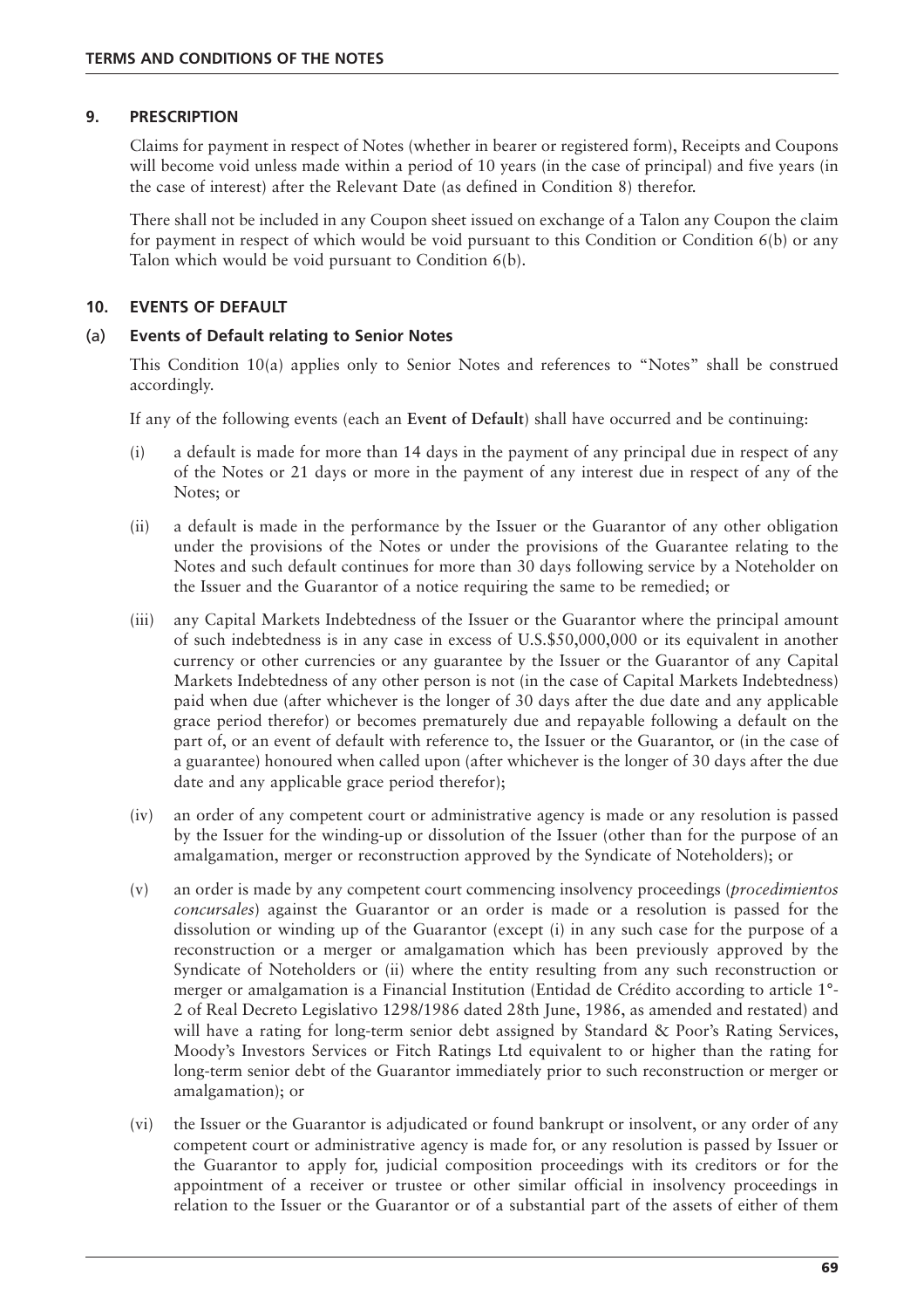## 9. PRESCRIPTION

Claims for payment in respect of Notes (whether in bearer or registered form), Receipts and Coupons will become void unless made within a period of 10 years (in the case of principal) and five years (in the case of interest) after the Relevant Date (as defined in Condition 8) therefor.

There shall not be included in any Coupon sheet issued on exchange of a Talon any Coupon the claim for payment in respect of which would be void pursuant to this Condition or Condition 6(b) or any Talon which would be void pursuant to Condition 6(b).

## 10. EVENTS OF DEFAULT

### (a) Events of Default relating to Senior Notes

This Condition 10(a) applies only to Senior Notes and references to "Notes" shall be construed accordingly.

If any of the following events (each an **Event of Default**) shall have occurred and be continuing:

(i) a default is made for more than 14 days in the payment of any principal due in respect of any of the Notes or 21 days or more in the payment of any interest due in respect of any of the Notes; or

(ii) a default is made in the performance by the Issuer or the Guarantor of any other obligation under the provisions of the Notes or under the provisions of the Guarantee relating to the Notes and such default continues for more than 30 days following service by a Noteholder on the Issuer and the Guarantor of a notice requiring the same to be remedied; or

(iii) any Capital Markets Indebtedness of the Issuer or the Guarantor where the principal amount of such indebtedness is in any case in excess of U.S.$50,000,000 or its equivalent in another currency or other currencies or any guarantee by the Issuer or the Guarantor of any Capital Markets Indebtedness of any other person is not (in the case of Capital Markets Indebtedness) paid when due (after whichever is the longer of 30 days after the due date and any applicable grace period therefor) or becomes prematurely due and repayable following a default on the part of, or an event of default with reference to, the Issuer or the Guarantor, or (in the case of a guarantee) honoured when called upon (after whichever is the longer of 30 days after the due date and any applicable grace period therefor);

(iv) an order of any competent court or administrative agency is made or any resolution is passed by the Issuer for the winding-up or dissolution of the Issuer (other than for the purpose of an amalgamation, merger or reconstruction approved by the Syndicate of Noteholders); or

(v) an order is made by any competent court commencing insolvency proceedings (*procedimientos concursales*) against the Guarantor or an order is made or a resolution is passed for the dissolution or winding up of the Guarantor (except (i) in any such case for the purpose of a reconstruction or a merger or amalgamation which has been previously approved by the Syndicate of Noteholders or (ii) where the entity resulting from any such reconstruction or merger or amalgamation is a Financial Institution (Entidad de Crédito according to article 1°-2 of Real Decreto Legislativo 1298/1986 dated 28th June, 1986, as amended and restated) and will have a rating for long-term senior debt assigned by Standard & Poor's Rating Services, Moody's Investors Services or Fitch Ratings Ltd equivalent to or higher than the rating for long-term senior debt of the Guarantor immediately prior to such reconstruction or merger or amalgamation); or

(vi) the Issuer or the Guarantor is adjudicated or found bankrupt or insolvent, or any order of any competent court or administrative agency is made for, or any resolution is passed by Issuer or the Guarantor to apply for, judicial composition proceedings with its creditors or for the appointment of a receiver or trustee or other similar official in insolvency proceedings in relation to the Issuer or the Guarantor or of a substantial part of the assets of either of them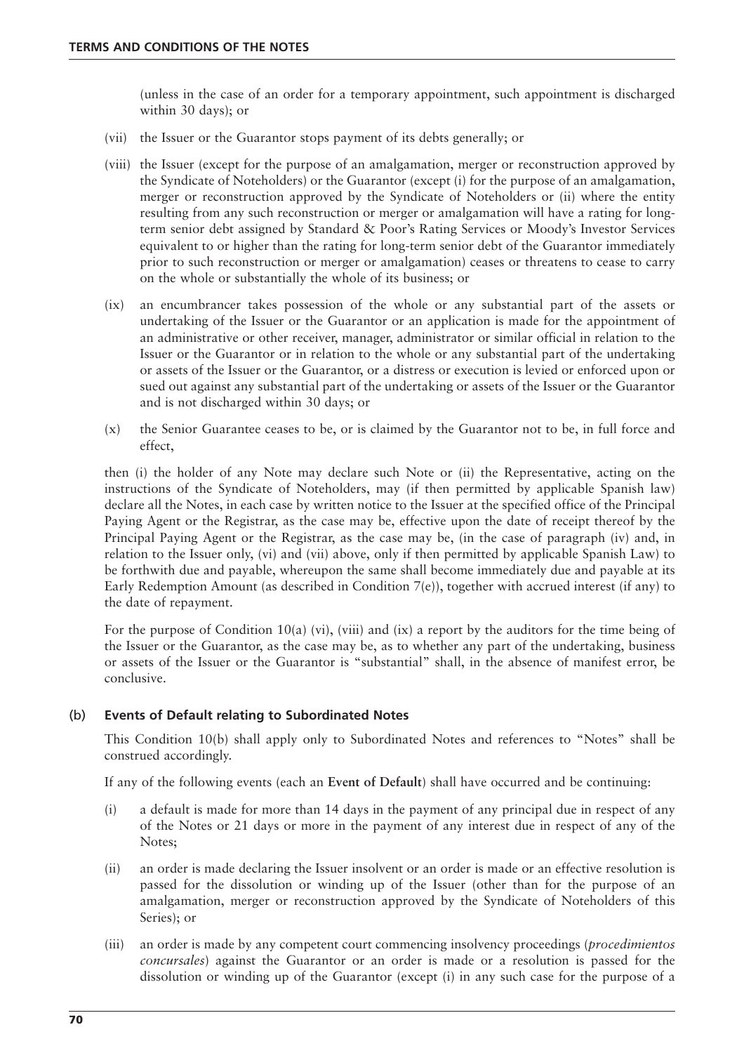(unless in the case of an order for a temporary appointment, such appointment is discharged within 30 days); or

(vii) the Issuer or the Guarantor stops payment of its debts generally; or

(viii) the Issuer (except for the purpose of an amalgamation, merger or reconstruction approved by the Syndicate of Noteholders) or the Guarantor (except (i) for the purpose of an amalgamation, merger or reconstruction approved by the Syndicate of Noteholders or (ii) where the entity resulting from any such reconstruction or merger or amalgamation will have a rating for long-term senior debt assigned by Standard & Poor's Rating Services or Moody's Investor Services equivalent to or higher than the rating for long-term senior debt of the Guarantor immediately prior to such reconstruction or merger or amalgamation) ceases or threatens to cease to carry on the whole or substantially the whole of its business; or

(ix) an encumbrancer takes possession of the whole or any substantial part of the assets or undertaking of the Issuer or the Guarantor or an application is made for the appointment of an administrative or other receiver, manager, administrator or similar official in relation to the Issuer or the Guarantor or in relation to the whole or any substantial part of the undertaking or assets of the Issuer or the Guarantor, or a distress or execution is levied or enforced upon or sued out against any substantial part of the undertaking or assets of the Issuer or the Guarantor and is not discharged within 30 days; or

(x) the Senior Guarantee ceases to be, or is claimed by the Guarantor not to be, in full force and effect,

then (i) the holder of any Note may declare such Note or (ii) the Representative, acting on the instructions of the Syndicate of Noteholders, may (if then permitted by applicable Spanish law) declare all the Notes, in each case by written notice to the Issuer at the specified office of the Principal Paying Agent or the Registrar, as the case may be, effective upon the date of receipt thereof by the Principal Paying Agent or the Registrar, as the case may be, (in the case of paragraph (iv) and, in relation to the Issuer only, (vi) and (vii) above, only if then permitted by applicable Spanish Law) to be forthwith due and payable, whereupon the same shall become immediately due and payable at its Early Redemption Amount (as described in Condition 7(e)), together with accrued interest (if any) to the date of repayment.

For the purpose of Condition 10(a) (vi), (viii) and (ix) a report by the auditors for the time being of the Issuer or the Guarantor, as the case may be, as to whether any part of the undertaking, business or assets of the Issuer or the Guarantor is "substantial" shall, in the absence of manifest error, be conclusive.

### (b) Events of Default relating to Subordinated Notes

This Condition 10(b) shall apply only to Subordinated Notes and references to "Notes" shall be construed accordingly.

If any of the following events (each an **Event of Default**) shall have occurred and be continuing:

(i) a default is made for more than 14 days in the payment of any principal due in respect of any of the Notes or 21 days or more in the payment of any interest due in respect of any of the Notes;

(ii) an order is made declaring the Issuer insolvent or an order is made or an effective resolution is passed for the dissolution or winding up of the Issuer (other than for the purpose of an amalgamation, merger or reconstruction approved by the Syndicate of Noteholders of this Series); or

(iii) an order is made by any competent court commencing insolvency proceedings (*procedimientos concursales*) against the Guarantor or an order is made or a resolution is passed for the dissolution or winding up of the Guarantor (except (i) in any such case for the purpose of a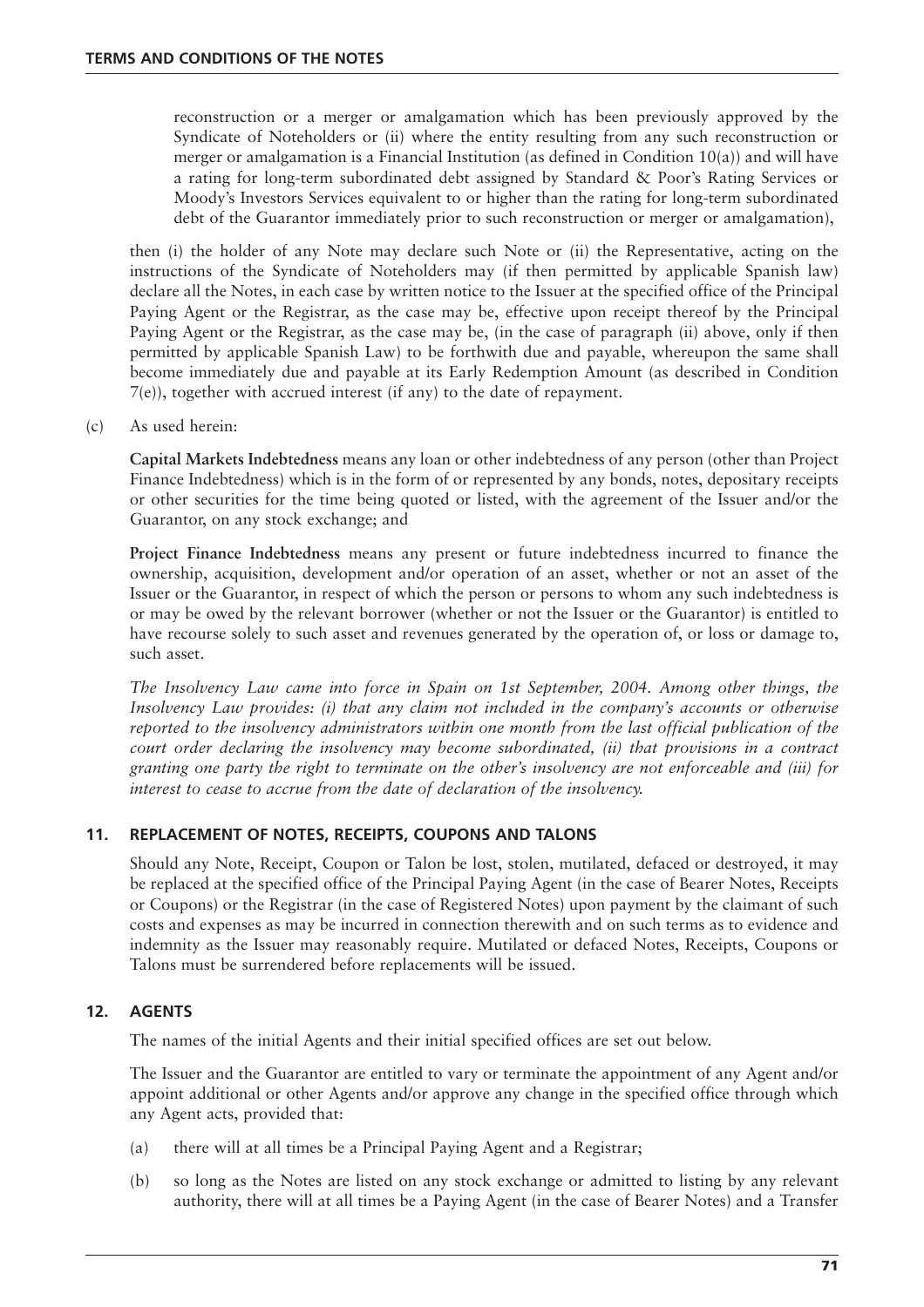reconstruction or a merger or amalgamation which has been previously approved by the Syndicate of Noteholders or (ii) where the entity resulting from any such reconstruction or merger or amalgamation is a Financial Institution (as defined in Condition 10(a)) and will have a rating for long-term subordinated debt assigned by Standard & Poor's Rating Services or Moody's Investors Services equivalent to or higher than the rating for long-term subordinated debt of the Guarantor immediately prior to such reconstruction or merger or amalgamation),

then (i) the holder of any Note may declare such Note or (ii) the Representative, acting on the instructions of the Syndicate of Noteholders may (if then permitted by applicable Spanish law) declare all the Notes, in each case by written notice to the Issuer at the specified office of the Principal Paying Agent or the Registrar, as the case may be, effective upon receipt thereof by the Principal Paying Agent or the Registrar, as the case may be, (in the case of paragraph (ii) above, only if then permitted by applicable Spanish Law) to be forthwith due and payable, whereupon the same shall become immediately due and payable at its Early Redemption Amount (as described in Condition 7(e)), together with accrued interest (if any) to the date of repayment.

(c) As used herein:

**Capital Markets Indebtedness** means any loan or other indebtedness of any person (other than Project Finance Indebtedness) which is in the form of or represented by any bonds, notes, depositary receipts or other securities for the time being quoted or listed, with the agreement of the Issuer and/or the Guarantor, on any stock exchange; and

**Project Finance Indebtedness** means any present or future indebtedness incurred to finance the ownership, acquisition, development and/or operation of an asset, whether or not an asset of the Issuer or the Guarantor, in respect of which the person or persons to whom any such indebtedness is or may be owed by the relevant borrower (whether or not the Issuer or the Guarantor) is entitled to have recourse solely to such asset and revenues generated by the operation of, or loss or damage to, such asset.

*The Insolvency Law came into force in Spain on 1st September, 2004. Among other things, the Insolvency Law provides: (i) that any claim not included in the company's accounts or otherwise reported to the insolvency administrators within one month from the last official publication of the court order declaring the insolvency may become subordinated, (ii) that provisions in a contract granting one party the right to terminate on the other's insolvency are not enforceable and (iii) for interest to cease to accrue from the date of declaration of the insolvency.*

## 11. REPLACEMENT OF NOTES, RECEIPTS, COUPONS AND TALONS

Should any Note, Receipt, Coupon or Talon be lost, stolen, mutilated, defaced or destroyed, it may be replaced at the specified office of the Principal Paying Agent (in the case of Bearer Notes, Receipts or Coupons) or the Registrar (in the case of Registered Notes) upon payment by the claimant of such costs and expenses as may be incurred in connection therewith and on such terms as to evidence and indemnity as the Issuer may reasonably require. Mutilated or defaced Notes, Receipts, Coupons or Talons must be surrendered before replacements will be issued.

## 12. AGENTS

The names of the initial Agents and their initial specified offices are set out below.

The Issuer and the Guarantor are entitled to vary or terminate the appointment of any Agent and/or appoint additional or other Agents and/or approve any change in the specified office through which any Agent acts, provided that:

(a) there will at all times be a Principal Paying Agent and a Registrar;

(b) so long as the Notes are listed on any stock exchange or admitted to listing by any relevant authority, there will at all times be a Paying Agent (in the case of Bearer Notes) and a Transfer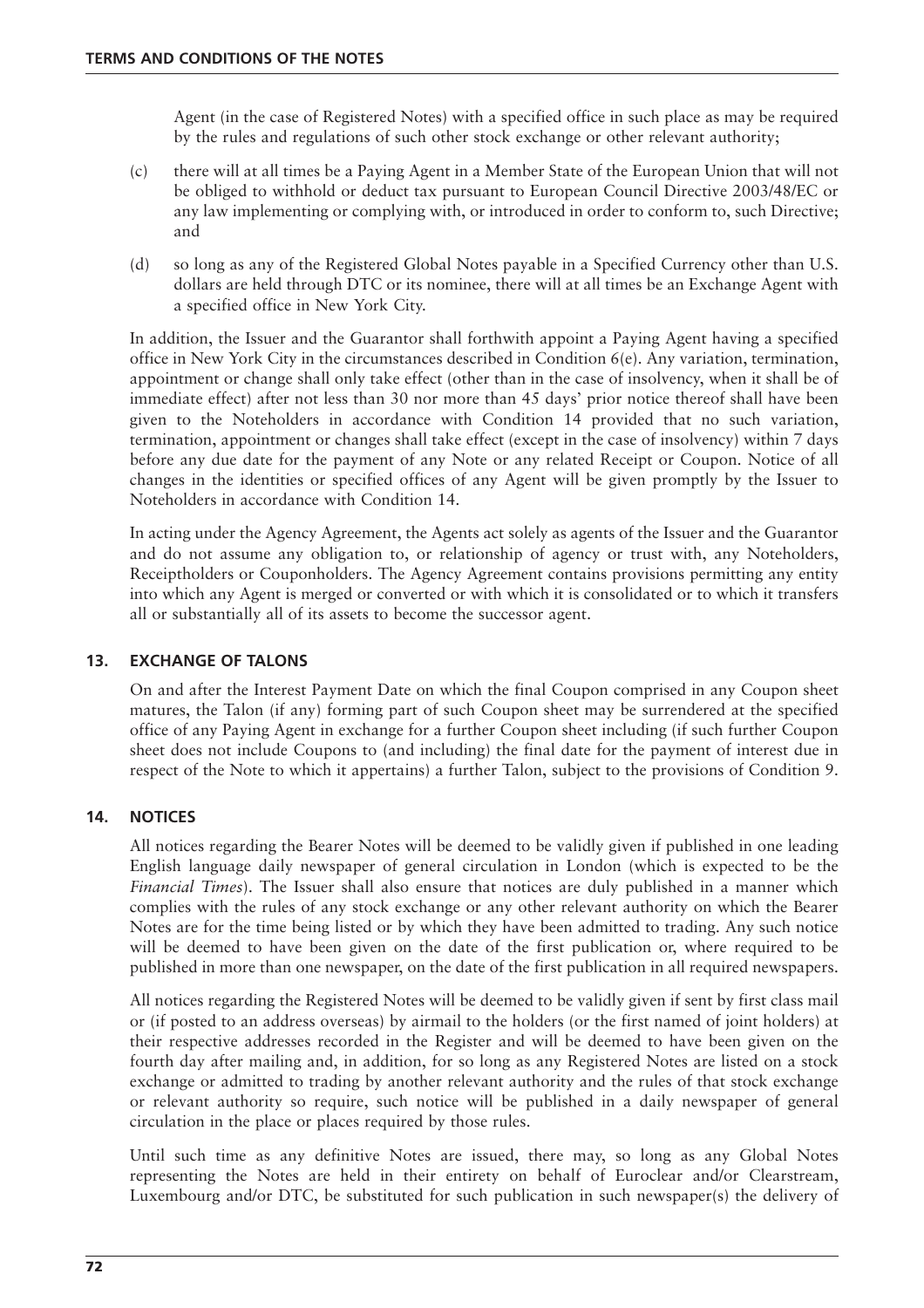Agent (in the case of Registered Notes) with a specified office in such place as may be required by the rules and regulations of such other stock exchange or other relevant authority;

(c) there will at all times be a Paying Agent in a Member State of the European Union that will not be obliged to withhold or deduct tax pursuant to European Council Directive 2003/48/EC or any law implementing or complying with, or introduced in order to conform to, such Directive; and

(d) so long as any of the Registered Global Notes payable in a Specified Currency other than U.S. dollars are held through DTC or its nominee, there will at all times be an Exchange Agent with a specified office in New York City.

In addition, the Issuer and the Guarantor shall forthwith appoint a Paying Agent having a specified office in New York City in the circumstances described in Condition 6(e). Any variation, termination, appointment or change shall only take effect (other than in the case of insolvency, when it shall be of immediate effect) after not less than 30 nor more than 45 days' prior notice thereof shall have been given to the Noteholders in accordance with Condition 14 provided that no such variation, termination, appointment or changes shall take effect (except in the case of insolvency) within 7 days before any due date for the payment of any Note or any related Receipt or Coupon. Notice of all changes in the identities or specified offices of any Agent will be given promptly by the Issuer to Noteholders in accordance with Condition 14.

In acting under the Agency Agreement, the Agents act solely as agents of the Issuer and the Guarantor and do not assume any obligation to, or relationship of agency or trust with, any Noteholders, Receiptholders or Couponholders. The Agency Agreement contains provisions permitting any entity into which any Agent is merged or converted or with which it is consolidated or to which it transfers all or substantially all of its assets to become the successor agent.

## 13. EXCHANGE OF TALONS

On and after the Interest Payment Date on which the final Coupon comprised in any Coupon sheet matures, the Talon (if any) forming part of such Coupon sheet may be surrendered at the specified office of any Paying Agent in exchange for a further Coupon sheet including (if such further Coupon sheet does not include Coupons to (and including) the final date for the payment of interest due in respect of the Note to which it appertains) a further Talon, subject to the provisions of Condition 9.

## 14. NOTICES

All notices regarding the Bearer Notes will be deemed to be validly given if published in one leading English language daily newspaper of general circulation in London (which is expected to be the *Financial Times*). The Issuer shall also ensure that notices are duly published in a manner which complies with the rules of any stock exchange or any other relevant authority on which the Bearer Notes are for the time being listed or by which they have been admitted to trading. Any such notice will be deemed to have been given on the date of the first publication or, where required to be published in more than one newspaper, on the date of the first publication in all required newspapers.

All notices regarding the Registered Notes will be deemed to be validly given if sent by first class mail or (if posted to an address overseas) by airmail to the holders (or the first named of joint holders) at their respective addresses recorded in the Register and will be deemed to have been given on the fourth day after mailing and, in addition, for so long as any Registered Notes are listed on a stock exchange or admitted to trading by another relevant authority and the rules of that stock exchange or relevant authority so require, such notice will be published in a daily newspaper of general circulation in the place or places required by those rules.

Until such time as any definitive Notes are issued, there may, so long as any Global Notes representing the Notes are held in their entirety on behalf of Euroclear and/or Clearstream, Luxembourg and/or DTC, be substituted for such publication in such newspaper(s) the delivery of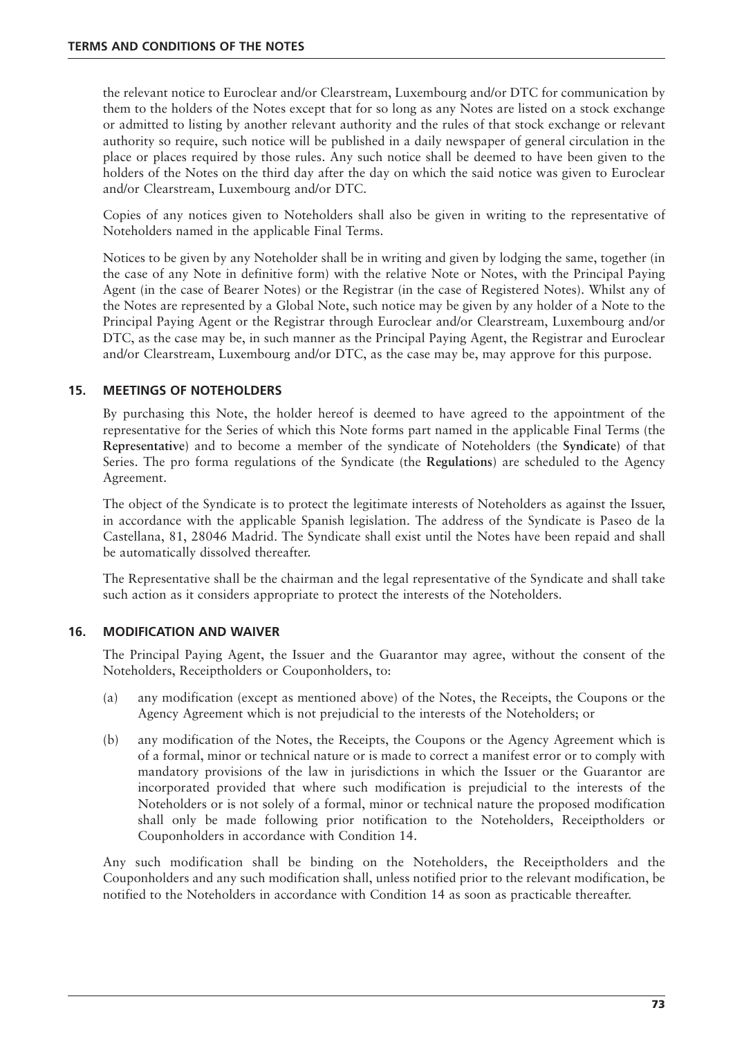the relevant notice to Euroclear and/or Clearstream, Luxembourg and/or DTC for communication by them to the holders of the Notes except that for so long as any Notes are listed on a stock exchange or admitted to listing by another relevant authority and the rules of that stock exchange or relevant authority so require, such notice will be published in a daily newspaper of general circulation in the place or places required by those rules. Any such notice shall be deemed to have been given to the holders of the Notes on the third day after the day on which the said notice was given to Euroclear and/or Clearstream, Luxembourg and/or DTC.

Copies of any notices given to Noteholders shall also be given in writing to the representative of Noteholders named in the applicable Final Terms.

Notices to be given by any Noteholder shall be in writing and given by lodging the same, together (in the case of any Note in definitive form) with the relative Note or Notes, with the Principal Paying Agent (in the case of Bearer Notes) or the Registrar (in the case of Registered Notes). Whilst any of the Notes are represented by a Global Note, such notice may be given by any holder of a Note to the Principal Paying Agent or the Registrar through Euroclear and/or Clearstream, Luxembourg and/or DTC, as the case may be, in such manner as the Principal Paying Agent, the Registrar and Euroclear and/or Clearstream, Luxembourg and/or DTC, as the case may be, may approve for this purpose.

## 15. MEETINGS OF NOTEHOLDERS

By purchasing this Note, the holder hereof is deemed to have agreed to the appointment of the representative for the Series of which this Note forms part named in the applicable Final Terms (the **Representative**) and to become a member of the syndicate of Noteholders (the **Syndicate**) of that Series. The pro forma regulations of the Syndicate (the **Regulations**) are scheduled to the Agency Agreement.

The object of the Syndicate is to protect the legitimate interests of Noteholders as against the Issuer, in accordance with the applicable Spanish legislation. The address of the Syndicate is Paseo de la Castellana, 81, 28046 Madrid. The Syndicate shall exist until the Notes have been repaid and shall be automatically dissolved thereafter.

The Representative shall be the chairman and the legal representative of the Syndicate and shall take such action as it considers appropriate to protect the interests of the Noteholders.

## 16. MODIFICATION AND WAIVER

The Principal Paying Agent, the Issuer and the Guarantor may agree, without the consent of the Noteholders, Receiptholders or Couponholders, to:

(a) any modification (except as mentioned above) of the Notes, the Receipts, the Coupons or the Agency Agreement which is not prejudicial to the interests of the Noteholders; or

(b) any modification of the Notes, the Receipts, the Coupons or the Agency Agreement which is of a formal, minor or technical nature or is made to correct a manifest error or to comply with mandatory provisions of the law in jurisdictions in which the Issuer or the Guarantor are incorporated provided that where such modification is prejudicial to the interests of the Noteholders or is not solely of a formal, minor or technical nature the proposed modification shall only be made following prior notification to the Noteholders, Receiptholders or Couponholders in accordance with Condition 14.

Any such modification shall be binding on the Noteholders, the Receiptholders and the Couponholders and any such modification shall, unless notified prior to the relevant modification, be notified to the Noteholders in accordance with Condition 14 as soon as practicable thereafter.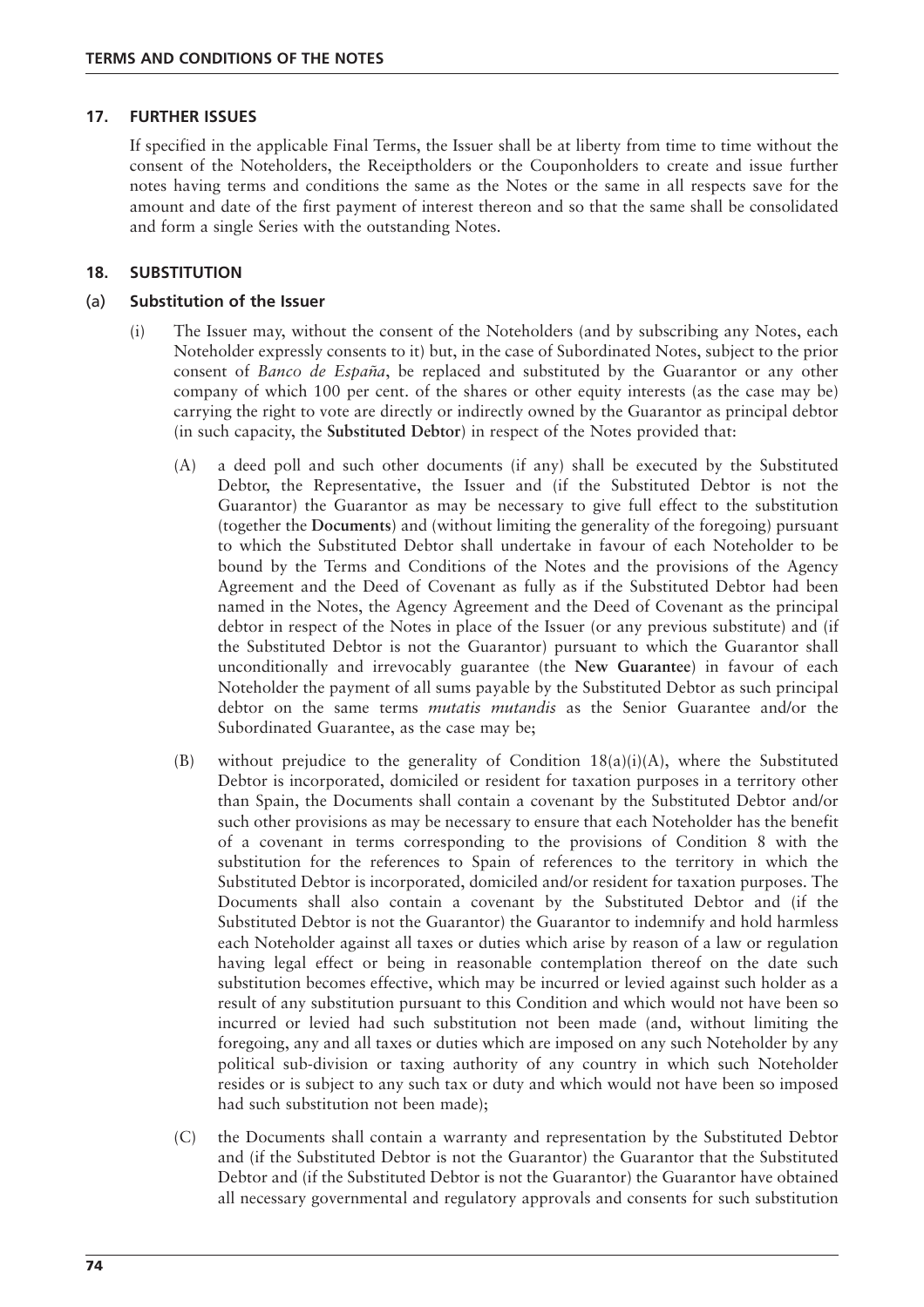## 17. FURTHER ISSUES

If specified in the applicable Final Terms, the Issuer shall be at liberty from time to time without the consent of the Noteholders, the Receiptholders or the Couponholders to create and issue further notes having terms and conditions the same as the Notes or the same in all respects save for the amount and date of the first payment of interest thereon and so that the same shall be consolidated and form a single Series with the outstanding Notes.

## 18. SUBSTITUTION

### (a) Substitution of the Issuer

(i) The Issuer may, without the consent of the Noteholders (and by subscribing any Notes, each Noteholder expressly consents to it) but, in the case of Subordinated Notes, subject to the prior consent of *Banco de España*, be replaced and substituted by the Guarantor or any other company of which 100 per cent. of the shares or other equity interests (as the case may be) carrying the right to vote are directly or indirectly owned by the Guarantor as principal debtor (in such capacity, the **Substituted Debtor**) in respect of the Notes provided that:

(A) a deed poll and such other documents (if any) shall be executed by the Substituted Debtor, the Representative, the Issuer and (if the Substituted Debtor is not the Guarantor) the Guarantor as may be necessary to give full effect to the substitution (together the **Documents**) and (without limiting the generality of the foregoing) pursuant to which the Substituted Debtor shall undertake in favour of each Noteholder to be bound by the Terms and Conditions of the Notes and the provisions of the Agency Agreement and the Deed of Covenant as fully as if the Substituted Debtor had been named in the Notes, the Agency Agreement and the Deed of Covenant as the principal debtor in respect of the Notes in place of the Issuer (or any previous substitute) and (if the Substituted Debtor is not the Guarantor) pursuant to which the Guarantor shall unconditionally and irrevocably guarantee (the **New Guarantee**) in favour of each Noteholder the payment of all sums payable by the Substituted Debtor as such principal debtor on the same terms *mutatis mutandis* as the Senior Guarantee and/or the Subordinated Guarantee, as the case may be;

(B) without prejudice to the generality of Condition 18(a)(i)(A), where the Substituted Debtor is incorporated, domiciled or resident for taxation purposes in a territory other than Spain, the Documents shall contain a covenant by the Substituted Debtor and/or such other provisions as may be necessary to ensure that each Noteholder has the benefit of a covenant in terms corresponding to the provisions of Condition 8 with the substitution for the references to Spain of references to the territory in which the Substituted Debtor is incorporated, domiciled and/or resident for taxation purposes. The Documents shall also contain a covenant by the Substituted Debtor and (if the Substituted Debtor is not the Guarantor) the Guarantor to indemnify and hold harmless each Noteholder against all taxes or duties which arise by reason of a law or regulation having legal effect or being in reasonable contemplation thereof on the date such substitution becomes effective, which may be incurred or levied against such holder as a result of any substitution pursuant to this Condition and which would not have been so incurred or levied had such substitution not been made (and, without limiting the foregoing, any and all taxes or duties which are imposed on any such Noteholder by any political sub-division or taxing authority of any country in which such Noteholder resides or is subject to any such tax or duty and which would not have been so imposed had such substitution not been made);

(C) the Documents shall contain a warranty and representation by the Substituted Debtor and (if the Substituted Debtor is not the Guarantor) the Guarantor that the Substituted Debtor and (if the Substituted Debtor is not the Guarantor) the Guarantor have obtained all necessary governmental and regulatory approvals and consents for such substitution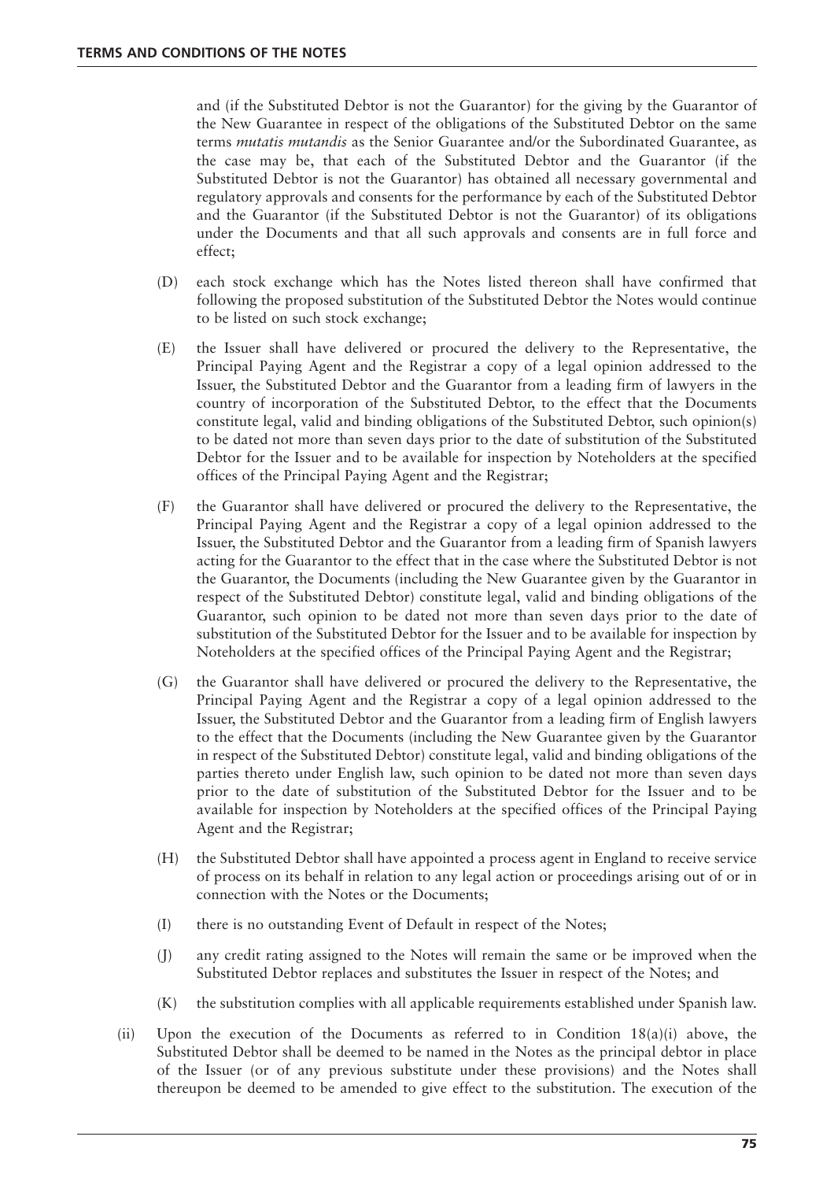and (if the Substituted Debtor is not the Guarantor) for the giving by the Guarantor of the New Guarantee in respect of the obligations of the Substituted Debtor on the same terms *mutatis mutandis* as the Senior Guarantee and/or the Subordinated Guarantee, as the case may be, that each of the Substituted Debtor and the Guarantor (if the Substituted Debtor is not the Guarantor) has obtained all necessary governmental and regulatory approvals and consents for the performance by each of the Substituted Debtor and the Guarantor (if the Substituted Debtor is not the Guarantor) of its obligations under the Documents and that all such approvals and consents are in full force and effect;

(D) each stock exchange which has the Notes listed thereon shall have confirmed that following the proposed substitution of the Substituted Debtor the Notes would continue to be listed on such stock exchange;

(E) the Issuer shall have delivered or procured the delivery to the Representative, the Principal Paying Agent and the Registrar a copy of a legal opinion addressed to the Issuer, the Substituted Debtor and the Guarantor from a leading firm of lawyers in the country of incorporation of the Substituted Debtor, to the effect that the Documents constitute legal, valid and binding obligations of the Substituted Debtor, such opinion(s) to be dated not more than seven days prior to the date of substitution of the Substituted Debtor for the Issuer and to be available for inspection by Noteholders at the specified offices of the Principal Paying Agent and the Registrar;

(F) the Guarantor shall have delivered or procured the delivery to the Representative, the Principal Paying Agent and the Registrar a copy of a legal opinion addressed to the Issuer, the Substituted Debtor and the Guarantor from a leading firm of Spanish lawyers acting for the Guarantor to the effect that in the case where the Substituted Debtor is not the Guarantor, the Documents (including the New Guarantee given by the Guarantor in respect of the Substituted Debtor) constitute legal, valid and binding obligations of the Guarantor, such opinion to be dated not more than seven days prior to the date of substitution of the Substituted Debtor for the Issuer and to be available for inspection by Noteholders at the specified offices of the Principal Paying Agent and the Registrar;

(G) the Guarantor shall have delivered or procured the delivery to the Representative, the Principal Paying Agent and the Registrar a copy of a legal opinion addressed to the Issuer, the Substituted Debtor and the Guarantor from a leading firm of English lawyers to the effect that the Documents (including the New Guarantee given by the Guarantor in respect of the Substituted Debtor) constitute legal, valid and binding obligations of the parties thereto under English law, such opinion to be dated not more than seven days prior to the date of substitution of the Substituted Debtor for the Issuer and to be available for inspection by Noteholders at the specified offices of the Principal Paying Agent and the Registrar;

(H) the Substituted Debtor shall have appointed a process agent in England to receive service of process on its behalf in relation to any legal action or proceedings arising out of or in connection with the Notes or the Documents;

(I) there is no outstanding Event of Default in respect of the Notes;

(J) any credit rating assigned to the Notes will remain the same or be improved when the Substituted Debtor replaces and substitutes the Issuer in respect of the Notes; and

(K) the substitution complies with all applicable requirements established under Spanish law.

(ii) Upon the execution of the Documents as referred to in Condition 18(a)(i) above, the Substituted Debtor shall be deemed to be named in the Notes as the principal debtor in place of the Issuer (or of any previous substitute under these provisions) and the Notes shall thereupon be deemed to be amended to give effect to the substitution. The execution of the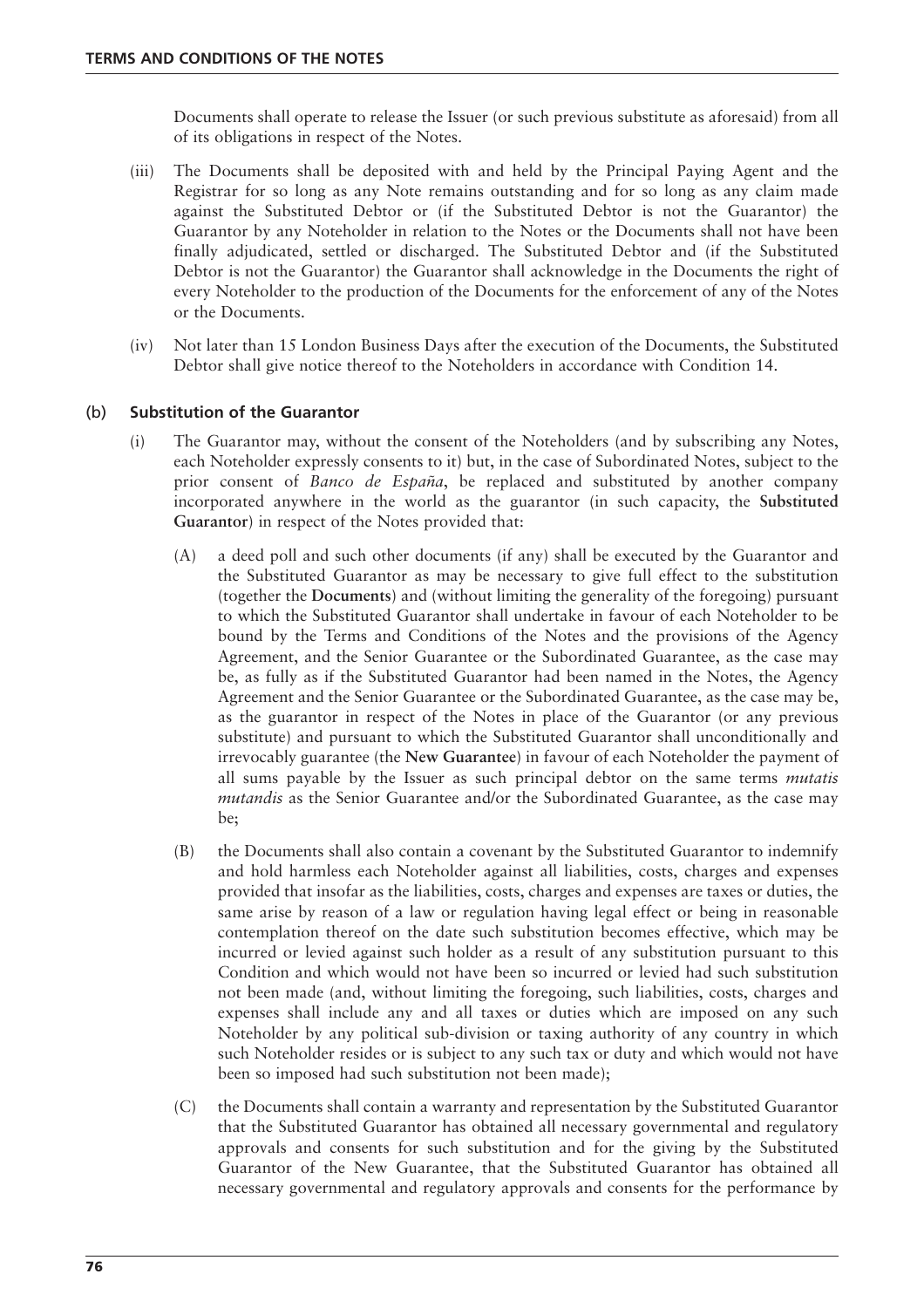Documents shall operate to release the Issuer (or such previous substitute as aforesaid) from all of its obligations in respect of the Notes.

(iii) The Documents shall be deposited with and held by the Principal Paying Agent and the Registrar for so long as any Note remains outstanding and for so long as any claim made against the Substituted Debtor or (if the Substituted Debtor is not the Guarantor) the Guarantor by any Noteholder in relation to the Notes or the Documents shall not have been finally adjudicated, settled or discharged. The Substituted Debtor and (if the Substituted Debtor is not the Guarantor) the Guarantor shall acknowledge in the Documents the right of every Noteholder to the production of the Documents for the enforcement of any of the Notes or the Documents.

(iv) Not later than 15 London Business Days after the execution of the Documents, the Substituted Debtor shall give notice thereof to the Noteholders in accordance with Condition 14.

### (b) Substitution of the Guarantor

(i) The Guarantor may, without the consent of the Noteholders (and by subscribing any Notes, each Noteholder expressly consents to it) but, in the case of Subordinated Notes, subject to the prior consent of *Banco de España*, be replaced and substituted by another company incorporated anywhere in the world as the guarantor (in such capacity, the **Substituted Guarantor**) in respect of the Notes provided that:

(A) a deed poll and such other documents (if any) shall be executed by the Guarantor and the Substituted Guarantor as may be necessary to give full effect to the substitution (together the **Documents**) and (without limiting the generality of the foregoing) pursuant to which the Substituted Guarantor shall undertake in favour of each Noteholder to be bound by the Terms and Conditions of the Notes and the provisions of the Agency Agreement, and the Senior Guarantee or the Subordinated Guarantee, as the case may be, as fully as if the Substituted Guarantor had been named in the Notes, the Agency Agreement and the Senior Guarantee or the Subordinated Guarantee, as the case may be, as the guarantor in respect of the Notes in place of the Guarantor (or any previous substitute) and pursuant to which the Substituted Guarantor shall unconditionally and irrevocably guarantee (the **New Guarantee**) in favour of each Noteholder the payment of all sums payable by the Issuer as such principal debtor on the same terms *mutatis mutandis* as the Senior Guarantee and/or the Subordinated Guarantee, as the case may be;

(B) the Documents shall also contain a covenant by the Substituted Guarantor to indemnify and hold harmless each Noteholder against all liabilities, costs, charges and expenses provided that insofar as the liabilities, costs, charges and expenses are taxes or duties, the same arise by reason of a law or regulation having legal effect or being in reasonable contemplation thereof on the date such substitution becomes effective, which may be incurred or levied against such holder as a result of any substitution pursuant to this Condition and which would not have been so incurred or levied had such substitution not been made (and, without limiting the foregoing, such liabilities, costs, charges and expenses shall include any and all taxes or duties which are imposed on any such Noteholder by any political sub-division or taxing authority of any country in which such Noteholder resides or is subject to any such tax or duty and which would not have been so imposed had such substitution not been made);

(C) the Documents shall contain a warranty and representation by the Substituted Guarantor that the Substituted Guarantor has obtained all necessary governmental and regulatory approvals and consents for such substitution and for the giving by the Substituted Guarantor of the New Guarantee, that the Substituted Guarantor has obtained all necessary governmental and regulatory approvals and consents for the performance by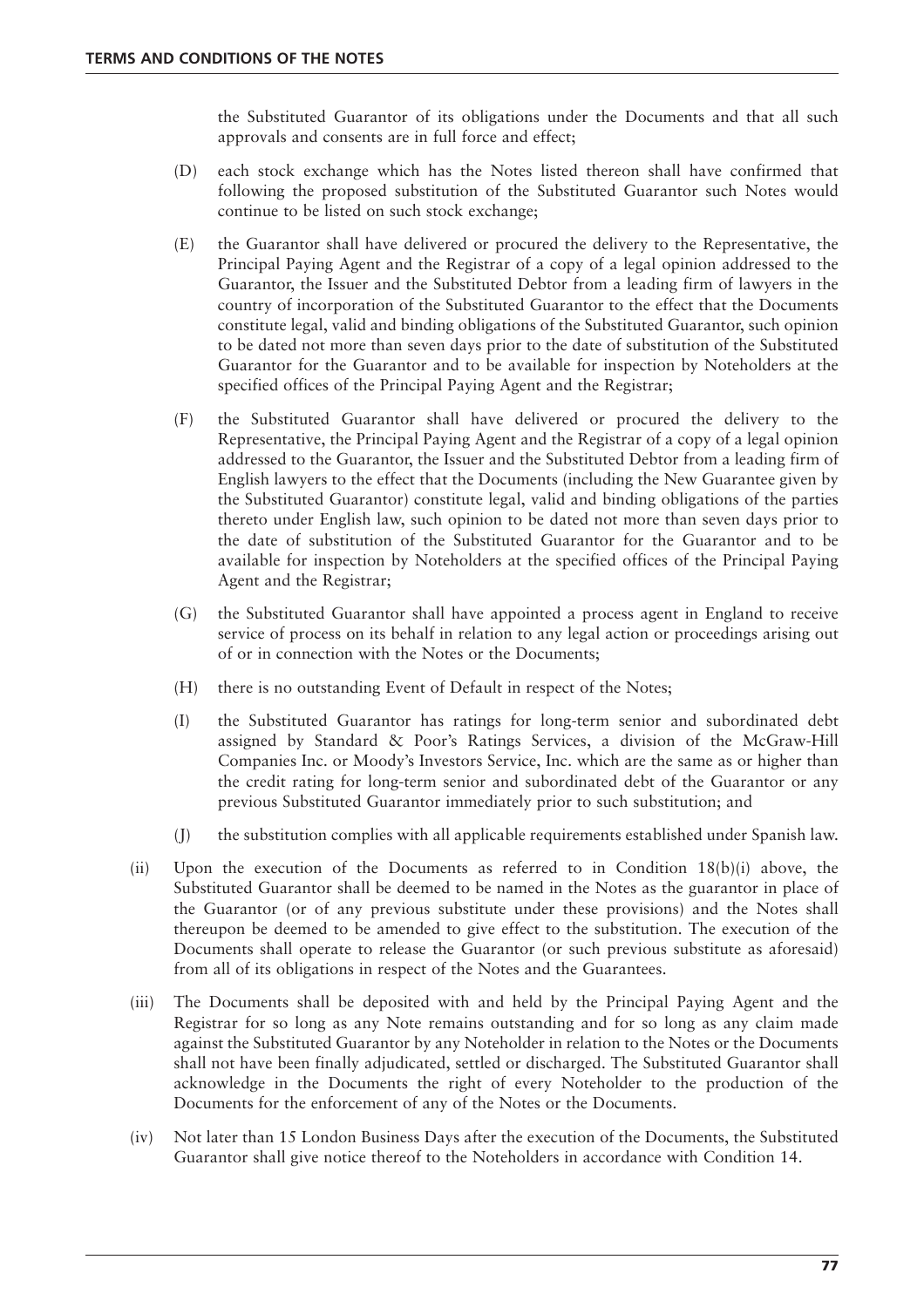the Substituted Guarantor of its obligations under the Documents and that all such approvals and consents are in full force and effect;

(D) each stock exchange which has the Notes listed thereon shall have confirmed that following the proposed substitution of the Substituted Guarantor such Notes would continue to be listed on such stock exchange;

(E) the Guarantor shall have delivered or procured the delivery to the Representative, the Principal Paying Agent and the Registrar of a copy of a legal opinion addressed to the Guarantor, the Issuer and the Substituted Debtor from a leading firm of lawyers in the country of incorporation of the Substituted Guarantor to the effect that the Documents constitute legal, valid and binding obligations of the Substituted Guarantor, such opinion to be dated not more than seven days prior to the date of substitution of the Substituted Guarantor for the Guarantor and to be available for inspection by Noteholders at the specified offices of the Principal Paying Agent and the Registrar;

(F) the Substituted Guarantor shall have delivered or procured the delivery to the Representative, the Principal Paying Agent and the Registrar of a copy of a legal opinion addressed to the Guarantor, the Issuer and the Substituted Debtor from a leading firm of English lawyers to the effect that the Documents (including the New Guarantee given by the Substituted Guarantor) constitute legal, valid and binding obligations of the parties thereto under English law, such opinion to be dated not more than seven days prior to the date of substitution of the Substituted Guarantor for the Guarantor and to be available for inspection by Noteholders at the specified offices of the Principal Paying Agent and the Registrar;

(G) the Substituted Guarantor shall have appointed a process agent in England to receive service of process on its behalf in relation to any legal action or proceedings arising out of or in connection with the Notes or the Documents;

(H) there is no outstanding Event of Default in respect of the Notes;

(I) the Substituted Guarantor has ratings for long-term senior and subordinated debt assigned by Standard & Poor's Ratings Services, a division of the McGraw-Hill Companies Inc. or Moody's Investors Service, Inc. which are the same as or higher than the credit rating for long-term senior and subordinated debt of the Guarantor or any previous Substituted Guarantor immediately prior to such substitution; and

(J) the substitution complies with all applicable requirements established under Spanish law.

(ii) Upon the execution of the Documents as referred to in Condition 18(b)(i) above, the Substituted Guarantor shall be deemed to be named in the Notes as the guarantor in place of the Guarantor (or of any previous substitute under these provisions) and the Notes shall thereupon be deemed to be amended to give effect to the substitution. The execution of the Documents shall operate to release the Guarantor (or such previous substitute as aforesaid) from all of its obligations in respect of the Notes and the Guarantees.

(iii) The Documents shall be deposited with and held by the Principal Paying Agent and the Registrar for so long as any Note remains outstanding and for so long as any claim made against the Substituted Guarantor by any Noteholder in relation to the Notes or the Documents shall not have been finally adjudicated, settled or discharged. The Substituted Guarantor shall acknowledge in the Documents the right of every Noteholder to the production of the Documents for the enforcement of any of the Notes or the Documents.

(iv) Not later than 15 London Business Days after the execution of the Documents, the Substituted Guarantor shall give notice thereof to the Noteholders in accordance with Condition 14.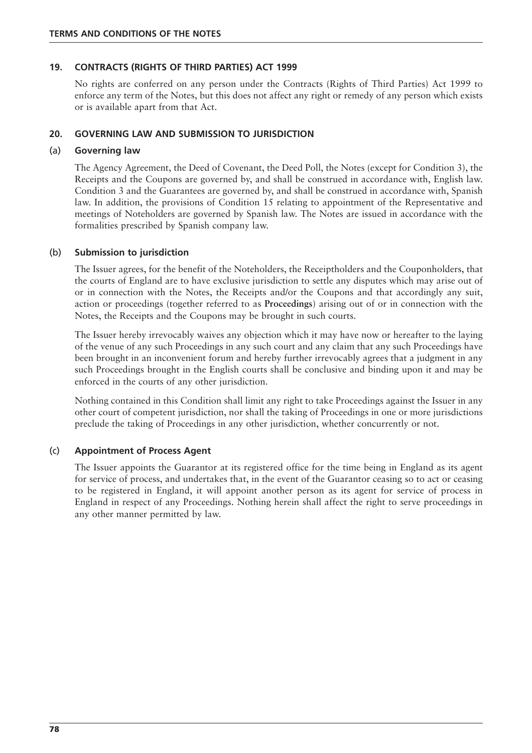## 19. CONTRACTS (RIGHTS OF THIRD PARTIES) ACT 1999

No rights are conferred on any person under the Contracts (Rights of Third Parties) Act 1999 to enforce any term of the Notes, but this does not affect any right or remedy of any person which exists or is available apart from that Act.

## 20. GOVERNING LAW AND SUBMISSION TO JURISDICTION

### (a) Governing law

The Agency Agreement, the Deed of Covenant, the Deed Poll, the Notes (except for Condition 3), the Receipts and the Coupons are governed by, and shall be construed in accordance with, English law. Condition 3 and the Guarantees are governed by, and shall be construed in accordance with, Spanish law. In addition, the provisions of Condition 15 relating to appointment of the Representative and meetings of Noteholders are governed by Spanish law. The Notes are issued in accordance with the formalities prescribed by Spanish company law.

### (b) Submission to jurisdiction

The Issuer agrees, for the benefit of the Noteholders, the Receiptholders and the Couponholders, that the courts of England are to have exclusive jurisdiction to settle any disputes which may arise out of or in connection with the Notes, the Receipts and/or the Coupons and that accordingly any suit, action or proceedings (together referred to as **Proceedings**) arising out of or in connection with the Notes, the Receipts and the Coupons may be brought in such courts.

The Issuer hereby irrevocably waives any objection which it may have now or hereafter to the laying of the venue of any such Proceedings in any such court and any claim that any such Proceedings have been brought in an inconvenient forum and hereby further irrevocably agrees that a judgment in any such Proceedings brought in the English courts shall be conclusive and binding upon it and may be enforced in the courts of any other jurisdiction.

Nothing contained in this Condition shall limit any right to take Proceedings against the Issuer in any other court of competent jurisdiction, nor shall the taking of Proceedings in one or more jurisdictions preclude the taking of Proceedings in any other jurisdiction, whether concurrently or not.

### (c) Appointment of Process Agent

The Issuer appoints the Guarantor at its registered office for the time being in England as its agent for service of process, and undertakes that, in the event of the Guarantor ceasing so to act or ceasing to be registered in England, it will appoint another person as its agent for service of process in England in respect of any Proceedings. Nothing herein shall affect the right to serve proceedings in any other manner permitted by law.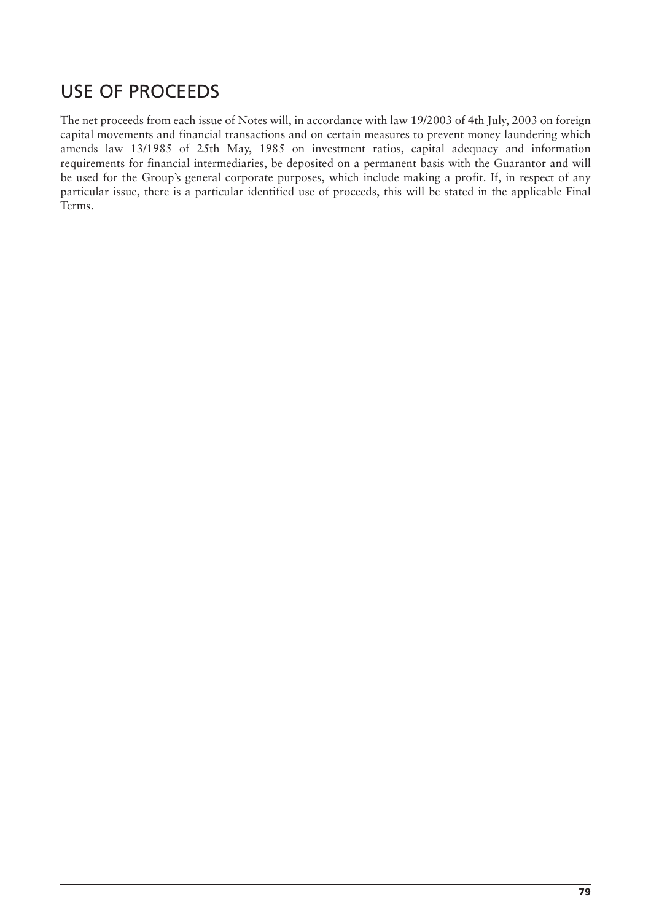## USE OF PROCEEDS

The net proceeds from each issue of Notes will, in accordance with law 19/2003 of 4th July, 2003 on foreign capital movements and financial transactions and on certain measures to prevent money laundering which amends law 13/1985 of 25th May, 1985 on investment ratios, capital adequacy and information requirements for financial intermediaries, be deposited on a permanent basis with the Guarantor and will be used for the Group's general corporate purposes, which include making a profit. If, in respect of any particular issue, there is a particular identified use of proceeds, this will be stated in the applicable Final Terms.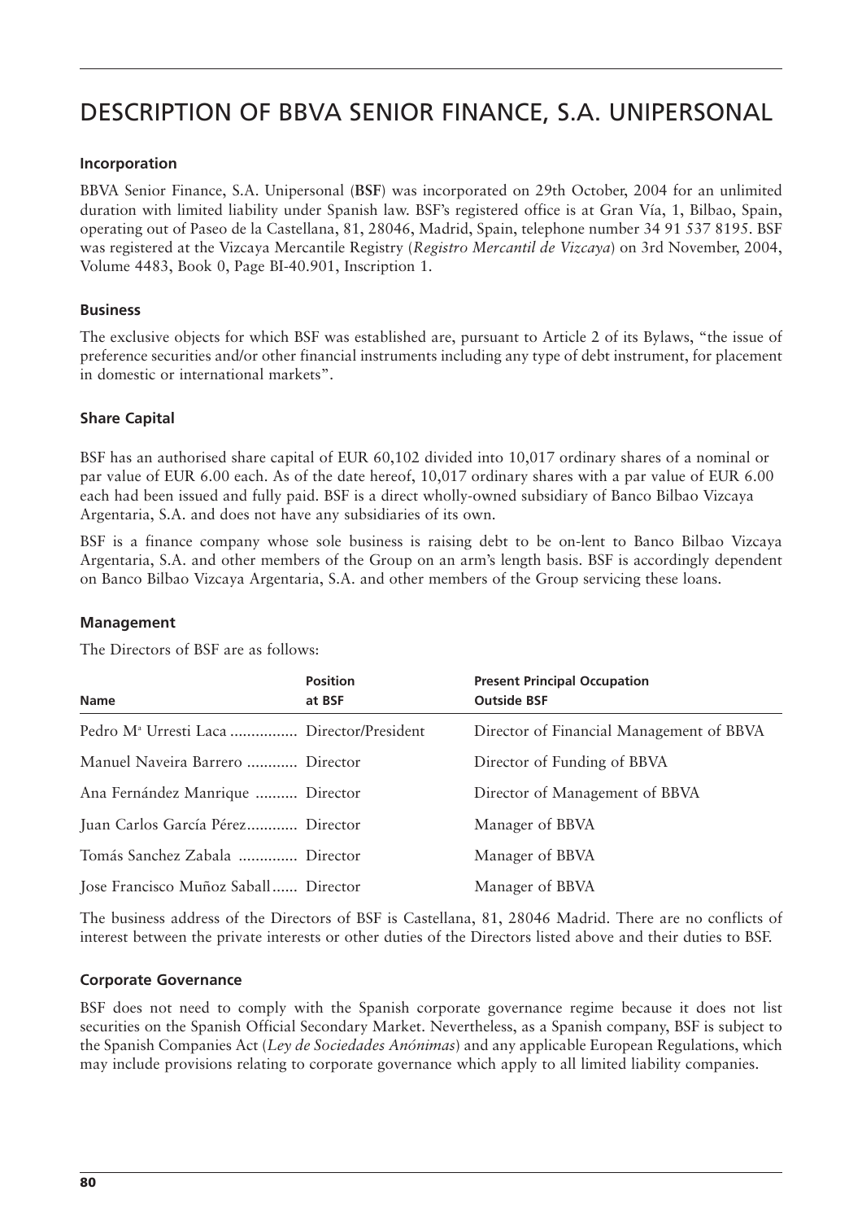# DESCRIPTION OF BBVA SENIOR FINANCE, S.A. UNIPERSONAL

### Incorporation

BBVA Senior Finance, S.A. Unipersonal (**BSF**) was incorporated on 29th October, 2004 for an unlimited duration with limited liability under Spanish law. BSF's registered office is at Gran Vía, 1, Bilbao, Spain, operating out of Paseo de la Castellana, 81, 28046, Madrid, Spain, telephone number 34 91 537 8195. BSF was registered at the Vizcaya Mercantile Registry (*Registro Mercantil de Vizcaya*) on 3rd November, 2004, Volume 4483, Book 0, Page BI-40.901, Inscription 1.

### Business

The exclusive objects for which BSF was established are, pursuant to Article 2 of its Bylaws, "the issue of preference securities and/or other financial instruments including any type of debt instrument, for placement in domestic or international markets".

### Share Capital

BSF has an authorised share capital of EUR 60,102 divided into 10,017 ordinary shares of a nominal or par value of EUR 6.00 each. As of the date hereof, 10,017 ordinary shares with a par value of EUR 6.00 each had been issued and fully paid. BSF is a direct wholly-owned subsidiary of Banco Bilbao Vizcaya Argentaria, S.A. and does not have any subsidiaries of its own.

BSF is a finance company whose sole business is raising debt to be on-lent to Banco Bilbao Vizcaya Argentaria, S.A. and other members of the Group on an arm's length basis. BSF is accordingly dependent on Banco Bilbao Vizcaya Argentaria, S.A. and other members of the Group servicing these loans.

### Management

The Directors of BSF are as follows:

| Name | Position at BSF | Present Principal Occupation Outside BSF |
|---|---|---|
| Pedro Mª Urresti Laca | Director/President | Director of Financial Management of BBVA |
| Manuel Naveira Barrero | Director | Director of Funding of BBVA |
| Ana Fernández Manrique | Director | Director of Management of BBVA |
| Juan Carlos García Pérez | Director | Manager of BBVA |
| Tomás Sanchez Zabala | Director | Manager of BBVA |
| Jose Francisco Muñoz Saball | Director | Manager of BBVA |

The business address of the Directors of BSF is Castellana, 81, 28046 Madrid. There are no conflicts of interest between the private interests or other duties of the Directors listed above and their duties to BSF.

### Corporate Governance

BSF does not need to comply with the Spanish corporate governance regime because it does not list securities on the Spanish Official Secondary Market. Nevertheless, as a Spanish company, BSF is subject to the Spanish Companies Act (*Ley de Sociedades Anónimas*) and any applicable European Regulations, which may include provisions relating to corporate governance which apply to all limited liability companies.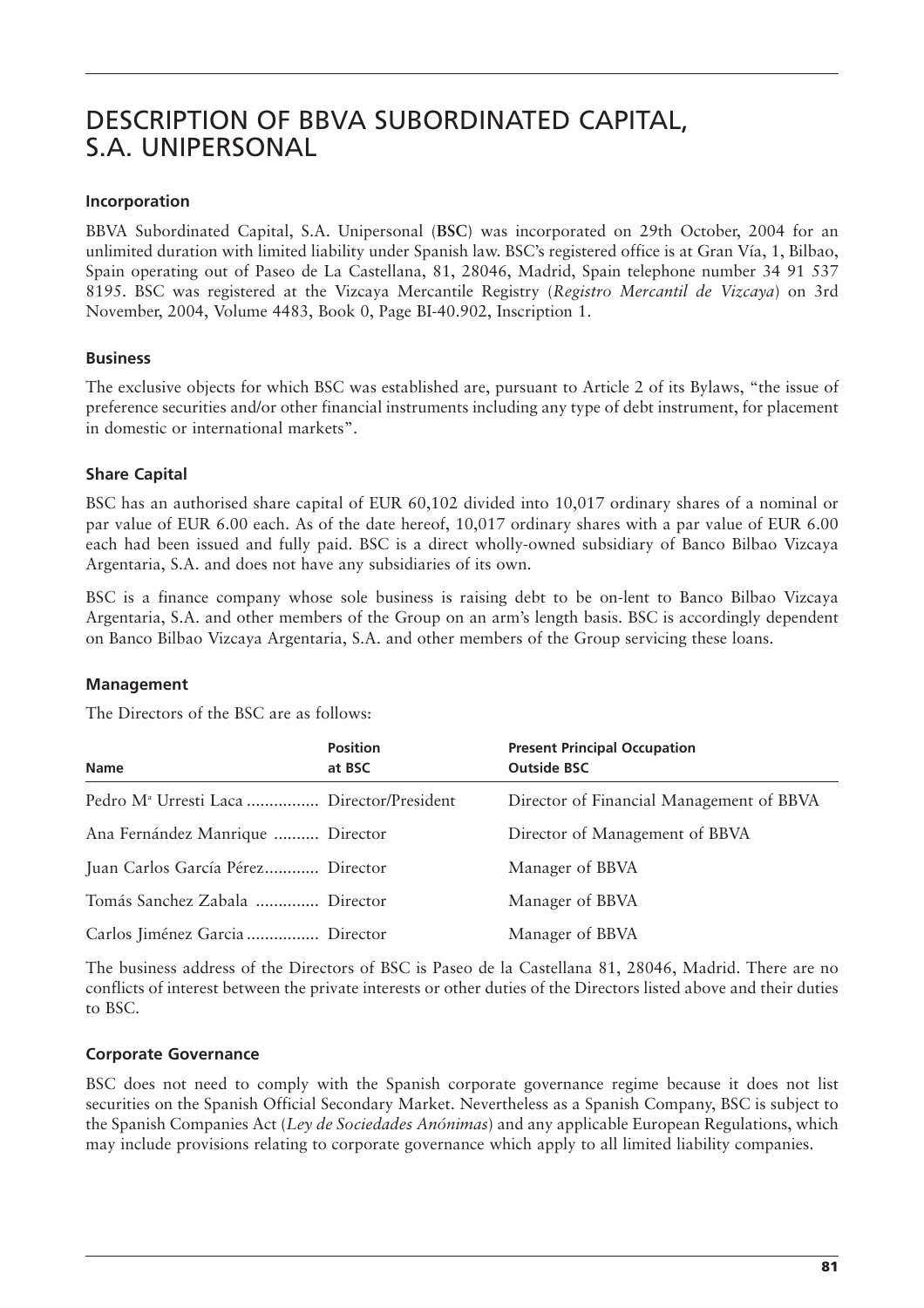# DESCRIPTION OF BBVA SUBORDINATED CAPITAL, S.A. UNIPERSONAL

### Incorporation

BBVA Subordinated Capital, S.A. Unipersonal (**BSC**) was incorporated on 29th October, 2004 for an unlimited duration with limited liability under Spanish law. BSC's registered office is at Gran Vía, 1, Bilbao, Spain operating out of Paseo de La Castellana, 81, 28046, Madrid, Spain telephone number 34 91 537 8195. BSC was registered at the Vizcaya Mercantile Registry (*Registro Mercantil de Vizcaya*) on 3rd November, 2004, Volume 4483, Book 0, Page BI-40.902, Inscription 1.

### Business

The exclusive objects for which BSC was established are, pursuant to Article 2 of its Bylaws, "the issue of preference securities and/or other financial instruments including any type of debt instrument, for placement in domestic or international markets".

### Share Capital

BSC has an authorised share capital of EUR 60,102 divided into 10,017 ordinary shares of a nominal or par value of EUR 6.00 each. As of the date hereof, 10,017 ordinary shares with a par value of EUR 6.00 each had been issued and fully paid. BSC is a direct wholly-owned subsidiary of Banco Bilbao Vizcaya Argentaria, S.A. and does not have any subsidiaries of its own.

BSC is a finance company whose sole business is raising debt to be on-lent to Banco Bilbao Vizcaya Argentaria, S.A. and other members of the Group on an arm's length basis. BSC is accordingly dependent on Banco Bilbao Vizcaya Argentaria, S.A. and other members of the Group servicing these loans.

### Management

The Directors of the BSC are as follows:

| Name | Position at BSC | Present Principal Occupation Outside BSC |
|---|---|---|
| Pedro Mª Urresti Laca | Director/President | Director of Financial Management of BBVA |
| Ana Fernández Manrique | Director | Director of Management of BBVA |
| Juan Carlos García Pérez | Director | Manager of BBVA |
| Tomás Sanchez Zabala | Director | Manager of BBVA |
| Carlos Jiménez Garcia | Director | Manager of BBVA |

The business address of the Directors of BSC is Paseo de la Castellana 81, 28046, Madrid. There are no conflicts of interest between the private interests or other duties of the Directors listed above and their duties to BSC.

### Corporate Governance

BSC does not need to comply with the Spanish corporate governance regime because it does not list securities on the Spanish Official Secondary Market. Nevertheless as a Spanish Company, BSC is subject to the Spanish Companies Act (*Ley de Sociedades Anónimas*) and any applicable European Regulations, which may include provisions relating to corporate governance which apply to all limited liability companies.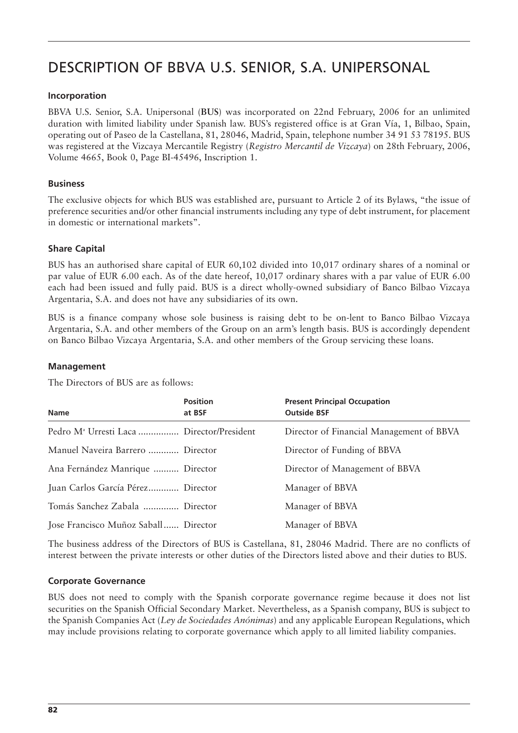# DESCRIPTION OF BBVA U.S. SENIOR, S.A. UNIPERSONAL

### Incorporation

BBVA U.S. Senior, S.A. Unipersonal (**BUS**) was incorporated on 22nd February, 2006 for an unlimited duration with limited liability under Spanish law. BUS's registered office is at Gran Vía, 1, Bilbao, Spain, operating out of Paseo de la Castellana, 81, 28046, Madrid, Spain, telephone number 34 91 53 78195. BUS was registered at the Vizcaya Mercantile Registry (*Registro Mercantil de Vizcaya*) on 28th February, 2006, Volume 4665, Book 0, Page BI-45496, Inscription 1.

### Business

The exclusive objects for which BUS was established are, pursuant to Article 2 of its Bylaws, "the issue of preference securities and/or other financial instruments including any type of debt instrument, for placement in domestic or international markets".

### Share Capital

BUS has an authorised share capital of EUR 60,102 divided into 10,017 ordinary shares of a nominal or par value of EUR 6.00 each. As of the date hereof, 10,017 ordinary shares with a par value of EUR 6.00 each had been issued and fully paid. BUS is a direct wholly-owned subsidiary of Banco Bilbao Vizcaya Argentaria, S.A. and does not have any subsidiaries of its own.

BUS is a finance company whose sole business is raising debt to be on-lent to Banco Bilbao Vizcaya Argentaria, S.A. and other members of the Group on an arm's length basis. BUS is accordingly dependent on Banco Bilbao Vizcaya Argentaria, S.A. and other members of the Group servicing these loans.

### Management

The Directors of BUS are as follows:

| Name | Position at BSF | Present Principal Occupation Outside BSF |
|---|---|---|
| Pedro Mª Urresti Laca | Director/President | Director of Financial Management of BBVA |
| Manuel Naveira Barrero | Director | Director of Funding of BBVA |
| Ana Fernández Manrique | Director | Director of Management of BBVA |
| Juan Carlos García Pérez | Director | Manager of BBVA |
| Tomás Sanchez Zabala | Director | Manager of BBVA |
| Jose Francisco Muñoz Saball | Director | Manager of BBVA |

The business address of the Directors of BUS is Castellana, 81, 28046 Madrid. There are no conflicts of interest between the private interests or other duties of the Directors listed above and their duties to BUS.

### Corporate Governance

BUS does not need to comply with the Spanish corporate governance regime because it does not list securities on the Spanish Official Secondary Market. Nevertheless, as a Spanish company, BUS is subject to the Spanish Companies Act (*Ley de Sociedades Anónimas*) and any applicable European Regulations, which may include provisions relating to corporate governance which apply to all limited liability companies.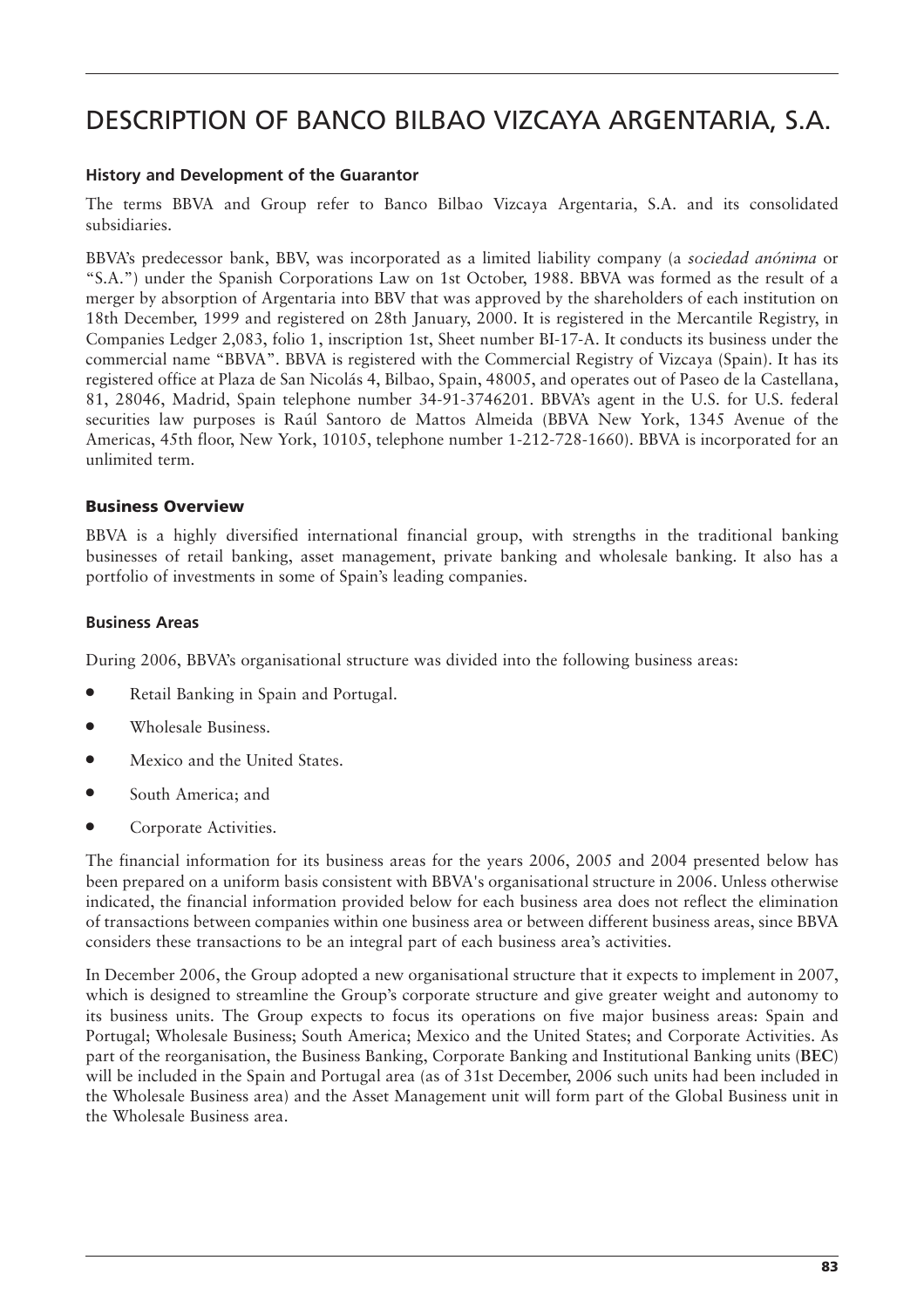# DESCRIPTION OF BANCO BILBAO VIZCAYA ARGENTARIA, S.A.

### History and Development of the Guarantor

The terms BBVA and Group refer to Banco Bilbao Vizcaya Argentaria, S.A. and its consolidated subsidiaries.

BBVA's predecessor bank, BBV, was incorporated as a limited liability company (a *sociedad anónima* or "S.A.") under the Spanish Corporations Law on 1st October, 1988. BBVA was formed as the result of a merger by absorption of Argentaria into BBV that was approved by the shareholders of each institution on 18th December, 1999 and registered on 28th January, 2000. It is registered in the Mercantile Registry, in Companies Ledger 2,083, folio 1, inscription 1st, Sheet number BI-17-A. It conducts its business under the commercial name "BBVA". BBVA is registered with the Commercial Registry of Vizcaya (Spain). It has its registered office at Plaza de San Nicolás 4, Bilbao, Spain, 48005, and operates out of Paseo de la Castellana, 81, 28046, Madrid, Spain telephone number 34-91-3746201. BBVA's agent in the U.S. for U.S. federal securities law purposes is Raúl Santoro de Mattos Almeida (BBVA New York, 1345 Avenue of the Americas, 45th floor, New York, 10105, telephone number 1-212-728-1660). BBVA is incorporated for an unlimited term.

### Business Overview

BBVA is a highly diversified international financial group, with strengths in the traditional banking businesses of retail banking, asset management, private banking and wholesale banking. It also has a portfolio of investments in some of Spain's leading companies.

### Business Areas

During 2006, BBVA's organisational structure was divided into the following business areas:

- Retail Banking in Spain and Portugal.
- Wholesale Business.
- Mexico and the United States.
- South America; and
- Corporate Activities.

The financial information for its business areas for the years 2006, 2005 and 2004 presented below has been prepared on a uniform basis consistent with BBVA's organisational structure in 2006. Unless otherwise indicated, the financial information provided below for each business area does not reflect the elimination of transactions between companies within one business area or between different business areas, since BBVA considers these transactions to be an integral part of each business area's activities.

In December 2006, the Group adopted a new organisational structure that it expects to implement in 2007, which is designed to streamline the Group's corporate structure and give greater weight and autonomy to its business units. The Group expects to focus its operations on five major business areas: Spain and Portugal; Wholesale Business; South America; Mexico and the United States; and Corporate Activities. As part of the reorganisation, the Business Banking, Corporate Banking and Institutional Banking units (**BEC**) will be included in the Spain and Portugal area (as of 31st December, 2006 such units had been included in the Wholesale Business area) and the Asset Management unit will form part of the Global Business unit in the Wholesale Business area.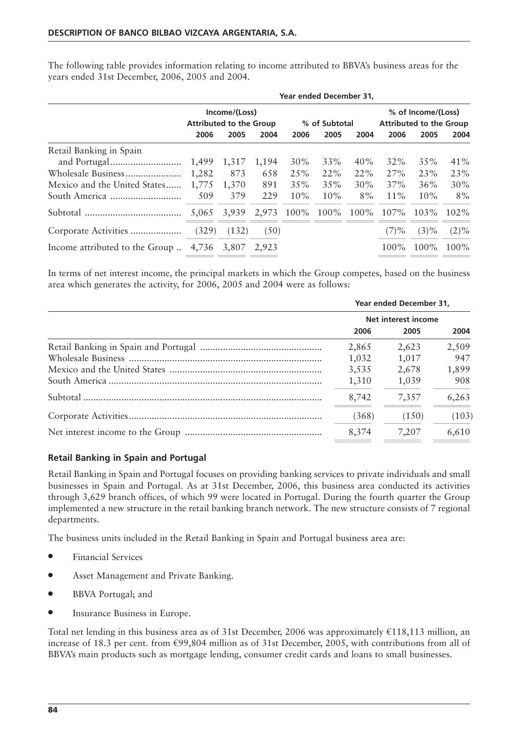The following table provides information relating to income attributed to BBVA's business areas for the years ended 31st December, 2006, 2005 and 2004.

| | Year ended December 31, | | | | | | | | |
|---|---|---|---|---|---|---|---|---|---|
| | Income/(Loss) Attributed to the Group | | | % of Subtotal | | | % of Income/(Loss) Attributed to the Group | | |
| | 2006 | 2005 | 2004 | 2006 | 2005 | 2004 | 2006 | 2005 | 2004 |
| Retail Banking in Spain and Portugal | 1,499 | 1,317 | 1,194 | 30% | 33% | 40% | 32% | 35% | 41% |
| Wholesale Business | 1,282 | 873 | 658 | 25% | 22% | 22% | 27% | 23% | 23% |
| Mexico and the United States | 1,775 | 1,370 | 891 | 35% | 35% | 30% | 37% | 36% | 30% |
| South America | 509 | 379 | 229 | 10% | 10% | 8% | 11% | 10% | 8% |
| Subtotal | 5,065 | 3,939 | 2,973 | 100% | 100% | 100% | 107% | 103% | 102% |
| Corporate Activities | (329) | (132) | (50) | | | | (7)% | (3)% | (2)% |
| Income attributed to the Group | 4,736 | 3,807 | 2,923 | | | | 100% | 100% | 100% |

In terms of net interest income, the principal markets in which the Group competes, based on the business area which generates the activity, for 2006, 2005 and 2004 were as follows:

| | Year ended December 31, | | |
|---|---|---|---|
| | Net interest income | | |
| | 2006 | 2005 | 2004 |
| Retail Banking in Spain and Portugal | 2,865 | 2,623 | 2,509 |
| Wholesale Business | 1,032 | 1,017 | 947 |
| Mexico and the United States | 3,535 | 2,678 | 1,899 |
| South America | 1,310 | 1,039 | 908 |
| Subtotal | 8,742 | 7,357 | 6,263 |
| Corporate Activities | (368) | (150) | (103) |
| Net interest income to the Group | 8,374 | 7,207 | 6,610 |

### Retail Banking in Spain and Portugal

Retail Banking in Spain and Portugal focuses on providing banking services to private individuals and small businesses in Spain and Portugal. As at 31st December, 2006, this business area conducted its activities through 3,629 branch offices, of which 99 were located in Portugal. During the fourth quarter the Group implemented a new structure in the retail banking branch network. The new structure consists of 7 regional departments.

The business units included in the Retail Banking in Spain and Portugal business area are:

- Financial Services
- Asset Management and Private Banking.
- BBVA Portugal; and
- Insurance Business in Europe.

Total net lending in this business area as of 31st December, 2006 was approximately €118,113 million, an increase of 18.3 per cent. from €99,804 million as of 31st December, 2005, with contributions from all of BBVA's main products such as mortgage lending, consumer credit cards and loans to small businesses.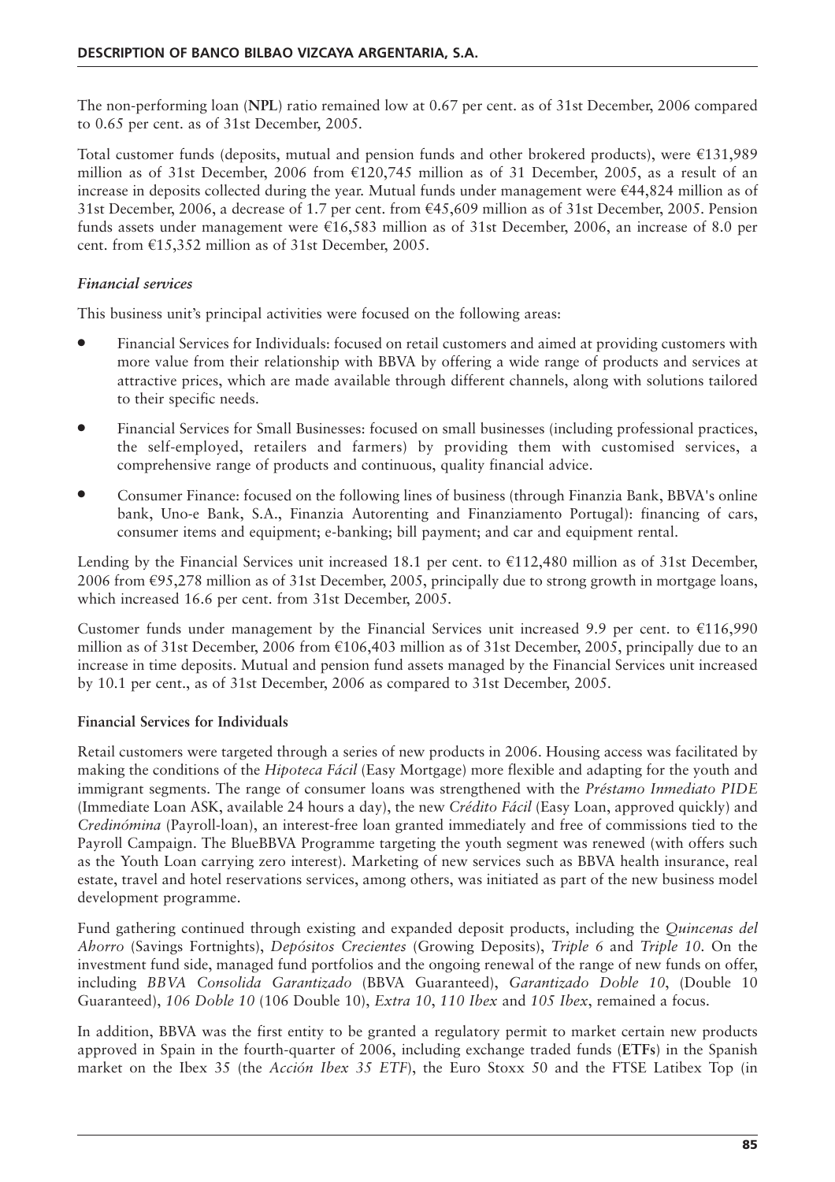The non-performing loan (**NPL**) ratio remained low at 0.67 per cent. as of 31st December, 2006 compared to 0.65 per cent. as of 31st December, 2005.

Total customer funds (deposits, mutual and pension funds and other brokered products), were €131,989 million as of 31st December, 2006 from €120,745 million as of 31 December, 2005, as a result of an increase in deposits collected during the year. Mutual funds under management were €44,824 million as of 31st December, 2006, a decrease of 1.7 per cent. from €45,609 million as of 31st December, 2005. Pension funds assets under management were €16,583 million as of 31st December, 2006, an increase of 8.0 per cent. from €15,352 million as of 31st December, 2005.

### *Financial services*

This business unit's principal activities were focused on the following areas:

- Financial Services for Individuals: focused on retail customers and aimed at providing customers with more value from their relationship with BBVA by offering a wide range of products and services at attractive prices, which are made available through different channels, along with solutions tailored to their specific needs.
- Financial Services for Small Businesses: focused on small businesses (including professional practices, the self-employed, retailers and farmers) by providing them with customised services, a comprehensive range of products and continuous, quality financial advice.
- Consumer Finance: focused on the following lines of business (through Finanzia Bank, BBVA's online bank, Uno-e Bank, S.A., Finanzia Autorenting and Finanziamento Portugal): financing of cars, consumer items and equipment; e-banking; bill payment; and car and equipment rental.

Lending by the Financial Services unit increased 18.1 per cent. to €112,480 million as of 31st December, 2006 from €95,278 million as of 31st December, 2005, principally due to strong growth in mortgage loans, which increased 16.6 per cent. from 31st December, 2005.

Customer funds under management by the Financial Services unit increased 9.9 per cent. to €116,990 million as of 31st December, 2006 from €106,403 million as of 31st December, 2005, principally due to an increase in time deposits. Mutual and pension fund assets managed by the Financial Services unit increased by 10.1 per cent., as of 31st December, 2006 as compared to 31st December, 2005.

#### **Financial Services for Individuals**

Retail customers were targeted through a series of new products in 2006. Housing access was facilitated by making the conditions of the *Hipoteca Fácil* (Easy Mortgage) more flexible and adapting for the youth and immigrant segments. The range of consumer loans was strengthened with the *Préstamo Inmediato PIDE* (Immediate Loan ASK, available 24 hours a day), the new *Crédito Fácil* (Easy Loan, approved quickly) and *Credinómina* (Payroll-loan), an interest-free loan granted immediately and free of commissions tied to the Payroll Campaign. The BlueBBVA Programme targeting the youth segment was renewed (with offers such as the Youth Loan carrying zero interest). Marketing of new services such as BBVA health insurance, real estate, travel and hotel reservations services, among others, was initiated as part of the new business model development programme.

Fund gathering continued through existing and expanded deposit products, including the *Quincenas del Ahorro* (Savings Fortnights), *Depósitos Crecientes* (Growing Deposits), *Triple 6* and *Triple 10*. On the investment fund side, managed fund portfolios and the ongoing renewal of the range of new funds on offer, including *BBVA Consolida Garantizado* (BBVA Guaranteed), *Garantizado Doble 10*, (Double 10 Guaranteed), *106 Doble 10* (106 Double 10), *Extra 10*, *110 Ibex* and *105 Ibex*, remained a focus.

In addition, BBVA was the first entity to be granted a regulatory permit to market certain new products approved in Spain in the fourth-quarter of 2006, including exchange traded funds (**ETFs**) in the Spanish market on the Ibex 35 (the *Acción Ibex 35 ETF*), the Euro Stoxx 50 and the FTSE Latibex Top (in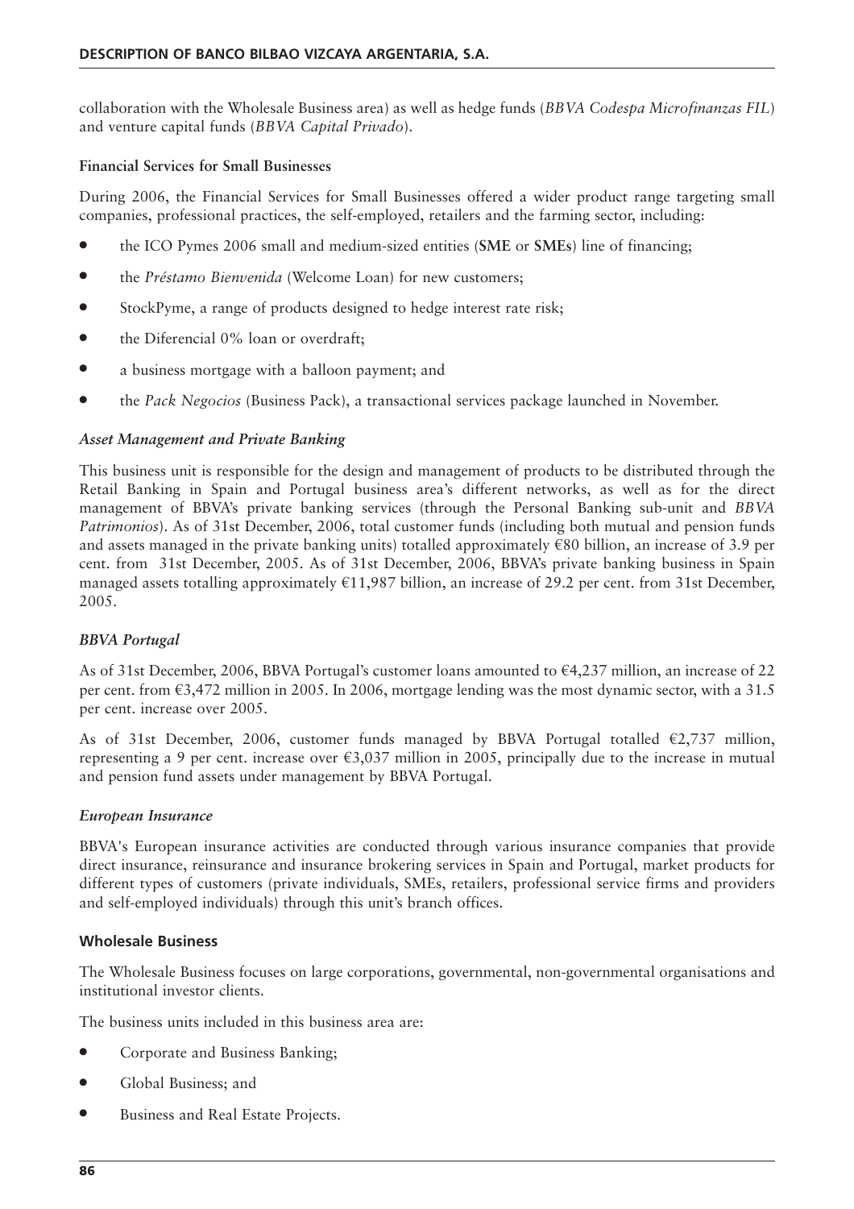collaboration with the Wholesale Business area) as well as hedge funds (*BBVA Codespa Microfinanzas FIL*) and venture capital funds (*BBVA Capital Privado*).

**Financial Services for Small Businesses**

During 2006, the Financial Services for Small Businesses offered a wider product range targeting small companies, professional practices, the self-employed, retailers and the farming sector, including:

- the ICO Pymes 2006 small and medium-sized entities (**SME** or **SMEs**) line of financing;
- the *Préstamo Bienvenida* (Welcome Loan) for new customers;
- StockPyme, a range of products designed to hedge interest rate risk;
- the Diferencial 0% loan or overdraft;
- a business mortgage with a balloon payment; and
- the *Pack Negocios* (Business Pack), a transactional services package launched in November.

***Asset Management and Private Banking***

This business unit is responsible for the design and management of products to be distributed through the Retail Banking in Spain and Portugal business area's different networks, as well as for the direct management of BBVA's private banking services (through the Personal Banking sub-unit and *BBVA Patrimonios*). As of 31st December, 2006, total customer funds (including both mutual and pension funds and assets managed in the private banking units) totalled approximately €80 billion, an increase of 3.9 per cent. from 31st December, 2005. As of 31st December, 2006, BBVA's private banking business in Spain managed assets totalling approximately €11,987 billion, an increase of 29.2 per cent. from 31st December, 2005.

***BBVA Portugal***

As of 31st December, 2006, BBVA Portugal's customer loans amounted to €4,237 million, an increase of 22 per cent. from €3,472 million in 2005. In 2006, mortgage lending was the most dynamic sector, with a 31.5 per cent. increase over 2005.

As of 31st December, 2006, customer funds managed by BBVA Portugal totalled €2,737 million, representing a 9 per cent. increase over €3,037 million in 2005, principally due to the increase in mutual and pension fund assets under management by BBVA Portugal.

***European Insurance***

BBVA's European insurance activities are conducted through various insurance companies that provide direct insurance, reinsurance and insurance brokering services in Spain and Portugal, market products for different types of customers (private individuals, SMEs, retailers, professional service firms and providers and self-employed individuals) through this unit's branch offices.

**Wholesale Business**

The Wholesale Business focuses on large corporations, governmental, non-governmental organisations and institutional investor clients.

The business units included in this business area are:

- Corporate and Business Banking;
- Global Business; and
- Business and Real Estate Projects.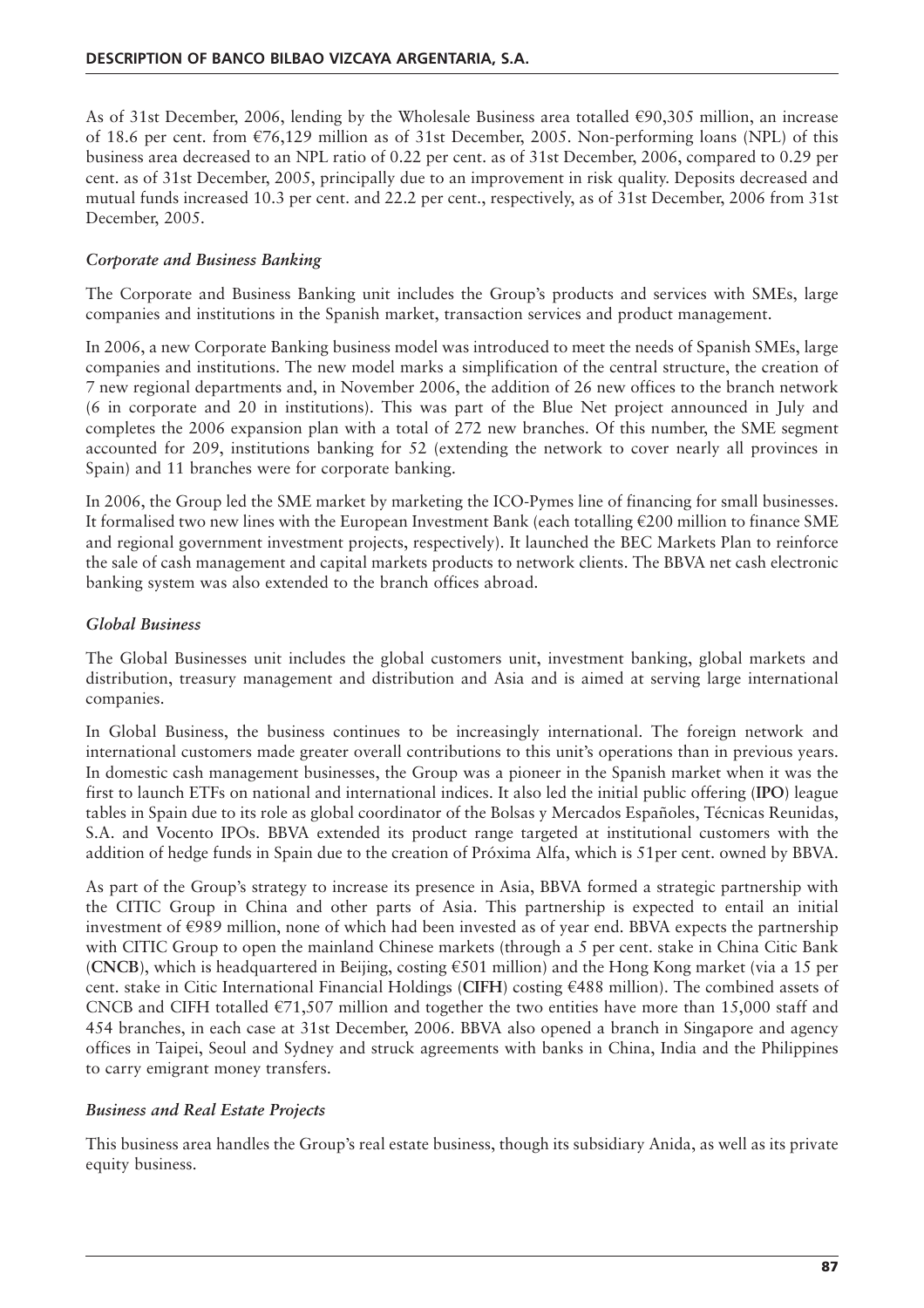As of 31st December, 2006, lending by the Wholesale Business area totalled €90,305 million, an increase of 18.6 per cent. from €76,129 million as of 31st December, 2005. Non-performing loans (NPL) of this business area decreased to an NPL ratio of 0.22 per cent. as of 31st December, 2006, compared to 0.29 per cent. as of 31st December, 2005, principally due to an improvement in risk quality. Deposits decreased and mutual funds increased 10.3 per cent. and 22.2 per cent., respectively, as of 31st December, 2006 from 31st December, 2005.

*Corporate and Business Banking*

The Corporate and Business Banking unit includes the Group's products and services with SMEs, large companies and institutions in the Spanish market, transaction services and product management.

In 2006, a new Corporate Banking business model was introduced to meet the needs of Spanish SMEs, large companies and institutions. The new model marks a simplification of the central structure, the creation of 7 new regional departments and, in November 2006, the addition of 26 new offices to the branch network (6 in corporate and 20 in institutions). This was part of the Blue Net project announced in July and completes the 2006 expansion plan with a total of 272 new branches. Of this number, the SME segment accounted for 209, institutions banking for 52 (extending the network to cover nearly all provinces in Spain) and 11 branches were for corporate banking.

In 2006, the Group led the SME market by marketing the ICO-Pymes line of financing for small businesses. It formalised two new lines with the European Investment Bank (each totalling €200 million to finance SME and regional government investment projects, respectively). It launched the BEC Markets Plan to reinforce the sale of cash management and capital markets products to network clients. The BBVA net cash electronic banking system was also extended to the branch offices abroad.

*Global Business*

The Global Businesses unit includes the global customers unit, investment banking, global markets and distribution, treasury management and distribution and Asia and is aimed at serving large international companies.

In Global Business, the business continues to be increasingly international. The foreign network and international customers made greater overall contributions to this unit's operations than in previous years. In domestic cash management businesses, the Group was a pioneer in the Spanish market when it was the first to launch ETFs on national and international indices. It also led the initial public offering (**IPO**) league tables in Spain due to its role as global coordinator of the Bolsas y Mercados Españoles, Técnicas Reunidas, S.A. and Vocento IPOs. BBVA extended its product range targeted at institutional customers with the addition of hedge funds in Spain due to the creation of Próxima Alfa, which is 51per cent. owned by BBVA.

As part of the Group's strategy to increase its presence in Asia, BBVA formed a strategic partnership with the CITIC Group in China and other parts of Asia. This partnership is expected to entail an initial investment of €989 million, none of which had been invested as of year end. BBVA expects the partnership with CITIC Group to open the mainland Chinese markets (through a 5 per cent. stake in China Citic Bank (**CNCB**), which is headquartered in Beijing, costing €501 million) and the Hong Kong market (via a 15 per cent. stake in Citic International Financial Holdings (**CIFH**) costing €488 million). The combined assets of CNCB and CIFH totalled €71,507 million and together the two entities have more than 15,000 staff and 454 branches, in each case at 31st December, 2006. BBVA also opened a branch in Singapore and agency offices in Taipei, Seoul and Sydney and struck agreements with banks in China, India and the Philippines to carry emigrant money transfers.

*Business and Real Estate Projects*

This business area handles the Group's real estate business, though its subsidiary Anida, as well as its private equity business.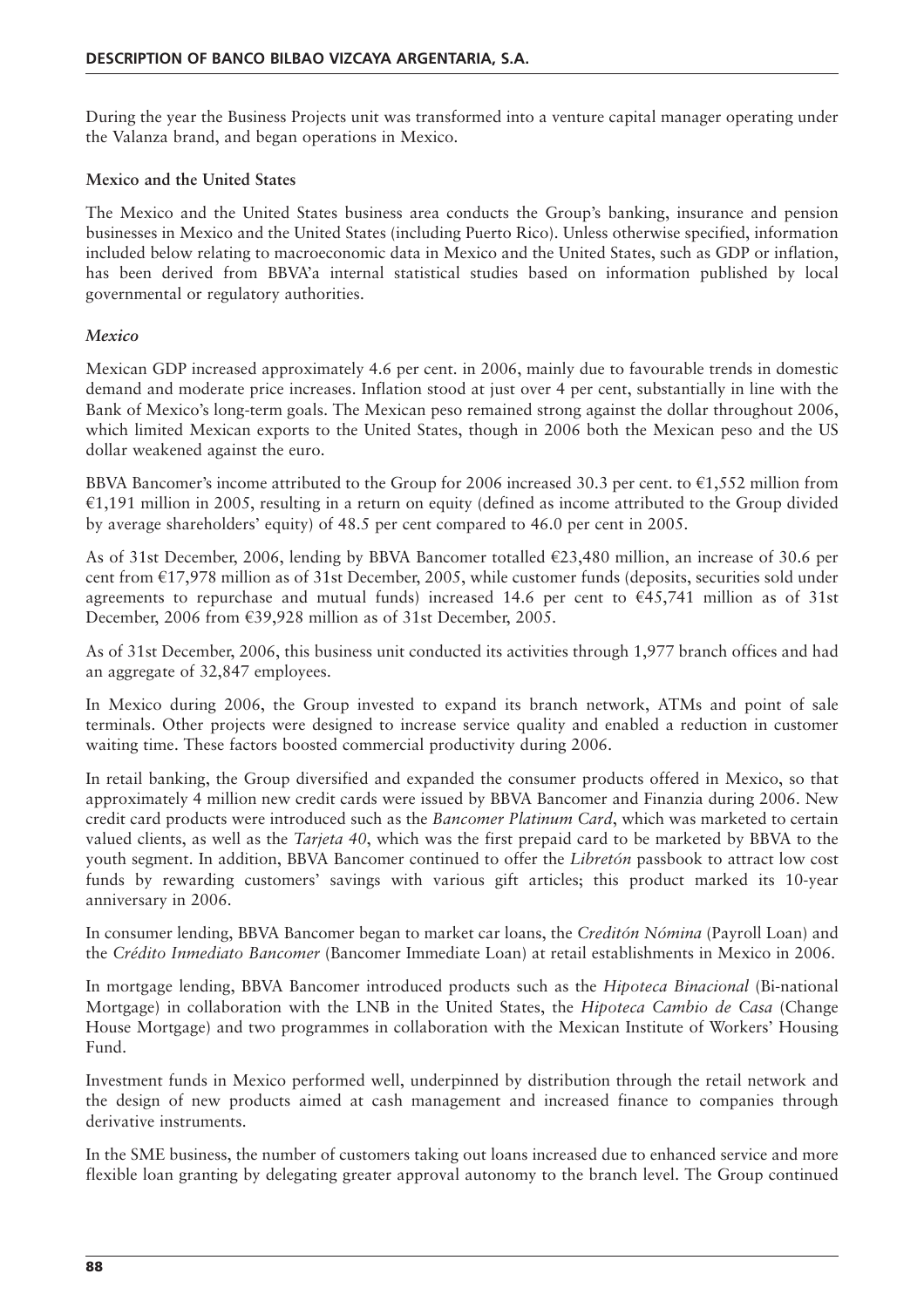During the year the Business Projects unit was transformed into a venture capital manager operating under the Valanza brand, and began operations in Mexico.

**Mexico and the United States**

The Mexico and the United States business area conducts the Group's banking, insurance and pension businesses in Mexico and the United States (including Puerto Rico). Unless otherwise specified, information included below relating to macroeconomic data in Mexico and the United States, such as GDP or inflation, has been derived from BBVA'a internal statistical studies based on information published by local governmental or regulatory authorities.

***Mexico***

Mexican GDP increased approximately 4.6 per cent. in 2006, mainly due to favourable trends in domestic demand and moderate price increases. Inflation stood at just over 4 per cent, substantially in line with the Bank of Mexico's long-term goals. The Mexican peso remained strong against the dollar throughout 2006, which limited Mexican exports to the United States, though in 2006 both the Mexican peso and the US dollar weakened against the euro.

BBVA Bancomer's income attributed to the Group for 2006 increased 30.3 per cent. to €1,552 million from €1,191 million in 2005, resulting in a return on equity (defined as income attributed to the Group divided by average shareholders' equity) of 48.5 per cent compared to 46.0 per cent in 2005.

As of 31st December, 2006, lending by BBVA Bancomer totalled €23,480 million, an increase of 30.6 per cent from €17,978 million as of 31st December, 2005, while customer funds (deposits, securities sold under agreements to repurchase and mutual funds) increased 14.6 per cent to €45,741 million as of 31st December, 2006 from €39,928 million as of 31st December, 2005.

As of 31st December, 2006, this business unit conducted its activities through 1,977 branch offices and had an aggregate of 32,847 employees.

In Mexico during 2006, the Group invested to expand its branch network, ATMs and point of sale terminals. Other projects were designed to increase service quality and enabled a reduction in customer waiting time. These factors boosted commercial productivity during 2006.

In retail banking, the Group diversified and expanded the consumer products offered in Mexico, so that approximately 4 million new credit cards were issued by BBVA Bancomer and Finanzia during 2006. New credit card products were introduced such as the *Bancomer Platinum Card*, which was marketed to certain valued clients, as well as the *Tarjeta 40*, which was the first prepaid card to be marketed by BBVA to the youth segment. In addition, BBVA Bancomer continued to offer the *Libretón* passbook to attract low cost funds by rewarding customers' savings with various gift articles; this product marked its 10-year anniversary in 2006.

In consumer lending, BBVA Bancomer began to market car loans, the *Creditón Nómina* (Payroll Loan) and the *Crédito Inmediato Bancomer* (Bancomer Immediate Loan) at retail establishments in Mexico in 2006.

In mortgage lending, BBVA Bancomer introduced products such as the *Hipoteca Binacional* (Bi-national Mortgage) in collaboration with the LNB in the United States, the *Hipoteca Cambio de Casa* (Change House Mortgage) and two programmes in collaboration with the Mexican Institute of Workers' Housing Fund.

Investment funds in Mexico performed well, underpinned by distribution through the retail network and the design of new products aimed at cash management and increased finance to companies through derivative instruments.

In the SME business, the number of customers taking out loans increased due to enhanced service and more flexible loan granting by delegating greater approval autonomy to the branch level. The Group continued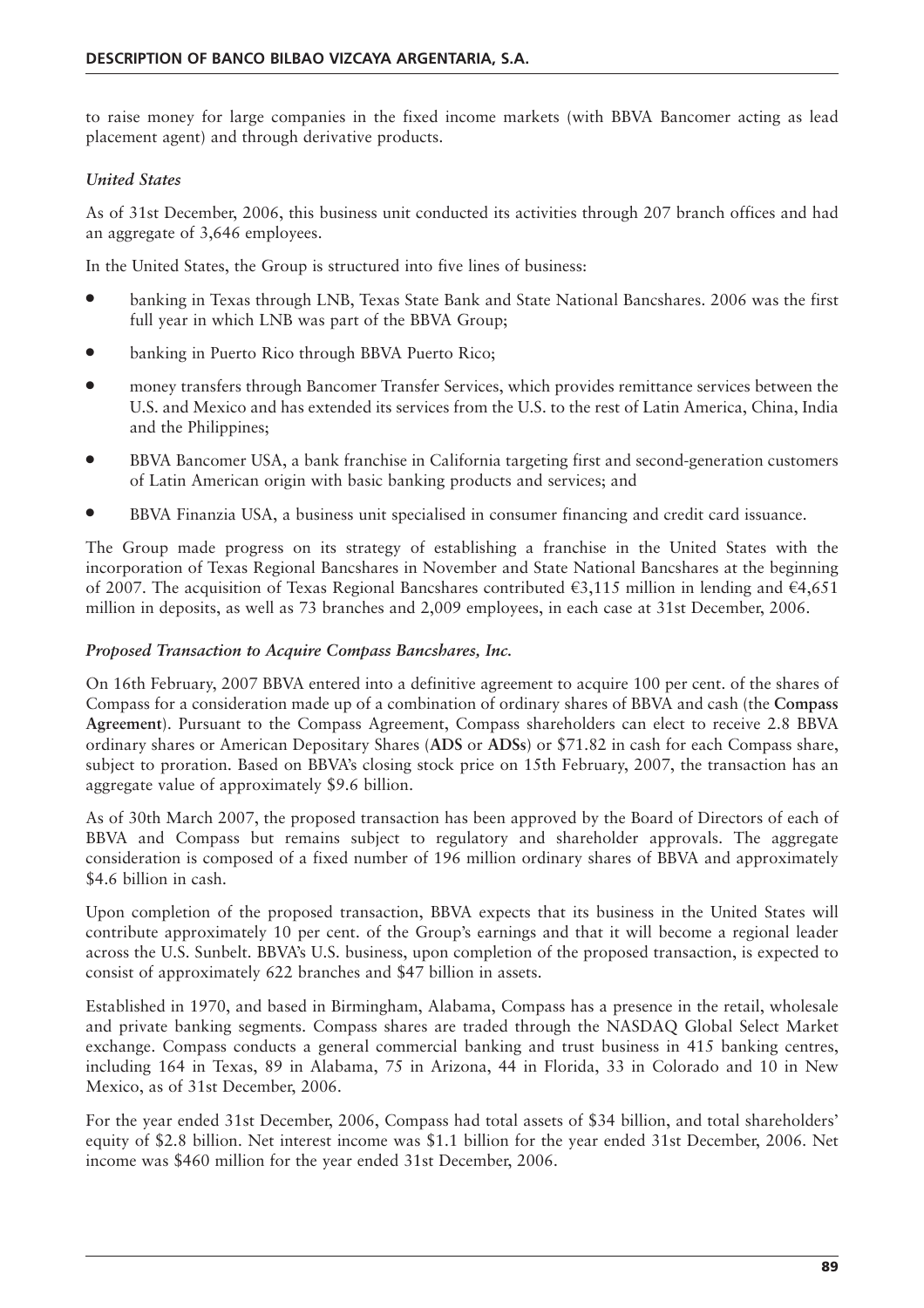to raise money for large companies in the fixed income markets (with BBVA Bancomer acting as lead placement agent) and through derivative products.

### *United States*

As of 31st December, 2006, this business unit conducted its activities through 207 branch offices and had an aggregate of 3,646 employees.

In the United States, the Group is structured into five lines of business:

- banking in Texas through LNB, Texas State Bank and State National Bancshares. 2006 was the first full year in which LNB was part of the BBVA Group;
- banking in Puerto Rico through BBVA Puerto Rico;
- money transfers through Bancomer Transfer Services, which provides remittance services between the U.S. and Mexico and has extended its services from the U.S. to the rest of Latin America, China, India and the Philippines;
- BBVA Bancomer USA, a bank franchise in California targeting first and second-generation customers of Latin American origin with basic banking products and services; and
- BBVA Finanzia USA, a business unit specialised in consumer financing and credit card issuance.

The Group made progress on its strategy of establishing a franchise in the United States with the incorporation of Texas Regional Bancshares in November and State National Bancshares at the beginning of 2007. The acquisition of Texas Regional Bancshares contributed €3,115 million in lending and €4,651 million in deposits, as well as 73 branches and 2,009 employees, in each case at 31st December, 2006.

### *Proposed Transaction to Acquire Compass Bancshares, Inc.*

On 16th February, 2007 BBVA entered into a definitive agreement to acquire 100 per cent. of the shares of Compass for a consideration made up of a combination of ordinary shares of BBVA and cash (the **Compass Agreement**). Pursuant to the Compass Agreement, Compass shareholders can elect to receive 2.8 BBVA ordinary shares or American Depositary Shares (**ADS** or **ADSs**) or $71.82 in cash for each Compass share, subject to proration. Based on BBVA's closing stock price on 15th February, 2007, the transaction has an aggregate value of approximately $9.6 billion.

As of 30th March 2007, the proposed transaction has been approved by the Board of Directors of each of BBVA and Compass but remains subject to regulatory and shareholder approvals. The aggregate consideration is composed of a fixed number of 196 million ordinary shares of BBVA and approximately $4.6 billion in cash.

Upon completion of the proposed transaction, BBVA expects that its business in the United States will contribute approximately 10 per cent. of the Group's earnings and that it will become a regional leader across the U.S. Sunbelt. BBVA's U.S. business, upon completion of the proposed transaction, is expected to consist of approximately 622 branches and $47 billion in assets.

Established in 1970, and based in Birmingham, Alabama, Compass has a presence in the retail, wholesale and private banking segments. Compass shares are traded through the NASDAQ Global Select Market exchange. Compass conducts a general commercial banking and trust business in 415 banking centres, including 164 in Texas, 89 in Alabama, 75 in Arizona, 44 in Florida, 33 in Colorado and 10 in New Mexico, as of 31st December, 2006.

For the year ended 31st December, 2006, Compass had total assets of $34 billion, and total shareholders' equity of $2.8 billion. Net interest income was $1.1 billion for the year ended 31st December, 2006. Net income was $460 million for the year ended 31st December, 2006.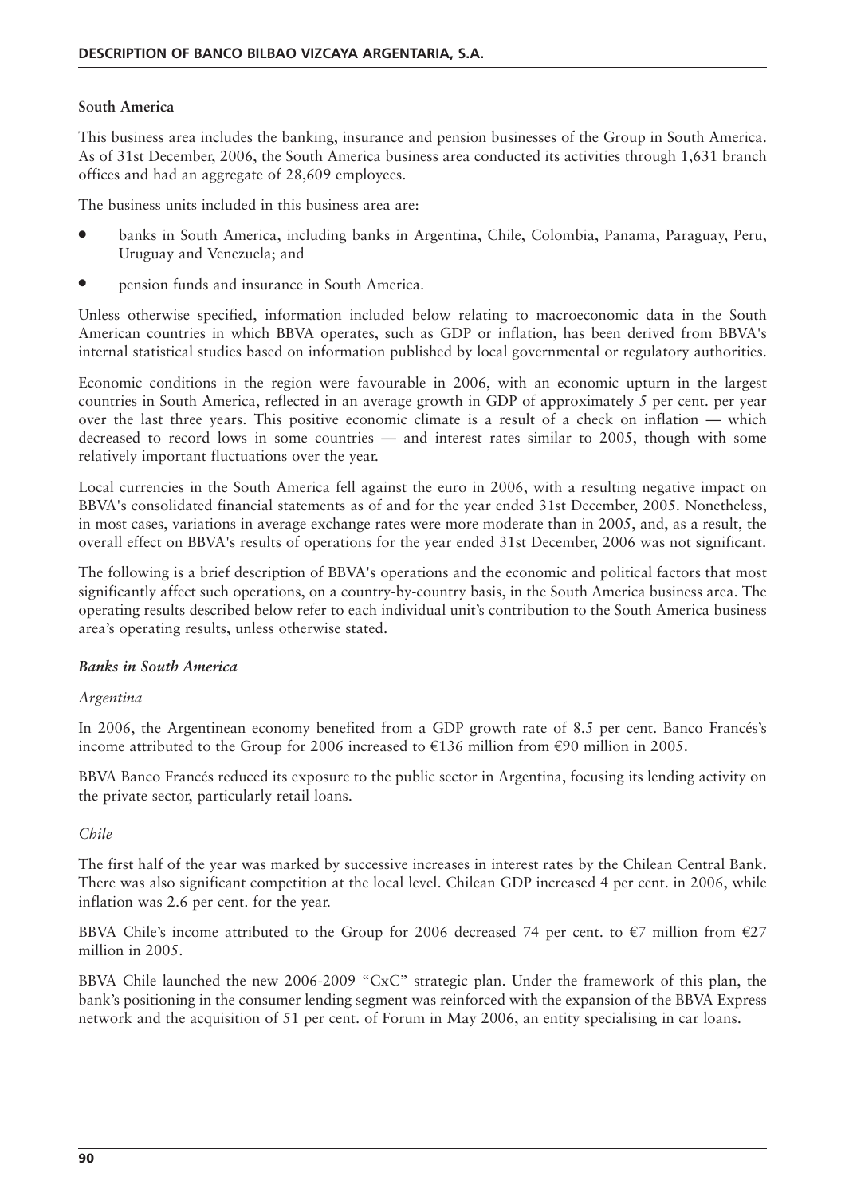**South America**

This business area includes the banking, insurance and pension businesses of the Group in South America. As of 31st December, 2006, the South America business area conducted its activities through 1,631 branch offices and had an aggregate of 28,609 employees.

The business units included in this business area are:

- banks in South America, including banks in Argentina, Chile, Colombia, Panama, Paraguay, Peru, Uruguay and Venezuela; and
- pension funds and insurance in South America.

Unless otherwise specified, information included below relating to macroeconomic data in the South American countries in which BBVA operates, such as GDP or inflation, has been derived from BBVA's internal statistical studies based on information published by local governmental or regulatory authorities.

Economic conditions in the region were favourable in 2006, with an economic upturn in the largest countries in South America, reflected in an average growth in GDP of approximately 5 per cent. per year over the last three years. This positive economic climate is a result of a check on inflation — which decreased to record lows in some countries — and interest rates similar to 2005, though with some relatively important fluctuations over the year.

Local currencies in the South America fell against the euro in 2006, with a resulting negative impact on BBVA's consolidated financial statements as of and for the year ended 31st December, 2005. Nonetheless, in most cases, variations in average exchange rates were more moderate than in 2005, and, as a result, the overall effect on BBVA's results of operations for the year ended 31st December, 2006 was not significant.

The following is a brief description of BBVA's operations and the economic and political factors that most significantly affect such operations, on a country-by-country basis, in the South America business area. The operating results described below refer to each individual unit's contribution to the South America business area's operating results, unless otherwise stated.

***Banks in South America***

*Argentina*

In 2006, the Argentinean economy benefited from a GDP growth rate of 8.5 per cent. Banco Francés's income attributed to the Group for 2006 increased to €136 million from €90 million in 2005.

BBVA Banco Francés reduced its exposure to the public sector in Argentina, focusing its lending activity on the private sector, particularly retail loans.

*Chile*

The first half of the year was marked by successive increases in interest rates by the Chilean Central Bank. There was also significant competition at the local level. Chilean GDP increased 4 per cent. in 2006, while inflation was 2.6 per cent. for the year.

BBVA Chile's income attributed to the Group for 2006 decreased 74 per cent. to €7 million from €27 million in 2005.

BBVA Chile launched the new 2006-2009 "CxC" strategic plan. Under the framework of this plan, the bank's positioning in the consumer lending segment was reinforced with the expansion of the BBVA Express network and the acquisition of 51 per cent. of Forum in May 2006, an entity specialising in car loans.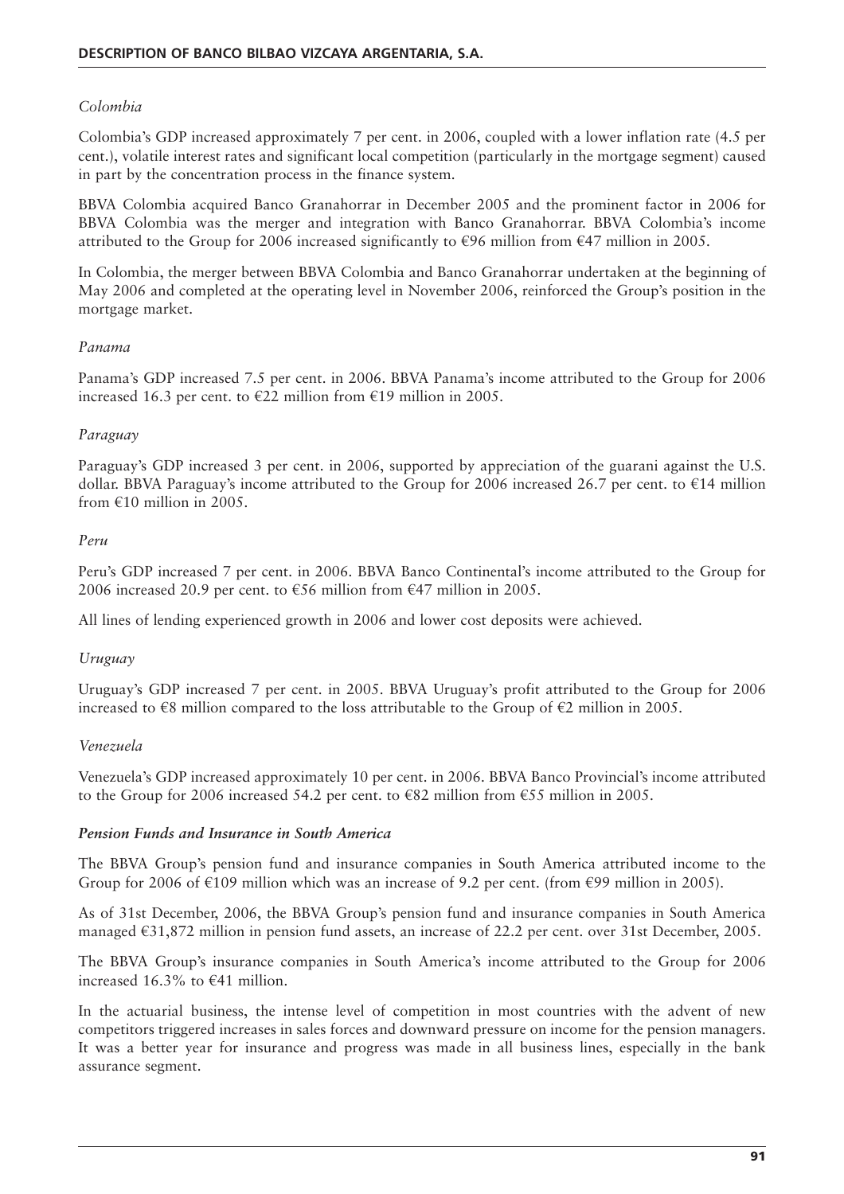*Colombia*

Colombia's GDP increased approximately 7 per cent. in 2006, coupled with a lower inflation rate (4.5 per cent.), volatile interest rates and significant local competition (particularly in the mortgage segment) caused in part by the concentration process in the finance system.

BBVA Colombia acquired Banco Granahorrar in December 2005 and the prominent factor in 2006 for BBVA Colombia was the merger and integration with Banco Granahorrar. BBVA Colombia's income attributed to the Group for 2006 increased significantly to €96 million from €47 million in 2005.

In Colombia, the merger between BBVA Colombia and Banco Granahorrar undertaken at the beginning of May 2006 and completed at the operating level in November 2006, reinforced the Group's position in the mortgage market.

*Panama*

Panama's GDP increased 7.5 per cent. in 2006. BBVA Panama's income attributed to the Group for 2006 increased 16.3 per cent. to €22 million from €19 million in 2005.

*Paraguay*

Paraguay's GDP increased 3 per cent. in 2006, supported by appreciation of the guarani against the U.S. dollar. BBVA Paraguay's income attributed to the Group for 2006 increased 26.7 per cent. to €14 million from €10 million in 2005.

*Peru*

Peru's GDP increased 7 per cent. in 2006. BBVA Banco Continental's income attributed to the Group for 2006 increased 20.9 per cent. to €56 million from €47 million in 2005.

All lines of lending experienced growth in 2006 and lower cost deposits were achieved.

*Uruguay*

Uruguay's GDP increased 7 per cent. in 2005. BBVA Uruguay's profit attributed to the Group for 2006 increased to €8 million compared to the loss attributable to the Group of €2 million in 2005.

*Venezuela*

Venezuela's GDP increased approximately 10 per cent. in 2006. BBVA Banco Provincial's income attributed to the Group for 2006 increased 54.2 per cent. to €82 million from €55 million in 2005.

***Pension Funds and Insurance in South America***

The BBVA Group's pension fund and insurance companies in South America attributed income to the Group for 2006 of €109 million which was an increase of 9.2 per cent. (from €99 million in 2005).

As of 31st December, 2006, the BBVA Group's pension fund and insurance companies in South America managed €31,872 million in pension fund assets, an increase of 22.2 per cent. over 31st December, 2005.

The BBVA Group's insurance companies in South America's income attributed to the Group for 2006 increased 16.3% to €41 million.

In the actuarial business, the intense level of competition in most countries with the advent of new competitors triggered increases in sales forces and downward pressure on income for the pension managers. It was a better year for insurance and progress was made in all business lines, especially in the bank assurance segment.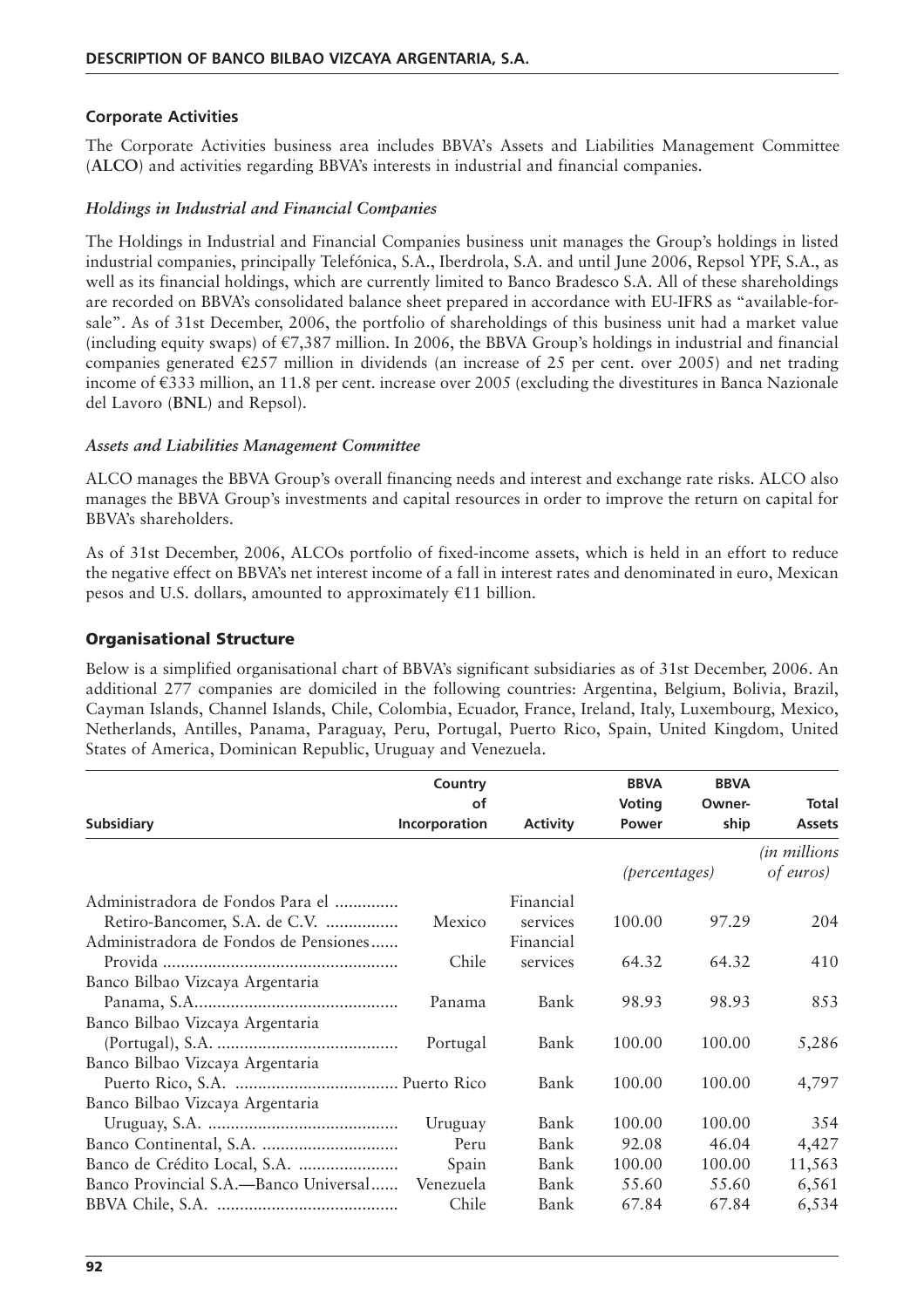### Corporate Activities

The Corporate Activities business area includes BBVA's Assets and Liabilities Management Committee (**ALCO**) and activities regarding BBVA's interests in industrial and financial companies.

#### *Holdings in Industrial and Financial Companies*

The Holdings in Industrial and Financial Companies business unit manages the Group's holdings in listed industrial companies, principally Telefónica, S.A., Iberdrola, S.A. and until June 2006, Repsol YPF, S.A., as well as its financial holdings, which are currently limited to Banco Bradesco S.A. All of these shareholdings are recorded on BBVA's consolidated balance sheet prepared in accordance with EU-IFRS as "available-for-sale". As of 31st December, 2006, the portfolio of shareholdings of this business unit had a market value (including equity swaps) of €7,387 million. In 2006, the BBVA Group's holdings in industrial and financial companies generated €257 million in dividends (an increase of 25 per cent. over 2005) and net trading income of €333 million, an 11.8 per cent. increase over 2005 (excluding the divestitures in Banca Nazionale del Lavoro (**BNL**) and Repsol).

#### *Assets and Liabilities Management Committee*

ALCO manages the BBVA Group's overall financing needs and interest and exchange rate risks. ALCO also manages the BBVA Group's investments and capital resources in order to improve the return on capital for BBVA's shareholders.

As of 31st December, 2006, ALCOs portfolio of fixed-income assets, which is held in an effort to reduce the negative effect on BBVA's net interest income of a fall in interest rates and denominated in euro, Mexican pesos and U.S. dollars, amounted to approximately €11 billion.

### Organisational Structure

Below is a simplified organisational chart of BBVA's significant subsidiaries as of 31st December, 2006. An additional 277 companies are domiciled in the following countries: Argentina, Belgium, Bolivia, Brazil, Cayman Islands, Channel Islands, Chile, Colombia, Ecuador, France, Ireland, Italy, Luxembourg, Mexico, Netherlands, Antilles, Panama, Paraguay, Peru, Portugal, Puerto Rico, Spain, United Kingdom, United States of America, Dominican Republic, Uruguay and Venezuela.

| Subsidiary | Country of Incorporation | Activity | BBVA Voting Power | BBVA Ownership | Total Assets |
|---|---|---|---|---|---|
| | | | *(percentages)* | | *(in millions of euros)* |
| Administradora de Fondos Para el Retiro-Bancomer, S.A. de C.V. | Mexico | Financial services | 100.00 | 97.29 | 204 |
| Administradora de Fondos de Pensiones Provida | Chile | Financial services | 64.32 | 64.32 | 410 |
| Banco Bilbao Vizcaya Argentaria Panama, S.A. | Panama | Bank | 98.93 | 98.93 | 853 |
| Banco Bilbao Vizcaya Argentaria (Portugal), S.A. | Portugal | Bank | 100.00 | 100.00 | 5,286 |
| Banco Bilbao Vizcaya Argentaria Puerto Rico, S.A. | Puerto Rico | Bank | 100.00 | 100.00 | 4,797 |
| Banco Bilbao Vizcaya Argentaria Uruguay, S.A. | Uruguay | Bank | 100.00 | 100.00 | 354 |
| Banco Continental, S.A. | Peru | Bank | 92.08 | 46.04 | 4,427 |
| Banco de Crédito Local, S.A. | Spain | Bank | 100.00 | 100.00 | 11,563 |
| Banco Provincial S.A.—Banco Universal | Venezuela | Bank | 55.60 | 55.60 | 6,561 |
| BBVA Chile, S.A. | Chile | Bank | 67.84 | 67.84 | 6,534 |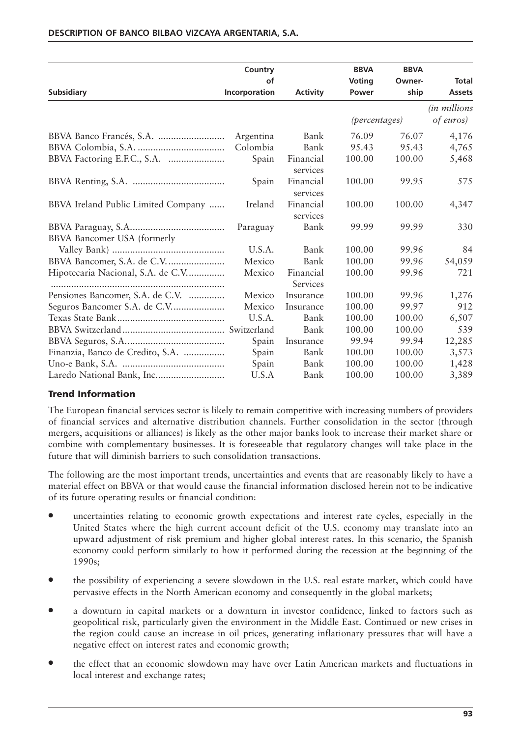| Subsidiary | Country of Incorporation | Activity | BBVA Voting Power | BBVA Owner-ship | Total Assets |
|---|---|---|---|---|---|
| | | | *(percentages)* | | *(in millions of euros)* |
| BBVA Banco Francés, S.A. | Argentina | Bank | 76.09 | 76.07 | 4,176 |
| BBVA Colombia, S.A. | Colombia | Bank | 95.43 | 95.43 | 4,765 |
| BBVA Factoring E.F.C., S.A. | Spain | Financial services | 100.00 | 100.00 | 5,468 |
| BBVA Renting, S.A. | Spain | Financial services | 100.00 | 99.95 | 575 |
| BBVA Ireland Public Limited Company | Ireland | Financial services | 100.00 | 100.00 | 4,347 |
| BBVA Paraguay, S.A. | Paraguay | Bank | 99.99 | 99.99 | 330 |
| BBVA Bancomer USA (formerly Valley Bank) | U.S.A. | Bank | 100.00 | 99.96 | 84 |
| BBVA Bancomer, S.A. de C.V. | Mexico | Bank | 100.00 | 99.96 | 54,059 |
| Hipotecaria Nacional, S.A. de C.V. | Mexico | Financial Services | 100.00 | 99.96 | 721 |
| Pensiones Bancomer, S.A. de C.V. | Mexico | Insurance | 100.00 | 99.96 | 1,276 |
| Seguros Bancomer S.A. de C.V. | Mexico | Insurance | 100.00 | 99.97 | 912 |
| Texas State Bank | U.S.A. | Bank | 100.00 | 100.00 | 6,507 |
| BBVA Switzerland | Switzerland | Bank | 100.00 | 100.00 | 539 |
| BBVA Seguros, S.A. | Spain | Insurance | 99.94 | 99.94 | 12,285 |
| Finanzia, Banco de Credito, S.A. | Spain | Bank | 100.00 | 100.00 | 3,573 |
| Uno-e Bank, S.A. | Spain | Bank | 100.00 | 100.00 | 1,428 |
| Laredo National Bank, Inc. | U.S.A | Bank | 100.00 | 100.00 | 3,389 |

## Trend Information

The European financial services sector is likely to remain competitive with increasing numbers of providers of financial services and alternative distribution channels. Further consolidation in the sector (through mergers, acquisitions or alliances) is likely as the other major banks look to increase their market share or combine with complementary businesses. It is foreseeable that regulatory changes will take place in the future that will diminish barriers to such consolidation transactions.

The following are the most important trends, uncertainties and events that are reasonably likely to have a material effect on BBVA or that would cause the financial information disclosed herein not to be indicative of its future operating results or financial condition:

- uncertainties relating to economic growth expectations and interest rate cycles, especially in the United States where the high current account deficit of the U.S. economy may translate into an upward adjustment of risk premium and higher global interest rates. In this scenario, the Spanish economy could perform similarly to how it performed during the recession at the beginning of the 1990s;
- the possibility of experiencing a severe slowdown in the U.S. real estate market, which could have pervasive effects in the North American economy and consequently in the global markets;
- a downturn in capital markets or a downturn in investor confidence, linked to factors such as geopolitical risk, particularly given the environment in the Middle East. Continued or new crises in the region could cause an increase in oil prices, generating inflationary pressures that will have a negative effect on interest rates and economic growth;
- the effect that an economic slowdown may have over Latin American markets and fluctuations in local interest and exchange rates;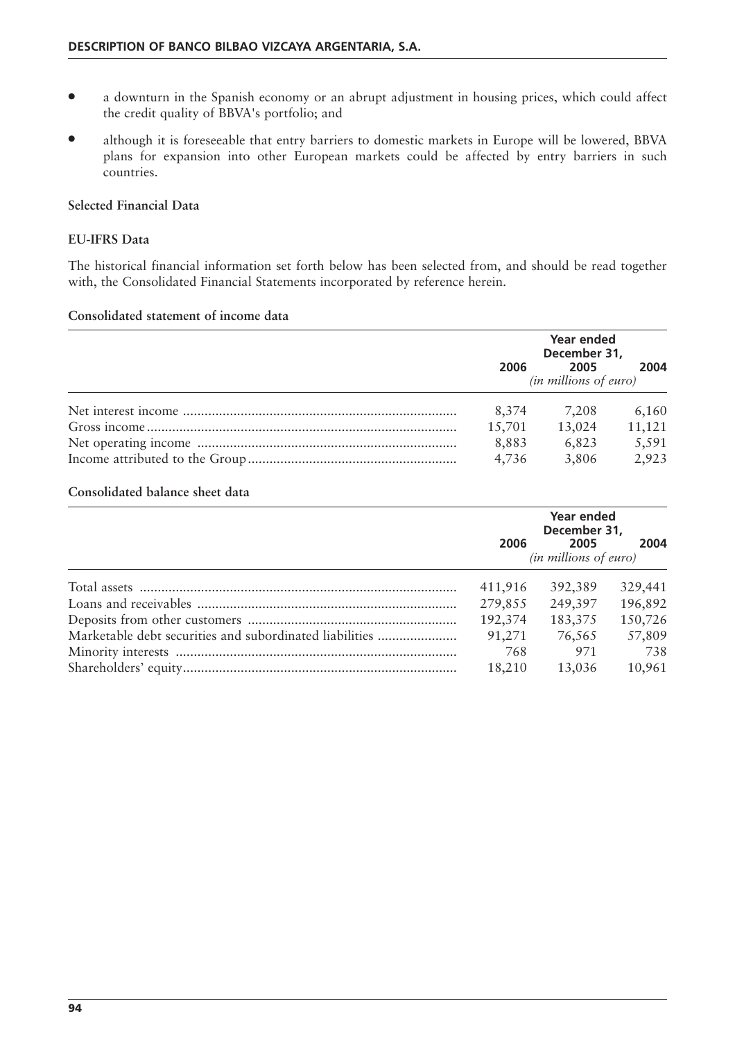- a downturn in the Spanish economy or an abrupt adjustment in housing prices, which could affect the credit quality of BBVA's portfolio; and
- although it is foreseeable that entry barriers to domestic markets in Europe will be lowered, BBVA plans for expansion into other European markets could be affected by entry barriers in such countries.

**Selected Financial Data**

**EU-IFRS Data**

The historical financial information set forth below has been selected from, and should be read together with, the Consolidated Financial Statements incorporated by reference herein.

**Consolidated statement of income data**

| | Year ended December 31, | | |
|---|---|---|---|
| | 2006 | 2005 | 2004 |
| | *(in millions of euro)* | | |
| Net interest income | 8,374 | 7,208 | 6,160 |
| Gross income | 15,701 | 13,024 | 11,121 |
| Net operating income | 8,883 | 6,823 | 5,591 |
| Income attributed to the Group | 4,736 | 3,806 | 2,923 |

**Consolidated balance sheet data**

| | Year ended December 31, | | |
|---|---|---|---|
| | 2006 | 2005 | 2004 |
| | *(in millions of euro)* | | |
| Total assets | 411,916 | 392,389 | 329,441 |
| Loans and receivables | 279,855 | 249,397 | 196,892 |
| Deposits from other customers | 192,374 | 183,375 | 150,726 |
| Marketable debt securities and subordinated liabilities | 91,271 | 76,565 | 57,809 |
| Minority interests | 768 | 971 | 738 |
| Shareholders' equity | 18,210 | 13,036 | 10,961 |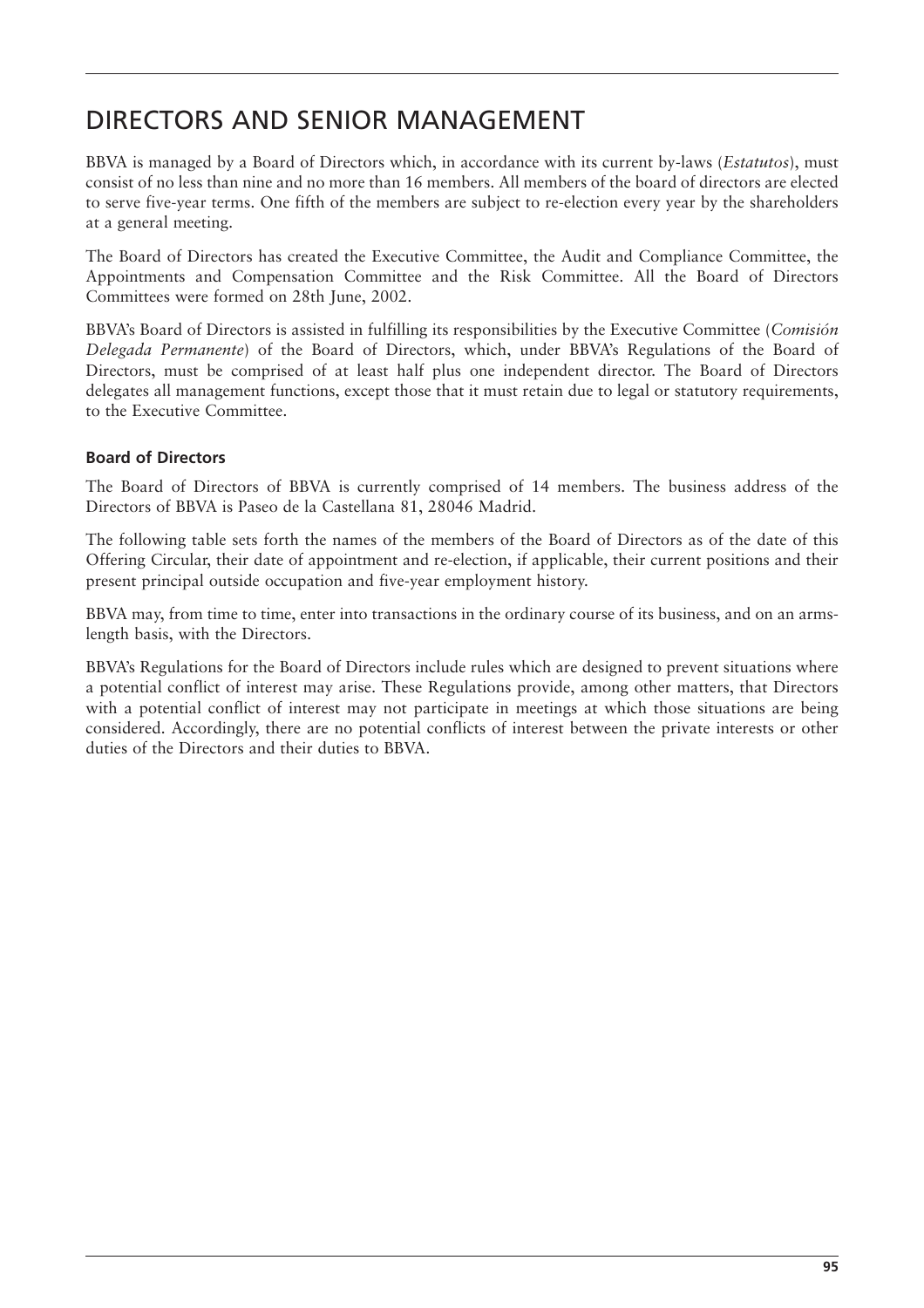# DIRECTORS AND SENIOR MANAGEMENT

BBVA is managed by a Board of Directors which, in accordance with its current by-laws (*Estatutos*), must consist of no less than nine and no more than 16 members. All members of the board of directors are elected to serve five-year terms. One fifth of the members are subject to re-election every year by the shareholders at a general meeting.

The Board of Directors has created the Executive Committee, the Audit and Compliance Committee, the Appointments and Compensation Committee and the Risk Committee. All the Board of Directors Committees were formed on 28th June, 2002.

BBVA's Board of Directors is assisted in fulfilling its responsibilities by the Executive Committee (*Comisión Delegada Permanente*) of the Board of Directors, which, under BBVA's Regulations of the Board of Directors, must be comprised of at least half plus one independent director. The Board of Directors delegates all management functions, except those that it must retain due to legal or statutory requirements, to the Executive Committee.

### Board of Directors

The Board of Directors of BBVA is currently comprised of 14 members. The business address of the Directors of BBVA is Paseo de la Castellana 81, 28046 Madrid.

The following table sets forth the names of the members of the Board of Directors as of the date of this Offering Circular, their date of appointment and re-election, if applicable, their current positions and their present principal outside occupation and five-year employment history.

BBVA may, from time to time, enter into transactions in the ordinary course of its business, and on an arms-length basis, with the Directors.

BBVA's Regulations for the Board of Directors include rules which are designed to prevent situations where a potential conflict of interest may arise. These Regulations provide, among other matters, that Directors with a potential conflict of interest may not participate in meetings at which those situations are being considered. Accordingly, there are no potential conflicts of interest between the private interests or other duties of the Directors and their duties to BBVA.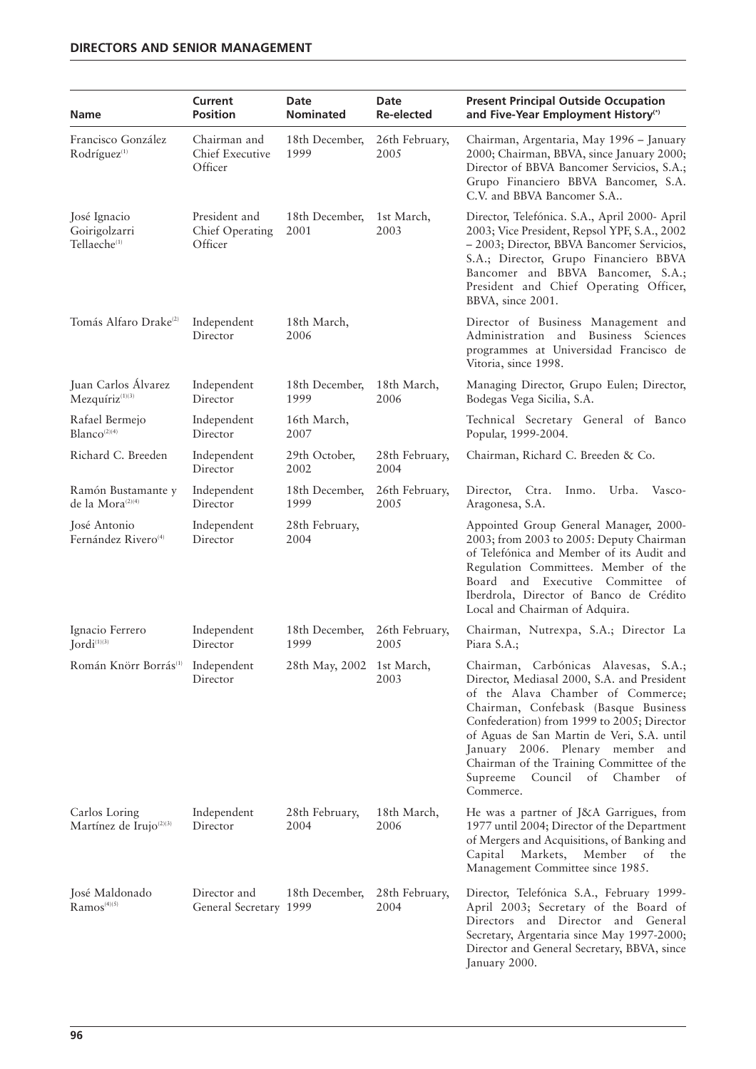## DIRECTORS AND SENIOR MANAGEMENT

| Name | Current Position | Date Nominated | Date Re-elected | Present Principal Outside Occupation and Five-Year Employment History(*) |
|---|---|---|---|---|
| Francisco González Rodríguez[1] | Chairman and Chief Executive Officer | 18th December, 1999 | 26th February, 2005 | Chairman, Argentaria, May 1996 – January 2000; Chairman, BBVA, since January 2000; Director of BBVA Bancomer Servicios, S.A.; Grupo Financiero BBVA Bancomer, S.A. C.V. and BBVA Bancomer S.A.. |
| José Ignacio Goirigolzarri Tellaeche[1] | President and Chief Operating Officer | 18th December, 2001 | 1st March, 2003 | Director, Telefónica. S.A., April 2000- April 2003; Vice President, Repsol YPF, S.A., 2002 – 2003; Director, BBVA Bancomer Servicios, S.A.; Director, Grupo Financiero BBVA Bancomer and BBVA Bancomer, S.A.; President and Chief Operating Officer, BBVA, since 2001. |
| Tomás Alfaro Drake[2] | Independent Director | 18th March, 2006 | | Director of Business Management and Administration and Business Sciences programmes at Universidad Francisco de Vitoria, since 1998. |
| Juan Carlos Álvarez Mezquíriz[1][3] | Independent Director | 18th December, 1999 | 18th March, 2006 | Managing Director, Grupo Eulen; Director, Bodegas Vega Sicilia, S.A. |
| Rafael Bermejo Blanco[2][4] | Independent Director | 16th March, 2007 | | Technical Secretary General of Banco Popular, 1999-2004. |
| Richard C. Breeden | Independent Director | 29th October, 2002 | 28th February, 2004 | Chairman, Richard C. Breeden & Co. |
| Ramón Bustamante y de la Mora[2][4] | Independent Director | 18th December, 1999 | 26th February, 2005 | Director, Ctra. Inmo. Urba. Vasco-Aragonesa, S.A. |
| José Antonio Fernández Rivero[4] | Independent Director | 28th February, 2004 | | Appointed Group General Manager, 2000-2003; from 2003 to 2005: Deputy Chairman of Telefónica and Member of its Audit and Regulation Committees. Member of the Board and Executive Committee of Iberdrola, Director of Banco de Crédito Local and Chairman of Adquira. |
| Ignacio Ferrero Jordi[1][3] | Independent Director | 18th December, 1999 | 26th February, 2005 | Chairman, Nutrexpa, S.A.; Director La Piara S.A.; |
| Román Knörr Borrás[1] | Independent Director | 28th May, 2002 | 1st March, 2003 | Chairman, Carbónicas Alavesas, S.A.; Director, Mediasal 2000, S.A. and President of the Alava Chamber of Commerce; Chairman, Confebask (Basque Business Confederation) from 1999 to 2005; Director of Aguas de San Martin de Veri, S.A. until January 2006. Plenary member and Chairman of the Training Committee of the Supreeme Council of Chamber of Commerce. |
| Carlos Loring Martínez de Irujo[2][3] | Independent Director | 28th February, 2004 | 18th March, 2006 | He was a partner of J&A Garrigues, from 1977 until 2004; Director of the Department of Mergers and Acquisitions, of Banking and Capital Markets, Member of the Management Committee since 1985. |
| José Maldonado Ramos[4][5] | Director and General Secretary | 18th December, 1999 | 28th February, 2004 | Director, Telefónica S.A., February 1999-April 2003; Secretary of the Board of Directors and Director and General Secretary, Argentaria since May 1997-2000; Director and General Secretary, BBVA, since January 2000. |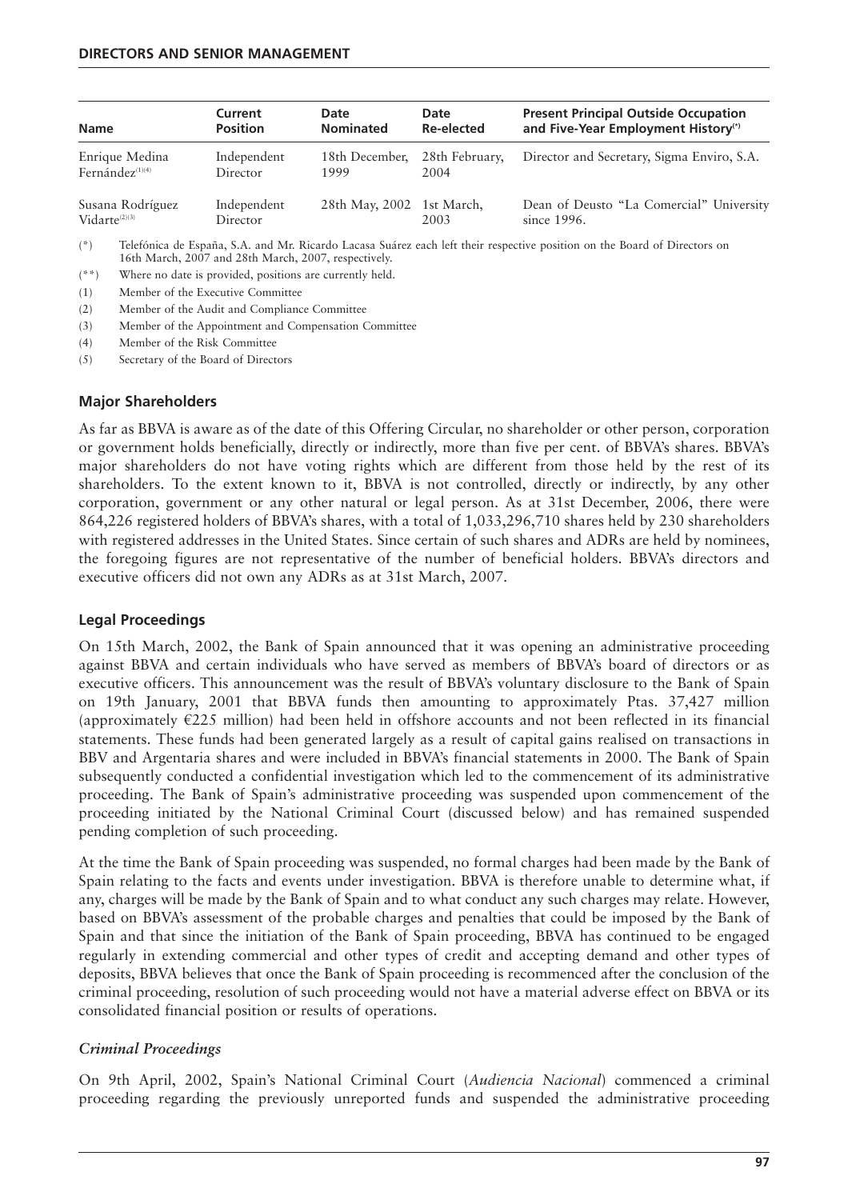| Name | Current Position | Date Nominated | Date Re-elected | Present Principal Outside Occupation and Five-Year Employment History(*) |
|---|---|---|---|---|
| Enrique Medina Fernández(1)(4) | Independent Director | 18th December, 1999 | 28th February, 2004 | Director and Secretary, Sigma Enviro, S.A. |
| Susana Rodríguez Vidarte(2)(3) | Independent Director | 28th May, 2002 | 1st March, 2003 | Dean of Deusto "La Comercial" University since 1996. |

(*) Telefónica de España, S.A. and Mr. Ricardo Lacasa Suárez each left their respective position on the Board of Directors on 16th March, 2007 and 28th March, 2007, respectively.

(**) Where no date is provided, positions are currently held.

(1) Member of the Executive Committee

(2) Member of the Audit and Compliance Committee

(3) Member of the Appointment and Compensation Committee

(4) Member of the Risk Committee

(5) Secretary of the Board of Directors

## Major Shareholders

As far as BBVA is aware as of the date of this Offering Circular, no shareholder or other person, corporation or government holds beneficially, directly or indirectly, more than five per cent. of BBVA's shares. BBVA's major shareholders do not have voting rights which are different from those held by the rest of its shareholders. To the extent known to it, BBVA is not controlled, directly or indirectly, by any other corporation, government or any other natural or legal person. As at 31st December, 2006, there were 864,226 registered holders of BBVA's shares, with a total of 1,033,296,710 shares held by 230 shareholders with registered addresses in the United States. Since certain of such shares and ADRs are held by nominees, the foregoing figures are not representative of the number of beneficial holders. BBVA's directors and executive officers did not own any ADRs as at 31st March, 2007.

## Legal Proceedings

On 15th March, 2002, the Bank of Spain announced that it was opening an administrative proceeding against BBVA and certain individuals who have served as members of BBVA's board of directors or as executive officers. This announcement was the result of BBVA's voluntary disclosure to the Bank of Spain on 19th January, 2001 that BBVA funds then amounting to approximately Ptas. 37,427 million (approximately €225 million) had been held in offshore accounts and not been reflected in its financial statements. These funds had been generated largely as a result of capital gains realised on transactions in BBV and Argentaria shares and were included in BBVA's financial statements in 2000. The Bank of Spain subsequently conducted a confidential investigation which led to the commencement of its administrative proceeding. The Bank of Spain's administrative proceeding was suspended upon commencement of the proceeding initiated by the National Criminal Court (discussed below) and has remained suspended pending completion of such proceeding.

At the time the Bank of Spain proceeding was suspended, no formal charges had been made by the Bank of Spain relating to the facts and events under investigation. BBVA is therefore unable to determine what, if any, charges will be made by the Bank of Spain and to what conduct any such charges may relate. However, based on BBVA's assessment of the probable charges and penalties that could be imposed by the Bank of Spain and that since the initiation of the Bank of Spain proceeding, BBVA has continued to be engaged regularly in extending commercial and other types of credit and accepting demand and other types of deposits, BBVA believes that once the Bank of Spain proceeding is recommenced after the conclusion of the criminal proceeding, resolution of such proceeding would not have a material adverse effect on BBVA or its consolidated financial position or results of operations.

### *Criminal Proceedings*

On 9th April, 2002, Spain's National Criminal Court (*Audiencia Nacional*) commenced a criminal proceeding regarding the previously unreported funds and suspended the administrative proceeding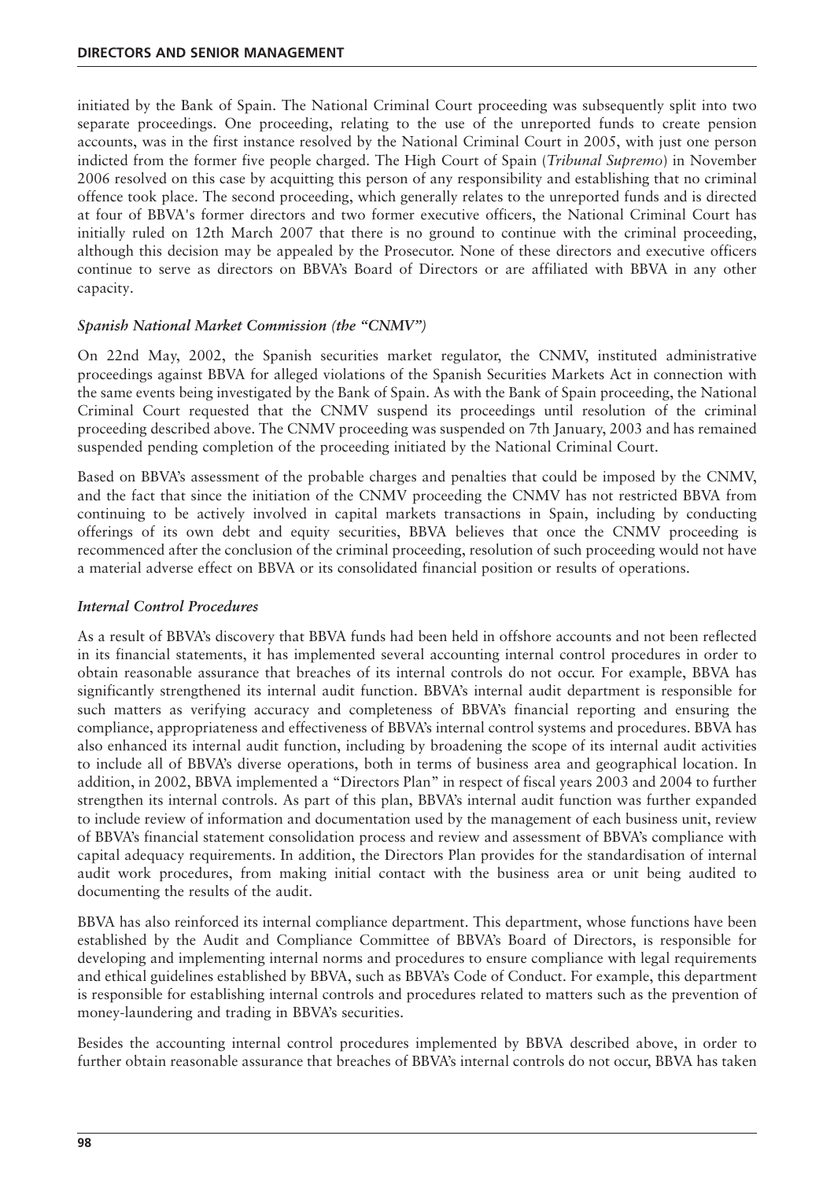initiated by the Bank of Spain. The National Criminal Court proceeding was subsequently split into two separate proceedings. One proceeding, relating to the use of the unreported funds to create pension accounts, was in the first instance resolved by the National Criminal Court in 2005, with just one person indicted from the former five people charged. The High Court of Spain (*Tribunal Supremo*) in November 2006 resolved on this case by acquitting this person of any responsibility and establishing that no criminal offence took place. The second proceeding, which generally relates to the unreported funds and is directed at four of BBVA's former directors and two former executive officers, the National Criminal Court has initially ruled on 12th March 2007 that there is no ground to continue with the criminal proceeding, although this decision may be appealed by the Prosecutor. None of these directors and executive officers continue to serve as directors on BBVA's Board of Directors or are affiliated with BBVA in any other capacity.

### *Spanish National Market Commission (the "CNMV")*

On 22nd May, 2002, the Spanish securities market regulator, the CNMV, instituted administrative proceedings against BBVA for alleged violations of the Spanish Securities Markets Act in connection with the same events being investigated by the Bank of Spain. As with the Bank of Spain proceeding, the National Criminal Court requested that the CNMV suspend its proceedings until resolution of the criminal proceeding described above. The CNMV proceeding was suspended on 7th January, 2003 and has remained suspended pending completion of the proceeding initiated by the National Criminal Court.

Based on BBVA's assessment of the probable charges and penalties that could be imposed by the CNMV, and the fact that since the initiation of the CNMV proceeding the CNMV has not restricted BBVA from continuing to be actively involved in capital markets transactions in Spain, including by conducting offerings of its own debt and equity securities, BBVA believes that once the CNMV proceeding is recommenced after the conclusion of the criminal proceeding, resolution of such proceeding would not have a material adverse effect on BBVA or its consolidated financial position or results of operations.

### *Internal Control Procedures*

As a result of BBVA's discovery that BBVA funds had been held in offshore accounts and not been reflected in its financial statements, it has implemented several accounting internal control procedures in order to obtain reasonable assurance that breaches of its internal controls do not occur. For example, BBVA has significantly strengthened its internal audit function. BBVA's internal audit department is responsible for such matters as verifying accuracy and completeness of BBVA's financial reporting and ensuring the compliance, appropriateness and effectiveness of BBVA's internal control systems and procedures. BBVA has also enhanced its internal audit function, including by broadening the scope of its internal audit activities to include all of BBVA's diverse operations, both in terms of business area and geographical location. In addition, in 2002, BBVA implemented a "Directors Plan" in respect of fiscal years 2003 and 2004 to further strengthen its internal controls. As part of this plan, BBVA's internal audit function was further expanded to include review of information and documentation used by the management of each business unit, review of BBVA's financial statement consolidation process and review and assessment of BBVA's compliance with capital adequacy requirements. In addition, the Directors Plan provides for the standardisation of internal audit work procedures, from making initial contact with the business area or unit being audited to documenting the results of the audit.

BBVA has also reinforced its internal compliance department. This department, whose functions have been established by the Audit and Compliance Committee of BBVA's Board of Directors, is responsible for developing and implementing internal norms and procedures to ensure compliance with legal requirements and ethical guidelines established by BBVA, such as BBVA's Code of Conduct. For example, this department is responsible for establishing internal controls and procedures related to matters such as the prevention of money-laundering and trading in BBVA's securities.

Besides the accounting internal control procedures implemented by BBVA described above, in order to further obtain reasonable assurance that breaches of BBVA's internal controls do not occur, BBVA has taken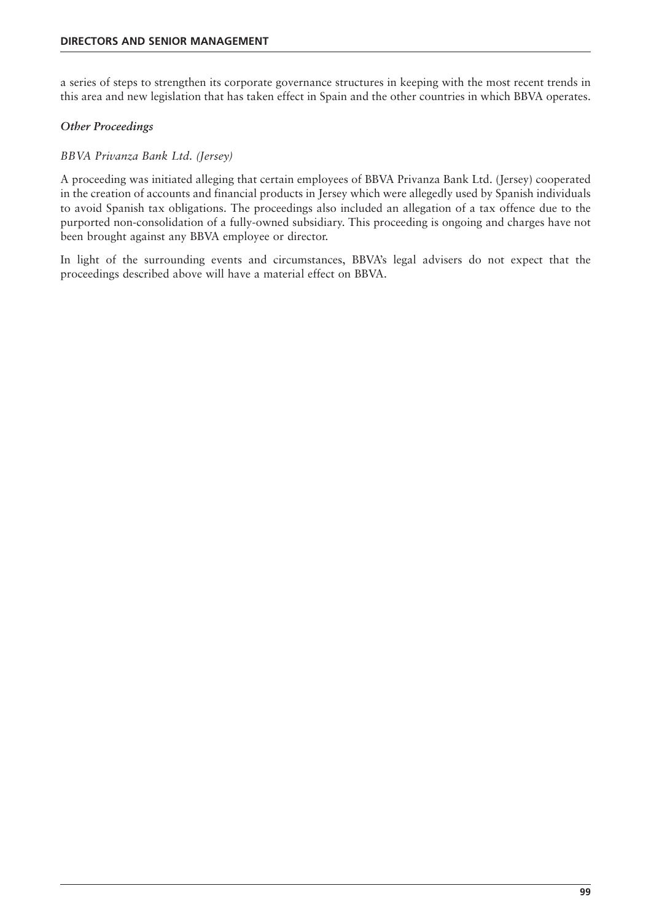a series of steps to strengthen its corporate governance structures in keeping with the most recent trends in this area and new legislation that has taken effect in Spain and the other countries in which BBVA operates.

***Other Proceedings***

*BBVA Privanza Bank Ltd. (Jersey)*

A proceeding was initiated alleging that certain employees of BBVA Privanza Bank Ltd. (Jersey) cooperated in the creation of accounts and financial products in Jersey which were allegedly used by Spanish individuals to avoid Spanish tax obligations. The proceedings also included an allegation of a tax offence due to the purported non-consolidation of a fully-owned subsidiary. This proceeding is ongoing and charges have not been brought against any BBVA employee or director.

In light of the surrounding events and circumstances, BBVA's legal advisers do not expect that the proceedings described above will have a material effect on BBVA.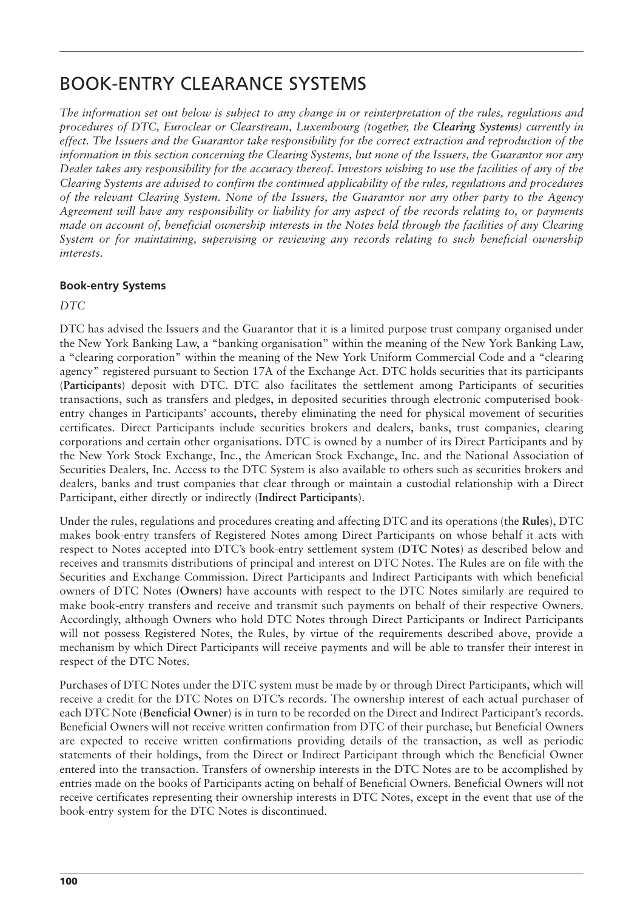# BOOK-ENTRY CLEARANCE SYSTEMS

*The information set out below is subject to any change in or reinterpretation of the rules, regulations and procedures of DTC, Euroclear or Clearstream, Luxembourg (together, the* ***Clearing Systems****) currently in effect. The Issuers and the Guarantor take responsibility for the correct extraction and reproduction of the information in this section concerning the Clearing Systems, but none of the Issuers, the Guarantor nor any Dealer takes any responsibility for the accuracy thereof. Investors wishing to use the facilities of any of the Clearing Systems are advised to confirm the continued applicability of the rules, regulations and procedures of the relevant Clearing System. None of the Issuers, the Guarantor nor any other party to the Agency Agreement will have any responsibility or liability for any aspect of the records relating to, or payments made on account of, beneficial ownership interests in the Notes held through the facilities of any Clearing System or for maintaining, supervising or reviewing any records relating to such beneficial ownership interests.*

### Book-entry Systems

*DTC*

DTC has advised the Issuers and the Guarantor that it is a limited purpose trust company organised under the New York Banking Law, a "banking organisation" within the meaning of the New York Banking Law, a "clearing corporation" within the meaning of the New York Uniform Commercial Code and a "clearing agency" registered pursuant to Section 17A of the Exchange Act. DTC holds securities that its participants (**Participants**) deposit with DTC. DTC also facilitates the settlement among Participants of securities transactions, such as transfers and pledges, in deposited securities through electronic computerised book-entry changes in Participants' accounts, thereby eliminating the need for physical movement of securities certificates. Direct Participants include securities brokers and dealers, banks, trust companies, clearing corporations and certain other organisations. DTC is owned by a number of its Direct Participants and by the New York Stock Exchange, Inc., the American Stock Exchange, Inc. and the National Association of Securities Dealers, Inc. Access to the DTC System is also available to others such as securities brokers and dealers, banks and trust companies that clear through or maintain a custodial relationship with a Direct Participant, either directly or indirectly (**Indirect Participants**).

Under the rules, regulations and procedures creating and affecting DTC and its operations (the **Rules**), DTC makes book-entry transfers of Registered Notes among Direct Participants on whose behalf it acts with respect to Notes accepted into DTC's book-entry settlement system (**DTC Notes**) as described below and receives and transmits distributions of principal and interest on DTC Notes. The Rules are on file with the Securities and Exchange Commission. Direct Participants and Indirect Participants with which beneficial owners of DTC Notes (**Owners**) have accounts with respect to the DTC Notes similarly are required to make book-entry transfers and receive and transmit such payments on behalf of their respective Owners. Accordingly, although Owners who hold DTC Notes through Direct Participants or Indirect Participants will not possess Registered Notes, the Rules, by virtue of the requirements described above, provide a mechanism by which Direct Participants will receive payments and will be able to transfer their interest in respect of the DTC Notes.

Purchases of DTC Notes under the DTC system must be made by or through Direct Participants, which will receive a credit for the DTC Notes on DTC's records. The ownership interest of each actual purchaser of each DTC Note (**Beneficial Owner**) is in turn to be recorded on the Direct and Indirect Participant's records. Beneficial Owners will not receive written confirmation from DTC of their purchase, but Beneficial Owners are expected to receive written confirmations providing details of the transaction, as well as periodic statements of their holdings, from the Direct or Indirect Participant through which the Beneficial Owner entered into the transaction. Transfers of ownership interests in the DTC Notes are to be accomplished by entries made on the books of Participants acting on behalf of Beneficial Owners. Beneficial Owners will not receive certificates representing their ownership interests in DTC Notes, except in the event that use of the book-entry system for the DTC Notes is discontinued.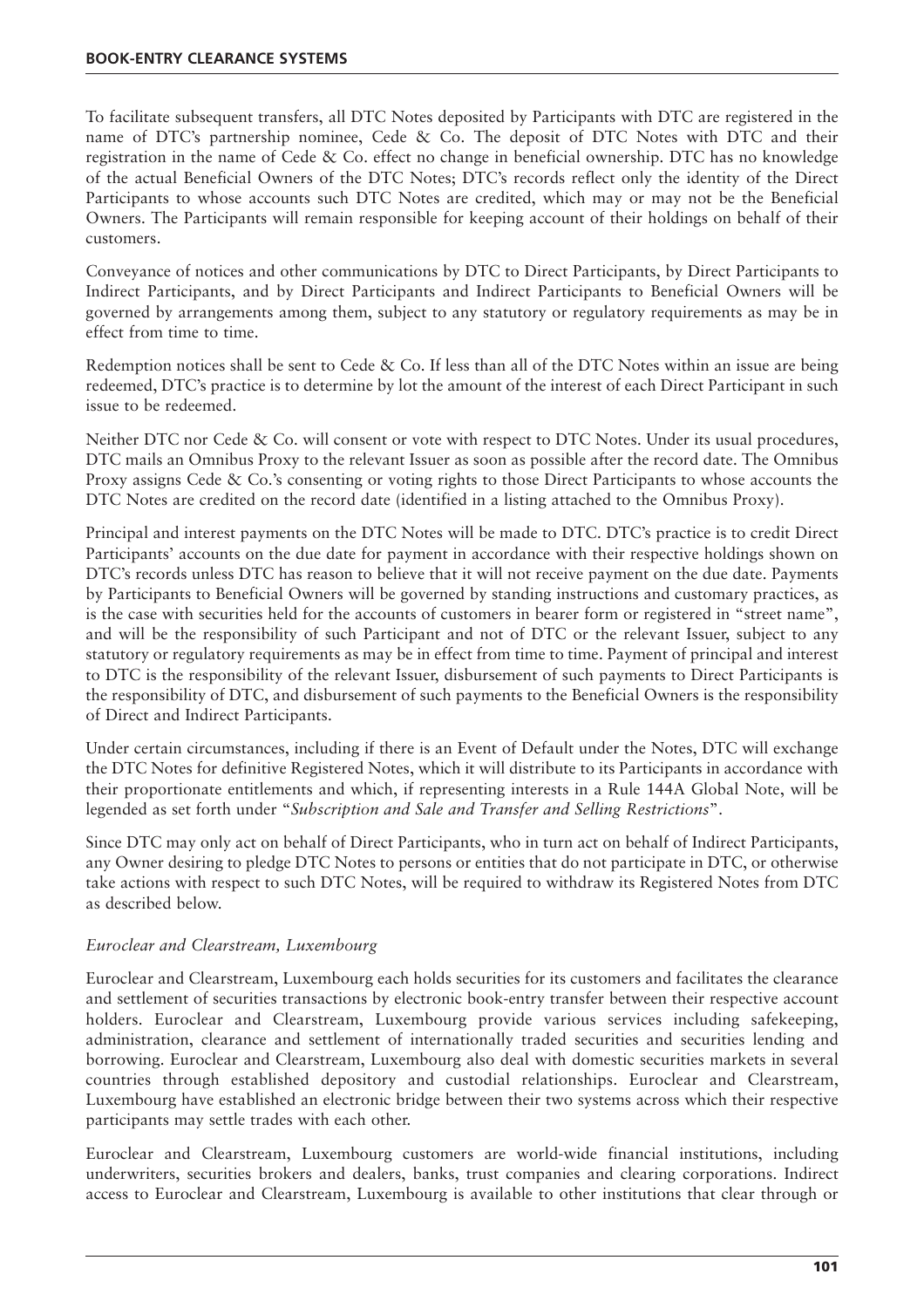To facilitate subsequent transfers, all DTC Notes deposited by Participants with DTC are registered in the name of DTC's partnership nominee, Cede & Co. The deposit of DTC Notes with DTC and their registration in the name of Cede & Co. effect no change in beneficial ownership. DTC has no knowledge of the actual Beneficial Owners of the DTC Notes; DTC's records reflect only the identity of the Direct Participants to whose accounts such DTC Notes are credited, which may or may not be the Beneficial Owners. The Participants will remain responsible for keeping account of their holdings on behalf of their customers.

Conveyance of notices and other communications by DTC to Direct Participants, by Direct Participants to Indirect Participants, and by Direct Participants and Indirect Participants to Beneficial Owners will be governed by arrangements among them, subject to any statutory or regulatory requirements as may be in effect from time to time.

Redemption notices shall be sent to Cede & Co. If less than all of the DTC Notes within an issue are being redeemed, DTC's practice is to determine by lot the amount of the interest of each Direct Participant in such issue to be redeemed.

Neither DTC nor Cede & Co. will consent or vote with respect to DTC Notes. Under its usual procedures, DTC mails an Omnibus Proxy to the relevant Issuer as soon as possible after the record date. The Omnibus Proxy assigns Cede & Co.'s consenting or voting rights to those Direct Participants to whose accounts the DTC Notes are credited on the record date (identified in a listing attached to the Omnibus Proxy).

Principal and interest payments on the DTC Notes will be made to DTC. DTC's practice is to credit Direct Participants' accounts on the due date for payment in accordance with their respective holdings shown on DTC's records unless DTC has reason to believe that it will not receive payment on the due date. Payments by Participants to Beneficial Owners will be governed by standing instructions and customary practices, as is the case with securities held for the accounts of customers in bearer form or registered in "street name", and will be the responsibility of such Participant and not of DTC or the relevant Issuer, subject to any statutory or regulatory requirements as may be in effect from time to time. Payment of principal and interest to DTC is the responsibility of the relevant Issuer, disbursement of such payments to Direct Participants is the responsibility of DTC, and disbursement of such payments to the Beneficial Owners is the responsibility of Direct and Indirect Participants.

Under certain circumstances, including if there is an Event of Default under the Notes, DTC will exchange the DTC Notes for definitive Registered Notes, which it will distribute to its Participants in accordance with their proportionate entitlements and which, if representing interests in a Rule 144A Global Note, will be legended as set forth under "*Subscription and Sale and Transfer and Selling Restrictions*".

Since DTC may only act on behalf of Direct Participants, who in turn act on behalf of Indirect Participants, any Owner desiring to pledge DTC Notes to persons or entities that do not participate in DTC, or otherwise take actions with respect to such DTC Notes, will be required to withdraw its Registered Notes from DTC as described below.

### *Euroclear and Clearstream, Luxembourg*

Euroclear and Clearstream, Luxembourg each holds securities for its customers and facilitates the clearance and settlement of securities transactions by electronic book-entry transfer between their respective account holders. Euroclear and Clearstream, Luxembourg provide various services including safekeeping, administration, clearance and settlement of internationally traded securities and securities lending and borrowing. Euroclear and Clearstream, Luxembourg also deal with domestic securities markets in several countries through established depository and custodial relationships. Euroclear and Clearstream, Luxembourg have established an electronic bridge between their two systems across which their respective participants may settle trades with each other.

Euroclear and Clearstream, Luxembourg customers are world-wide financial institutions, including underwriters, securities brokers and dealers, banks, trust companies and clearing corporations. Indirect access to Euroclear and Clearstream, Luxembourg is available to other institutions that clear through or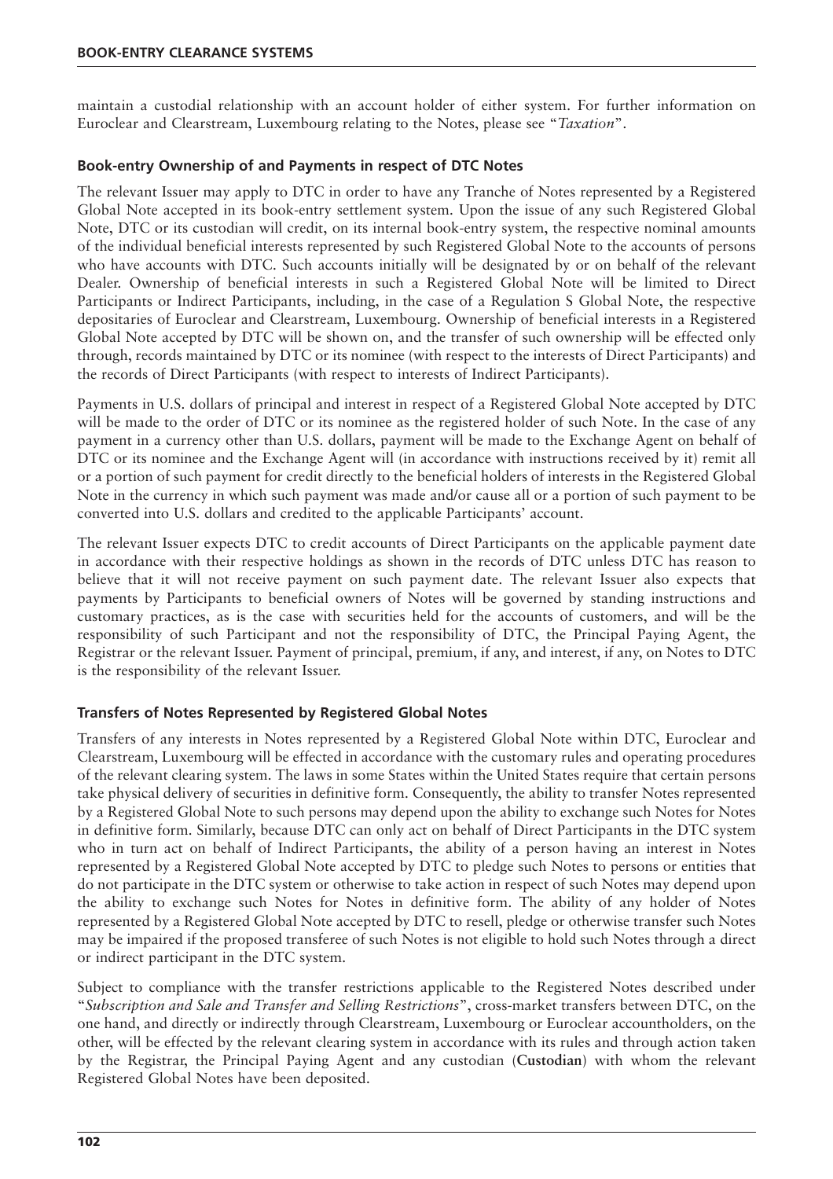maintain a custodial relationship with an account holder of either system. For further information on Euroclear and Clearstream, Luxembourg relating to the Notes, please see "*Taxation*".

## Book-entry Ownership of and Payments in respect of DTC Notes

The relevant Issuer may apply to DTC in order to have any Tranche of Notes represented by a Registered Global Note accepted in its book-entry settlement system. Upon the issue of any such Registered Global Note, DTC or its custodian will credit, on its internal book-entry system, the respective nominal amounts of the individual beneficial interests represented by such Registered Global Note to the accounts of persons who have accounts with DTC. Such accounts initially will be designated by or on behalf of the relevant Dealer. Ownership of beneficial interests in such a Registered Global Note will be limited to Direct Participants or Indirect Participants, including, in the case of a Regulation S Global Note, the respective depositaries of Euroclear and Clearstream, Luxembourg. Ownership of beneficial interests in a Registered Global Note accepted by DTC will be shown on, and the transfer of such ownership will be effected only through, records maintained by DTC or its nominee (with respect to the interests of Direct Participants) and the records of Direct Participants (with respect to interests of Indirect Participants).

Payments in U.S. dollars of principal and interest in respect of a Registered Global Note accepted by DTC will be made to the order of DTC or its nominee as the registered holder of such Note. In the case of any payment in a currency other than U.S. dollars, payment will be made to the Exchange Agent on behalf of DTC or its nominee and the Exchange Agent will (in accordance with instructions received by it) remit all or a portion of such payment for credit directly to the beneficial holders of interests in the Registered Global Note in the currency in which such payment was made and/or cause all or a portion of such payment to be converted into U.S. dollars and credited to the applicable Participants' account.

The relevant Issuer expects DTC to credit accounts of Direct Participants on the applicable payment date in accordance with their respective holdings as shown in the records of DTC unless DTC has reason to believe that it will not receive payment on such payment date. The relevant Issuer also expects that payments by Participants to beneficial owners of Notes will be governed by standing instructions and customary practices, as is the case with securities held for the accounts of customers, and will be the responsibility of such Participant and not the responsibility of DTC, the Principal Paying Agent, the Registrar or the relevant Issuer. Payment of principal, premium, if any, and interest, if any, on Notes to DTC is the responsibility of the relevant Issuer.

## Transfers of Notes Represented by Registered Global Notes

Transfers of any interests in Notes represented by a Registered Global Note within DTC, Euroclear and Clearstream, Luxembourg will be effected in accordance with the customary rules and operating procedures of the relevant clearing system. The laws in some States within the United States require that certain persons take physical delivery of securities in definitive form. Consequently, the ability to transfer Notes represented by a Registered Global Note to such persons may depend upon the ability to exchange such Notes for Notes in definitive form. Similarly, because DTC can only act on behalf of Direct Participants in the DTC system who in turn act on behalf of Indirect Participants, the ability of a person having an interest in Notes represented by a Registered Global Note accepted by DTC to pledge such Notes to persons or entities that do not participate in the DTC system or otherwise to take action in respect of such Notes may depend upon the ability to exchange such Notes for Notes in definitive form. The ability of any holder of Notes represented by a Registered Global Note accepted by DTC to resell, pledge or otherwise transfer such Notes may be impaired if the proposed transferee of such Notes is not eligible to hold such Notes through a direct or indirect participant in the DTC system.

Subject to compliance with the transfer restrictions applicable to the Registered Notes described under "*Subscription and Sale and Transfer and Selling Restrictions*", cross-market transfers between DTC, on the one hand, and directly or indirectly through Clearstream, Luxembourg or Euroclear accountholders, on the other, will be effected by the relevant clearing system in accordance with its rules and through action taken by the Registrar, the Principal Paying Agent and any custodian (**Custodian**) with whom the relevant Registered Global Notes have been deposited.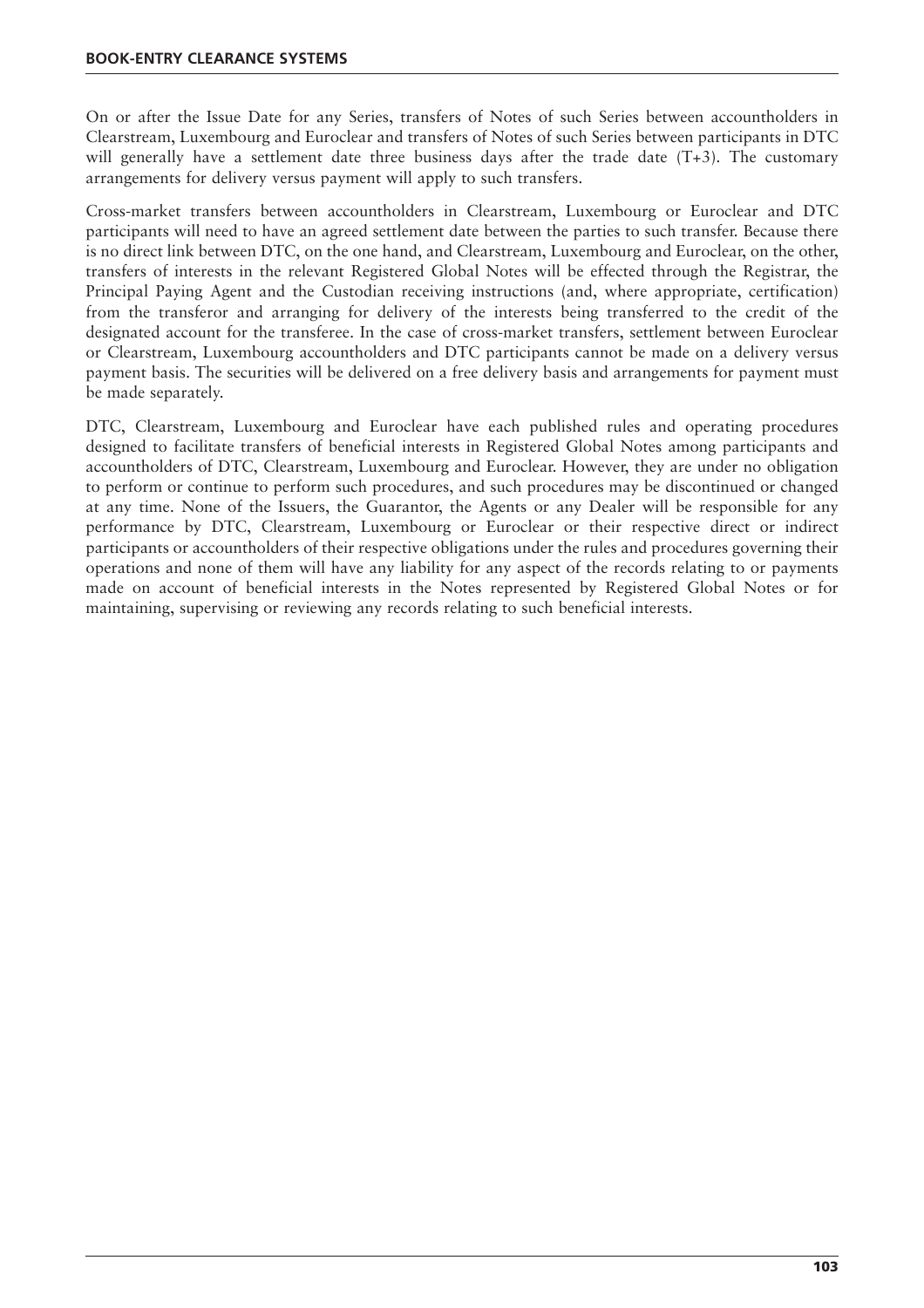On or after the Issue Date for any Series, transfers of Notes of such Series between accountholders in Clearstream, Luxembourg and Euroclear and transfers of Notes of such Series between participants in DTC will generally have a settlement date three business days after the trade date (T+3). The customary arrangements for delivery versus payment will apply to such transfers.

Cross-market transfers between accountholders in Clearstream, Luxembourg or Euroclear and DTC participants will need to have an agreed settlement date between the parties to such transfer. Because there is no direct link between DTC, on the one hand, and Clearstream, Luxembourg and Euroclear, on the other, transfers of interests in the relevant Registered Global Notes will be effected through the Registrar, the Principal Paying Agent and the Custodian receiving instructions (and, where appropriate, certification) from the transferor and arranging for delivery of the interests being transferred to the credit of the designated account for the transferee. In the case of cross-market transfers, settlement between Euroclear or Clearstream, Luxembourg accountholders and DTC participants cannot be made on a delivery versus payment basis. The securities will be delivered on a free delivery basis and arrangements for payment must be made separately.

DTC, Clearstream, Luxembourg and Euroclear have each published rules and operating procedures designed to facilitate transfers of beneficial interests in Registered Global Notes among participants and accountholders of DTC, Clearstream, Luxembourg and Euroclear. However, they are under no obligation to perform or continue to perform such procedures, and such procedures may be discontinued or changed at any time. None of the Issuers, the Guarantor, the Agents or any Dealer will be responsible for any performance by DTC, Clearstream, Luxembourg or Euroclear or their respective direct or indirect participants or accountholders of their respective obligations under the rules and procedures governing their operations and none of them will have any liability for any aspect of the records relating to or payments made on account of beneficial interests in the Notes represented by Registered Global Notes or for maintaining, supervising or reviewing any records relating to such beneficial interests.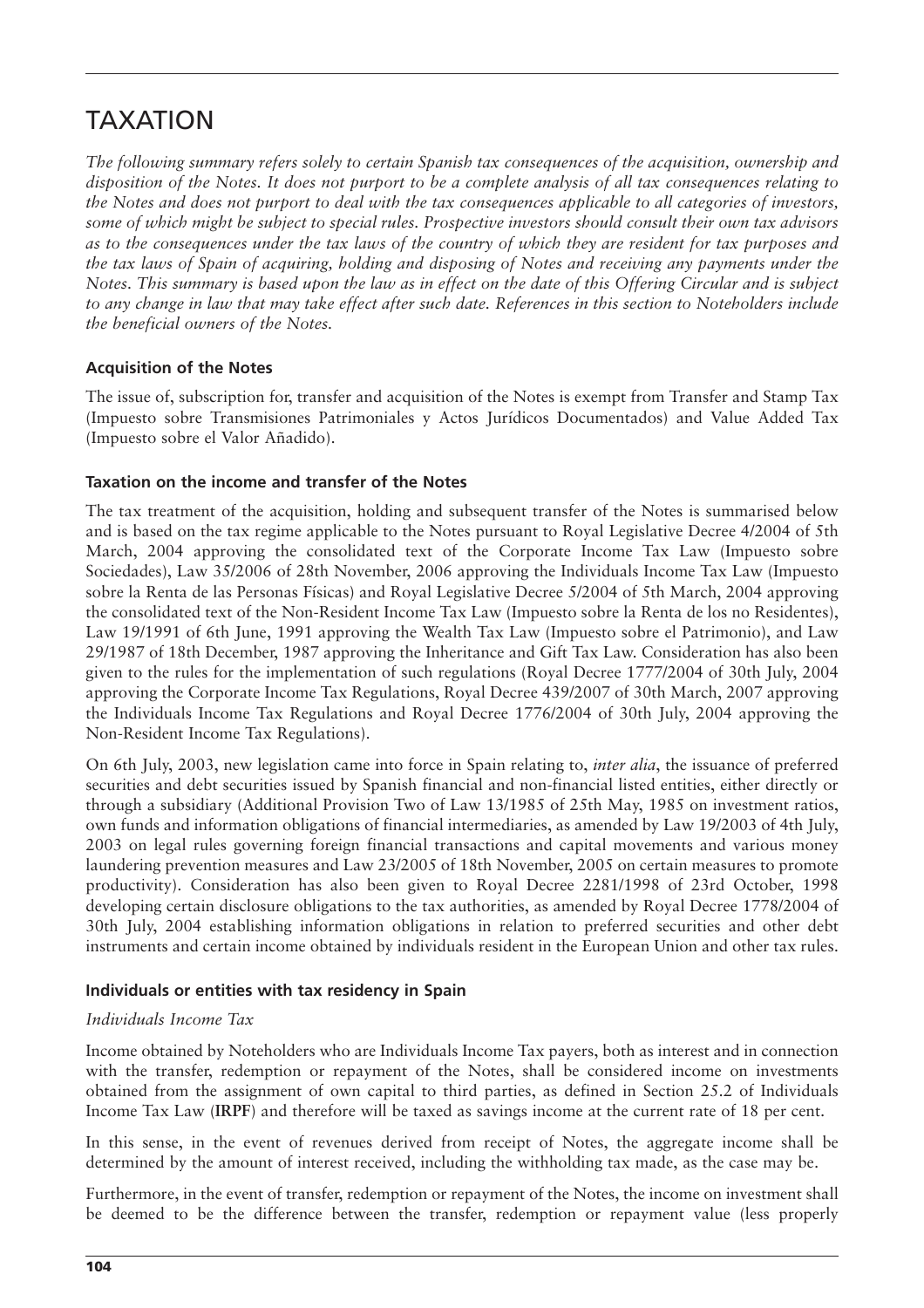# TAXATION

*The following summary refers solely to certain Spanish tax consequences of the acquisition, ownership and disposition of the Notes. It does not purport to be a complete analysis of all tax consequences relating to the Notes and does not purport to deal with the tax consequences applicable to all categories of investors, some of which might be subject to special rules. Prospective investors should consult their own tax advisors as to the consequences under the tax laws of the country of which they are resident for tax purposes and the tax laws of Spain of acquiring, holding and disposing of Notes and receiving any payments under the Notes. This summary is based upon the law as in effect on the date of this Offering Circular and is subject to any change in law that may take effect after such date. References in this section to Noteholders include the beneficial owners of the Notes.*

### Acquisition of the Notes

The issue of, subscription for, transfer and acquisition of the Notes is exempt from Transfer and Stamp Tax (Impuesto sobre Transmisiones Patrimoniales y Actos Jurídicos Documentados) and Value Added Tax (Impuesto sobre el Valor Añadido).

### Taxation on the income and transfer of the Notes

The tax treatment of the acquisition, holding and subsequent transfer of the Notes is summarised below and is based on the tax regime applicable to the Notes pursuant to Royal Legislative Decree 4/2004 of 5th March, 2004 approving the consolidated text of the Corporate Income Tax Law (Impuesto sobre Sociedades), Law 35/2006 of 28th November, 2006 approving the Individuals Income Tax Law (Impuesto sobre la Renta de las Personas Físicas) and Royal Legislative Decree 5/2004 of 5th March, 2004 approving the consolidated text of the Non-Resident Income Tax Law (Impuesto sobre la Renta de los no Residentes), Law 19/1991 of 6th June, 1991 approving the Wealth Tax Law (Impuesto sobre el Patrimonio), and Law 29/1987 of 18th December, 1987 approving the Inheritance and Gift Tax Law. Consideration has also been given to the rules for the implementation of such regulations (Royal Decree 1777/2004 of 30th July, 2004 approving the Corporate Income Tax Regulations, Royal Decree 439/2007 of 30th March, 2007 approving the Individuals Income Tax Regulations and Royal Decree 1776/2004 of 30th July, 2004 approving the Non-Resident Income Tax Regulations).

On 6th July, 2003, new legislation came into force in Spain relating to, *inter alia*, the issuance of preferred securities and debt securities issued by Spanish financial and non-financial listed entities, either directly or through a subsidiary (Additional Provision Two of Law 13/1985 of 25th May, 1985 on investment ratios, own funds and information obligations of financial intermediaries, as amended by Law 19/2003 of 4th July, 2003 on legal rules governing foreign financial transactions and capital movements and various money laundering prevention measures and Law 23/2005 of 18th November, 2005 on certain measures to promote productivity). Consideration has also been given to Royal Decree 2281/1998 of 23rd October, 1998 developing certain disclosure obligations to the tax authorities, as amended by Royal Decree 1778/2004 of 30th July, 2004 establishing information obligations in relation to preferred securities and other debt instruments and certain income obtained by individuals resident in the European Union and other tax rules.

### Individuals or entities with tax residency in Spain

*Individuals Income Tax*

Income obtained by Noteholders who are Individuals Income Tax payers, both as interest and in connection with the transfer, redemption or repayment of the Notes, shall be considered income on investments obtained from the assignment of own capital to third parties, as defined in Section 25.2 of Individuals Income Tax Law (**IRPF**) and therefore will be taxed as savings income at the current rate of 18 per cent.

In this sense, in the event of revenues derived from receipt of Notes, the aggregate income shall be determined by the amount of interest received, including the withholding tax made, as the case may be.

Furthermore, in the event of transfer, redemption or repayment of the Notes, the income on investment shall be deemed to be the difference between the transfer, redemption or repayment value (less properly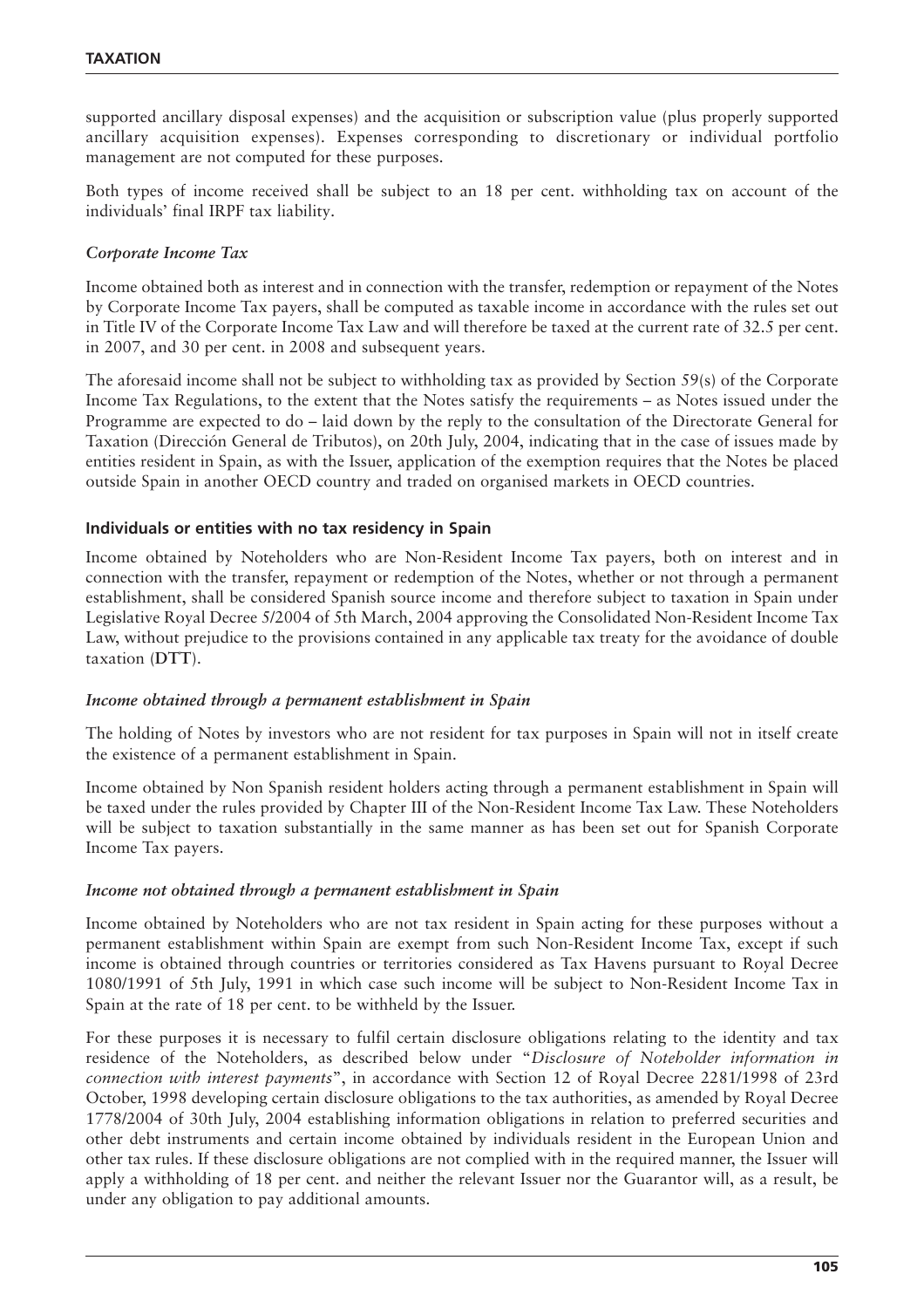supported ancillary disposal expenses) and the acquisition or subscription value (plus properly supported ancillary acquisition expenses). Expenses corresponding to discretionary or individual portfolio management are not computed for these purposes.

Both types of income received shall be subject to an 18 per cent. withholding tax on account of the individuals' final IRPF tax liability.

### *Corporate Income Tax*

Income obtained both as interest and in connection with the transfer, redemption or repayment of the Notes by Corporate Income Tax payers, shall be computed as taxable income in accordance with the rules set out in Title IV of the Corporate Income Tax Law and will therefore be taxed at the current rate of 32.5 per cent. in 2007, and 30 per cent. in 2008 and subsequent years.

The aforesaid income shall not be subject to withholding tax as provided by Section 59(s) of the Corporate Income Tax Regulations, to the extent that the Notes satisfy the requirements – as Notes issued under the Programme are expected to do – laid down by the reply to the consultation of the Directorate General for Taxation (Dirección General de Tributos), on 20th July, 2004, indicating that in the case of issues made by entities resident in Spain, as with the Issuer, application of the exemption requires that the Notes be placed outside Spain in another OECD country and traded on organised markets in OECD countries.

## **Individuals or entities with no tax residency in Spain**

Income obtained by Noteholders who are Non-Resident Income Tax payers, both on interest and in connection with the transfer, repayment or redemption of the Notes, whether or not through a permanent establishment, shall be considered Spanish source income and therefore subject to taxation in Spain under Legislative Royal Decree 5/2004 of 5th March, 2004 approving the Consolidated Non-Resident Income Tax Law, without prejudice to the provisions contained in any applicable tax treaty for the avoidance of double taxation (**DTT**).

### *Income obtained through a permanent establishment in Spain*

The holding of Notes by investors who are not resident for tax purposes in Spain will not in itself create the existence of a permanent establishment in Spain.

Income obtained by Non Spanish resident holders acting through a permanent establishment in Spain will be taxed under the rules provided by Chapter III of the Non-Resident Income Tax Law. These Noteholders will be subject to taxation substantially in the same manner as has been set out for Spanish Corporate Income Tax payers.

### *Income not obtained through a permanent establishment in Spain*

Income obtained by Noteholders who are not tax resident in Spain acting for these purposes without a permanent establishment within Spain are exempt from such Non-Resident Income Tax, except if such income is obtained through countries or territories considered as Tax Havens pursuant to Royal Decree 1080/1991 of 5th July, 1991 in which case such income will be subject to Non-Resident Income Tax in Spain at the rate of 18 per cent. to be withheld by the Issuer.

For these purposes it is necessary to fulfil certain disclosure obligations relating to the identity and tax residence of the Noteholders, as described below under "*Disclosure of Noteholder information in connection with interest payments*", in accordance with Section 12 of Royal Decree 2281/1998 of 23rd October, 1998 developing certain disclosure obligations to the tax authorities, as amended by Royal Decree 1778/2004 of 30th July, 2004 establishing information obligations in relation to preferred securities and other debt instruments and certain income obtained by individuals resident in the European Union and other tax rules. If these disclosure obligations are not complied with in the required manner, the Issuer will apply a withholding of 18 per cent. and neither the relevant Issuer nor the Guarantor will, as a result, be under any obligation to pay additional amounts.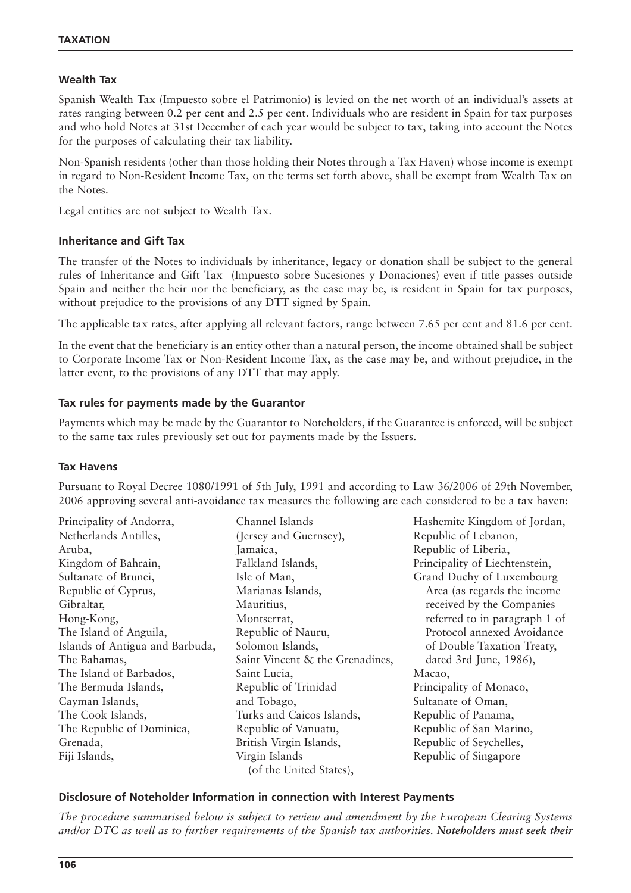## Wealth Tax

Spanish Wealth Tax (Impuesto sobre el Patrimonio) is levied on the net worth of an individual's assets at rates ranging between 0.2 per cent and 2.5 per cent. Individuals who are resident in Spain for tax purposes and who hold Notes at 31st December of each year would be subject to tax, taking into account the Notes for the purposes of calculating their tax liability.

Non-Spanish residents (other than those holding their Notes through a Tax Haven) whose income is exempt in regard to Non-Resident Income Tax, on the terms set forth above, shall be exempt from Wealth Tax on the Notes.

Legal entities are not subject to Wealth Tax.

## Inheritance and Gift Tax

The transfer of the Notes to individuals by inheritance, legacy or donation shall be subject to the general rules of Inheritance and Gift Tax (Impuesto sobre Sucesiones y Donaciones) even if title passes outside Spain and neither the heir nor the beneficiary, as the case may be, is resident in Spain for tax purposes, without prejudice to the provisions of any DTT signed by Spain.

The applicable tax rates, after applying all relevant factors, range between 7.65 per cent and 81.6 per cent.

In the event that the beneficiary is an entity other than a natural person, the income obtained shall be subject to Corporate Income Tax or Non-Resident Income Tax, as the case may be, and without prejudice, in the latter event, to the provisions of any DTT that may apply.

## Tax rules for payments made by the Guarantor

Payments which may be made by the Guarantor to Noteholders, if the Guarantee is enforced, will be subject to the same tax rules previously set out for payments made by the Issuers.

## Tax Havens

Pursuant to Royal Decree 1080/1991 of 5th July, 1991 and according to Law 36/2006 of 29th November, 2006 approving several anti-avoidance tax measures the following are each considered to be a tax haven:

Principality of Andorra,
Netherlands Antilles,
Aruba,
Kingdom of Bahrain,
Sultanate of Brunei,
Republic of Cyprus,
Gibraltar,
Hong-Kong,
The Island of Anguila,
Islands of Antigua and Barbuda,
The Bahamas,
The Island of Barbados,
The Bermuda Islands,
Cayman Islands,
The Cook Islands,
The Republic of Dominica,
Grenada,
Fiji Islands,
Channel Islands (Jersey and Guernsey),
Jamaica,
Falkland Islands,
Isle of Man,
Marianas Islands,
Mauritius,
Montserrat,
Republic of Nauru,
Solomon Islands,
Saint Vincent & the Grenadines,
Saint Lucia,
Republic of Trinidad and Tobago,
Turks and Caicos Islands,
Republic of Vanuatu,
British Virgin Islands,
Virgin Islands (of the United States),
Hashemite Kingdom of Jordan,
Republic of Lebanon,
Republic of Liberia,
Principality of Liechtenstein,
Grand Duchy of Luxembourg Area (as regards the income received by the Companies referred to in paragraph 1 of Protocol annexed Avoidance of Double Taxation Treaty, dated 3rd June, 1986),
Macao,
Principality of Monaco,
Sultanate of Oman,
Republic of Panama,
Republic of San Marino,
Republic of Seychelles,
Republic of Singapore

## Disclosure of Noteholder Information in connection with Interest Payments

*The procedure summarised below is subject to review and amendment by the European Clearing Systems and/or DTC as well as to further requirements of the Spanish tax authorities. **Noteholders must seek their***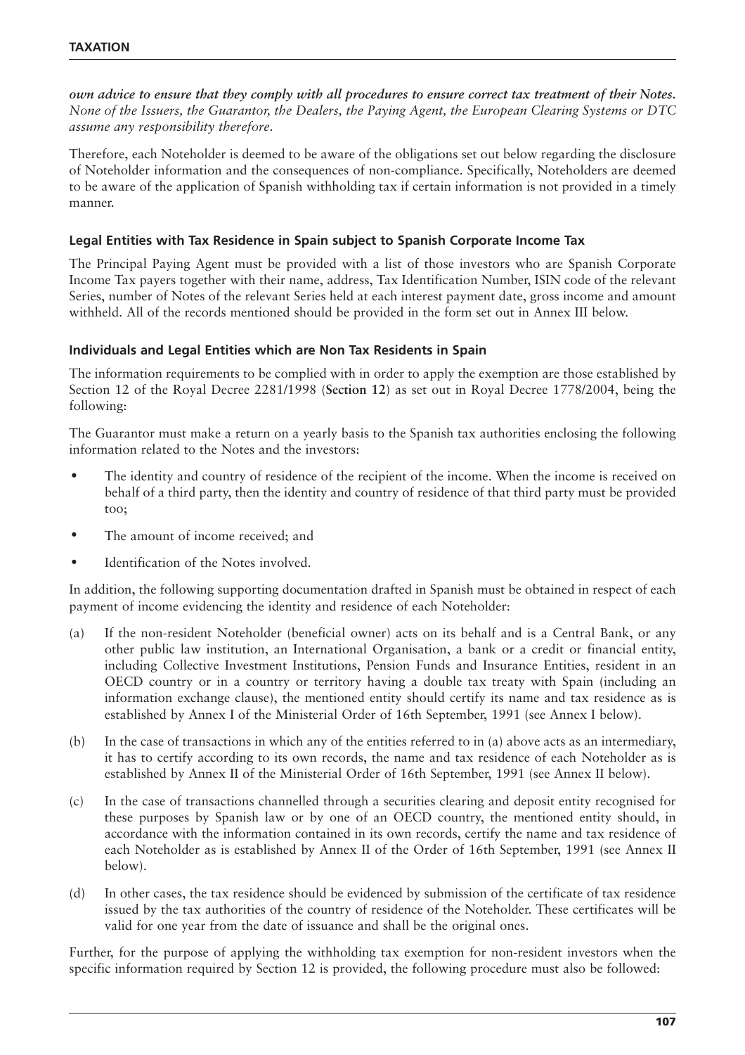***own advice to ensure that they comply with all procedures to ensure correct tax treatment of their Notes.*** *None of the Issuers, the Guarantor, the Dealers, the Paying Agent, the European Clearing Systems or DTC assume any responsibility therefore.*

Therefore, each Noteholder is deemed to be aware of the obligations set out below regarding the disclosure of Noteholder information and the consequences of non-compliance. Specifically, Noteholders are deemed to be aware of the application of Spanish withholding tax if certain information is not provided in a timely manner.

### Legal Entities with Tax Residence in Spain subject to Spanish Corporate Income Tax

The Principal Paying Agent must be provided with a list of those investors who are Spanish Corporate Income Tax payers together with their name, address, Tax Identification Number, ISIN code of the relevant Series, number of Notes of the relevant Series held at each interest payment date, gross income and amount withheld. All of the records mentioned should be provided in the form set out in Annex III below.

### Individuals and Legal Entities which are Non Tax Residents in Spain

The information requirements to be complied with in order to apply the exemption are those established by Section 12 of the Royal Decree 2281/1998 (**Section 12**) as set out in Royal Decree 1778/2004, being the following:

The Guarantor must make a return on a yearly basis to the Spanish tax authorities enclosing the following information related to the Notes and the investors:

- The identity and country of residence of the recipient of the income. When the income is received on behalf of a third party, then the identity and country of residence of that third party must be provided too;
- The amount of income received; and
- Identification of the Notes involved.

In addition, the following supporting documentation drafted in Spanish must be obtained in respect of each payment of income evidencing the identity and residence of each Noteholder:

(a) If the non-resident Noteholder (beneficial owner) acts on its behalf and is a Central Bank, or any other public law institution, an International Organisation, a bank or a credit or financial entity, including Collective Investment Institutions, Pension Funds and Insurance Entities, resident in an OECD country or in a country or territory having a double tax treaty with Spain (including an information exchange clause), the mentioned entity should certify its name and tax residence as is established by Annex I of the Ministerial Order of 16th September, 1991 (see Annex I below).

(b) In the case of transactions in which any of the entities referred to in (a) above acts as an intermediary, it has to certify according to its own records, the name and tax residence of each Noteholder as is established by Annex II of the Ministerial Order of 16th September, 1991 (see Annex II below).

(c) In the case of transactions channelled through a securities clearing and deposit entity recognised for these purposes by Spanish law or by one of an OECD country, the mentioned entity should, in accordance with the information contained in its own records, certify the name and tax residence of each Noteholder as is established by Annex II of the Order of 16th September, 1991 (see Annex II below).

(d) In other cases, the tax residence should be evidenced by submission of the certificate of tax residence issued by the tax authorities of the country of residence of the Noteholder. These certificates will be valid for one year from the date of issuance and shall be the original ones.

Further, for the purpose of applying the withholding tax exemption for non-resident investors when the specific information required by Section 12 is provided, the following procedure must also be followed: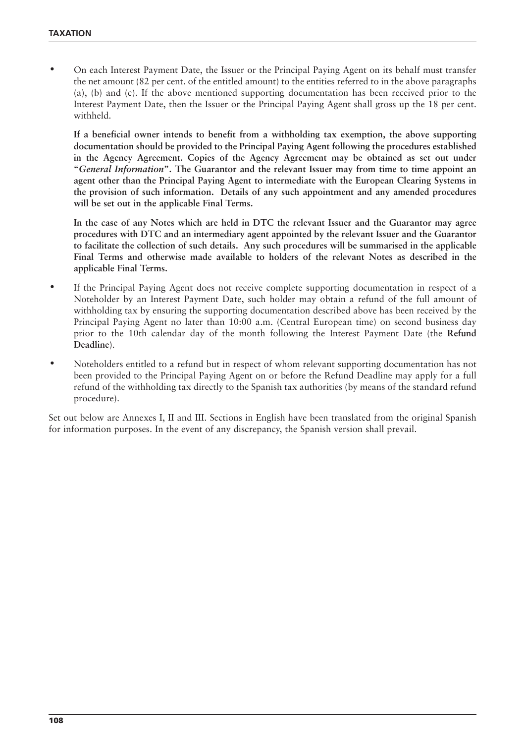- On each Interest Payment Date, the Issuer or the Principal Paying Agent on its behalf must transfer the net amount (82 per cent. of the entitled amount) to the entities referred to in the above paragraphs (a), (b) and (c). If the above mentioned supporting documentation has been received prior to the Interest Payment Date, then the Issuer or the Principal Paying Agent shall gross up the 18 per cent. withheld.

  **If a beneficial owner intends to benefit from a withholding tax exemption, the above supporting documentation should be provided to the Principal Paying Agent following the procedures established in the Agency Agreement. Copies of the Agency Agreement may be obtained as set out under "*General Information*". The Guarantor and the relevant Issuer may from time to time appoint an agent other than the Principal Paying Agent to intermediate with the European Clearing Systems in the provision of such information. Details of any such appointment and any amended procedures will be set out in the applicable Final Terms.**

  **In the case of any Notes which are held in DTC the relevant Issuer and the Guarantor may agree procedures with DTC and an intermediary agent appointed by the relevant Issuer and the Guarantor to facilitate the collection of such details. Any such procedures will be summarised in the applicable Final Terms and otherwise made available to holders of the relevant Notes as described in the applicable Final Terms.**

- If the Principal Paying Agent does not receive complete supporting documentation in respect of a Noteholder by an Interest Payment Date, such holder may obtain a refund of the full amount of withholding tax by ensuring the supporting documentation described above has been received by the Principal Paying Agent no later than 10:00 a.m. (Central European time) on second business day prior to the 10th calendar day of the month following the Interest Payment Date (the **Refund Deadline**).

- Noteholders entitled to a refund but in respect of whom relevant supporting documentation has not been provided to the Principal Paying Agent on or before the Refund Deadline may apply for a full refund of the withholding tax directly to the Spanish tax authorities (by means of the standard refund procedure).

Set out below are Annexes I, II and III. Sections in English have been translated from the original Spanish for information purposes. In the event of any discrepancy, the Spanish version shall prevail.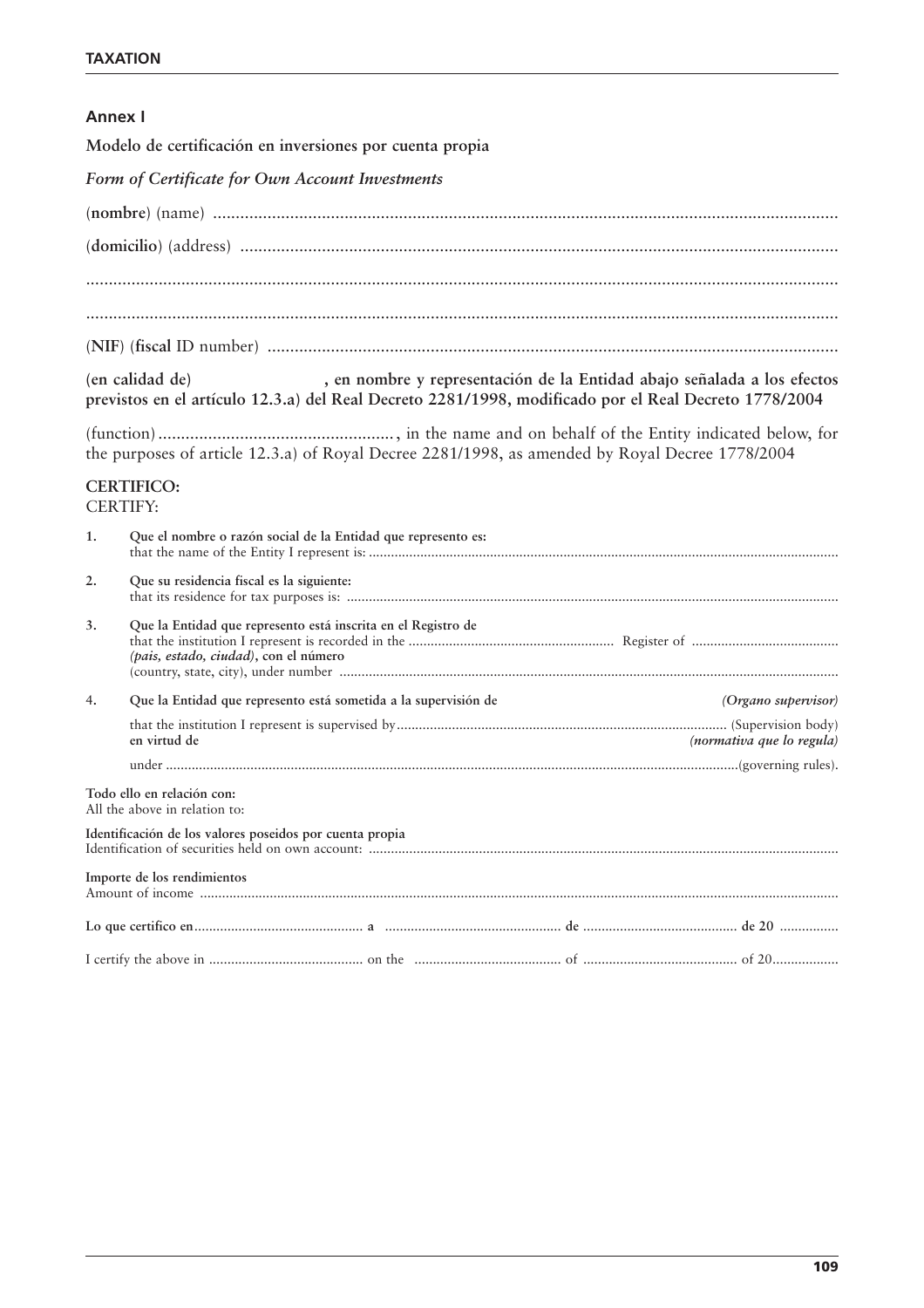## Annex I

**Modelo de certificación en inversiones por cuenta propia**

***Form of Certificate for Own Account Investments***

(**nombre**) (name) ..........................................................................................................................................

(**domicilio**) (address) ...................................................................................................................................

....................................................................................................................................................................

....................................................................................................................................................................

(**NIF**) (**fiscal** ID number) .............................................................................................................................

**(en calidad de) , en nombre y representación de la Entidad abajo señalada a los efectos previstos en el artículo 12.3.a) del Real Decreto 2281/1998, modificado por el Real Decreto 1778/2004**

(function) ...................................................., in the name and on behalf of the Entity indicated below, for the purposes of article 12.3.a) of Royal Decree 2281/1998, as amended by Royal Decree 1778/2004

**CERTIFICO:**
CERTIFY:

1. **Que el nombre o razón social de la Entidad que represento es:**
   that the name of the Entity I represent is: ..........................................................................................................................................

2. **Que su residencia fiscal es la siguiente:**
   that its residence for tax purposes is: ..................................................................................................................................

3. **Que la Entidad que represento está inscrita en el Registro de**
   that the institution I represent is recorded in the ........................................................ Register of ........................................
   ***(pais, estado, ciudad)*, con el número**
   (country, state, city), under number ....................................................................................................................................

4. **Que la Entidad que represento está sometida a la supervisión de** ***(Organo supervisor)***
   that the institution I represent is supervised by......................................................................................... (Supervision body)
   **en virtud de** ***(normativa que lo regula)***
   under ..........................................................................................................................................(governing rules).

**Todo ello en relación con:**
All the above in relation to:

**Identificación de los valores poseídos por cuenta propia**
Identification of securities held on own account: .............................................................................................................................

**Importe de los rendimientos**
Amount of income ..........................................................................................................................................................................

**Lo que certifico en**.............................................. **a** ................................................ **de** .......................................... **de 20** ................

I certify the above in .......................................... on the ........................................ of .......................................... of 20..................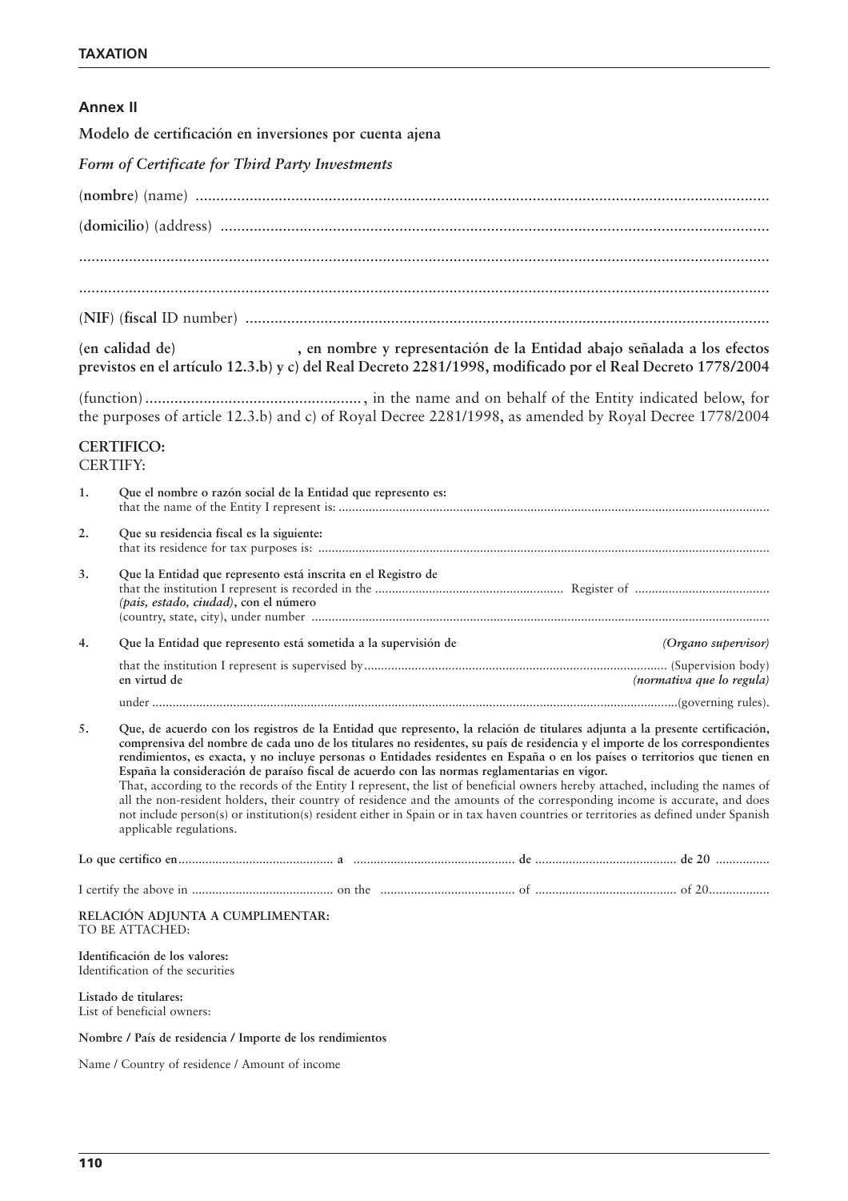## Annex II

**Modelo de certificación en inversiones por cuenta ajena**

***Form of Certificate for Third Party Investments***

(**nombre**) (name) ..........................................................................................................................................

(**domicilio**) (address) ...................................................................................................................................

....................................................................................................................................................................

....................................................................................................................................................................

(**NIF**) (**fiscal** ID number) ..............................................................................................................................

**(en calidad de)                         , en nombre y representación de la Entidad abajo señalada a los efectos previstos en el artículo 12.3.b) y c) del Real Decreto 2281/1998, modificado por el Real Decreto 1778/2004**

(function) ...................................................., in the name and on behalf of the Entity indicated below, for the purposes of article 12.3.b) and c) of Royal Decree 2281/1998, as amended by Royal Decree 1778/2004

**CERTIFICO:**
CERTIFY:

1. **Que el nombre o razón social de la Entidad que represento es:**
   that the name of the Entity I represent is: ..............................................................................................................................

2. **Que su residencia fiscal es la siguiente:**
   that its residence for tax purposes is: ....................................................................................................................................

3. **Que la Entidad que represento está inscrita en el Registro de**
   that the institution I represent is recorded in the ....................................................... Register of ........................................
   ***(pais, estado, ciudad)*, con el número**
   (country, state, city), under number ......................................................................................................................................

4. **Que la Entidad que represento está sometida a la supervisión de** ***(Organo supervisor)***
   that the institution I represent is supervised by.......................................................................................... (Supervision body)
   **en virtud de** ***(normativa que lo regula)***
   under ..........................................................................................................................................................(governing rules).

5. **Que, de acuerdo con los registros de la Entidad que represento, la relación de titulares adjunta a la presente certificación, comprensiva del nombre de cada uno de los titulares no residentes, su país de residencia y el importe de los correspondientes rendimientos, es exacta, y no incluye personas o Entidades residentes en España o en los países o territorios que tienen en España la consideración de paraíso fiscal de acuerdo con las normas reglamentarias en vigor.**
   That, according to the records of the Entity I represent, the list of beneficial owners hereby attached, including the names of all the non-resident holders, their country of residence and the amounts of the corresponding income is accurate, and does not include person(s) or institution(s) resident either in Spain or in tax haven countries or territories as defined under Spanish applicable regulations.

**Lo que certifico en.............................................. a ................................................ de .......................................... de 20 ................**

I certify the above in .......................................... on the ........................................ of .......................................... of 20..................

**RELACIÓN ADJUNTA A CUMPLIMENTAR:**
TO BE ATTACHED:

**Identificación de los valores:**
Identification of the securities

**Listado de titulares:**
List of beneficial owners:

**Nombre / País de residencia / Importe de los rendimientos**

Name / Country of residence / Amount of income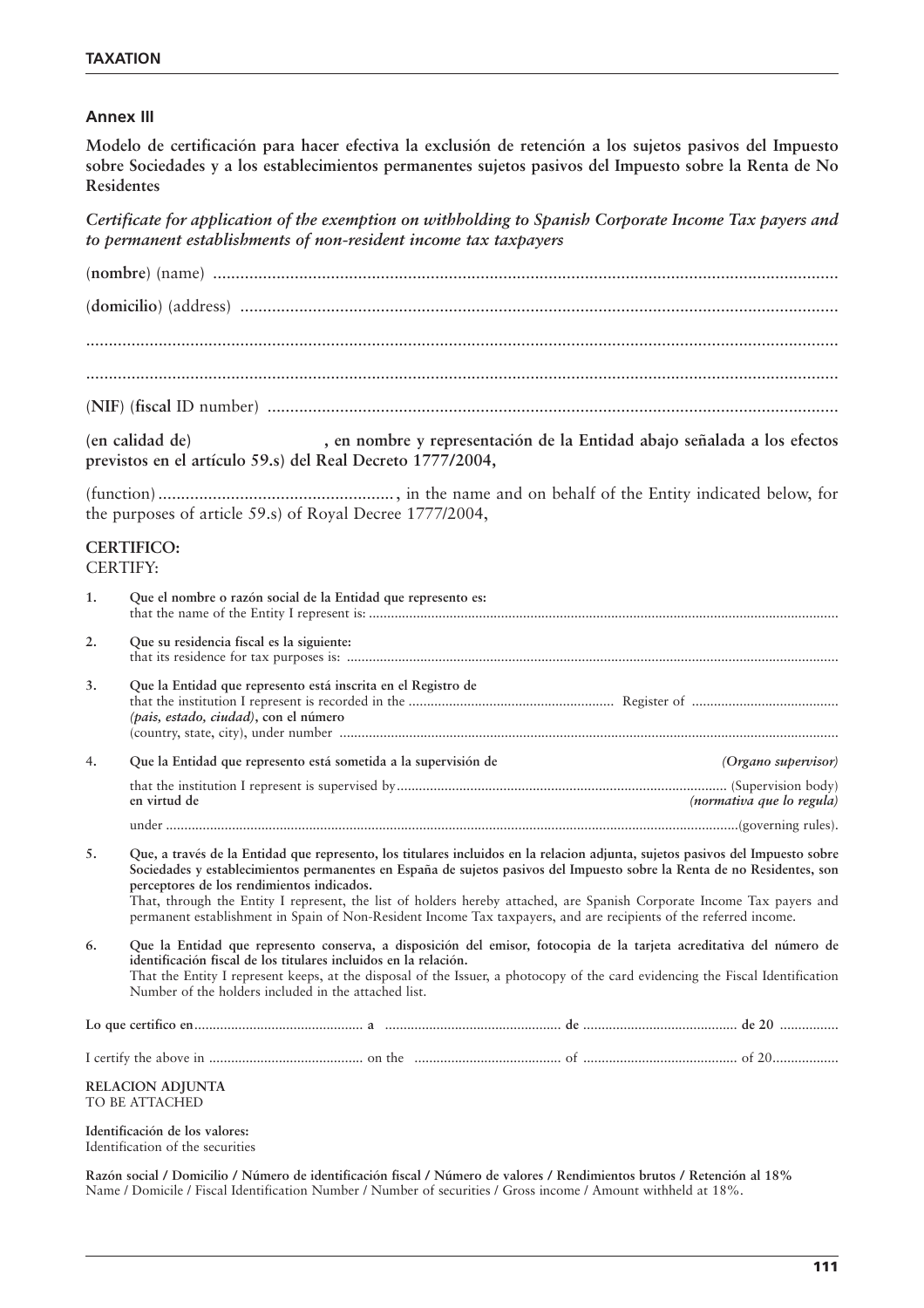## Annex III

**Modelo de certificación para hacer efectiva la exclusión de retención a los sujetos pasivos del Impuesto sobre Sociedades y a los establecimientos permanentes sujetos pasivos del Impuesto sobre la Renta de No Residentes**

*Certificate for application of the exemption on withholding to Spanish Corporate Income Tax payers and to permanent establishments of non-resident income tax taxpayers*

(**nombre**) (name) ..........................................................................................................................................

(**domicilio**) (address) ....................................................................................................................................

......................................................................................................................................................................

......................................................................................................................................................................

(**NIF**) (**fiscal** ID number) ..............................................................................................................................

**(en calidad de) , en nombre y representación de la Entidad abajo señalada a los efectos previstos en el artículo 59.s) del Real Decreto 1777/2004,**

(function) ...................................................., in the name and on behalf of the Entity indicated below, for the purposes of article 59.s) of Royal Decree 1777/2004,

**CERTIFICO:**
CERTIFY:

1. **Que el nombre o razón social de la Entidad que represento es:**
   that the name of the Entity I represent is: .............................................................................................................................

2. **Que su residencia fiscal es la siguiente:**
   that its residence for tax purposes is: ....................................................................................................................................

3. **Que la Entidad que represento está inscrita en el Registro de**
   that the institution I represent is recorded in the ....................................................... Register of .......................................
   ***(pais, estado, ciudad)*, con el número**
   (country, state, city), under number .......................................................................................................................................

4. **Que la Entidad que represento está sometida a la supervisión de** ***(Organo supervisor)***
   that the institution I represent is supervised by......................................................................................... (Supervision body)
   **en virtud de** ***(normativa que lo regula)***
   under ..........................................................................................................................................................(governing rules).

5. **Que, a través de la Entidad que represento, los titulares incluidos en la relacion adjunta, sujetos pasivos del Impuesto sobre Sociedades y establecimientos permanentes en España de sujetos pasivos del Impuesto sobre la Renta de no Residentes, son perceptores de los rendimientos indicados.**
   That, through the Entity I represent, the list of holders hereby attached, are Spanish Corporate Income Tax payers and permanent establishment in Spain of Non-Resident Income Tax taxpayers, and are recipients of the referred income.

6. **Que la Entidad que represento conserva, a disposición del emisor, fotocopia de la tarjeta acreditativa del número de identificación fiscal de los titulares incluidos en la relación.**
   That the Entity I represent keeps, at the disposal of the Issuer, a photocopy of the card evidencing the Fiscal Identification Number of the holders included in the attached list.

**Lo que certifico en**.............................................. **a** ................................................ **de** .......................................... **de 20** ................

I certify the above in .......................................... on the ........................................ of .......................................... of 20..................

**RELACION ADJUNTA**
TO BE ATTACHED

**Identificación de los valores:**
Identification of the securities

**Razón social / Domicilio / Número de identificación fiscal / Número de valores / Rendimientos brutos / Retención al 18%**
Name / Domicile / Fiscal Identification Number / Number of securities / Gross income / Amount withheld at 18%.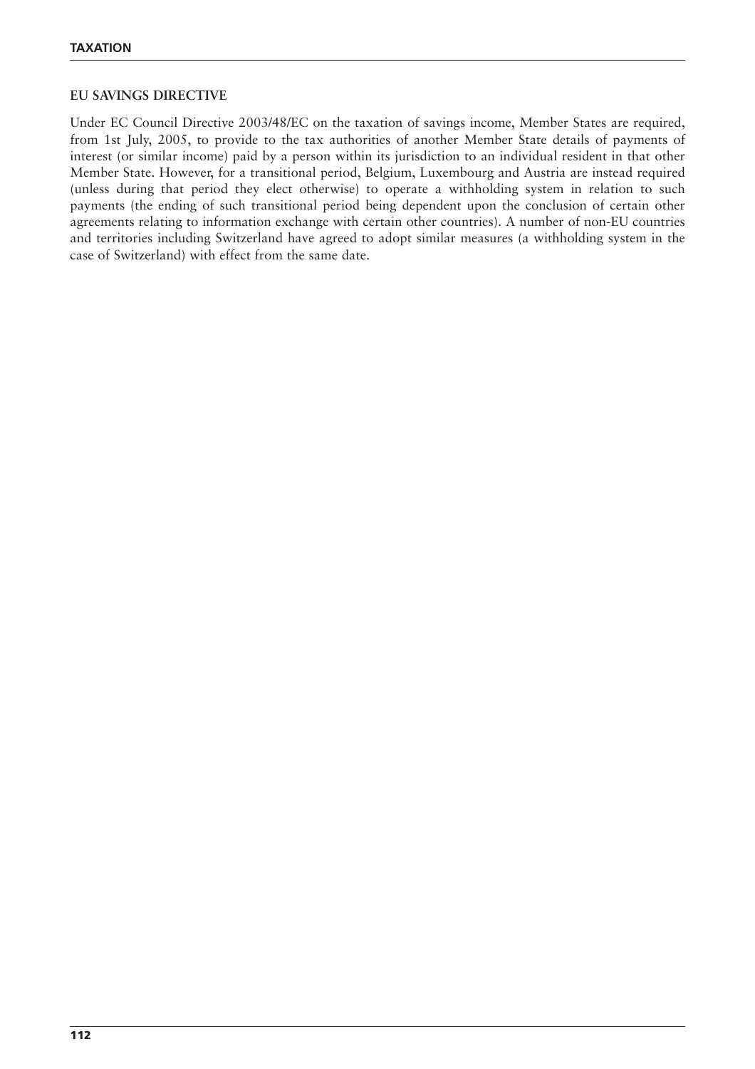## EU SAVINGS DIRECTIVE

Under EC Council Directive 2003/48/EC on the taxation of savings income, Member States are required, from 1st July, 2005, to provide to the tax authorities of another Member State details of payments of interest (or similar income) paid by a person within its jurisdiction to an individual resident in that other Member State. However, for a transitional period, Belgium, Luxembourg and Austria are instead required (unless during that period they elect otherwise) to operate a withholding system in relation to such payments (the ending of such transitional period being dependent upon the conclusion of certain other agreements relating to information exchange with certain other countries). A number of non-EU countries and territories including Switzerland have agreed to adopt similar measures (a withholding system in the case of Switzerland) with effect from the same date.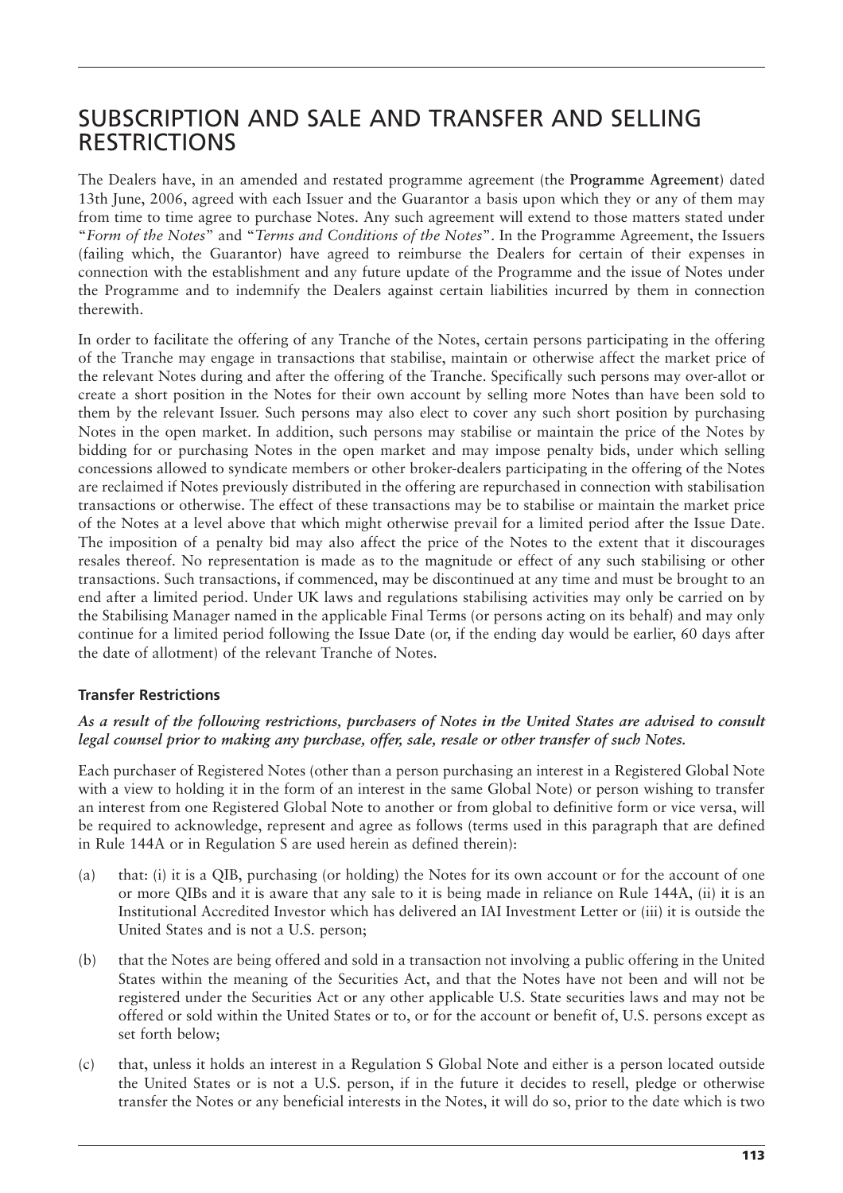# SUBSCRIPTION AND SALE AND TRANSFER AND SELLING RESTRICTIONS

The Dealers have, in an amended and restated programme agreement (the **Programme Agreement**) dated 13th June, 2006, agreed with each Issuer and the Guarantor a basis upon which they or any of them may from time to time agree to purchase Notes. Any such agreement will extend to those matters stated under "*Form of the Notes*" and "*Terms and Conditions of the Notes*". In the Programme Agreement, the Issuers (failing which, the Guarantor) have agreed to reimburse the Dealers for certain of their expenses in connection with the establishment and any future update of the Programme and the issue of Notes under the Programme and to indemnify the Dealers against certain liabilities incurred by them in connection therewith.

In order to facilitate the offering of any Tranche of the Notes, certain persons participating in the offering of the Tranche may engage in transactions that stabilise, maintain or otherwise affect the market price of the relevant Notes during and after the offering of the Tranche. Specifically such persons may over-allot or create a short position in the Notes for their own account by selling more Notes than have been sold to them by the relevant Issuer. Such persons may also elect to cover any such short position by purchasing Notes in the open market. In addition, such persons may stabilise or maintain the price of the Notes by bidding for or purchasing Notes in the open market and may impose penalty bids, under which selling concessions allowed to syndicate members or other broker-dealers participating in the offering of the Notes are reclaimed if Notes previously distributed in the offering are repurchased in connection with stabilisation transactions or otherwise. The effect of these transactions may be to stabilise or maintain the market price of the Notes at a level above that which might otherwise prevail for a limited period after the Issue Date. The imposition of a penalty bid may also affect the price of the Notes to the extent that it discourages resales thereof. No representation is made as to the magnitude or effect of any such stabilising or other transactions. Such transactions, if commenced, may be discontinued at any time and must be brought to an end after a limited period. Under UK laws and regulations stabilising activities may only be carried on by the Stabilising Manager named in the applicable Final Terms (or persons acting on its behalf) and may only continue for a limited period following the Issue Date (or, if the ending day would be earlier, 60 days after the date of allotment) of the relevant Tranche of Notes.

### Transfer Restrictions

***As a result of the following restrictions, purchasers of Notes in the United States are advised to consult legal counsel prior to making any purchase, offer, sale, resale or other transfer of such Notes.***

Each purchaser of Registered Notes (other than a person purchasing an interest in a Registered Global Note with a view to holding it in the form of an interest in the same Global Note) or person wishing to transfer an interest from one Registered Global Note to another or from global to definitive form or vice versa, will be required to acknowledge, represent and agree as follows (terms used in this paragraph that are defined in Rule 144A or in Regulation S are used herein as defined therein):

(a) that: (i) it is a QIB, purchasing (or holding) the Notes for its own account or for the account of one or more QIBs and it is aware that any sale to it is being made in reliance on Rule 144A, (ii) it is an Institutional Accredited Investor which has delivered an IAI Investment Letter or (iii) it is outside the United States and is not a U.S. person;

(b) that the Notes are being offered and sold in a transaction not involving a public offering in the United States within the meaning of the Securities Act, and that the Notes have not been and will not be registered under the Securities Act or any other applicable U.S. State securities laws and may not be offered or sold within the United States or to, or for the account or benefit of, U.S. persons except as set forth below;

(c) that, unless it holds an interest in a Regulation S Global Note and either is a person located outside the United States or is not a U.S. person, if in the future it decides to resell, pledge or otherwise transfer the Notes or any beneficial interests in the Notes, it will do so, prior to the date which is two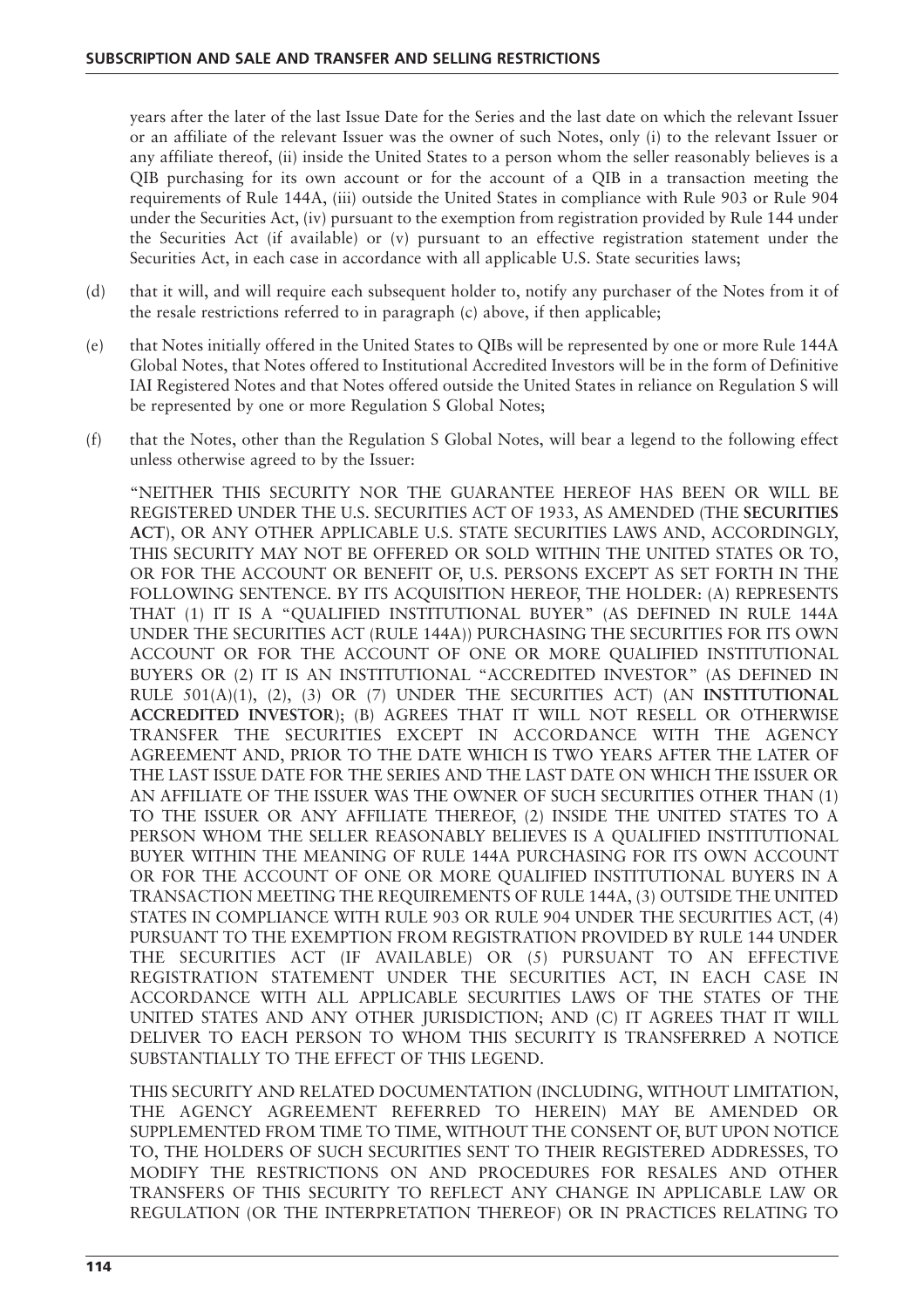years after the later of the last Issue Date for the Series and the last date on which the relevant Issuer or an affiliate of the relevant Issuer was the owner of such Notes, only (i) to the relevant Issuer or any affiliate thereof, (ii) inside the United States to a person whom the seller reasonably believes is a QIB purchasing for its own account or for the account of a QIB in a transaction meeting the requirements of Rule 144A, (iii) outside the United States in compliance with Rule 903 or Rule 904 under the Securities Act, (iv) pursuant to the exemption from registration provided by Rule 144 under the Securities Act (if available) or (v) pursuant to an effective registration statement under the Securities Act, in each case in accordance with all applicable U.S. State securities laws;

(d) that it will, and will require each subsequent holder to, notify any purchaser of the Notes from it of the resale restrictions referred to in paragraph (c) above, if then applicable;

(e) that Notes initially offered in the United States to QIBs will be represented by one or more Rule 144A Global Notes, that Notes offered to Institutional Accredited Investors will be in the form of Definitive IAI Registered Notes and that Notes offered outside the United States in reliance on Regulation S will be represented by one or more Regulation S Global Notes;

(f) that the Notes, other than the Regulation S Global Notes, will bear a legend to the following effect unless otherwise agreed to by the Issuer:

"NEITHER THIS SECURITY NOR THE GUARANTEE HEREOF HAS BEEN OR WILL BE REGISTERED UNDER THE U.S. SECURITIES ACT OF 1933, AS AMENDED (THE **SECURITIES ACT**), OR ANY OTHER APPLICABLE U.S. STATE SECURITIES LAWS AND, ACCORDINGLY, THIS SECURITY MAY NOT BE OFFERED OR SOLD WITHIN THE UNITED STATES OR TO, OR FOR THE ACCOUNT OR BENEFIT OF, U.S. PERSONS EXCEPT AS SET FORTH IN THE FOLLOWING SENTENCE. BY ITS ACQUISITION HEREOF, THE HOLDER: (A) REPRESENTS THAT (1) IT IS A "QUALIFIED INSTITUTIONAL BUYER" (AS DEFINED IN RULE 144A UNDER THE SECURITIES ACT (RULE 144A)) PURCHASING THE SECURITIES FOR ITS OWN ACCOUNT OR FOR THE ACCOUNT OF ONE OR MORE QUALIFIED INSTITUTIONAL BUYERS OR (2) IT IS AN INSTITUTIONAL "ACCREDITED INVESTOR" (AS DEFINED IN RULE 501(A)(1), (2), (3) OR (7) UNDER THE SECURITIES ACT) (AN **INSTITUTIONAL ACCREDITED INVESTOR**); (B) AGREES THAT IT WILL NOT RESELL OR OTHERWISE TRANSFER THE SECURITIES EXCEPT IN ACCORDANCE WITH THE AGENCY AGREEMENT AND, PRIOR TO THE DATE WHICH IS TWO YEARS AFTER THE LATER OF THE LAST ISSUE DATE FOR THE SERIES AND THE LAST DATE ON WHICH THE ISSUER OR AN AFFILIATE OF THE ISSUER WAS THE OWNER OF SUCH SECURITIES OTHER THAN (1) TO THE ISSUER OR ANY AFFILIATE THEREOF, (2) INSIDE THE UNITED STATES TO A PERSON WHOM THE SELLER REASONABLY BELIEVES IS A QUALIFIED INSTITUTIONAL BUYER WITHIN THE MEANING OF RULE 144A PURCHASING FOR ITS OWN ACCOUNT OR FOR THE ACCOUNT OF ONE OR MORE QUALIFIED INSTITUTIONAL BUYERS IN A TRANSACTION MEETING THE REQUIREMENTS OF RULE 144A, (3) OUTSIDE THE UNITED STATES IN COMPLIANCE WITH RULE 903 OR RULE 904 UNDER THE SECURITIES ACT, (4) PURSUANT TO THE EXEMPTION FROM REGISTRATION PROVIDED BY RULE 144 UNDER THE SECURITIES ACT (IF AVAILABLE) OR (5) PURSUANT TO AN EFFECTIVE REGISTRATION STATEMENT UNDER THE SECURITIES ACT, IN EACH CASE IN ACCORDANCE WITH ALL APPLICABLE SECURITIES LAWS OF THE STATES OF THE UNITED STATES AND ANY OTHER JURISDICTION; AND (C) IT AGREES THAT IT WILL DELIVER TO EACH PERSON TO WHOM THIS SECURITY IS TRANSFERRED A NOTICE SUBSTANTIALLY TO THE EFFECT OF THIS LEGEND.

THIS SECURITY AND RELATED DOCUMENTATION (INCLUDING, WITHOUT LIMITATION, THE AGENCY AGREEMENT REFERRED TO HEREIN) MAY BE AMENDED OR SUPPLEMENTED FROM TIME TO TIME, WITHOUT THE CONSENT OF, BUT UPON NOTICE TO, THE HOLDERS OF SUCH SECURITIES SENT TO THEIR REGISTERED ADDRESSES, TO MODIFY THE RESTRICTIONS ON AND PROCEDURES FOR RESALES AND OTHER TRANSFERS OF THIS SECURITY TO REFLECT ANY CHANGE IN APPLICABLE LAW OR REGULATION (OR THE INTERPRETATION THEREOF) OR IN PRACTICES RELATING TO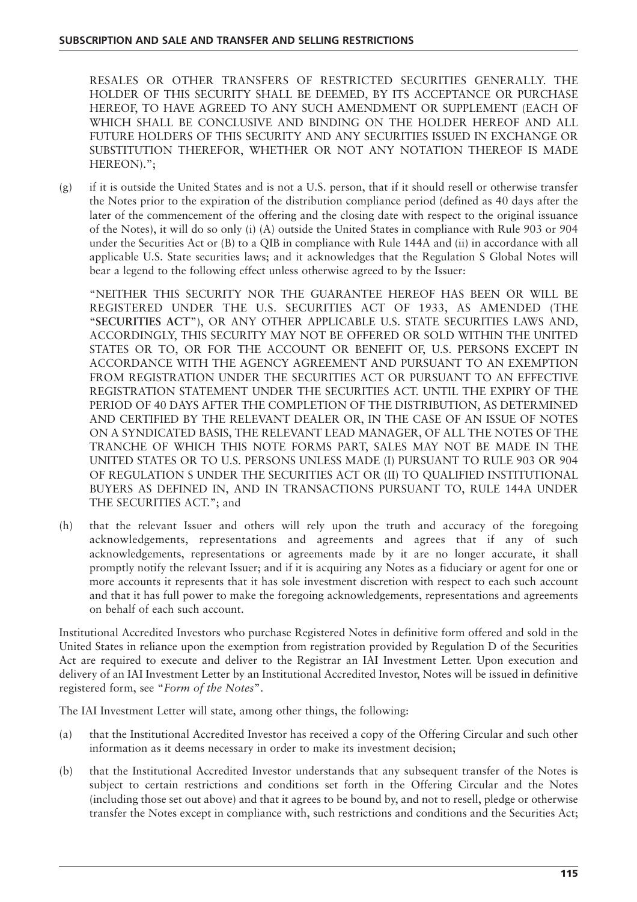RESALES OR OTHER TRANSFERS OF RESTRICTED SECURITIES GENERALLY. THE HOLDER OF THIS SECURITY SHALL BE DEEMED, BY ITS ACCEPTANCE OR PURCHASE HEREOF, TO HAVE AGREED TO ANY SUCH AMENDMENT OR SUPPLEMENT (EACH OF WHICH SHALL BE CONCLUSIVE AND BINDING ON THE HOLDER HEREOF AND ALL FUTURE HOLDERS OF THIS SECURITY AND ANY SECURITIES ISSUED IN EXCHANGE OR SUBSTITUTION THEREFOR, WHETHER OR NOT ANY NOTATION THEREOF IS MADE HEREON).";

(g) if it is outside the United States and is not a U.S. person, that if it should resell or otherwise transfer the Notes prior to the expiration of the distribution compliance period (defined as 40 days after the later of the commencement of the offering and the closing date with respect to the original issuance of the Notes), it will do so only (i) (A) outside the United States in compliance with Rule 903 or 904 under the Securities Act or (B) to a QIB in compliance with Rule 144A and (ii) in accordance with all applicable U.S. State securities laws; and it acknowledges that the Regulation S Global Notes will bear a legend to the following effect unless otherwise agreed to by the Issuer:

"NEITHER THIS SECURITY NOR THE GUARANTEE HEREOF HAS BEEN OR WILL BE REGISTERED UNDER THE U.S. SECURITIES ACT OF 1933, AS AMENDED (THE "**SECURITIES ACT**"), OR ANY OTHER APPLICABLE U.S. STATE SECURITIES LAWS AND, ACCORDINGLY, THIS SECURITY MAY NOT BE OFFERED OR SOLD WITHIN THE UNITED STATES OR TO, OR FOR THE ACCOUNT OR BENEFIT OF, U.S. PERSONS EXCEPT IN ACCORDANCE WITH THE AGENCY AGREEMENT AND PURSUANT TO AN EXEMPTION FROM REGISTRATION UNDER THE SECURITIES ACT OR PURSUANT TO AN EFFECTIVE REGISTRATION STATEMENT UNDER THE SECURITIES ACT. UNTIL THE EXPIRY OF THE PERIOD OF 40 DAYS AFTER THE COMPLETION OF THE DISTRIBUTION, AS DETERMINED AND CERTIFIED BY THE RELEVANT DEALER OR, IN THE CASE OF AN ISSUE OF NOTES ON A SYNDICATED BASIS, THE RELEVANT LEAD MANAGER, OF ALL THE NOTES OF THE TRANCHE OF WHICH THIS NOTE FORMS PART, SALES MAY NOT BE MADE IN THE UNITED STATES OR TO U.S. PERSONS UNLESS MADE (I) PURSUANT TO RULE 903 OR 904 OF REGULATION S UNDER THE SECURITIES ACT OR (II) TO QUALIFIED INSTITUTIONAL BUYERS AS DEFINED IN, AND IN TRANSACTIONS PURSUANT TO, RULE 144A UNDER THE SECURITIES ACT."; and

(h) that the relevant Issuer and others will rely upon the truth and accuracy of the foregoing acknowledgements, representations and agreements and agrees that if any of such acknowledgements, representations or agreements made by it are no longer accurate, it shall promptly notify the relevant Issuer; and if it is acquiring any Notes as a fiduciary or agent for one or more accounts it represents that it has sole investment discretion with respect to each such account and that it has full power to make the foregoing acknowledgements, representations and agreements on behalf of each such account.

Institutional Accredited Investors who purchase Registered Notes in definitive form offered and sold in the United States in reliance upon the exemption from registration provided by Regulation D of the Securities Act are required to execute and deliver to the Registrar an IAI Investment Letter. Upon execution and delivery of an IAI Investment Letter by an Institutional Accredited Investor, Notes will be issued in definitive registered form, see "*Form of the Notes*".

The IAI Investment Letter will state, among other things, the following:

(a) that the Institutional Accredited Investor has received a copy of the Offering Circular and such other information as it deems necessary in order to make its investment decision;

(b) that the Institutional Accredited Investor understands that any subsequent transfer of the Notes is subject to certain restrictions and conditions set forth in the Offering Circular and the Notes (including those set out above) and that it agrees to be bound by, and not to resell, pledge or otherwise transfer the Notes except in compliance with, such restrictions and conditions and the Securities Act;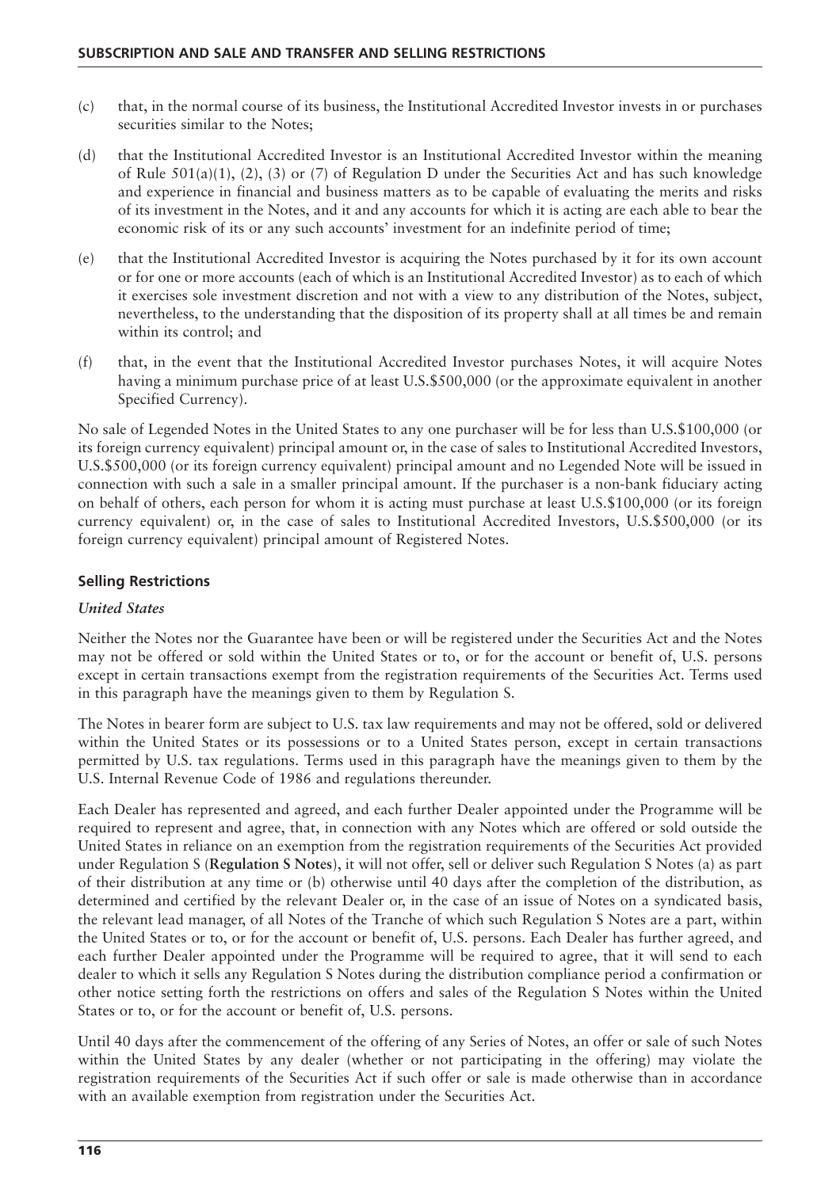(c) that, in the normal course of its business, the Institutional Accredited Investor invests in or purchases securities similar to the Notes;

(d) that the Institutional Accredited Investor is an Institutional Accredited Investor within the meaning of Rule 501(a)(1), (2), (3) or (7) of Regulation D under the Securities Act and has such knowledge and experience in financial and business matters as to be capable of evaluating the merits and risks of its investment in the Notes, and it and any accounts for which it is acting are each able to bear the economic risk of its or any such accounts' investment for an indefinite period of time;

(e) that the Institutional Accredited Investor is acquiring the Notes purchased by it for its own account or for one or more accounts (each of which is an Institutional Accredited Investor) as to each of which it exercises sole investment discretion and not with a view to any distribution of the Notes, subject, nevertheless, to the understanding that the disposition of its property shall at all times be and remain within its control; and

(f) that, in the event that the Institutional Accredited Investor purchases Notes, it will acquire Notes having a minimum purchase price of at least U.S.$500,000 (or the approximate equivalent in another Specified Currency).

No sale of Legended Notes in the United States to any one purchaser will be for less than U.S.$100,000 (or its foreign currency equivalent) principal amount or, in the case of sales to Institutional Accredited Investors, U.S.$500,000 (or its foreign currency equivalent) principal amount and no Legended Note will be issued in connection with such a sale in a smaller principal amount. If the purchaser is a non-bank fiduciary acting on behalf of others, each person for whom it is acting must purchase at least U.S.$100,000 (or its foreign currency equivalent) or, in the case of sales to Institutional Accredited Investors, U.S.$500,000 (or its foreign currency equivalent) principal amount of Registered Notes.

## Selling Restrictions

### *United States*

Neither the Notes nor the Guarantee have been or will be registered under the Securities Act and the Notes may not be offered or sold within the United States or to, or for the account or benefit of, U.S. persons except in certain transactions exempt from the registration requirements of the Securities Act. Terms used in this paragraph have the meanings given to them by Regulation S.

The Notes in bearer form are subject to U.S. tax law requirements and may not be offered, sold or delivered within the United States or its possessions or to a United States person, except in certain transactions permitted by U.S. tax regulations. Terms used in this paragraph have the meanings given to them by the U.S. Internal Revenue Code of 1986 and regulations thereunder.

Each Dealer has represented and agreed, and each further Dealer appointed under the Programme will be required to represent and agree, that, in connection with any Notes which are offered or sold outside the United States in reliance on an exemption from the registration requirements of the Securities Act provided under Regulation S (**Regulation S Notes**), it will not offer, sell or deliver such Regulation S Notes (a) as part of their distribution at any time or (b) otherwise until 40 days after the completion of the distribution, as determined and certified by the relevant Dealer or, in the case of an issue of Notes on a syndicated basis, the relevant lead manager, of all Notes of the Tranche of which such Regulation S Notes are a part, within the United States or to, or for the account or benefit of, U.S. persons. Each Dealer has further agreed, and each further Dealer appointed under the Programme will be required to agree, that it will send to each dealer to which it sells any Regulation S Notes during the distribution compliance period a confirmation or other notice setting forth the restrictions on offers and sales of the Regulation S Notes within the United States or to, or for the account or benefit of, U.S. persons.

Until 40 days after the commencement of the offering of any Series of Notes, an offer or sale of such Notes within the United States by any dealer (whether or not participating in the offering) may violate the registration requirements of the Securities Act if such offer or sale is made otherwise than in accordance with an available exemption from registration under the Securities Act.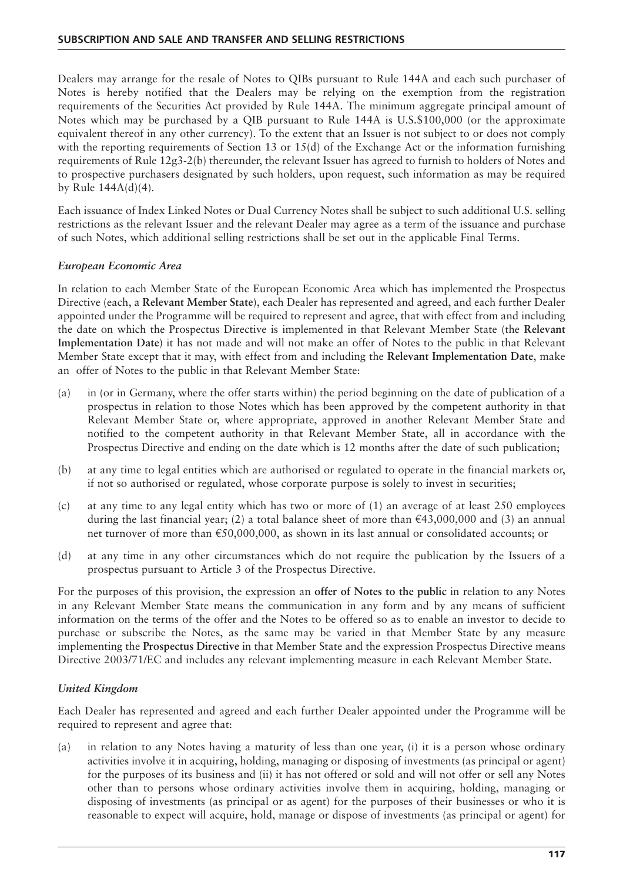Dealers may arrange for the resale of Notes to QIBs pursuant to Rule 144A and each such purchaser of Notes is hereby notified that the Dealers may be relying on the exemption from the registration requirements of the Securities Act provided by Rule 144A. The minimum aggregate principal amount of Notes which may be purchased by a QIB pursuant to Rule 144A is U.S.$100,000 (or the approximate equivalent thereof in any other currency). To the extent that an Issuer is not subject to or does not comply with the reporting requirements of Section 13 or 15(d) of the Exchange Act or the information furnishing requirements of Rule 12g3-2(b) thereunder, the relevant Issuer has agreed to furnish to holders of Notes and to prospective purchasers designated by such holders, upon request, such information as may be required by Rule 144A(d)(4).

Each issuance of Index Linked Notes or Dual Currency Notes shall be subject to such additional U.S. selling restrictions as the relevant Issuer and the relevant Dealer may agree as a term of the issuance and purchase of such Notes, which additional selling restrictions shall be set out in the applicable Final Terms.

### *European Economic Area*

In relation to each Member State of the European Economic Area which has implemented the Prospectus Directive (each, a **Relevant Member State**), each Dealer has represented and agreed, and each further Dealer appointed under the Programme will be required to represent and agree, that with effect from and including the date on which the Prospectus Directive is implemented in that Relevant Member State (the **Relevant Implementation Date**) it has not made and will not make an offer of Notes to the public in that Relevant Member State except that it may, with effect from and including the **Relevant Implementation Date**, make an offer of Notes to the public in that Relevant Member State:

(a) in (or in Germany, where the offer starts within) the period beginning on the date of publication of a prospectus in relation to those Notes which has been approved by the competent authority in that Relevant Member State or, where appropriate, approved in another Relevant Member State and notified to the competent authority in that Relevant Member State, all in accordance with the Prospectus Directive and ending on the date which is 12 months after the date of such publication;

(b) at any time to legal entities which are authorised or regulated to operate in the financial markets or, if not so authorised or regulated, whose corporate purpose is solely to invest in securities;

(c) at any time to any legal entity which has two or more of (1) an average of at least 250 employees during the last financial year; (2) a total balance sheet of more than €43,000,000 and (3) an annual net turnover of more than €50,000,000, as shown in its last annual or consolidated accounts; or

(d) at any time in any other circumstances which do not require the publication by the Issuers of a prospectus pursuant to Article 3 of the Prospectus Directive.

For the purposes of this provision, the expression an **offer of Notes to the public** in relation to any Notes in any Relevant Member State means the communication in any form and by any means of sufficient information on the terms of the offer and the Notes to be offered so as to enable an investor to decide to purchase or subscribe the Notes, as the same may be varied in that Member State by any measure implementing the **Prospectus Directive** in that Member State and the expression Prospectus Directive means Directive 2003/71/EC and includes any relevant implementing measure in each Relevant Member State.

### *United Kingdom*

Each Dealer has represented and agreed and each further Dealer appointed under the Programme will be required to represent and agree that:

(a) in relation to any Notes having a maturity of less than one year, (i) it is a person whose ordinary activities involve it in acquiring, holding, managing or disposing of investments (as principal or agent) for the purposes of its business and (ii) it has not offered or sold and will not offer or sell any Notes other than to persons whose ordinary activities involve them in acquiring, holding, managing or disposing of investments (as principal or as agent) for the purposes of their businesses or who it is reasonable to expect will acquire, hold, manage or dispose of investments (as principal or agent) for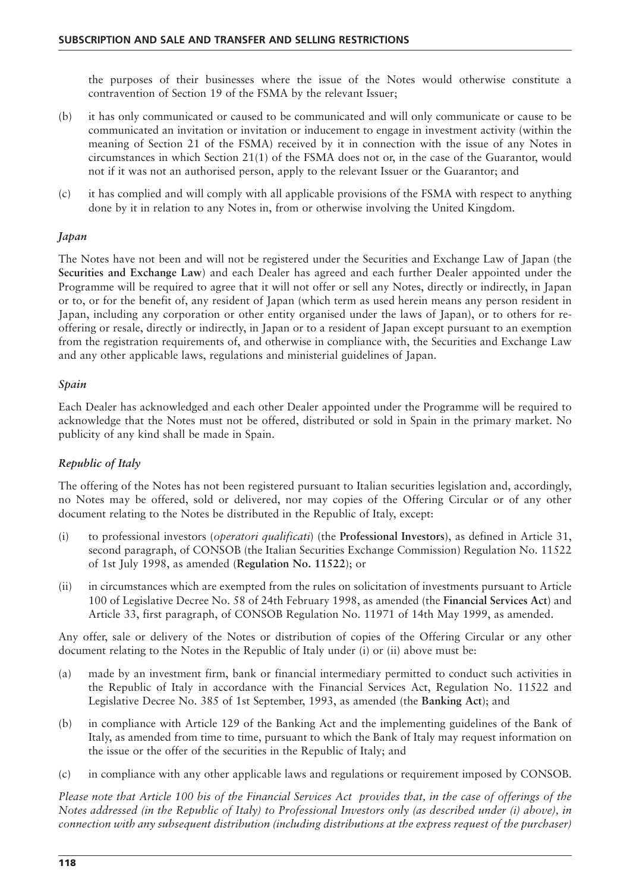the purposes of their businesses where the issue of the Notes would otherwise constitute a contravention of Section 19 of the FSMA by the relevant Issuer;

(b) it has only communicated or caused to be communicated and will only communicate or cause to be communicated an invitation or invitation or inducement to engage in investment activity (within the meaning of Section 21 of the FSMA) received by it in connection with the issue of any Notes in circumstances in which Section 21(1) of the FSMA does not or, in the case of the Guarantor, would not if it was not an authorised person, apply to the relevant Issuer or the Guarantor; and

(c) it has complied and will comply with all applicable provisions of the FSMA with respect to anything done by it in relation to any Notes in, from or otherwise involving the United Kingdom.

### *Japan*

The Notes have not been and will not be registered under the Securities and Exchange Law of Japan (the **Securities and Exchange Law**) and each Dealer has agreed and each further Dealer appointed under the Programme will be required to agree that it will not offer or sell any Notes, directly or indirectly, in Japan or to, or for the benefit of, any resident of Japan (which term as used herein means any person resident in Japan, including any corporation or other entity organised under the laws of Japan), or to others for re-offering or resale, directly or indirectly, in Japan or to a resident of Japan except pursuant to an exemption from the registration requirements of, and otherwise in compliance with, the Securities and Exchange Law and any other applicable laws, regulations and ministerial guidelines of Japan.

### *Spain*

Each Dealer has acknowledged and each other Dealer appointed under the Programme will be required to acknowledge that the Notes must not be offered, distributed or sold in Spain in the primary market. No publicity of any kind shall be made in Spain.

### *Republic of Italy*

The offering of the Notes has not been registered pursuant to Italian securities legislation and, accordingly, no Notes may be offered, sold or delivered, nor may copies of the Offering Circular or of any other document relating to the Notes be distributed in the Republic of Italy, except:

(i) to professional investors (*operatori qualificati*) (the **Professional Investors**), as defined in Article 31, second paragraph, of CONSOB (the Italian Securities Exchange Commission) Regulation No. 11522 of 1st July 1998, as amended (**Regulation No. 11522**); or

(ii) in circumstances which are exempted from the rules on solicitation of investments pursuant to Article 100 of Legislative Decree No. 58 of 24th February 1998, as amended (the **Financial Services Act**) and Article 33, first paragraph, of CONSOB Regulation No. 11971 of 14th May 1999, as amended.

Any offer, sale or delivery of the Notes or distribution of copies of the Offering Circular or any other document relating to the Notes in the Republic of Italy under (i) or (ii) above must be:

(a) made by an investment firm, bank or financial intermediary permitted to conduct such activities in the Republic of Italy in accordance with the Financial Services Act, Regulation No. 11522 and Legislative Decree No. 385 of 1st September, 1993, as amended (the **Banking Act**); and

(b) in compliance with Article 129 of the Banking Act and the implementing guidelines of the Bank of Italy, as amended from time to time, pursuant to which the Bank of Italy may request information on the issue or the offer of the securities in the Republic of Italy; and

(c) in compliance with any other applicable laws and regulations or requirement imposed by CONSOB.

*Please note that Article 100 bis of the Financial Services Act provides that, in the case of offerings of the Notes addressed (in the Republic of Italy) to Professional Investors only (as described under (i) above), in connection with any subsequent distribution (including distributions at the express request of the purchaser)*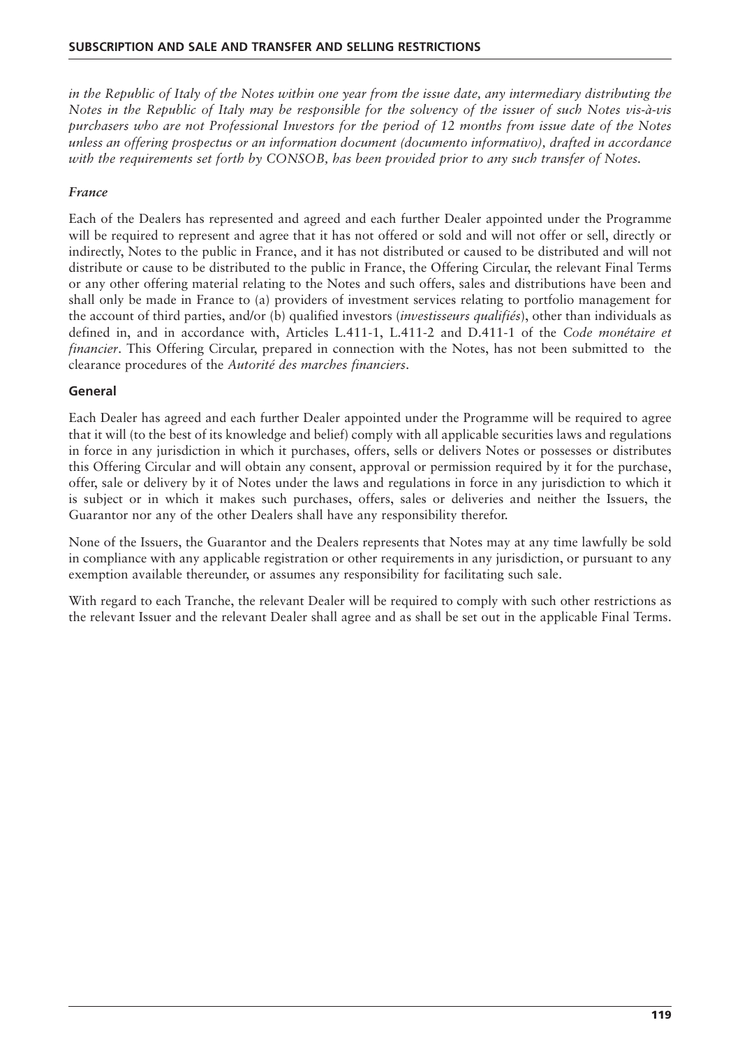*in the Republic of Italy of the Notes within one year from the issue date, any intermediary distributing the Notes in the Republic of Italy may be responsible for the solvency of the issuer of such Notes vis-à-vis purchasers who are not Professional Investors for the period of 12 months from issue date of the Notes unless an offering prospectus or an information document (documento informativo), drafted in accordance with the requirements set forth by CONSOB, has been provided prior to any such transfer of Notes.*

### *France*

Each of the Dealers has represented and agreed and each further Dealer appointed under the Programme will be required to represent and agree that it has not offered or sold and will not offer or sell, directly or indirectly, Notes to the public in France, and it has not distributed or caused to be distributed and will not distribute or cause to be distributed to the public in France, the Offering Circular, the relevant Final Terms or any other offering material relating to the Notes and such offers, sales and distributions have been and shall only be made in France to (a) providers of investment services relating to portfolio management for the account of third parties, and/or (b) qualified investors (*investisseurs qualifiés*), other than individuals as defined in, and in accordance with, Articles L.411-1, L.411-2 and D.411-1 of the *Code monétaire et financier*. This Offering Circular, prepared in connection with the Notes, has not been submitted to the clearance procedures of the *Autorité des marches financiers*.

## General

Each Dealer has agreed and each further Dealer appointed under the Programme will be required to agree that it will (to the best of its knowledge and belief) comply with all applicable securities laws and regulations in force in any jurisdiction in which it purchases, offers, sells or delivers Notes or possesses or distributes this Offering Circular and will obtain any consent, approval or permission required by it for the purchase, offer, sale or delivery by it of Notes under the laws and regulations in force in any jurisdiction to which it is subject or in which it makes such purchases, offers, sales or deliveries and neither the Issuers, the Guarantor nor any of the other Dealers shall have any responsibility therefor.

None of the Issuers, the Guarantor and the Dealers represents that Notes may at any time lawfully be sold in compliance with any applicable registration or other requirements in any jurisdiction, or pursuant to any exemption available thereunder, or assumes any responsibility for facilitating such sale.

With regard to each Tranche, the relevant Dealer will be required to comply with such other restrictions as the relevant Issuer and the relevant Dealer shall agree and as shall be set out in the applicable Final Terms.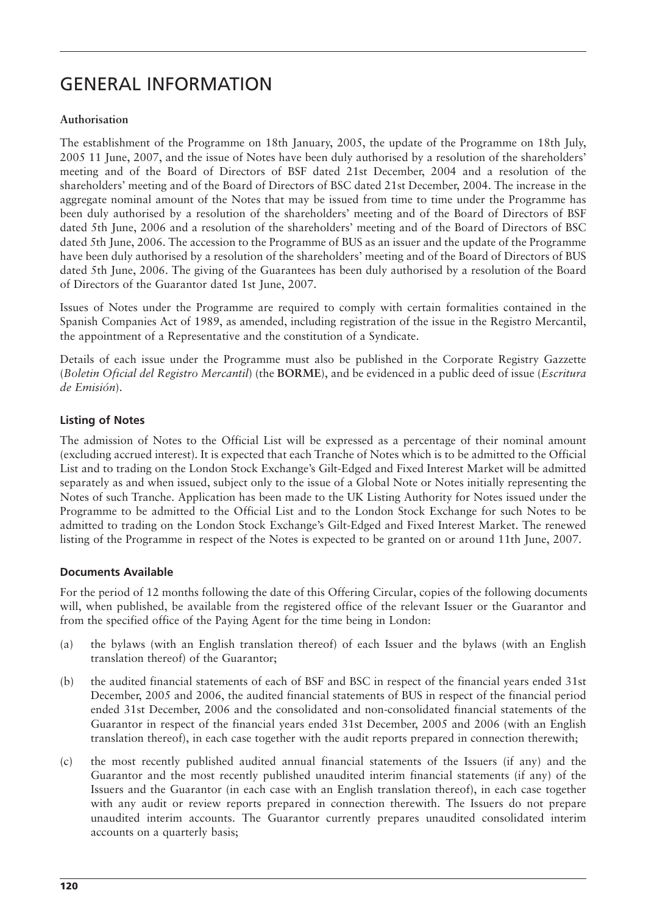# GENERAL INFORMATION

**Authorisation**

The establishment of the Programme on 18th January, 2005, the update of the Programme on 18th July, 2005 11 June, 2007, and the issue of Notes have been duly authorised by a resolution of the shareholders' meeting and of the Board of Directors of BSF dated 21st December, 2004 and a resolution of the shareholders' meeting and of the Board of Directors of BSC dated 21st December, 2004. The increase in the aggregate nominal amount of the Notes that may be issued from time to time under the Programme has been duly authorised by a resolution of the shareholders' meeting and of the Board of Directors of BSF dated 5th June, 2006 and a resolution of the shareholders' meeting and of the Board of Directors of BSC dated 5th June, 2006. The accession to the Programme of BUS as an issuer and the update of the Programme have been duly authorised by a resolution of the shareholders' meeting and of the Board of Directors of BUS dated 5th June, 2006. The giving of the Guarantees has been duly authorised by a resolution of the Board of Directors of the Guarantor dated 1st June, 2007.

Issues of Notes under the Programme are required to comply with certain formalities contained in the Spanish Companies Act of 1989, as amended, including registration of the issue in the Registro Mercantil, the appointment of a Representative and the constitution of a Syndicate.

Details of each issue under the Programme must also be published in the Corporate Registry Gazette (*Boletin Oficial del Registro Mercantil*) (the **BORME**), and be evidenced in a public deed of issue (*Escritura de Emisión*).

## Listing of Notes

The admission of Notes to the Official List will be expressed as a percentage of their nominal amount (excluding accrued interest). It is expected that each Tranche of Notes which is to be admitted to the Official List and to trading on the London Stock Exchange's Gilt-Edged and Fixed Interest Market will be admitted separately as and when issued, subject only to the issue of a Global Note or Notes initially representing the Notes of such Tranche. Application has been made to the UK Listing Authority for Notes issued under the Programme to be admitted to the Official List and to the London Stock Exchange for such Notes to be admitted to trading on the London Stock Exchange's Gilt-Edged and Fixed Interest Market. The renewed listing of the Programme in respect of the Notes is expected to be granted on or around 11th June, 2007.

## Documents Available

For the period of 12 months following the date of this Offering Circular, copies of the following documents will, when published, be available from the registered office of the relevant Issuer or the Guarantor and from the specified office of the Paying Agent for the time being in London:

(a) the bylaws (with an English translation thereof) of each Issuer and the bylaws (with an English translation thereof) of the Guarantor;

(b) the audited financial statements of each of BSF and BSC in respect of the financial years ended 31st December, 2005 and 2006, the audited financial statements of BUS in respect of the financial period ended 31st December, 2006 and the consolidated and non-consolidated financial statements of the Guarantor in respect of the financial years ended 31st December, 2005 and 2006 (with an English translation thereof), in each case together with the audit reports prepared in connection therewith;

(c) the most recently published audited annual financial statements of the Issuers (if any) and the Guarantor and the most recently published unaudited interim financial statements (if any) of the Issuers and the Guarantor (in each case with an English translation thereof), in each case together with any audit or review reports prepared in connection therewith. The Issuers do not prepare unaudited interim accounts. The Guarantor currently prepares unaudited consolidated interim accounts on a quarterly basis;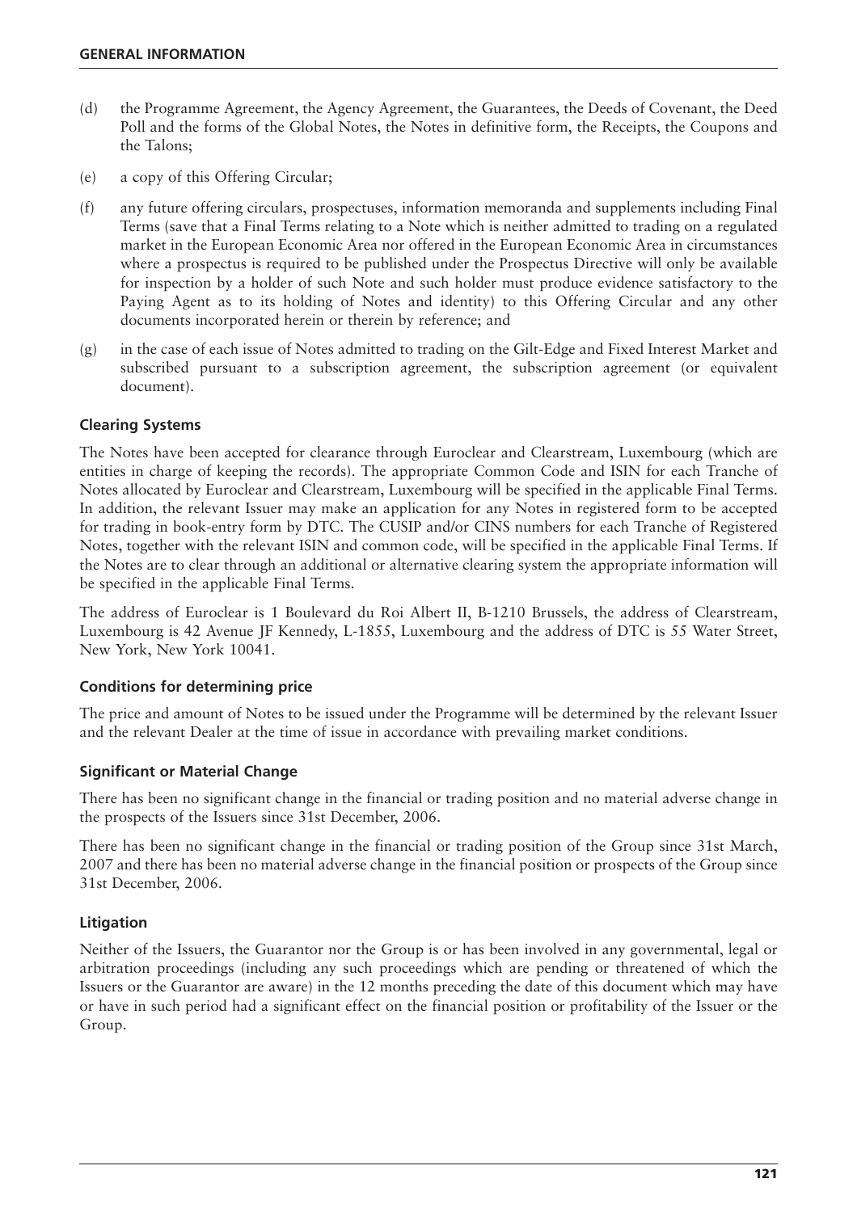(d) the Programme Agreement, the Agency Agreement, the Guarantees, the Deeds of Covenant, the Deed Poll and the forms of the Global Notes, the Notes in definitive form, the Receipts, the Coupons and the Talons;

(e) a copy of this Offering Circular;

(f) any future offering circulars, prospectuses, information memoranda and supplements including Final Terms (save that a Final Terms relating to a Note which is neither admitted to trading on a regulated market in the European Economic Area nor offered in the European Economic Area in circumstances where a prospectus is required to be published under the Prospectus Directive will only be available for inspection by a holder of such Note and such holder must produce evidence satisfactory to the Paying Agent as to its holding of Notes and identity) to this Offering Circular and any other documents incorporated herein or therein by reference; and

(g) in the case of each issue of Notes admitted to trading on the Gilt-Edge and Fixed Interest Market and subscribed pursuant to a subscription agreement, the subscription agreement (or equivalent document).

### Clearing Systems

The Notes have been accepted for clearance through Euroclear and Clearstream, Luxembourg (which are entities in charge of keeping the records). The appropriate Common Code and ISIN for each Tranche of Notes allocated by Euroclear and Clearstream, Luxembourg will be specified in the applicable Final Terms. In addition, the relevant Issuer may make an application for any Notes in registered form to be accepted for trading in book-entry form by DTC. The CUSIP and/or CINS numbers for each Tranche of Registered Notes, together with the relevant ISIN and common code, will be specified in the applicable Final Terms. If the Notes are to clear through an additional or alternative clearing system the appropriate information will be specified in the applicable Final Terms.

The address of Euroclear is 1 Boulevard du Roi Albert II, B-1210 Brussels, the address of Clearstream, Luxembourg is 42 Avenue JF Kennedy, L-1855, Luxembourg and the address of DTC is 55 Water Street, New York, New York 10041.

### Conditions for determining price

The price and amount of Notes to be issued under the Programme will be determined by the relevant Issuer and the relevant Dealer at the time of issue in accordance with prevailing market conditions.

### Significant or Material Change

There has been no significant change in the financial or trading position and no material adverse change in the prospects of the Issuers since 31st December, 2006.

There has been no significant change in the financial or trading position of the Group since 31st March, 2007 and there has been no material adverse change in the financial position or prospects of the Group since 31st December, 2006.

### Litigation

Neither of the Issuers, the Guarantor nor the Group is or has been involved in any governmental, legal or arbitration proceedings (including any such proceedings which are pending or threatened of which the Issuers or the Guarantor are aware) in the 12 months preceding the date of this document which may have or have in such period had a significant effect on the financial position or profitability of the Issuer or the Group.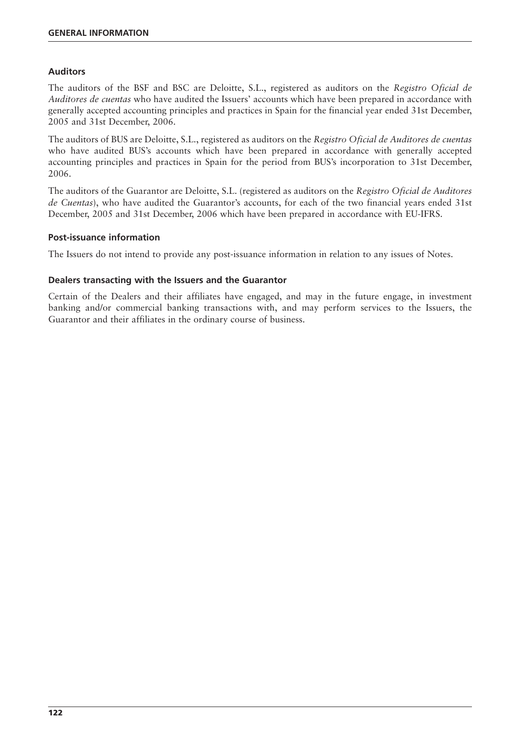## Auditors

The auditors of the BSF and BSC are Deloitte, S.L., registered as auditors on the *Registro Oficial de Auditores de cuentas* who have audited the Issuers' accounts which have been prepared in accordance with generally accepted accounting principles and practices in Spain for the financial year ended 31st December, 2005 and 31st December, 2006.

The auditors of BUS are Deloitte, S.L., registered as auditors on the *Registro Oficial de Auditores de cuentas* who have audited BUS's accounts which have been prepared in accordance with generally accepted accounting principles and practices in Spain for the period from BUS's incorporation to 31st December, 2006.

The auditors of the Guarantor are Deloitte, S.L. (registered as auditors on the *Registro Oficial de Auditores de Cuentas*), who have audited the Guarantor's accounts, for each of the two financial years ended 31st December, 2005 and 31st December, 2006 which have been prepared in accordance with EU-IFRS.

## Post-issuance information

The Issuers do not intend to provide any post-issuance information in relation to any issues of Notes.

## Dealers transacting with the Issuers and the Guarantor

Certain of the Dealers and their affiliates have engaged, and may in the future engage, in investment banking and/or commercial banking transactions with, and may perform services to the Issuers, the Guarantor and their affiliates in the ordinary course of business.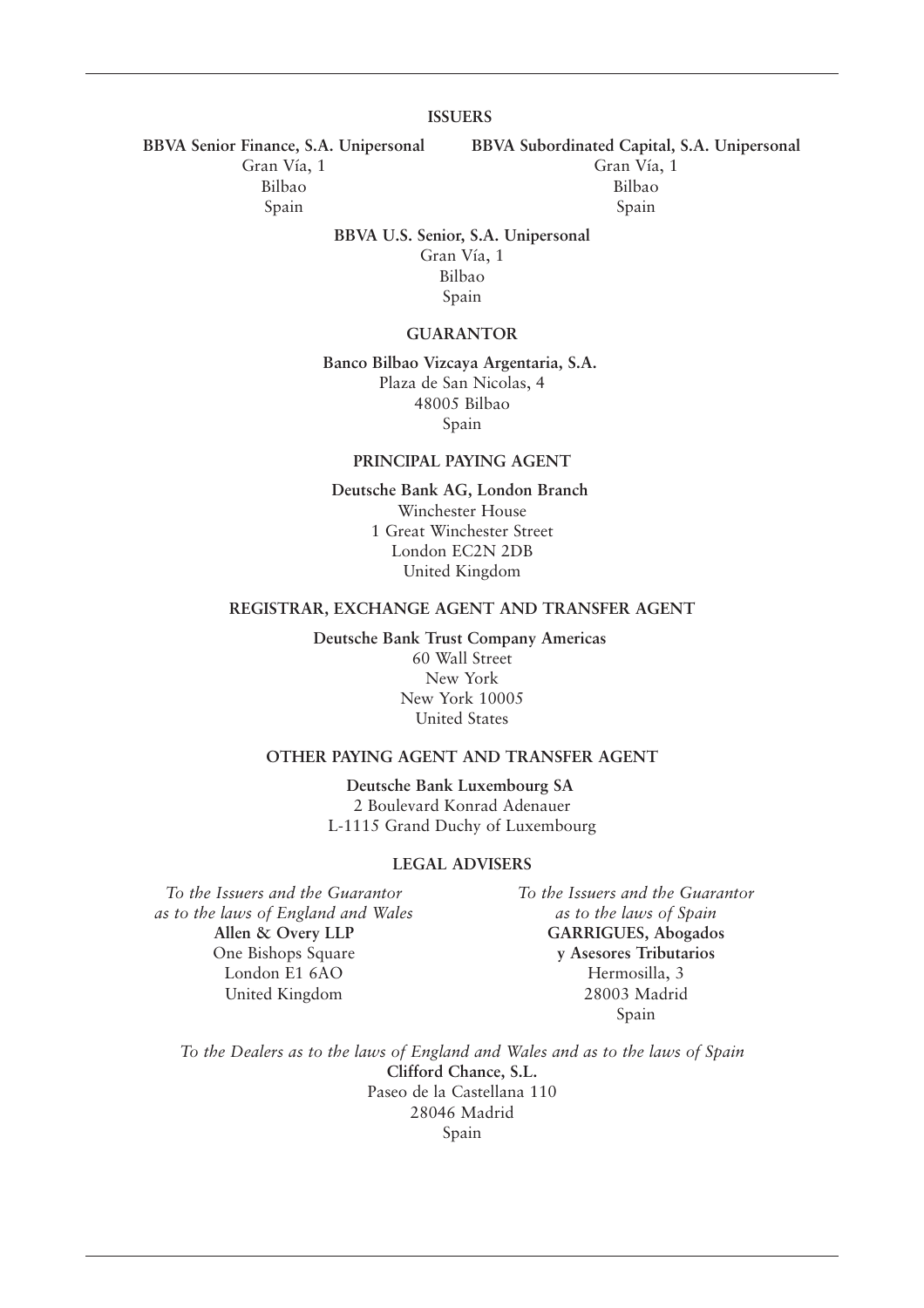## ISSUERS

**BBVA Senior Finance, S.A. Unipersonal**
Gran Vía, 1
Bilbao
Spain

**BBVA Subordinated Capital, S.A. Unipersonal**
Gran Vía, 1
Bilbao
Spain

**BBVA U.S. Senior, S.A. Unipersonal**
Gran Vía, 1
Bilbao
Spain

## GUARANTOR

**Banco Bilbao Vizcaya Argentaria, S.A.**
Plaza de San Nicolas, 4
48005 Bilbao
Spain

## PRINCIPAL PAYING AGENT

**Deutsche Bank AG, London Branch**
Winchester House
1 Great Winchester Street
London EC2N 2DB
United Kingdom

## REGISTRAR, EXCHANGE AGENT AND TRANSFER AGENT

**Deutsche Bank Trust Company Americas**
60 Wall Street
New York
New York 10005
United States

## OTHER PAYING AGENT AND TRANSFER AGENT

**Deutsche Bank Luxembourg SA**
2 Boulevard Konrad Adenauer
L-1115 Grand Duchy of Luxembourg

## LEGAL ADVISERS

*To the Issuers and the Guarantor as to the laws of England and Wales*
**Allen & Overy LLP**
One Bishops Square
London E1 6AO
United Kingdom

*To the Issuers and the Guarantor as to the laws of Spain*
**GARRIGUES, Abogados y Asesores Tributarios**
Hermosilla, 3
28003 Madrid
Spain

*To the Dealers as to the laws of England and Wales and as to the laws of Spain*
**Clifford Chance, S.L.**
Paseo de la Castellana 110
28046 Madrid
Spain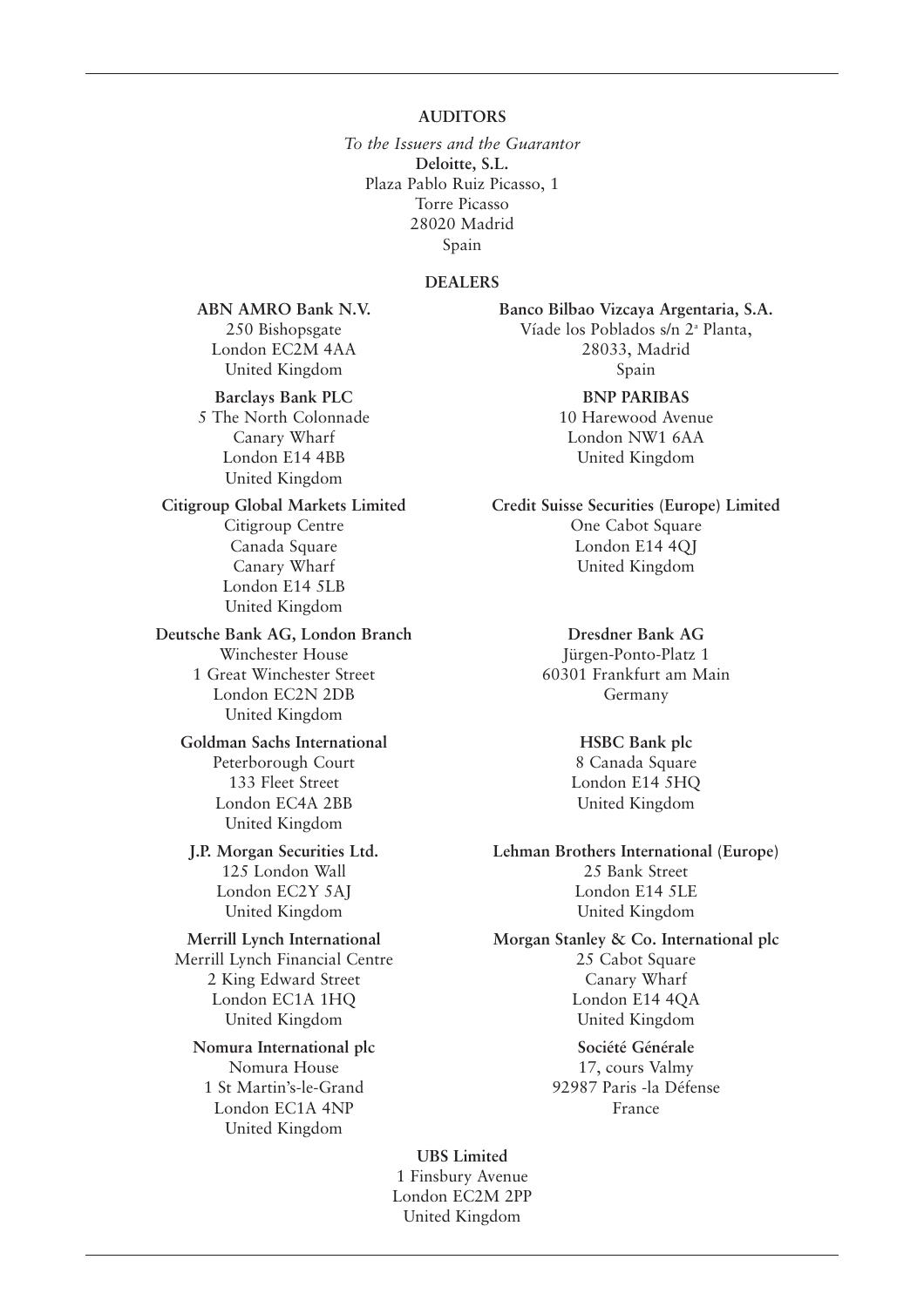## AUDITORS

*To the Issuers and the Guarantor*
**Deloitte, S.L.**
Plaza Pablo Ruiz Picasso, 1
Torre Picasso
28020 Madrid
Spain

## DEALERS

**ABN AMRO Bank N.V.**
250 Bishopsgate
London EC2M 4AA
United Kingdom

**Banco Bilbao Vizcaya Argentaria, S.A.**
Víade los Poblados s/n 2ª Planta,
28033, Madrid
Spain

**Barclays Bank PLC**
5 The North Colonnade
Canary Wharf
London E14 4BB
United Kingdom

**BNP PARIBAS**
10 Harewood Avenue
London NW1 6AA
United Kingdom

**Citigroup Global Markets Limited**
Citigroup Centre
Canada Square
Canary Wharf
London E14 5LB
United Kingdom

**Credit Suisse Securities (Europe) Limited**
One Cabot Square
London E14 4QJ
United Kingdom

**Deutsche Bank AG, London Branch**
Winchester House
1 Great Winchester Street
London EC2N 2DB
United Kingdom

**Dresdner Bank AG**
Jürgen-Ponto-Platz 1
60301 Frankfurt am Main
Germany

**Goldman Sachs International**
Peterborough Court
133 Fleet Street
London EC4A 2BB
United Kingdom

**HSBC Bank plc**
8 Canada Square
London E14 5HQ
United Kingdom

**J.P. Morgan Securities Ltd.**
125 London Wall
London EC2Y 5AJ
United Kingdom

**Lehman Brothers International (Europe)**
25 Bank Street
London E14 5LE
United Kingdom

**Merrill Lynch International**
Merrill Lynch Financial Centre
2 King Edward Street
London EC1A 1HQ
United Kingdom

**Morgan Stanley & Co. International plc**
25 Cabot Square
Canary Wharf
London E14 4QA
United Kingdom

**Nomura International plc**
Nomura House
1 St Martin's-le-Grand
London EC1A 4NP
United Kingdom

**Société Générale**
17, cours Valmy
92987 Paris -la Défense
France

**UBS Limited**
1 Finsbury Avenue
London EC2M 2PP
United Kingdom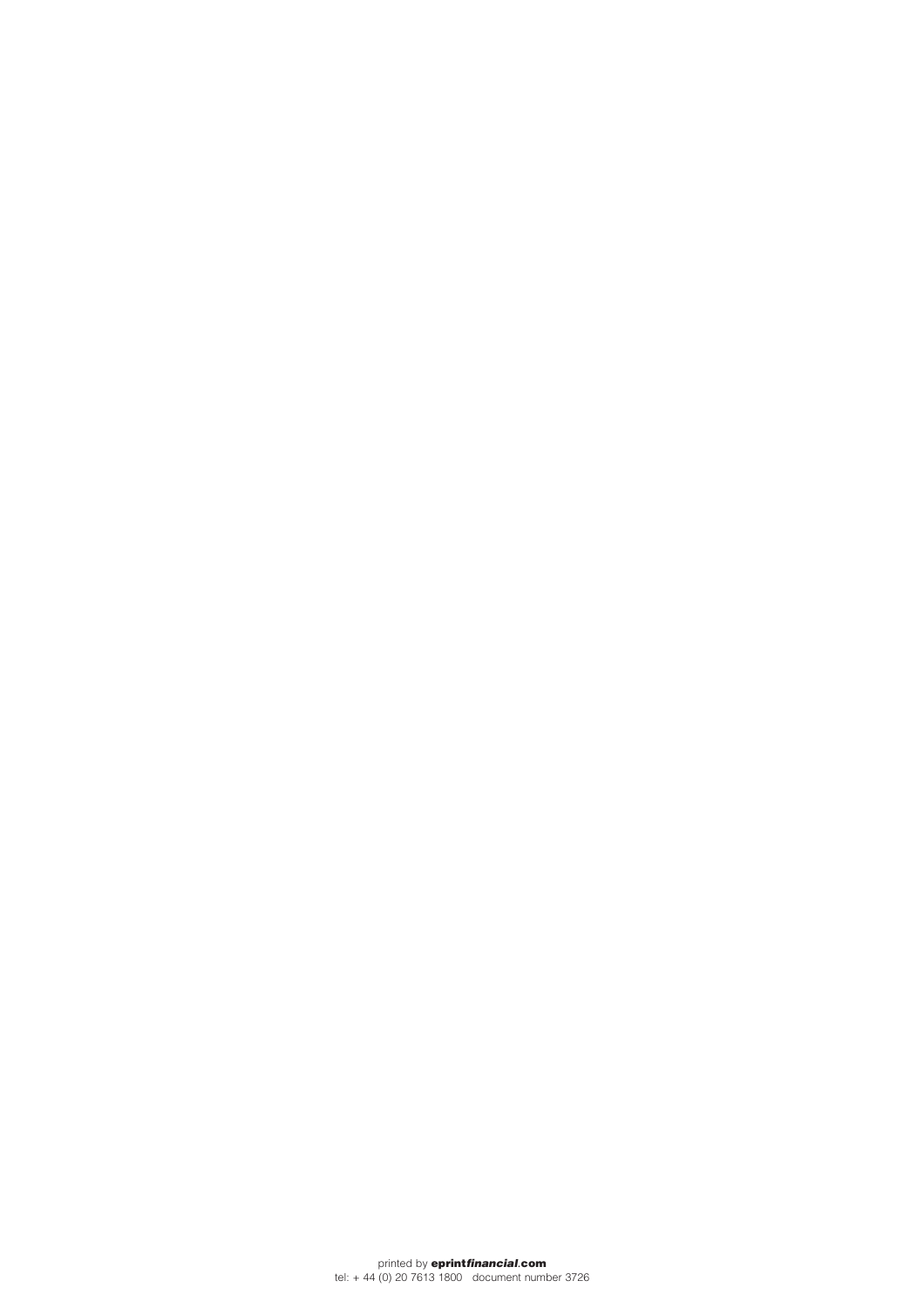printed by **eprint*financial*.com**
tel: + 44 (0) 20 7613 1800   document number 3726